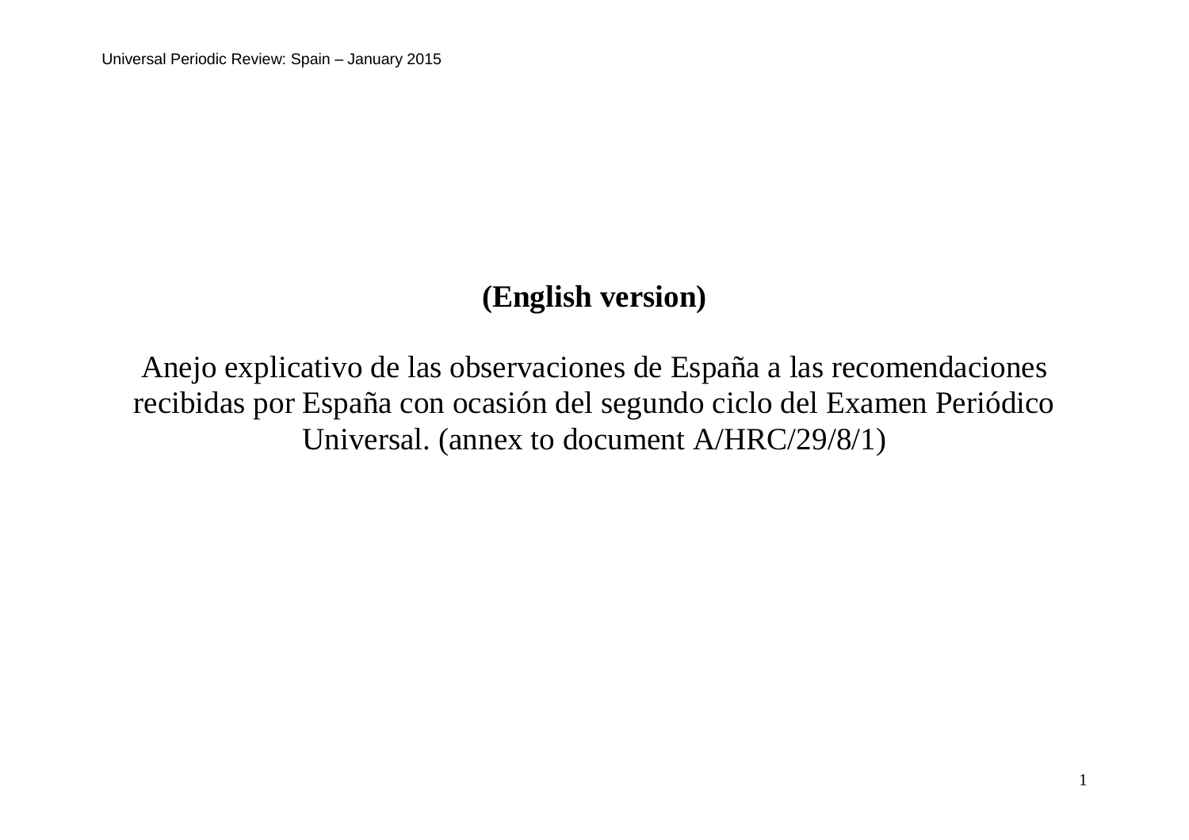**(English version)**

Anejo explicativo de las observaciones de España a las recomendaciones recibidas por España con ocasión del segundo ciclo del Examen Periódico Universal. (annex to document A/HRC/29/8/1)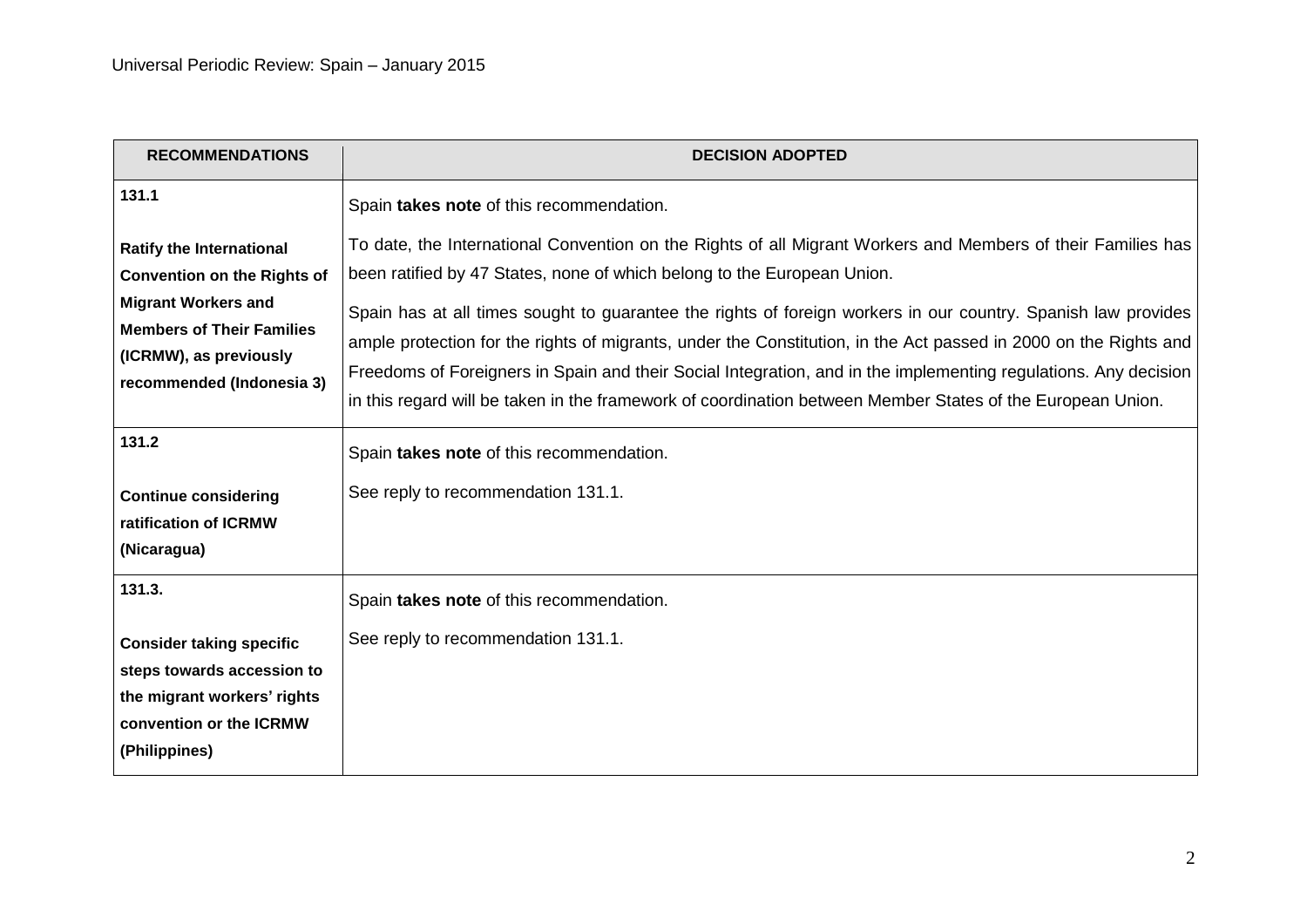| RECOMMENDATIONS | DECISION ADOPTED |
|---|---|
| **131.1**<br><br>**Ratify the International Convention on the Rights of Migrant Workers and Members of Their Families (ICRMW), as previously recommended (Indonesia 3)** | Spain **takes note** of this recommendation.<br><br>To date, the International Convention on the Rights of all Migrant Workers and Members of their Families has been ratified by 47 States, none of which belong to the European Union.<br><br>Spain has at all times sought to guarantee the rights of foreign workers in our country. Spanish law provides ample protection for the rights of migrants, under the Constitution, in the Act passed in 2000 on the Rights and Freedoms of Foreigners in Spain and their Social Integration, and in the implementing regulations. Any decision in this regard will be taken in the framework of coordination between Member States of the European Union. |
| **131.2**<br><br>**Continue considering ratification of ICRMW (Nicaragua)** | Spain **takes note** of this recommendation.<br><br>See reply to recommendation 131.1. |
| **131.3.**<br><br>**Consider taking specific steps towards accession to the migrant workers' rights convention or the ICRMW (Philippines)** | Spain **takes note** of this recommendation.<br><br>See reply to recommendation 131.1. |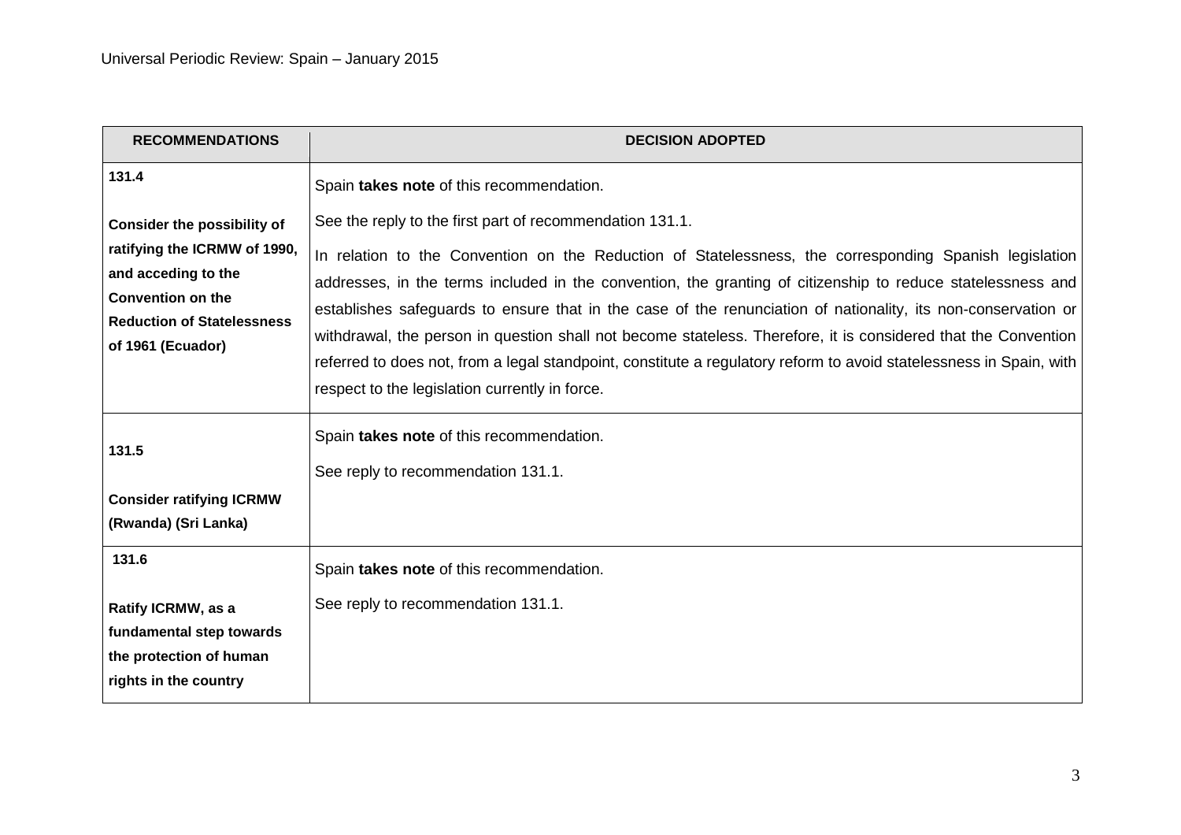| RECOMMENDATIONS | DECISION ADOPTED |
|---|---|
| **131.4**<br><br>**Consider the possibility of ratifying the ICRMW of 1990, and acceding to the Convention on the Reduction of Statelessness of 1961 (Ecuador)** | Spain **takes note** of this recommendation.<br><br>See the reply to the first part of recommendation 131.1.<br><br>In relation to the Convention on the Reduction of Statelessness, the corresponding Spanish legislation addresses, in the terms included in the convention, the granting of citizenship to reduce statelessness and establishes safeguards to ensure that in the case of the renunciation of nationality, its non-conservation or withdrawal, the person in question shall not become stateless. Therefore, it is considered that the Convention referred to does not, from a legal standpoint, constitute a regulatory reform to avoid statelessness in Spain, with respect to the legislation currently in force. |
| **131.5**<br><br>**Consider ratifying ICRMW (Rwanda) (Sri Lanka)** | Spain **takes note** of this recommendation.<br><br>See reply to recommendation 131.1. |
| **131.6**<br><br>**Ratify ICRMW, as a fundamental step towards the protection of human rights in the country** | Spain **takes note** of this recommendation.<br><br>See reply to recommendation 131.1. |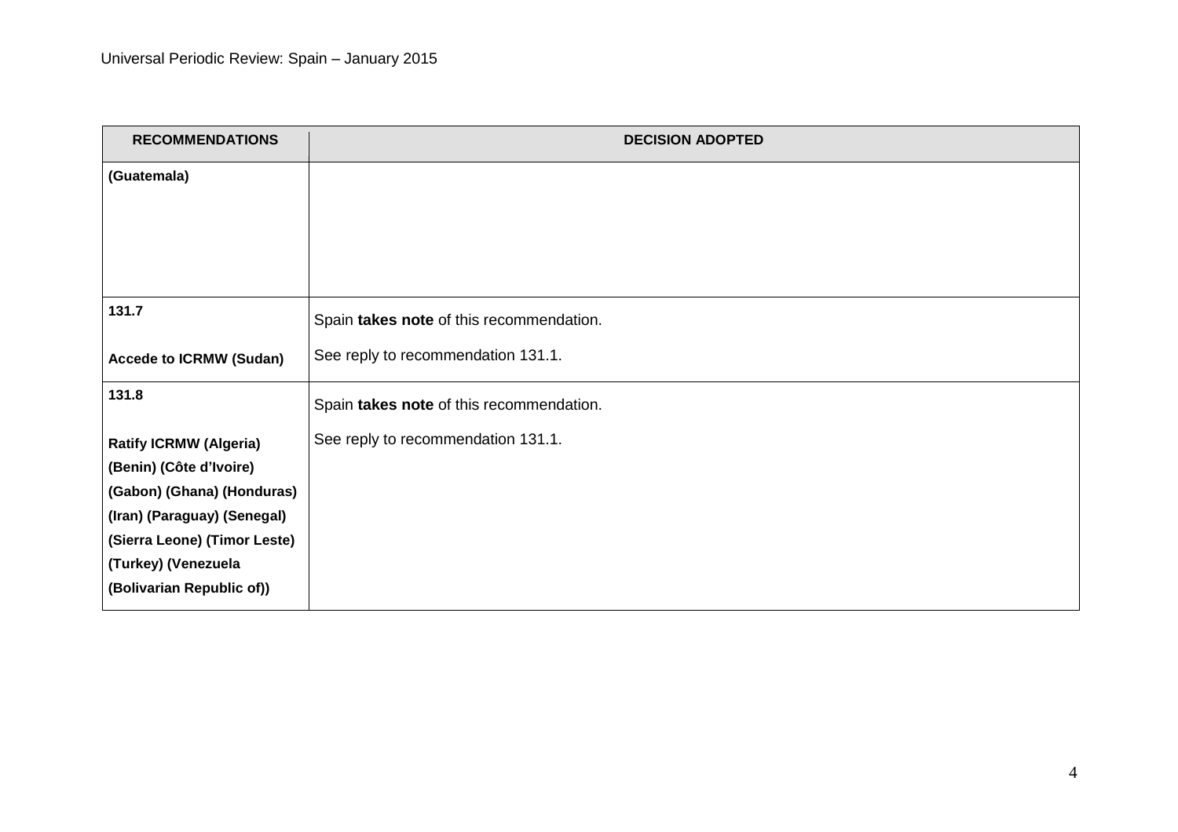| RECOMMENDATIONS | DECISION ADOPTED |
|---|---|
| **(Guatemala)** | |
| **131.7**<br><br>**Accede to ICRMW (Sudan)** | Spain **takes note** of this recommendation.<br><br>See reply to recommendation 131.1. |
| **131.8**<br><br>**Ratify ICRMW (Algeria) (Benin) (Côte d'Ivoire) (Gabon) (Ghana) (Honduras) (Iran) (Paraguay) (Senegal) (Sierra Leone) (Timor Leste) (Turkey) (Venezuela (Bolivarian Republic of))** | Spain **takes note** of this recommendation.<br><br>See reply to recommendation 131.1. |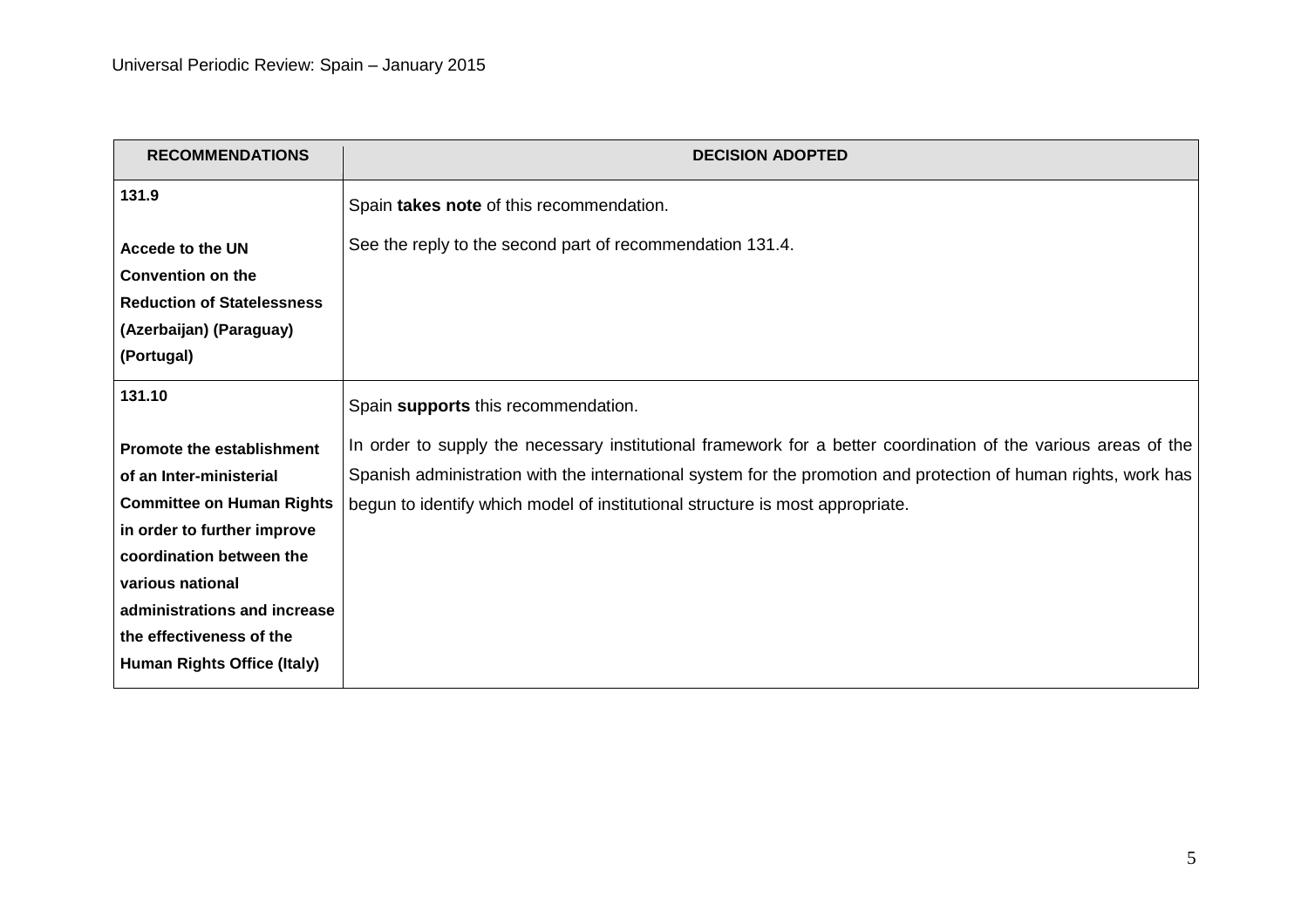| RECOMMENDATIONS | DECISION ADOPTED |
| --- | --- |
| 131.9<br><br>**Accede to the UN Convention on the Reduction of Statelessness (Azerbaijan) (Paraguay) (Portugal)** | Spain **takes note** of this recommendation.<br><br>See the reply to the second part of recommendation 131.4. |
| 131.10<br><br>**Promote the establishment of an Inter-ministerial Committee on Human Rights in order to further improve coordination between the various national administrations and increase the effectiveness of the Human Rights Office (Italy)** | Spain **supports** this recommendation.<br><br>In order to supply the necessary institutional framework for a better coordination of the various areas of the Spanish administration with the international system for the promotion and protection of human rights, work has begun to identify which model of institutional structure is most appropriate. |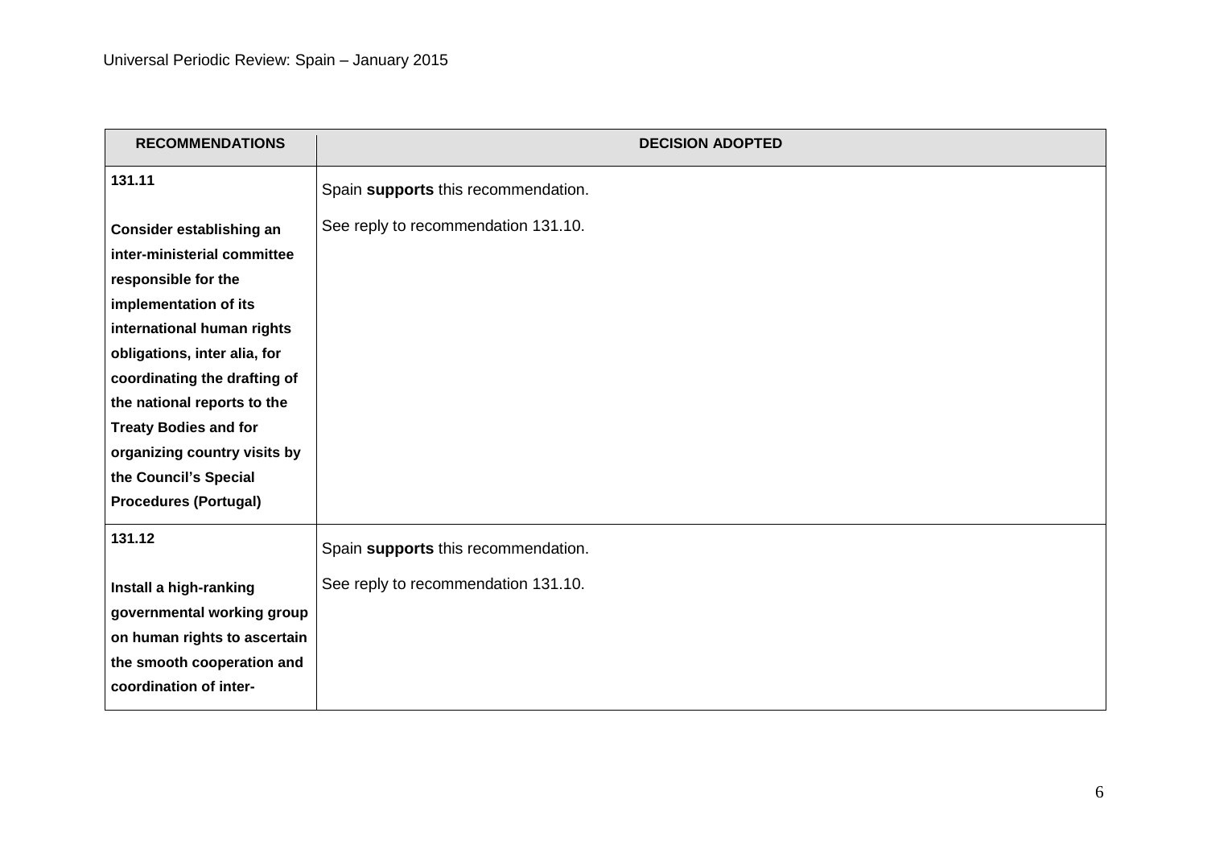| RECOMMENDATIONS | DECISION ADOPTED |
|---|---|
| **131.11**<br><br>**Consider establishing an inter-ministerial committee responsible for the implementation of its international human rights obligations, inter alia, for coordinating the drafting of the national reports to the Treaty Bodies and for organizing country visits by the Council's Special Procedures (Portugal)** | Spain **supports** this recommendation.<br><br>See reply to recommendation 131.10. |
| **131.12**<br><br>**Install a high-ranking governmental working group on human rights to ascertain the smooth cooperation and coordination of inter-** | Spain **supports** this recommendation.<br><br>See reply to recommendation 131.10. |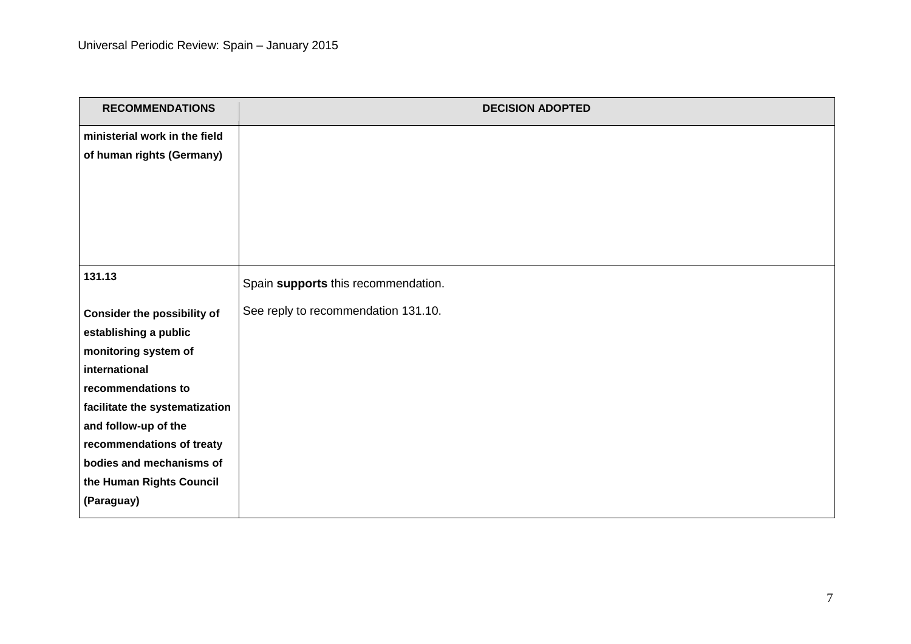| RECOMMENDATIONS | DECISION ADOPTED |
| --- | --- |
| **ministerial work in the field of human rights (Germany)** | |
| **131.13**<br><br>**Consider the possibility of establishing a public monitoring system of international recommendations to facilitate the systematization and follow-up of the recommendations of treaty bodies and mechanisms of the Human Rights Council (Paraguay)** | Spain **supports** this recommendation.<br><br>See reply to recommendation 131.10. |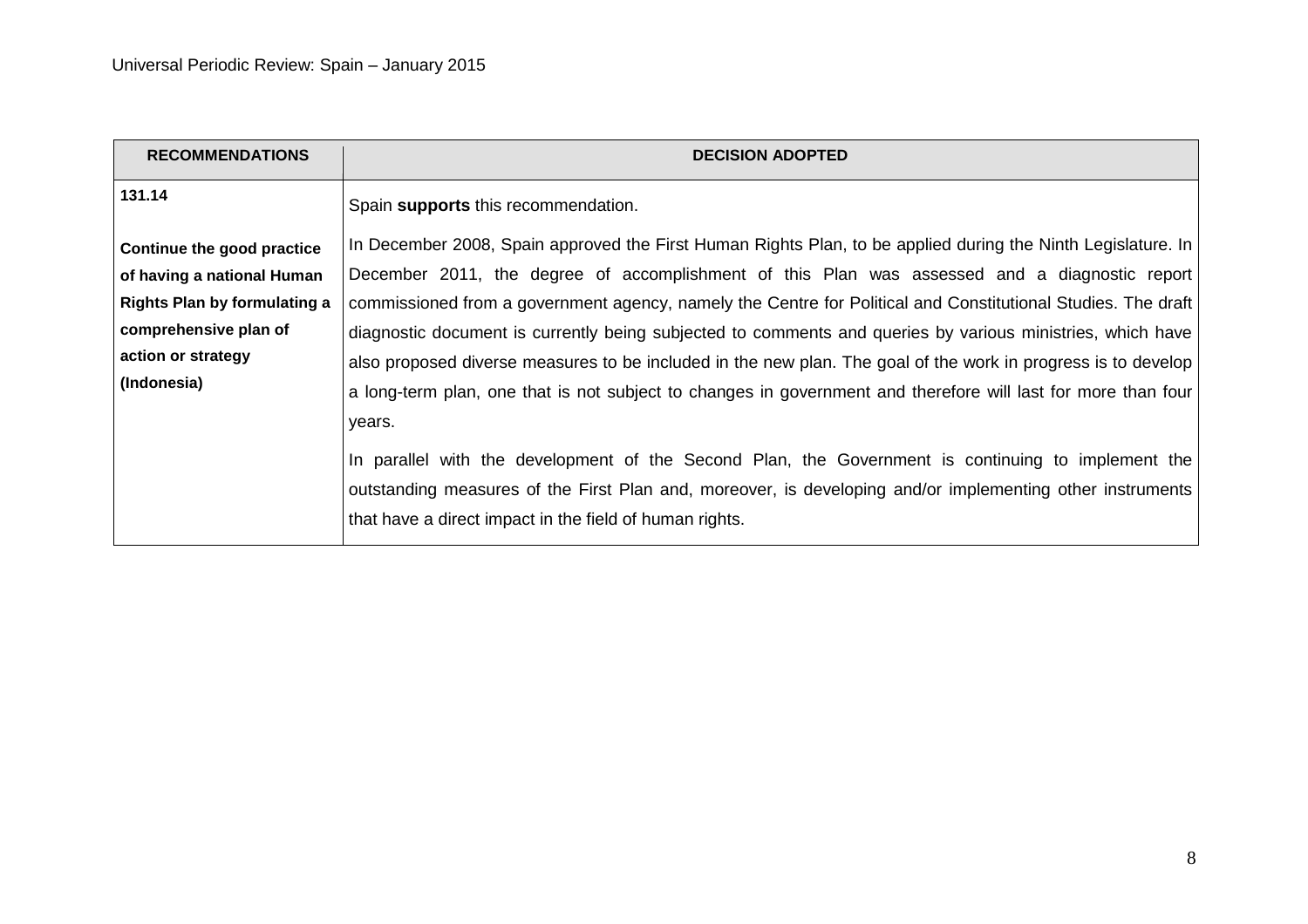| RECOMMENDATIONS | DECISION ADOPTED |
|---|---|
| **131.14**<br><br>**Continue the good practice of having a national Human Rights Plan by formulating a comprehensive plan of action or strategy (Indonesia)** | Spain **supports** this recommendation.<br><br>In December 2008, Spain approved the First Human Rights Plan, to be applied during the Ninth Legislature. In December 2011, the degree of accomplishment of this Plan was assessed and a diagnostic report commissioned from a government agency, namely the Centre for Political and Constitutional Studies. The draft diagnostic document is currently being subjected to comments and queries by various ministries, which have also proposed diverse measures to be included in the new plan. The goal of the work in progress is to develop a long-term plan, one that is not subject to changes in government and therefore will last for more than four years.<br><br>In parallel with the development of the Second Plan, the Government is continuing to implement the outstanding measures of the First Plan and, moreover, is developing and/or implementing other instruments that have a direct impact in the field of human rights. |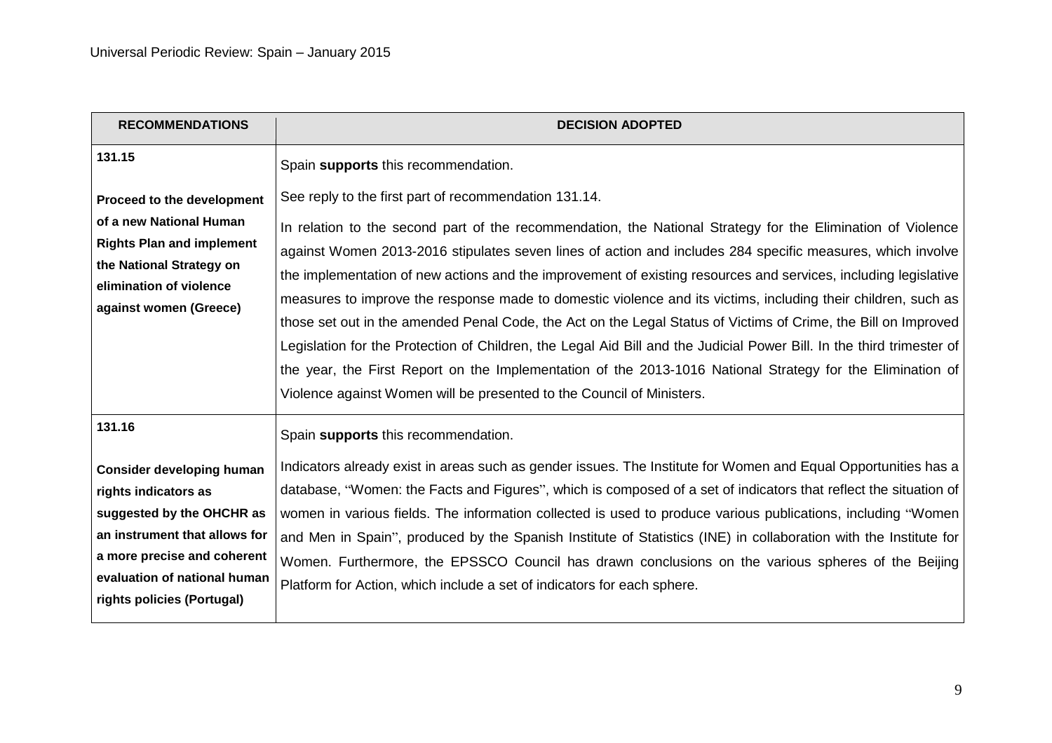| RECOMMENDATIONS | DECISION ADOPTED |
|---|---|
| **131.15**<br><br>**Proceed to the development of a new National Human Rights Plan and implement the National Strategy on elimination of violence against women (Greece)** | Spain **supports** this recommendation.<br><br>See reply to the first part of recommendation 131.14.<br><br>In relation to the second part of the recommendation, the National Strategy for the Elimination of Violence against Women 2013-2016 stipulates seven lines of action and includes 284 specific measures, which involve the implementation of new actions and the improvement of existing resources and services, including legislative measures to improve the response made to domestic violence and its victims, including their children, such as those set out in the amended Penal Code, the Act on the Legal Status of Victims of Crime, the Bill on Improved Legislation for the Protection of Children, the Legal Aid Bill and the Judicial Power Bill. In the third trimester of the year, the First Report on the Implementation of the 2013-1016 National Strategy for the Elimination of Violence against Women will be presented to the Council of Ministers. |
| **131.16**<br><br>**Consider developing human rights indicators as suggested by the OHCHR as an instrument that allows for a more precise and coherent evaluation of national human rights policies (Portugal)** | Spain **supports** this recommendation.<br><br>Indicators already exist in areas such as gender issues. The Institute for Women and Equal Opportunities has a database, "Women: the Facts and Figures", which is composed of a set of indicators that reflect the situation of women in various fields. The information collected is used to produce various publications, including "Women and Men in Spain", produced by the Spanish Institute of Statistics (INE) in collaboration with the Institute for Women. Furthermore, the EPSSCO Council has drawn conclusions on the various spheres of the Beijing Platform for Action, which include a set of indicators for each sphere. |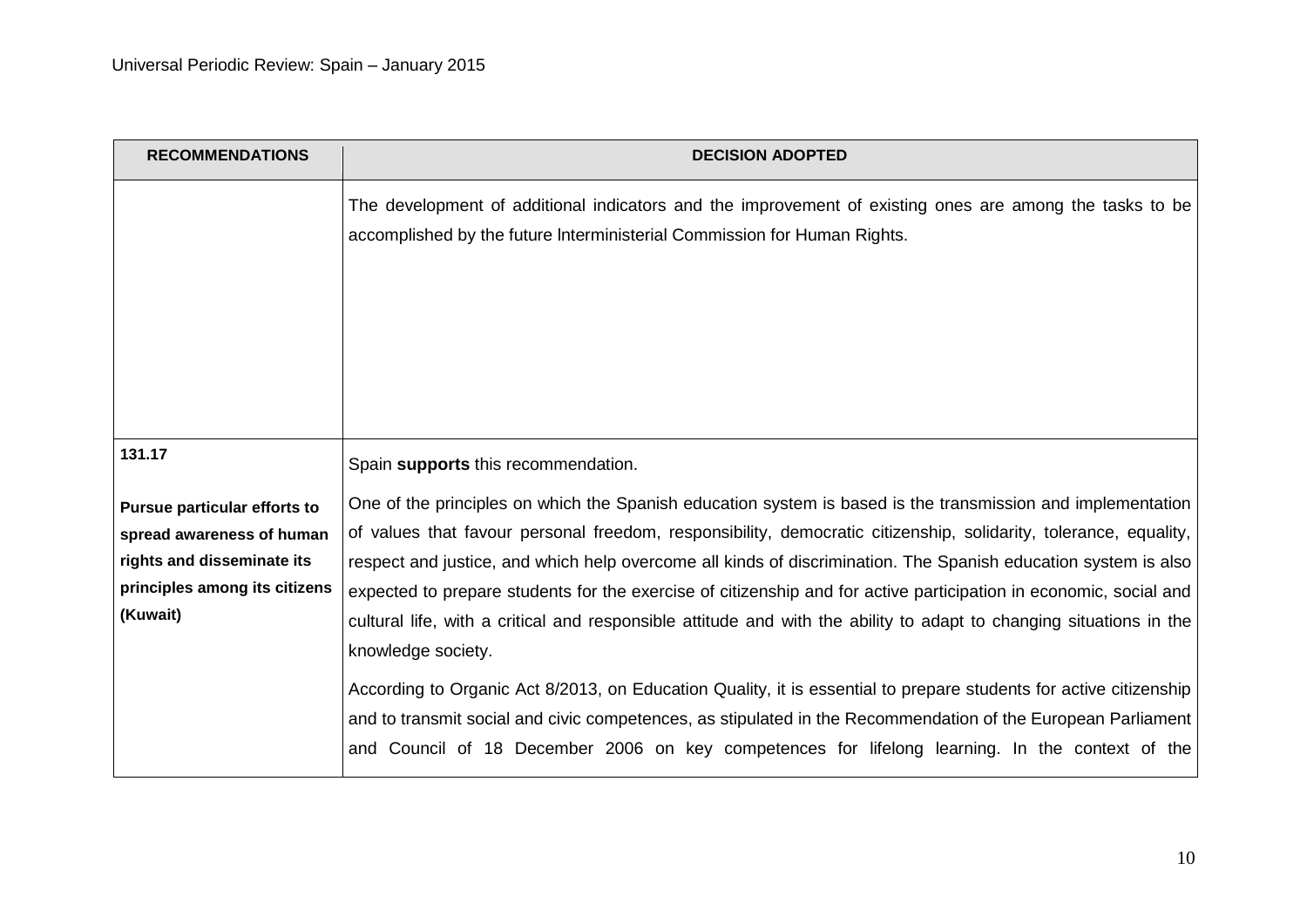| RECOMMENDATIONS | DECISION ADOPTED |
|---|---|
| | The development of additional indicators and the improvement of existing ones are among the tasks to be accomplished by the future Interministerial Commission for Human Rights. |
| **131.17**<br><br>**Pursue particular efforts to spread awareness of human rights and disseminate its principles among its citizens (Kuwait)** | Spain **supports** this recommendation.<br><br>One of the principles on which the Spanish education system is based is the transmission and implementation of values that favour personal freedom, responsibility, democratic citizenship, solidarity, tolerance, equality, respect and justice, and which help overcome all kinds of discrimination. The Spanish education system is also expected to prepare students for the exercise of citizenship and for active participation in economic, social and cultural life, with a critical and responsible attitude and with the ability to adapt to changing situations in the knowledge society.<br><br>According to Organic Act 8/2013, on Education Quality, it is essential to prepare students for active citizenship and to transmit social and civic competences, as stipulated in the Recommendation of the European Parliament and Council of 18 December 2006 on key competences for lifelong learning. In the context of the |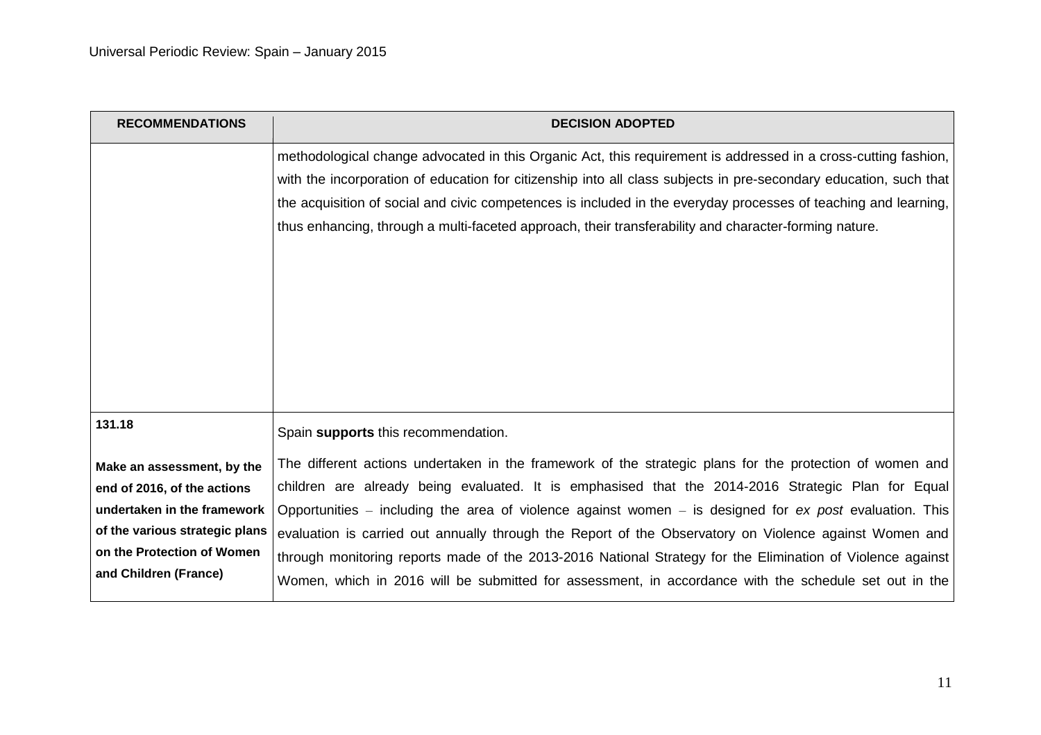| RECOMMENDATIONS | DECISION ADOPTED |
|---|---|
| | methodological change advocated in this Organic Act, this requirement is addressed in a cross-cutting fashion, with the incorporation of education for citizenship into all class subjects in pre-secondary education, such that the acquisition of social and civic competences is included in the everyday processes of teaching and learning, thus enhancing, through a multi-faceted approach, their transferability and character-forming nature. |
| **131.18**<br><br>**Make an assessment, by the end of 2016, of the actions undertaken in the framework of the various strategic plans on the Protection of Women and Children (France)** | Spain **supports** this recommendation.<br><br>The different actions undertaken in the framework of the strategic plans for the protection of women and children are already being evaluated. It is emphasised that the 2014-2016 Strategic Plan for Equal Opportunities – including the area of violence against women – is designed for *ex post* evaluation. This evaluation is carried out annually through the Report of the Observatory on Violence against Women and through monitoring reports made of the 2013-2016 National Strategy for the Elimination of Violence against Women, which in 2016 will be submitted for assessment, in accordance with the schedule set out in the |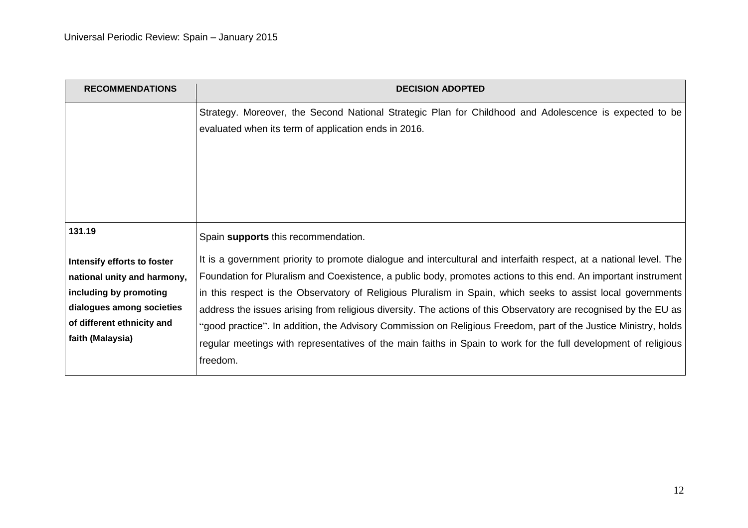| RECOMMENDATIONS | DECISION ADOPTED |
| --- | --- |
| | Strategy. Moreover, the Second National Strategic Plan for Childhood and Adolescence is expected to be evaluated when its term of application ends in 2016. |
| **131.19**<br><br>**Intensify efforts to foster national unity and harmony, including by promoting dialogues among societies of different ethnicity and faith (Malaysia)** | Spain **supports** this recommendation.<br><br>It is a government priority to promote dialogue and intercultural and interfaith respect, at a national level. The Foundation for Pluralism and Coexistence, a public body, promotes actions to this end. An important instrument in this respect is the Observatory of Religious Pluralism in Spain, which seeks to assist local governments address the issues arising from religious diversity. The actions of this Observatory are recognised by the EU as "good practice". In addition, the Advisory Commission on Religious Freedom, part of the Justice Ministry, holds regular meetings with representatives of the main faiths in Spain to work for the full development of religious freedom. |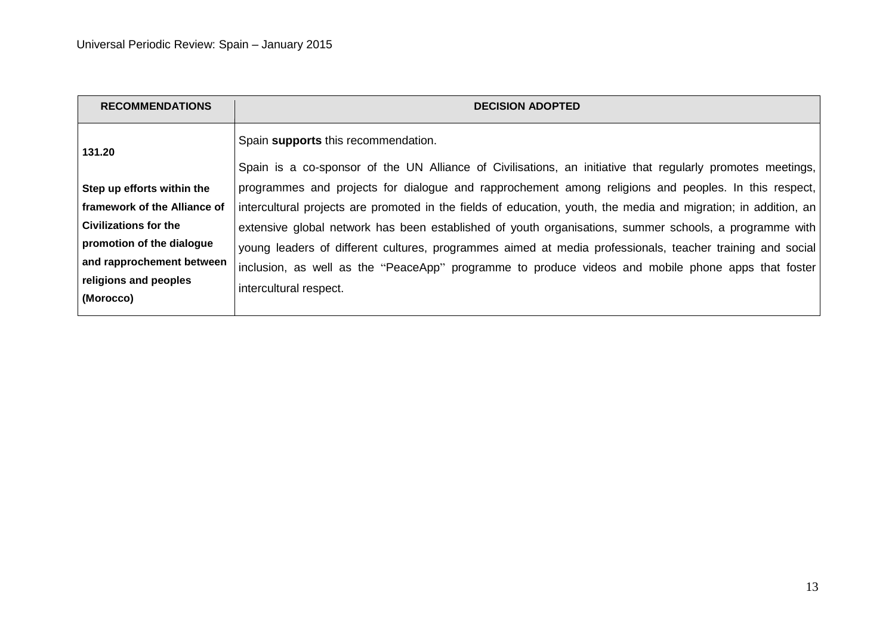| RECOMMENDATIONS | DECISION ADOPTED |
|---|---|
| **131.20**<br><br>**Step up efforts within the framework of the Alliance of Civilizations for the promotion of the dialogue and rapprochement between religions and peoples (Morocco)** | Spain **supports** this recommendation.<br><br>Spain is a co-sponsor of the UN Alliance of Civilisations, an initiative that regularly promotes meetings, programmes and projects for dialogue and rapprochement among religions and peoples. In this respect, intercultural projects are promoted in the fields of education, youth, the media and migration; in addition, an extensive global network has been established of youth organisations, summer schools, a programme with young leaders of different cultures, programmes aimed at media professionals, teacher training and social inclusion, as well as the "PeaceApp" programme to produce videos and mobile phone apps that foster intercultural respect. |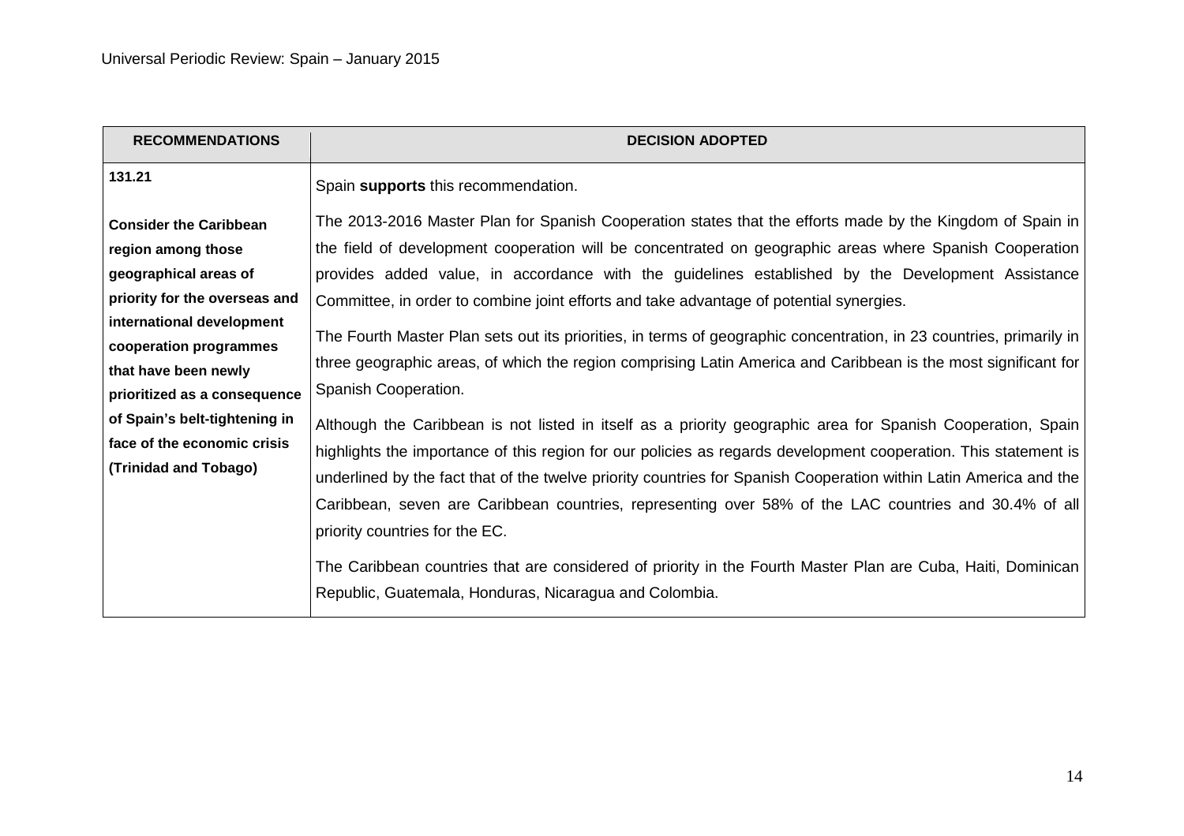| RECOMMENDATIONS | DECISION ADOPTED |
|---|---|
| **131.21**<br><br>**Consider the Caribbean region among those geographical areas of priority for the overseas and international development cooperation programmes that have been newly prioritized as a consequence of Spain's belt-tightening in face of the economic crisis (Trinidad and Tobago)** | Spain **supports** this recommendation.<br><br>The 2013-2016 Master Plan for Spanish Cooperation states that the efforts made by the Kingdom of Spain in the field of development cooperation will be concentrated on geographic areas where Spanish Cooperation provides added value, in accordance with the guidelines established by the Development Assistance Committee, in order to combine joint efforts and take advantage of potential synergies.<br><br>The Fourth Master Plan sets out its priorities, in terms of geographic concentration, in 23 countries, primarily in three geographic areas, of which the region comprising Latin America and Caribbean is the most significant for Spanish Cooperation.<br><br>Although the Caribbean is not listed in itself as a priority geographic area for Spanish Cooperation, Spain highlights the importance of this region for our policies as regards development cooperation. This statement is underlined by the fact that of the twelve priority countries for Spanish Cooperation within Latin America and the Caribbean, seven are Caribbean countries, representing over 58% of the LAC countries and 30.4% of all priority countries for the EC.<br><br>The Caribbean countries that are considered of priority in the Fourth Master Plan are Cuba, Haiti, Dominican Republic, Guatemala, Honduras, Nicaragua and Colombia. |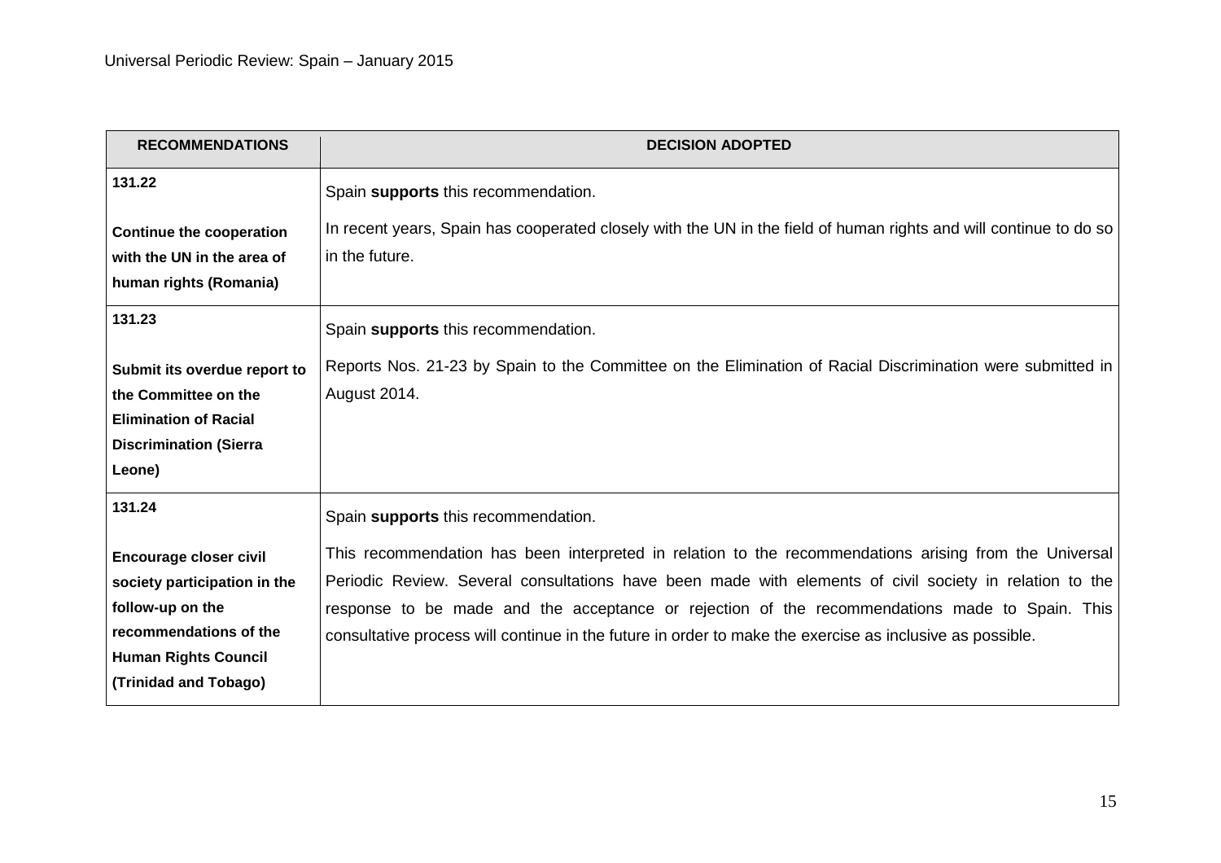| RECOMMENDATIONS | DECISION ADOPTED |
|---|---|
| **131.22**<br><br>**Continue the cooperation with the UN in the area of human rights (Romania)** | Spain **supports** this recommendation.<br><br>In recent years, Spain has cooperated closely with the UN in the field of human rights and will continue to do so in the future. |
| **131.23**<br><br>**Submit its overdue report to the Committee on the Elimination of Racial Discrimination (Sierra Leone)** | Spain **supports** this recommendation.<br><br>Reports Nos. 21-23 by Spain to the Committee on the Elimination of Racial Discrimination were submitted in August 2014. |
| **131.24**<br><br>**Encourage closer civil society participation in the follow-up on the recommendations of the Human Rights Council (Trinidad and Tobago)** | Spain **supports** this recommendation.<br><br>This recommendation has been interpreted in relation to the recommendations arising from the Universal Periodic Review. Several consultations have been made with elements of civil society in relation to the response to be made and the acceptance or rejection of the recommendations made to Spain. This consultative process will continue in the future in order to make the exercise as inclusive as possible. |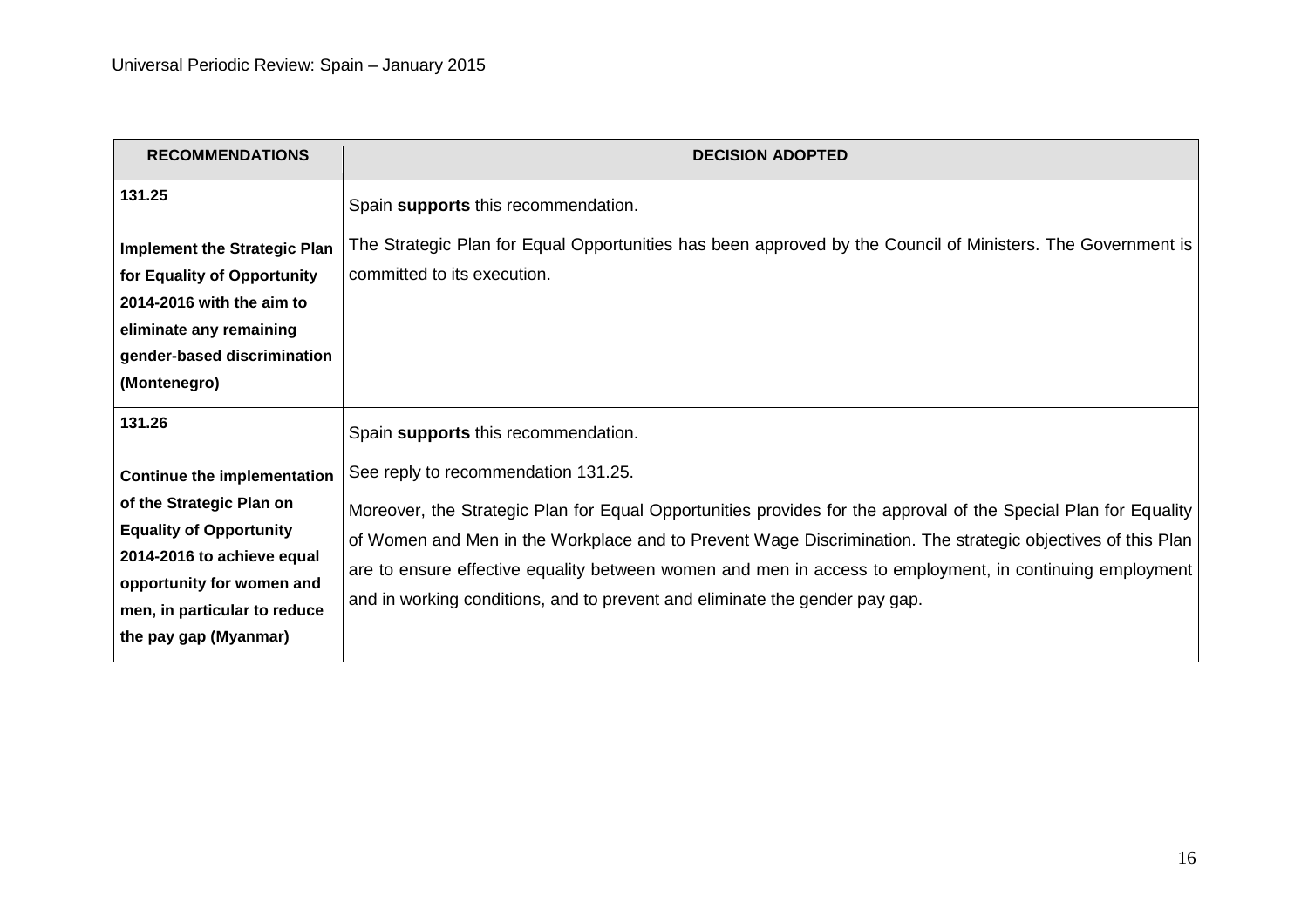| RECOMMENDATIONS | DECISION ADOPTED |
|---|---|
| **131.25**<br><br>**Implement the Strategic Plan for Equality of Opportunity 2014-2016 with the aim to eliminate any remaining gender-based discrimination (Montenegro)** | Spain **supports** this recommendation.<br><br>The Strategic Plan for Equal Opportunities has been approved by the Council of Ministers. The Government is committed to its execution. |
| **131.26**<br><br>**Continue the implementation of the Strategic Plan on Equality of Opportunity 2014-2016 to achieve equal opportunity for women and men, in particular to reduce the pay gap (Myanmar)** | Spain **supports** this recommendation.<br><br>See reply to recommendation 131.25.<br><br>Moreover, the Strategic Plan for Equal Opportunities provides for the approval of the Special Plan for Equality of Women and Men in the Workplace and to Prevent Wage Discrimination. The strategic objectives of this Plan are to ensure effective equality between women and men in access to employment, in continuing employment and in working conditions, and to prevent and eliminate the gender pay gap. |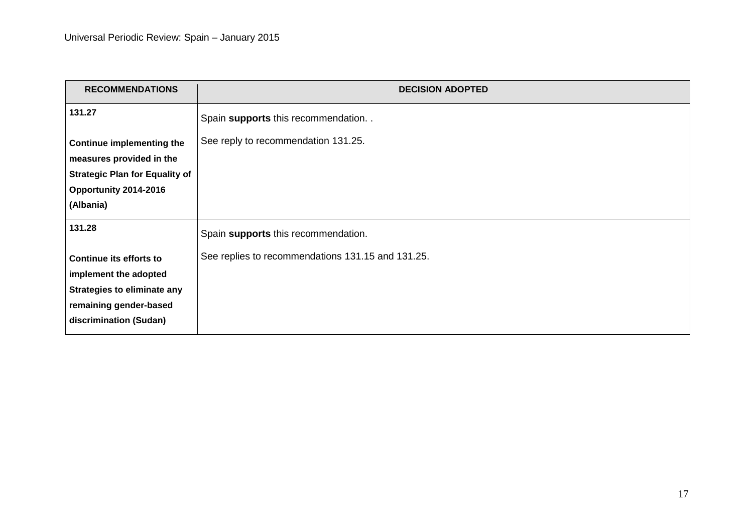| RECOMMENDATIONS | DECISION ADOPTED |
|---|---|
| **131.27** **Continue implementing the measures provided in the Strategic Plan for Equality of Opportunity 2014-2016 (Albania)** | Spain **supports** this recommendation. . See reply to recommendation 131.25. |
| **131.28** **Continue its efforts to implement the adopted Strategies to eliminate any remaining gender-based discrimination (Sudan)** | Spain **supports** this recommendation. See replies to recommendations 131.15 and 131.25. |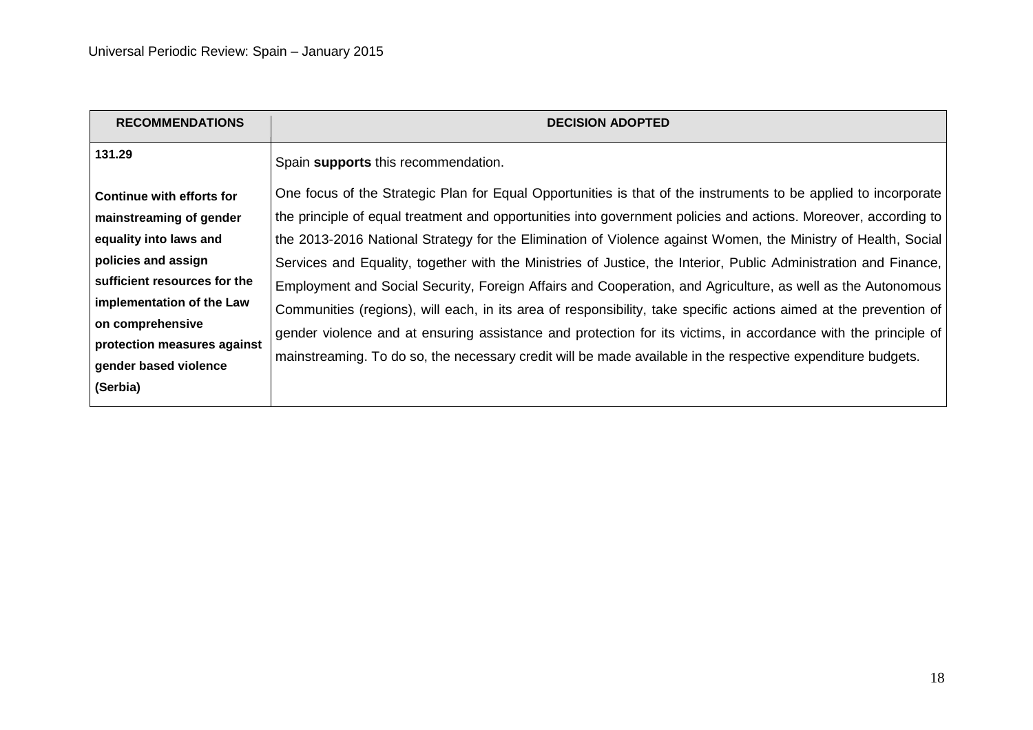| RECOMMENDATIONS | DECISION ADOPTED |
|---|---|
| **131.29**<br><br>**Continue with efforts for mainstreaming of gender equality into laws and policies and assign sufficient resources for the implementation of the Law on comprehensive protection measures against gender based violence (Serbia)** | Spain **supports** this recommendation.<br><br>One focus of the Strategic Plan for Equal Opportunities is that of the instruments to be applied to incorporate the principle of equal treatment and opportunities into government policies and actions. Moreover, according to the 2013-2016 National Strategy for the Elimination of Violence against Women, the Ministry of Health, Social Services and Equality, together with the Ministries of Justice, the Interior, Public Administration and Finance, Employment and Social Security, Foreign Affairs and Cooperation, and Agriculture, as well as the Autonomous Communities (regions), will each, in its area of responsibility, take specific actions aimed at the prevention of gender violence and at ensuring assistance and protection for its victims, in accordance with the principle of mainstreaming. To do so, the necessary credit will be made available in the respective expenditure budgets. |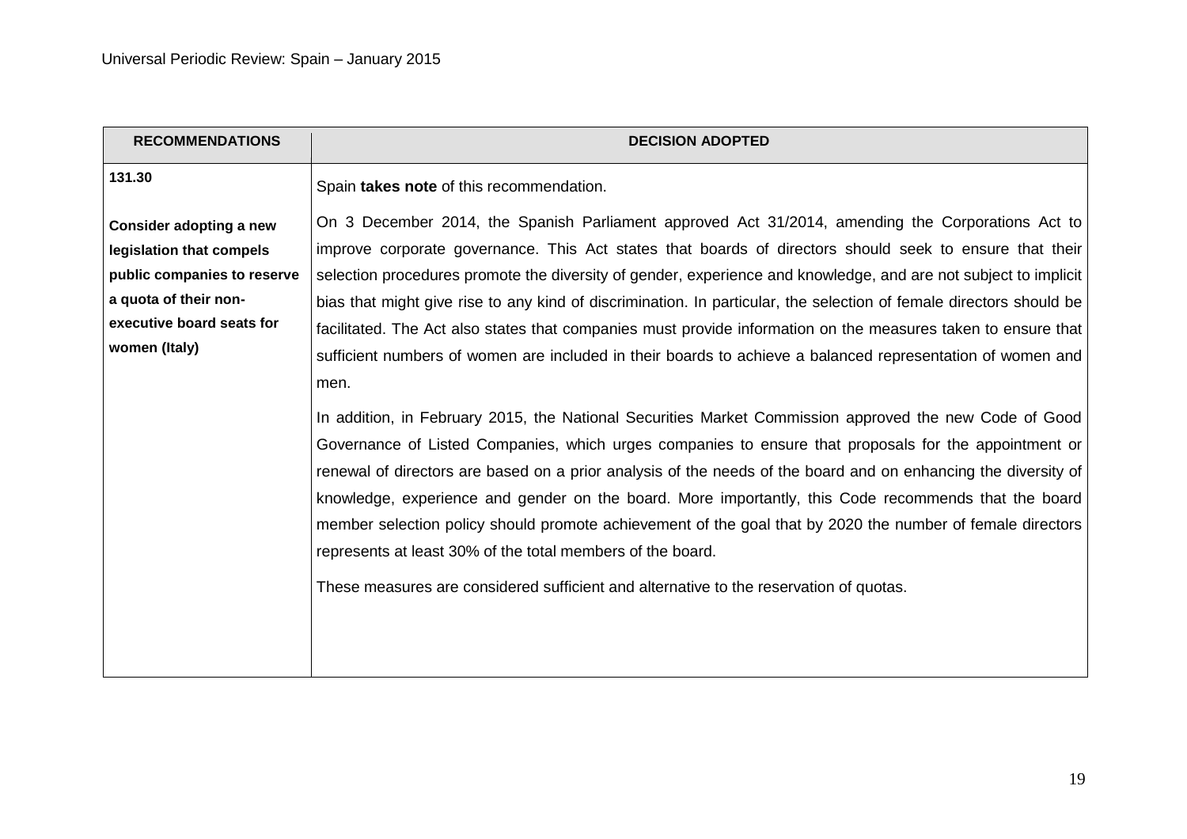| RECOMMENDATIONS | DECISION ADOPTED |
|---|---|
| **131.30**<br><br>**Consider adopting a new legislation that compels public companies to reserve a quota of their non-executive board seats for women (Italy)** | Spain **takes note** of this recommendation.<br><br>On 3 December 2014, the Spanish Parliament approved Act 31/2014, amending the Corporations Act to improve corporate governance. This Act states that boards of directors should seek to ensure that their selection procedures promote the diversity of gender, experience and knowledge, and are not subject to implicit bias that might give rise to any kind of discrimination. In particular, the selection of female directors should be facilitated. The Act also states that companies must provide information on the measures taken to ensure that sufficient numbers of women are included in their boards to achieve a balanced representation of women and men.<br><br>In addition, in February 2015, the National Securities Market Commission approved the new Code of Good Governance of Listed Companies, which urges companies to ensure that proposals for the appointment or renewal of directors are based on a prior analysis of the needs of the board and on enhancing the diversity of knowledge, experience and gender on the board. More importantly, this Code recommends that the board member selection policy should promote achievement of the goal that by 2020 the number of female directors represents at least 30% of the total members of the board.<br><br>These measures are considered sufficient and alternative to the reservation of quotas. |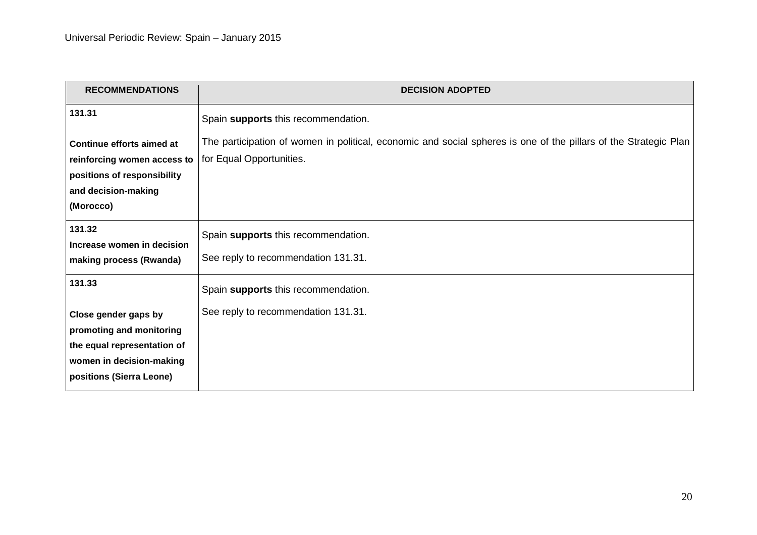| RECOMMENDATIONS | DECISION ADOPTED |
|---|---|
| **131.31** **Continue efforts aimed at reinforcing women access to positions of responsibility and decision-making (Morocco)** | Spain **supports** this recommendation. The participation of women in political, economic and social spheres is one of the pillars of the Strategic Plan for Equal Opportunities. |
| **131.32** **Increase women in decision making process (Rwanda)** | Spain **supports** this recommendation. See reply to recommendation 131.31. |
| **131.33** **Close gender gaps by promoting and monitoring the equal representation of women in decision-making positions (Sierra Leone)** | Spain **supports** this recommendation. See reply to recommendation 131.31. |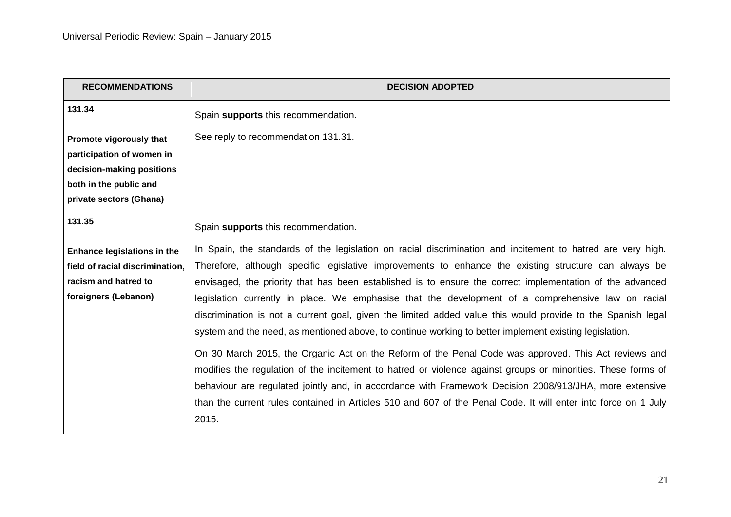| RECOMMENDATIONS | DECISION ADOPTED |
|---|---|
| **131.34**<br><br>**Promote vigorously that participation of women in decision-making positions both in the public and private sectors (Ghana)** | Spain **supports** this recommendation.<br><br>See reply to recommendation 131.31. |
| **131.35**<br><br>**Enhance legislations in the field of racial discrimination, racism and hatred to foreigners (Lebanon)** | Spain **supports** this recommendation.<br><br>In Spain, the standards of the legislation on racial discrimination and incitement to hatred are very high. Therefore, although specific legislative improvements to enhance the existing structure can always be envisaged, the priority that has been established is to ensure the correct implementation of the advanced legislation currently in place. We emphasise that the development of a comprehensive law on racial discrimination is not a current goal, given the limited added value this would provide to the Spanish legal system and the need, as mentioned above, to continue working to better implement existing legislation.<br><br>On 30 March 2015, the Organic Act on the Reform of the Penal Code was approved. This Act reviews and modifies the regulation of the incitement to hatred or violence against groups or minorities. These forms of behaviour are regulated jointly and, in accordance with Framework Decision 2008/913/JHA, more extensive than the current rules contained in Articles 510 and 607 of the Penal Code. It will enter into force on 1 July 2015. |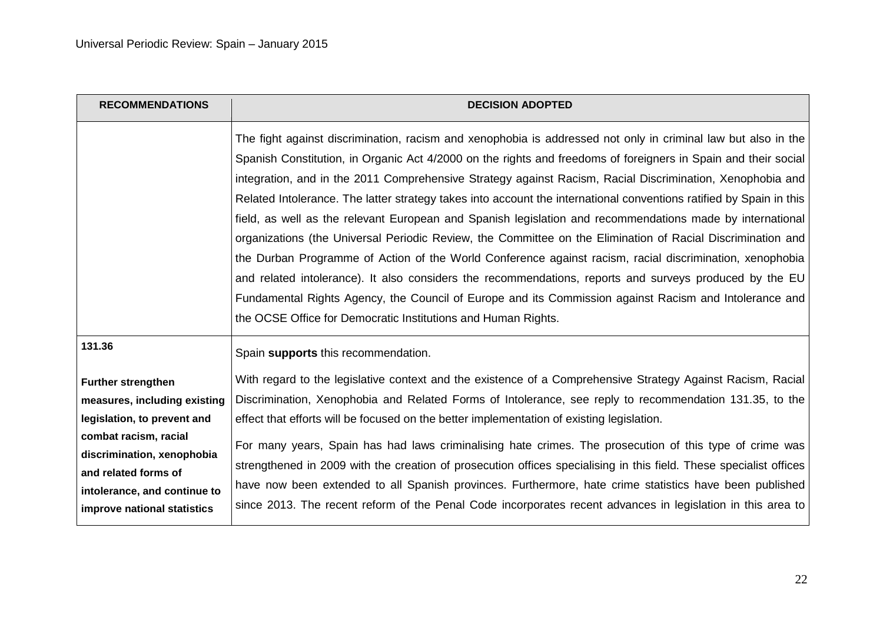| RECOMMENDATIONS | DECISION ADOPTED |
|---|---|
| | The fight against discrimination, racism and xenophobia is addressed not only in criminal law but also in the Spanish Constitution, in Organic Act 4/2000 on the rights and freedoms of foreigners in Spain and their social integration, and in the 2011 Comprehensive Strategy against Racism, Racial Discrimination, Xenophobia and Related Intolerance. The latter strategy takes into account the international conventions ratified by Spain in this field, as well as the relevant European and Spanish legislation and recommendations made by international organizations (the Universal Periodic Review, the Committee on the Elimination of Racial Discrimination and the Durban Programme of Action of the World Conference against racism, racial discrimination, xenophobia and related intolerance). It also considers the recommendations, reports and surveys produced by the EU Fundamental Rights Agency, the Council of Europe and its Commission against Racism and Intolerance and the OCSE Office for Democratic Institutions and Human Rights. |
| **131.36**<br><br>**Further strengthen measures, including existing legislation, to prevent and combat racism, racial discrimination, xenophobia and related forms of intolerance, and continue to improve national statistics** | Spain **supports** this recommendation.<br><br>With regard to the legislative context and the existence of a Comprehensive Strategy Against Racism, Racial Discrimination, Xenophobia and Related Forms of Intolerance, see reply to recommendation 131.35, to the effect that efforts will be focused on the better implementation of existing legislation.<br><br>For many years, Spain has had laws criminalising hate crimes. The prosecution of this type of crime was strengthened in 2009 with the creation of prosecution offices specialising in this field. These specialist offices have now been extended to all Spanish provinces. Furthermore, hate crime statistics have been published since 2013. The recent reform of the Penal Code incorporates recent advances in legislation in this area to |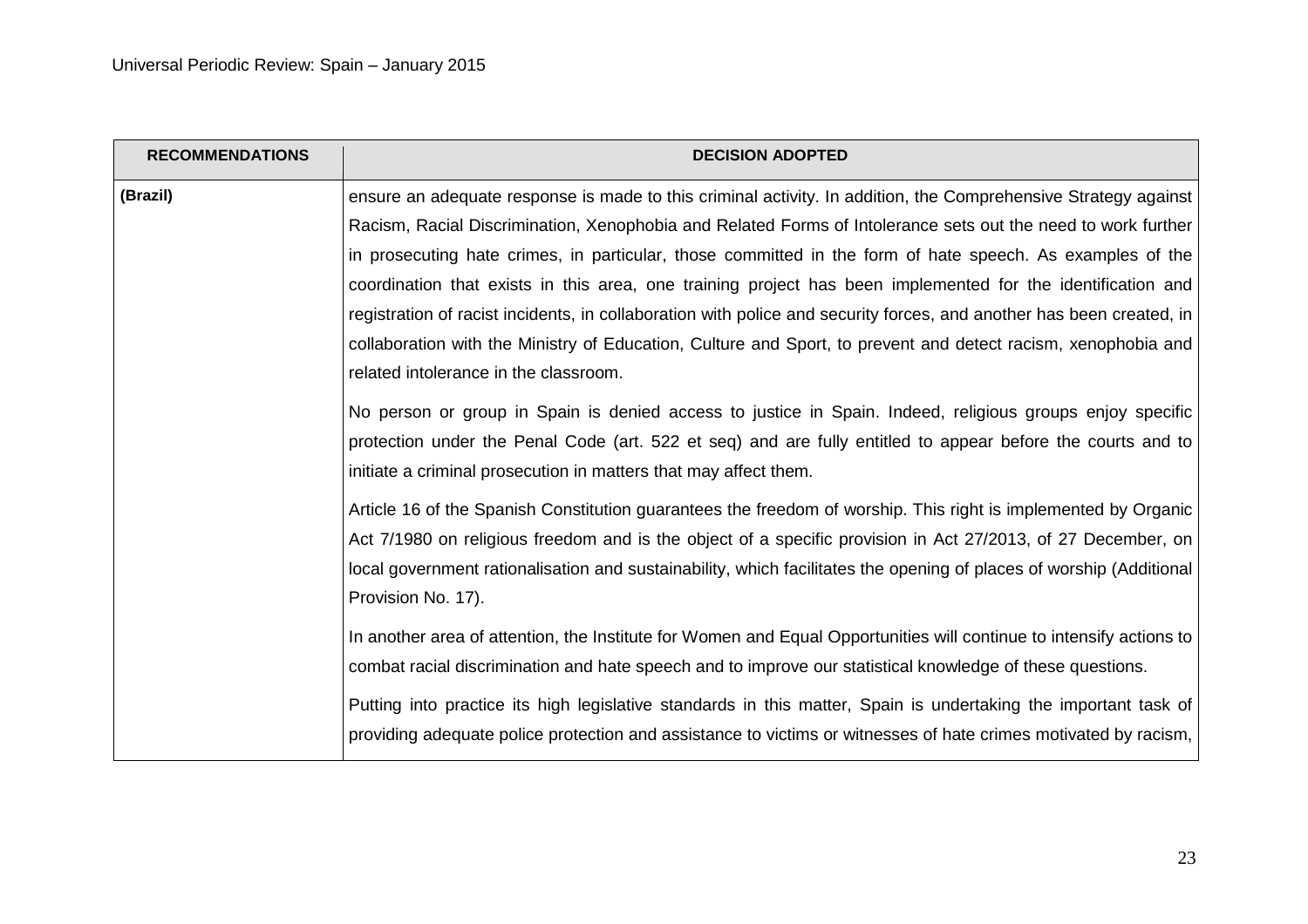| RECOMMENDATIONS | DECISION ADOPTED |
| --- | --- |
| (Brazil) | ensure an adequate response is made to this criminal activity. In addition, the Comprehensive Strategy against Racism, Racial Discrimination, Xenophobia and Related Forms of Intolerance sets out the need to work further in prosecuting hate crimes, in particular, those committed in the form of hate speech. As examples of the coordination that exists in this area, one training project has been implemented for the identification and registration of racist incidents, in collaboration with police and security forces, and another has been created, in collaboration with the Ministry of Education, Culture and Sport, to prevent and detect racism, xenophobia and related intolerance in the classroom.<br><br>No person or group in Spain is denied access to justice in Spain. Indeed, religious groups enjoy specific protection under the Penal Code (art. 522 et seq) and are fully entitled to appear before the courts and to initiate a criminal prosecution in matters that may affect them.<br><br>Article 16 of the Spanish Constitution guarantees the freedom of worship. This right is implemented by Organic Act 7/1980 on religious freedom and is the object of a specific provision in Act 27/2013, of 27 December, on local government rationalisation and sustainability, which facilitates the opening of places of worship (Additional Provision No. 17).<br><br>In another area of attention, the Institute for Women and Equal Opportunities will continue to intensify actions to combat racial discrimination and hate speech and to improve our statistical knowledge of these questions.<br><br>Putting into practice its high legislative standards in this matter, Spain is undertaking the important task of providing adequate police protection and assistance to victims or witnesses of hate crimes motivated by racism, |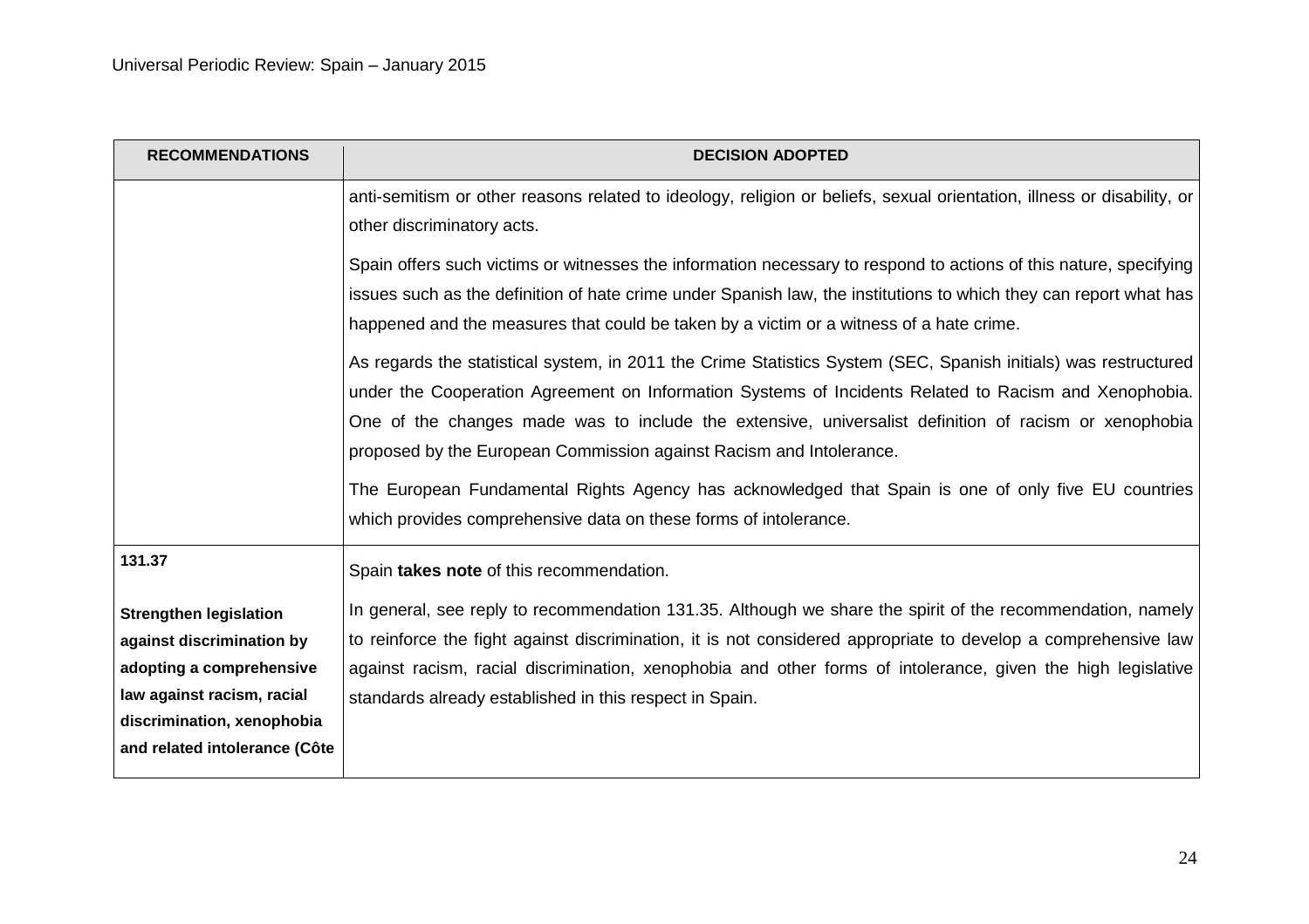| RECOMMENDATIONS | DECISION ADOPTED |
|---|---|
| | anti-semitism or other reasons related to ideology, religion or beliefs, sexual orientation, illness or disability, or other discriminatory acts.<br><br>Spain offers such victims or witnesses the information necessary to respond to actions of this nature, specifying issues such as the definition of hate crime under Spanish law, the institutions to which they can report what has happened and the measures that could be taken by a victim or a witness of a hate crime.<br><br>As regards the statistical system, in 2011 the Crime Statistics System (SEC, Spanish initials) was restructured under the Cooperation Agreement on Information Systems of Incidents Related to Racism and Xenophobia. One of the changes made was to include the extensive, universalist definition of racism or xenophobia proposed by the European Commission against Racism and Intolerance.<br><br>The European Fundamental Rights Agency has acknowledged that Spain is one of only five EU countries which provides comprehensive data on these forms of intolerance. |
| **131.37**<br><br>**Strengthen legislation against discrimination by adopting a comprehensive law against racism, racial discrimination, xenophobia and related intolerance (Côte** | Spain **takes note** of this recommendation.<br><br>In general, see reply to recommendation 131.35. Although we share the spirit of the recommendation, namely to reinforce the fight against discrimination, it is not considered appropriate to develop a comprehensive law against racism, racial discrimination, xenophobia and other forms of intolerance, given the high legislative standards already established in this respect in Spain. |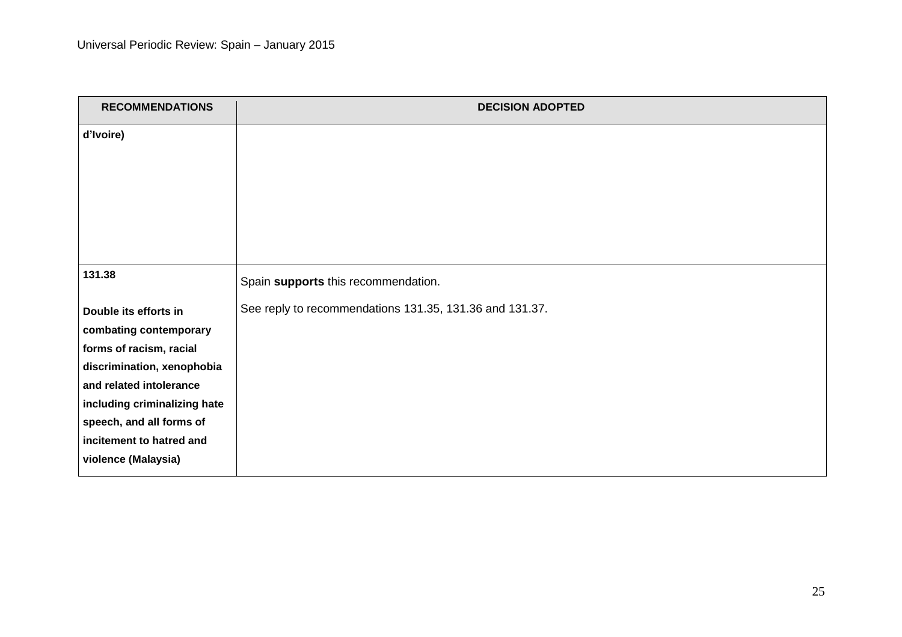| RECOMMENDATIONS | DECISION ADOPTED |
| --- | --- |
| **d'Ivoire)** | |
| **131.38** **Double its efforts in combating contemporary forms of racism, racial discrimination, xenophobia and related intolerance including criminalizing hate speech, and all forms of incitement to hatred and violence (Malaysia)** | Spain **supports** this recommendation. See reply to recommendations 131.35, 131.36 and 131.37. |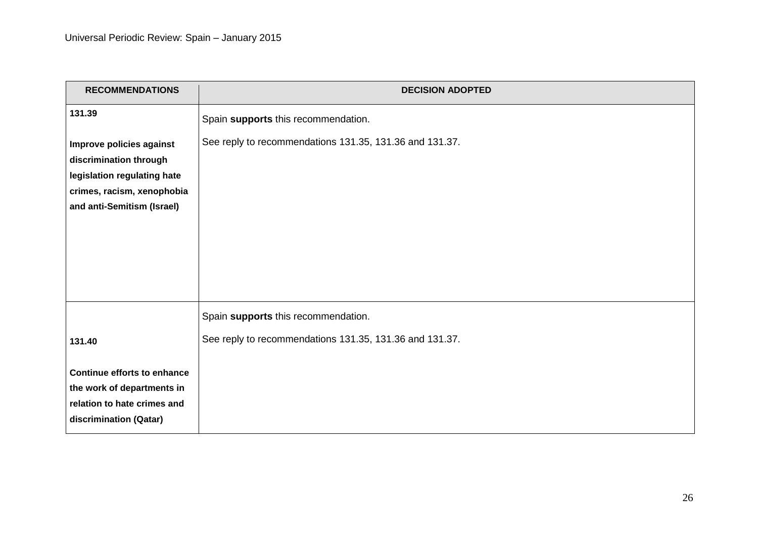| RECOMMENDATIONS | DECISION ADOPTED |
|---|---|
| **131.39**<br><br>**Improve policies against discrimination through legislation regulating hate crimes, racism, xenophobia and anti-Semitism (Israel)** | Spain **supports** this recommendation.<br><br>See reply to recommendations 131.35, 131.36 and 131.37. |
| **131.40**<br><br>**Continue efforts to enhance the work of departments in relation to hate crimes and discrimination (Qatar)** | Spain **supports** this recommendation.<br><br>See reply to recommendations 131.35, 131.36 and 131.37. |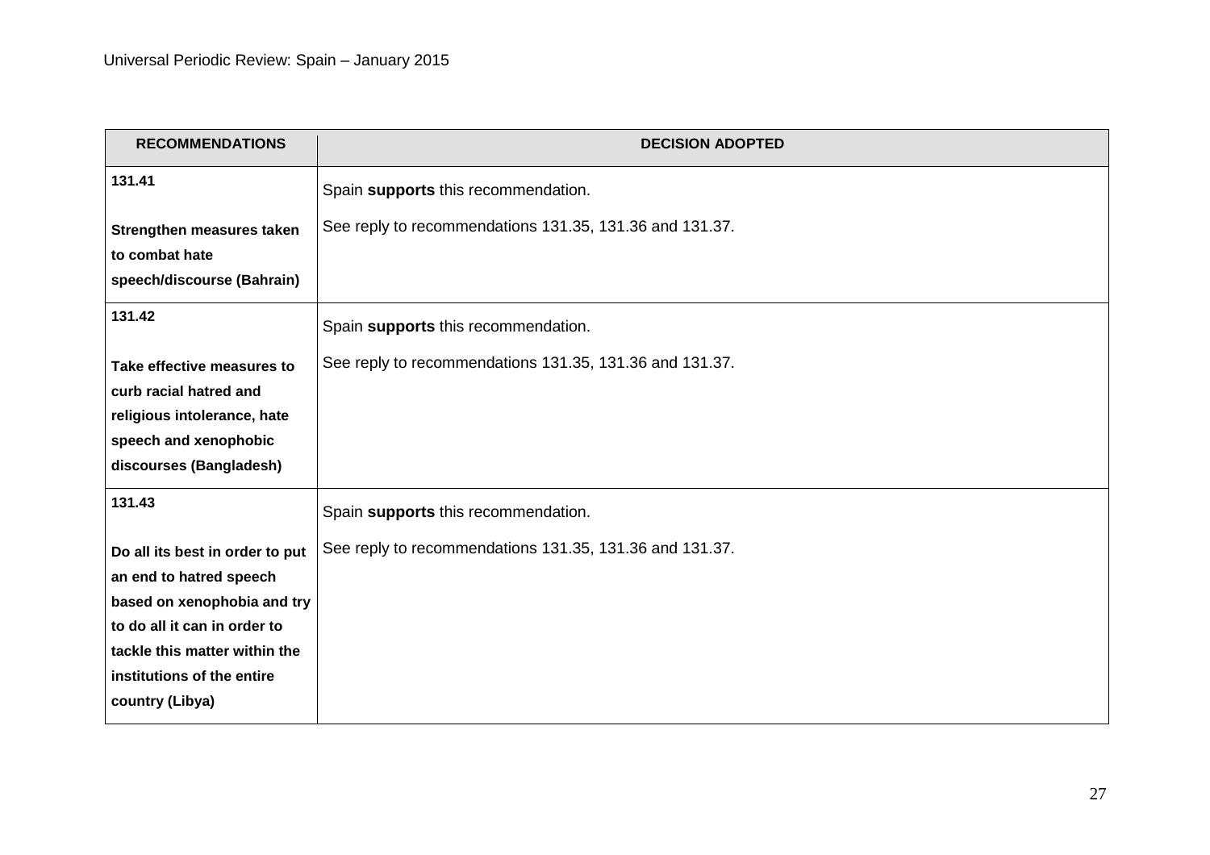| RECOMMENDATIONS | DECISION ADOPTED |
| --- | --- |
| **131.41**<br><br>**Strengthen measures taken to combat hate speech/discourse (Bahrain)** | Spain **supports** this recommendation.<br><br>See reply to recommendations 131.35, 131.36 and 131.37. |
| **131.42**<br><br>**Take effective measures to curb racial hatred and religious intolerance, hate speech and xenophobic discourses (Bangladesh)** | Spain **supports** this recommendation.<br><br>See reply to recommendations 131.35, 131.36 and 131.37. |
| **131.43**<br><br>**Do all its best in order to put an end to hatred speech based on xenophobia and try to do all it can in order to tackle this matter within the institutions of the entire country (Libya)** | Spain **supports** this recommendation.<br><br>See reply to recommendations 131.35, 131.36 and 131.37. |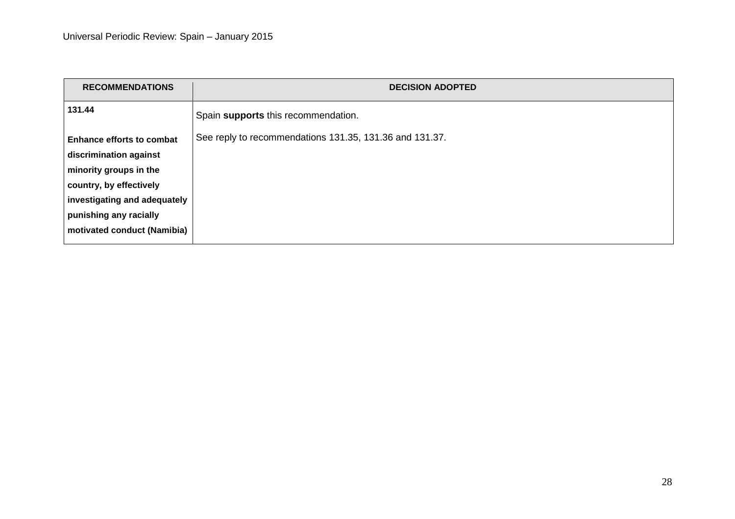| RECOMMENDATIONS | DECISION ADOPTED |
|---|---|
| **131.44** <br><br> **Enhance efforts to combat discrimination against minority groups in the country, by effectively investigating and adequately punishing any racially motivated conduct (Namibia)** | Spain **supports** this recommendation. <br><br> See reply to recommendations 131.35, 131.36 and 131.37. |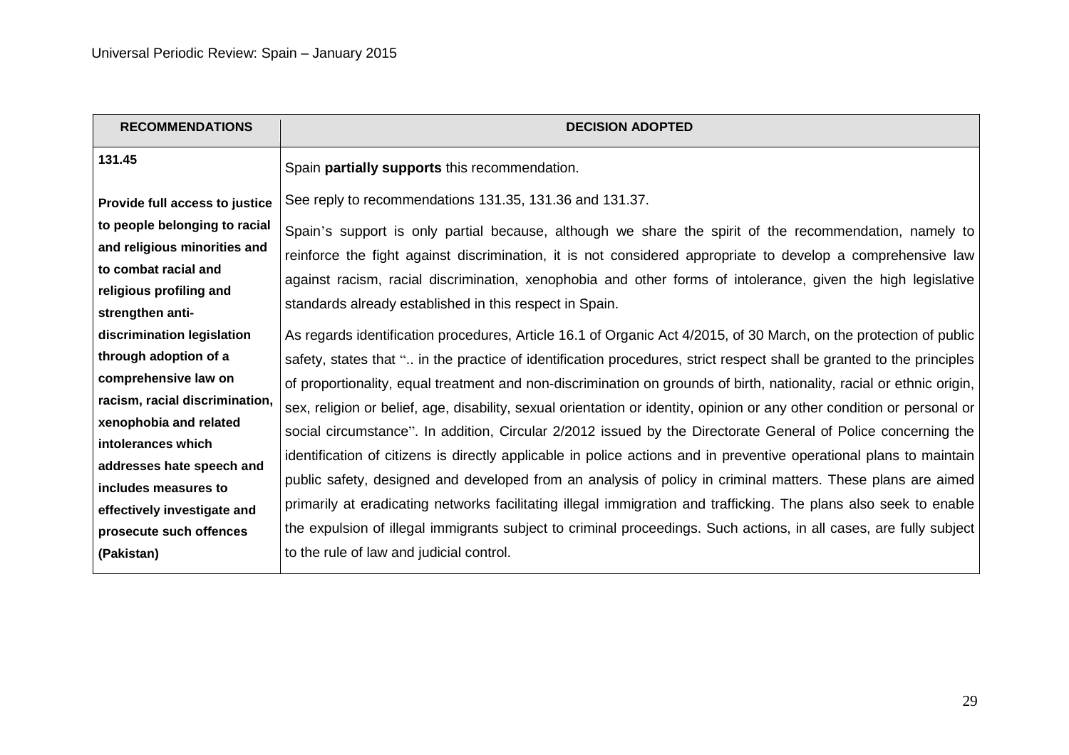| RECOMMENDATIONS | DECISION ADOPTED |
|---|---|
| **131.45**<br><br>**Provide full access to justice to people belonging to racial and religious minorities and to combat racial and religious profiling and strengthen anti-discrimination legislation through adoption of a comprehensive law on racism, racial discrimination, xenophobia and related intolerances which addresses hate speech and includes measures to effectively investigate and prosecute such offences (Pakistan)** | Spain **partially supports** this recommendation.<br><br>See reply to recommendations 131.35, 131.36 and 131.37.<br><br>Spain's support is only partial because, although we share the spirit of the recommendation, namely to reinforce the fight against discrimination, it is not considered appropriate to develop a comprehensive law against racism, racial discrimination, xenophobia and other forms of intolerance, given the high legislative standards already established in this respect in Spain.<br><br>As regards identification procedures, Article 16.1 of Organic Act 4/2015, of 30 March, on the protection of public safety, states that ".. in the practice of identification procedures, strict respect shall be granted to the principles of proportionality, equal treatment and non-discrimination on grounds of birth, nationality, racial or ethnic origin, sex, religion or belief, age, disability, sexual orientation or identity, opinion or any other condition or personal or social circumstance". In addition, Circular 2/2012 issued by the Directorate General of Police concerning the identification of citizens is directly applicable in police actions and in preventive operational plans to maintain public safety, designed and developed from an analysis of policy in criminal matters. These plans are aimed primarily at eradicating networks facilitating illegal immigration and trafficking. The plans also seek to enable the expulsion of illegal immigrants subject to criminal proceedings. Such actions, in all cases, are fully subject to the rule of law and judicial control. |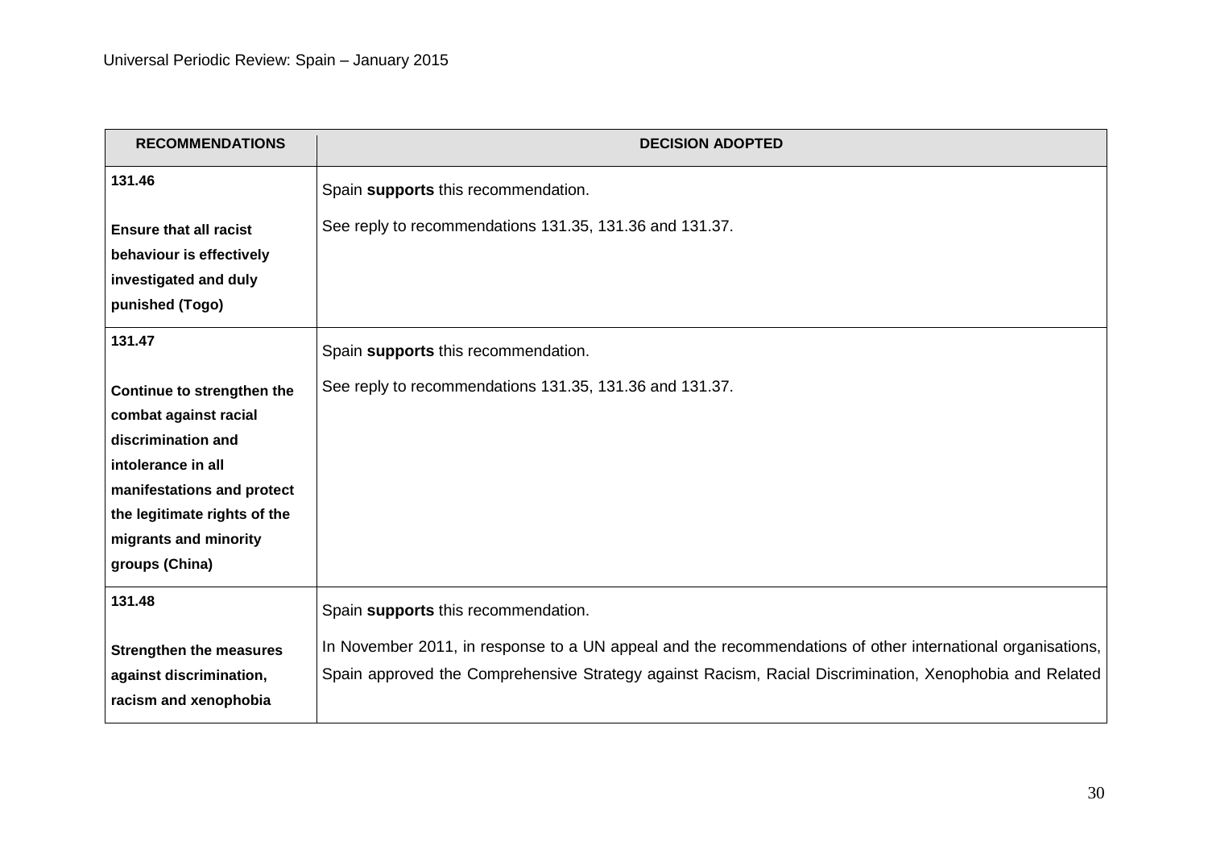| RECOMMENDATIONS | DECISION ADOPTED |
|---|---|
| **131.46**<br><br>**Ensure that all racist behaviour is effectively investigated and duly punished (Togo)** | Spain **supports** this recommendation.<br><br>See reply to recommendations 131.35, 131.36 and 131.37. |
| **131.47**<br><br>**Continue to strengthen the combat against racial discrimination and intolerance in all manifestations and protect the legitimate rights of the migrants and minority groups (China)** | Spain **supports** this recommendation.<br><br>See reply to recommendations 131.35, 131.36 and 131.37. |
| **131.48**<br><br>**Strengthen the measures against discrimination, racism and xenophobia** | Spain **supports** this recommendation.<br><br>In November 2011, in response to a UN appeal and the recommendations of other international organisations, Spain approved the Comprehensive Strategy against Racism, Racial Discrimination, Xenophobia and Related |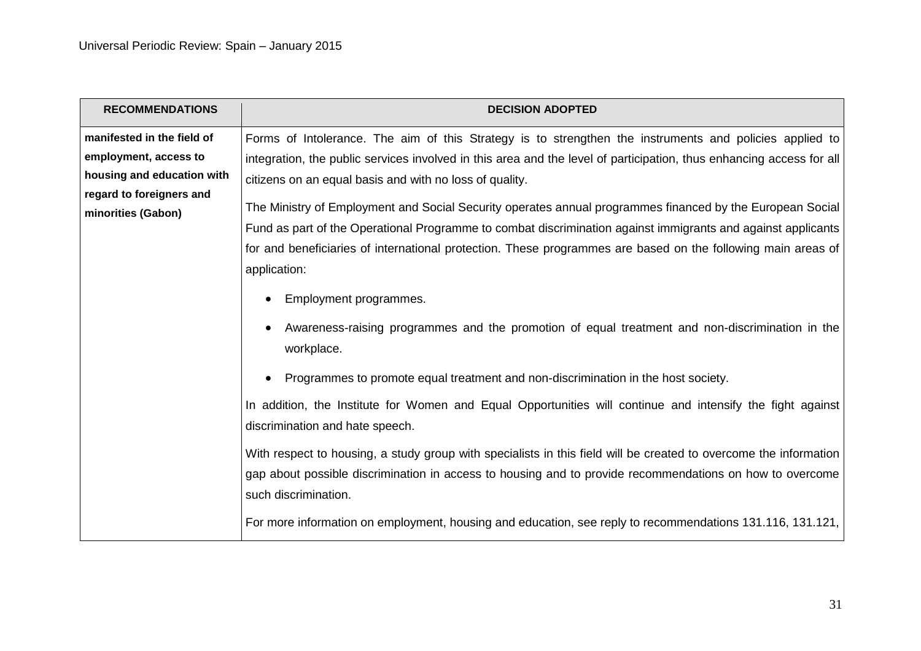| RECOMMENDATIONS | DECISION ADOPTED |
|---|---|
| **manifested in the field of employment, access to housing and education with regard to foreigners and minorities (Gabon)** | Forms of Intolerance. The aim of this Strategy is to strengthen the instruments and policies applied to integration, the public services involved in this area and the level of participation, thus enhancing access for all citizens on an equal basis and with no loss of quality.<br><br>The Ministry of Employment and Social Security operates annual programmes financed by the European Social Fund as part of the Operational Programme to combat discrimination against immigrants and against applicants for and beneficiaries of international protection. These programmes are based on the following main areas of application:<br><br>• Employment programmes.<br>• Awareness-raising programmes and the promotion of equal treatment and non-discrimination in the workplace.<br>• Programmes to promote equal treatment and non-discrimination in the host society.<br><br>In addition, the Institute for Women and Equal Opportunities will continue and intensify the fight against discrimination and hate speech.<br><br>With respect to housing, a study group with specialists in this field will be created to overcome the information gap about possible discrimination in access to housing and to provide recommendations on how to overcome such discrimination.<br><br>For more information on employment, housing and education, see reply to recommendations 131.116, 131.121, |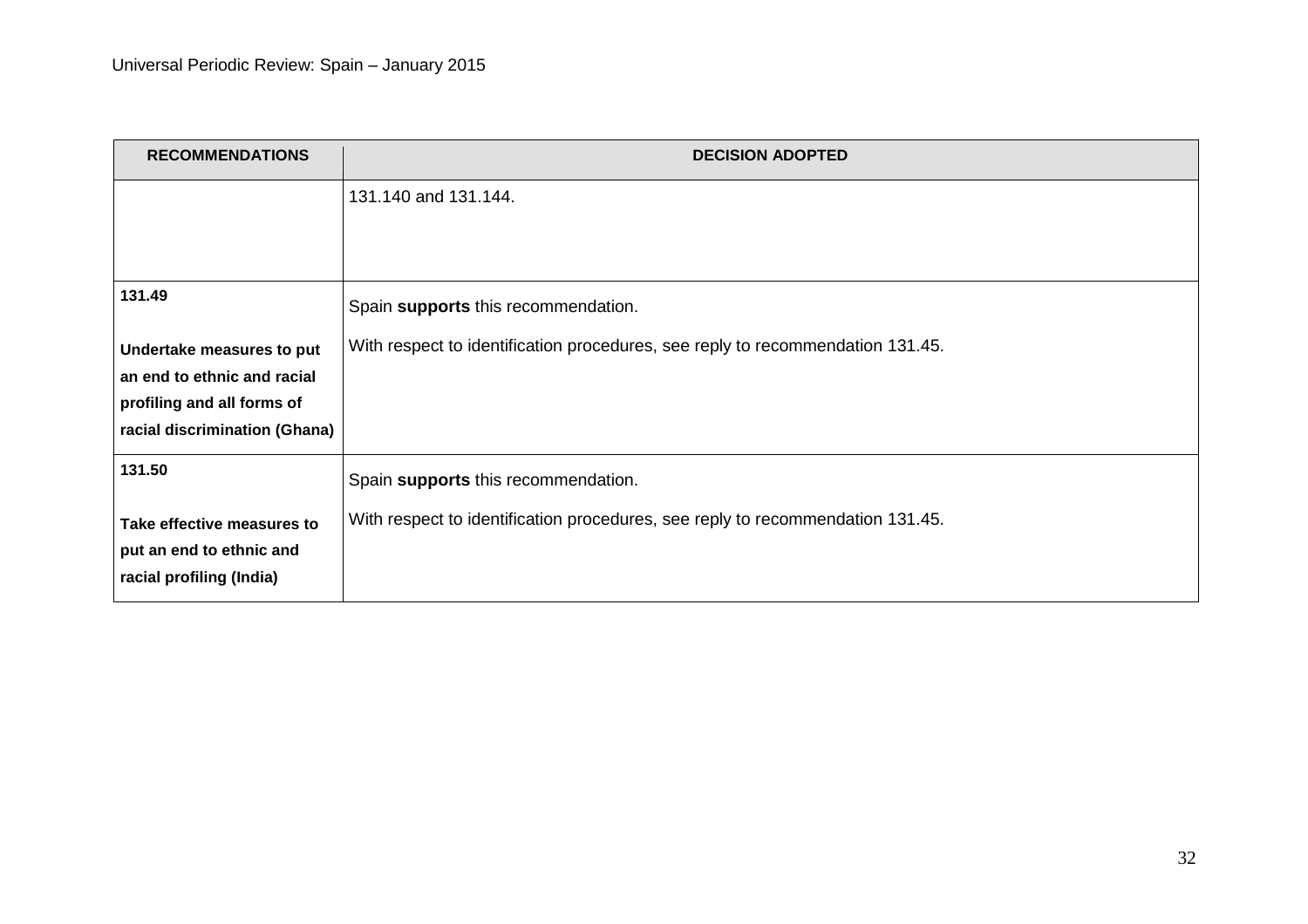| RECOMMENDATIONS | DECISION ADOPTED |
| --- | --- |
| | 131.140 and 131.144. |
| 131.49<br><br>**Undertake measures to put an end to ethnic and racial profiling and all forms of racial discrimination (Ghana)** | Spain **supports** this recommendation.<br><br>With respect to identification procedures, see reply to recommendation 131.45. |
| 131.50<br><br>**Take effective measures to put an end to ethnic and racial profiling (India)** | Spain **supports** this recommendation.<br><br>With respect to identification procedures, see reply to recommendation 131.45. |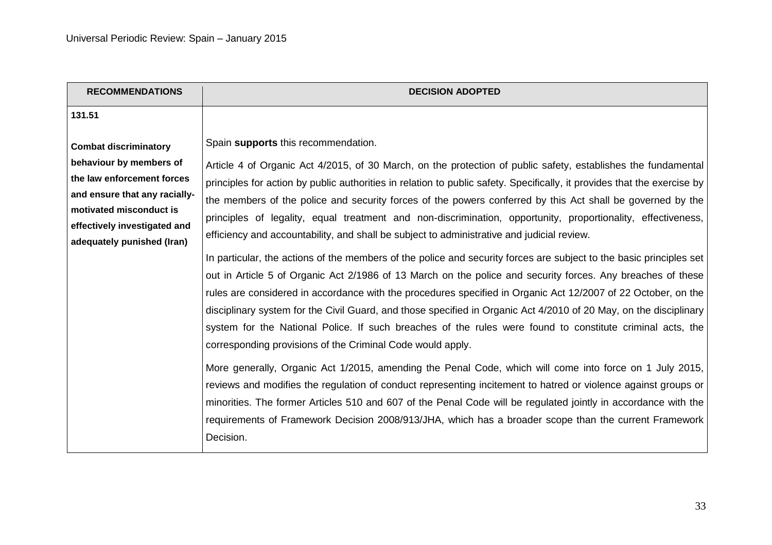| RECOMMENDATIONS | DECISION ADOPTED |
|---|---|
| **131.51**<br><br>**Combat discriminatory behaviour by members of the law enforcement forces and ensure that any racially-motivated misconduct is effectively investigated and adequately punished (Iran)** | Spain **supports** this recommendation.<br><br>Article 4 of Organic Act 4/2015, of 30 March, on the protection of public safety, establishes the fundamental principles for action by public authorities in relation to public safety. Specifically, it provides that the exercise by the members of the police and security forces of the powers conferred by this Act shall be governed by the principles of legality, equal treatment and non-discrimination, opportunity, proportionality, effectiveness, efficiency and accountability, and shall be subject to administrative and judicial review.<br><br>In particular, the actions of the members of the police and security forces are subject to the basic principles set out in Article 5 of Organic Act 2/1986 of 13 March on the police and security forces. Any breaches of these rules are considered in accordance with the procedures specified in Organic Act 12/2007 of 22 October, on the disciplinary system for the Civil Guard, and those specified in Organic Act 4/2010 of 20 May, on the disciplinary system for the National Police. If such breaches of the rules were found to constitute criminal acts, the corresponding provisions of the Criminal Code would apply.<br><br>More generally, Organic Act 1/2015, amending the Penal Code, which will come into force on 1 July 2015, reviews and modifies the regulation of conduct representing incitement to hatred or violence against groups or minorities. The former Articles 510 and 607 of the Penal Code will be regulated jointly in accordance with the requirements of Framework Decision 2008/913/JHA, which has a broader scope than the current Framework Decision. |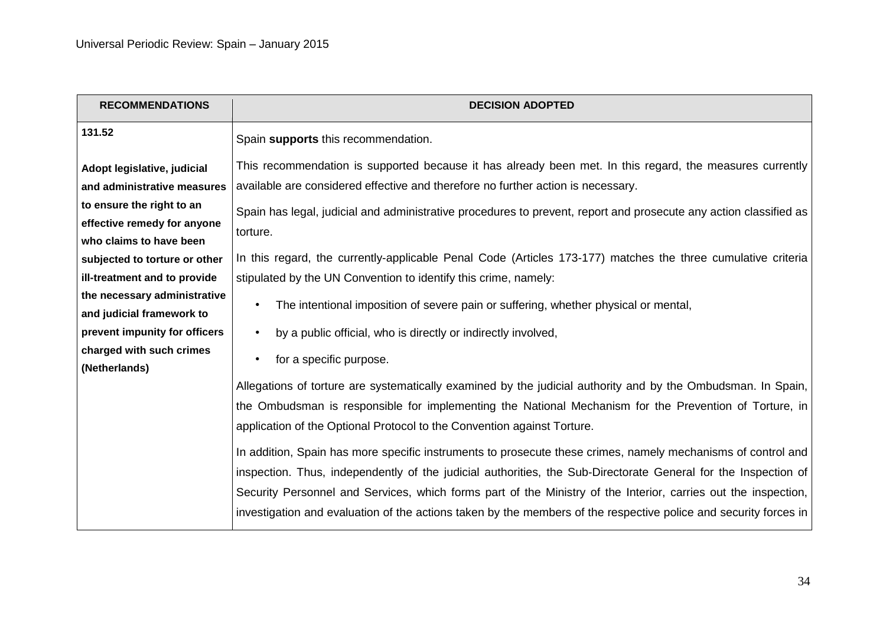| RECOMMENDATIONS | DECISION ADOPTED |
|---|---|
| **131.52**<br><br>**Adopt legislative, judicial and administrative measures to ensure the right to an effective remedy for anyone who claims to have been subjected to torture or other ill-treatment and to provide the necessary administrative and judicial framework to prevent impunity for officers charged with such crimes (Netherlands)** | Spain **supports** this recommendation.<br><br>This recommendation is supported because it has already been met. In this regard, the measures currently available are considered effective and therefore no further action is necessary.<br><br>Spain has legal, judicial and administrative procedures to prevent, report and prosecute any action classified as torture.<br><br>In this regard, the currently-applicable Penal Code (Articles 173-177) matches the three cumulative criteria stipulated by the UN Convention to identify this crime, namely:<br><br>• The intentional imposition of severe pain or suffering, whether physical or mental,<br>• by a public official, who is directly or indirectly involved,<br>• for a specific purpose.<br><br>Allegations of torture are systematically examined by the judicial authority and by the Ombudsman. In Spain, the Ombudsman is responsible for implementing the National Mechanism for the Prevention of Torture, in application of the Optional Protocol to the Convention against Torture.<br><br>In addition, Spain has more specific instruments to prosecute these crimes, namely mechanisms of control and inspection. Thus, independently of the judicial authorities, the Sub-Directorate General for the Inspection of Security Personnel and Services, which forms part of the Ministry of the Interior, carries out the inspection, investigation and evaluation of the actions taken by the members of the respective police and security forces in |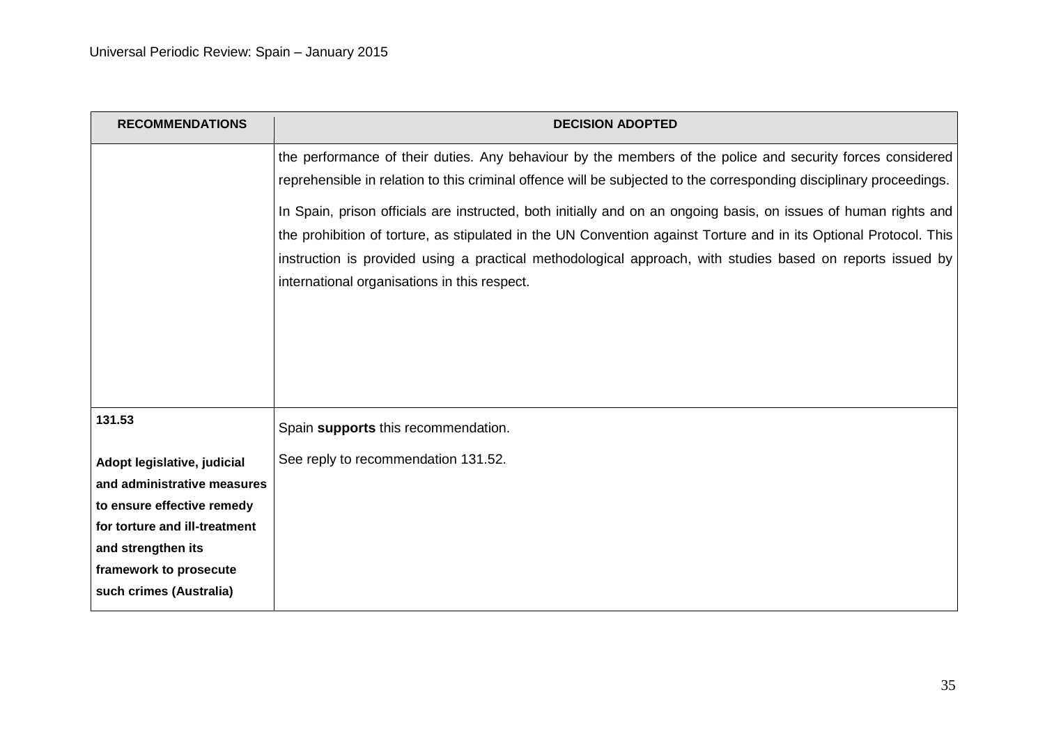| RECOMMENDATIONS | DECISION ADOPTED |
|---|---|
| | the performance of their duties. Any behaviour by the members of the police and security forces considered reprehensible in relation to this criminal offence will be subjected to the corresponding disciplinary proceedings.<br><br>In Spain, prison officials are instructed, both initially and on an ongoing basis, on issues of human rights and the prohibition of torture, as stipulated in the UN Convention against Torture and in its Optional Protocol. This instruction is provided using a practical methodological approach, with studies based on reports issued by international organisations in this respect. |
| **131.53**<br><br>**Adopt legislative, judicial and administrative measures to ensure effective remedy for torture and ill-treatment and strengthen its framework to prosecute such crimes (Australia)** | Spain **supports** this recommendation.<br><br>See reply to recommendation 131.52. |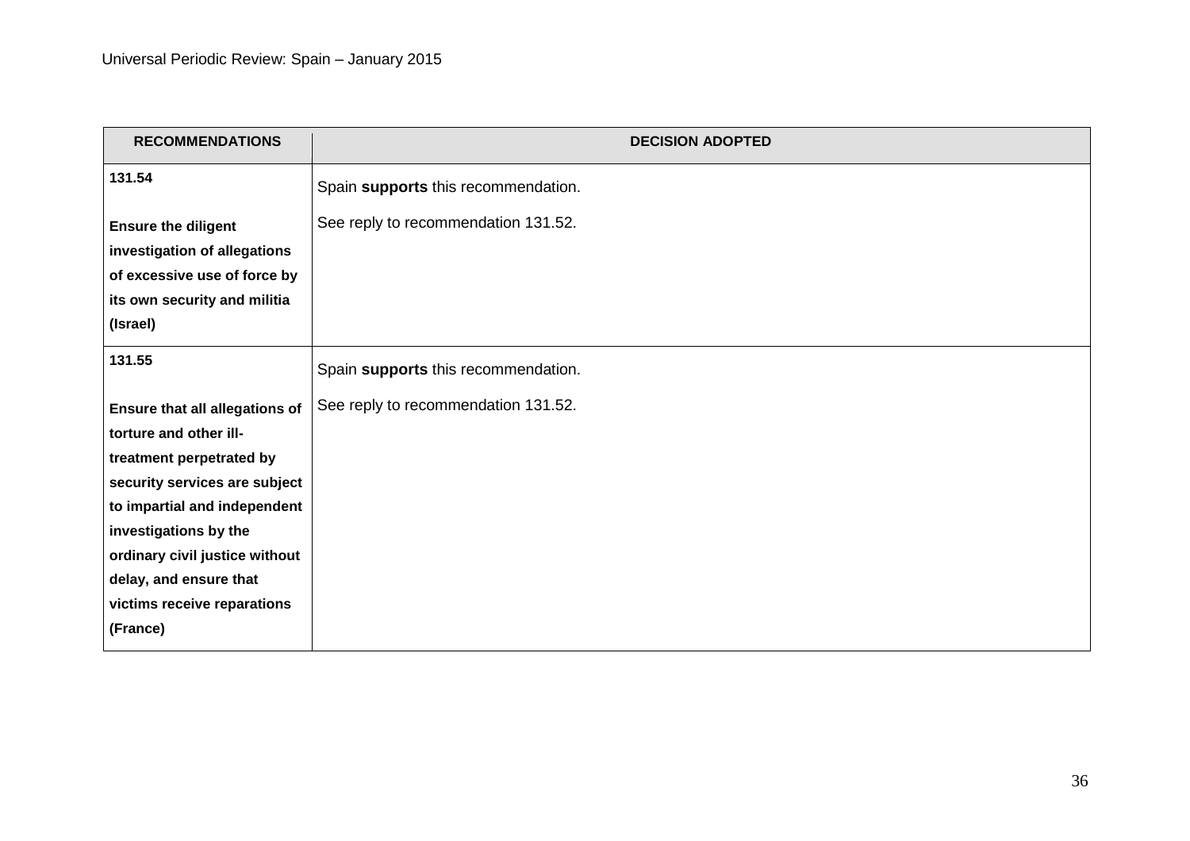| RECOMMENDATIONS | DECISION ADOPTED |
| --- | --- |
| **131.54** **Ensure the diligent investigation of allegations of excessive use of force by its own security and militia (Israel)** | Spain **supports** this recommendation. See reply to recommendation 131.52. |
| **131.55** **Ensure that all allegations of torture and other ill-treatment perpetrated by security services are subject to impartial and independent investigations by the ordinary civil justice without delay, and ensure that victims receive reparations (France)** | Spain **supports** this recommendation. See reply to recommendation 131.52. |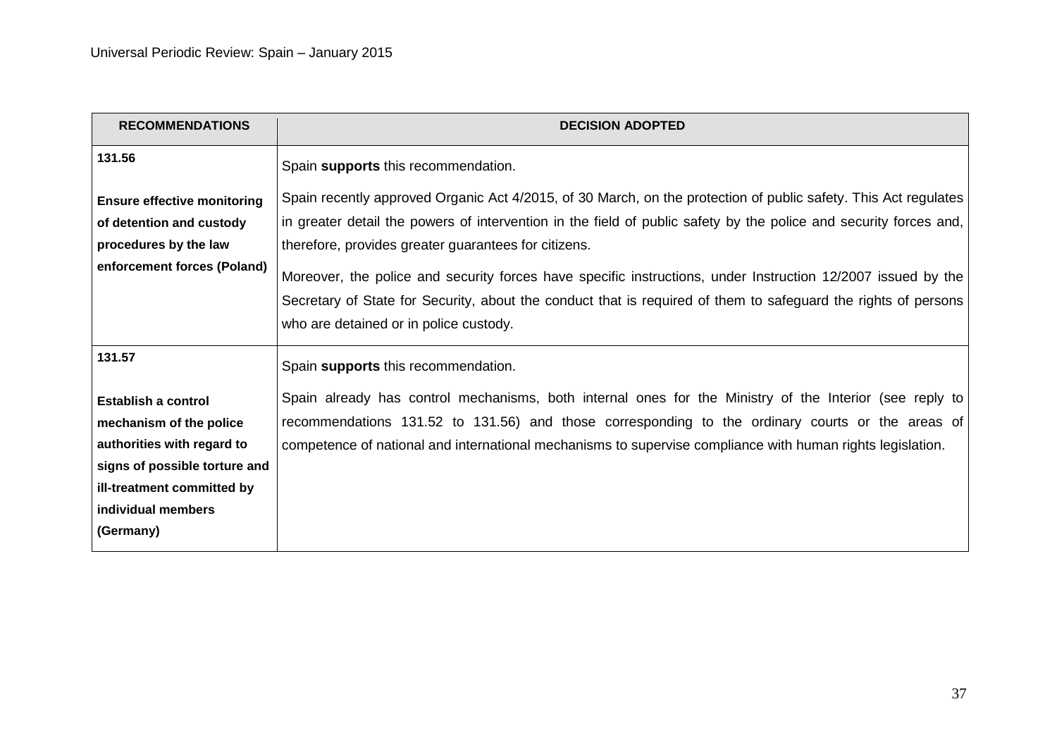| RECOMMENDATIONS | DECISION ADOPTED |
|---|---|
| **131.56**<br><br>**Ensure effective monitoring of detention and custody procedures by the law enforcement forces (Poland)** | Spain **supports** this recommendation.<br><br>Spain recently approved Organic Act 4/2015, of 30 March, on the protection of public safety. This Act regulates in greater detail the powers of intervention in the field of public safety by the police and security forces and, therefore, provides greater guarantees for citizens.<br><br>Moreover, the police and security forces have specific instructions, under Instruction 12/2007 issued by the Secretary of State for Security, about the conduct that is required of them to safeguard the rights of persons who are detained or in police custody. |
| **131.57**<br><br>**Establish a control mechanism of the police authorities with regard to signs of possible torture and ill-treatment committed by individual members (Germany)** | Spain **supports** this recommendation.<br><br>Spain already has control mechanisms, both internal ones for the Ministry of the Interior (see reply to recommendations 131.52 to 131.56) and those corresponding to the ordinary courts or the areas of competence of national and international mechanisms to supervise compliance with human rights legislation. |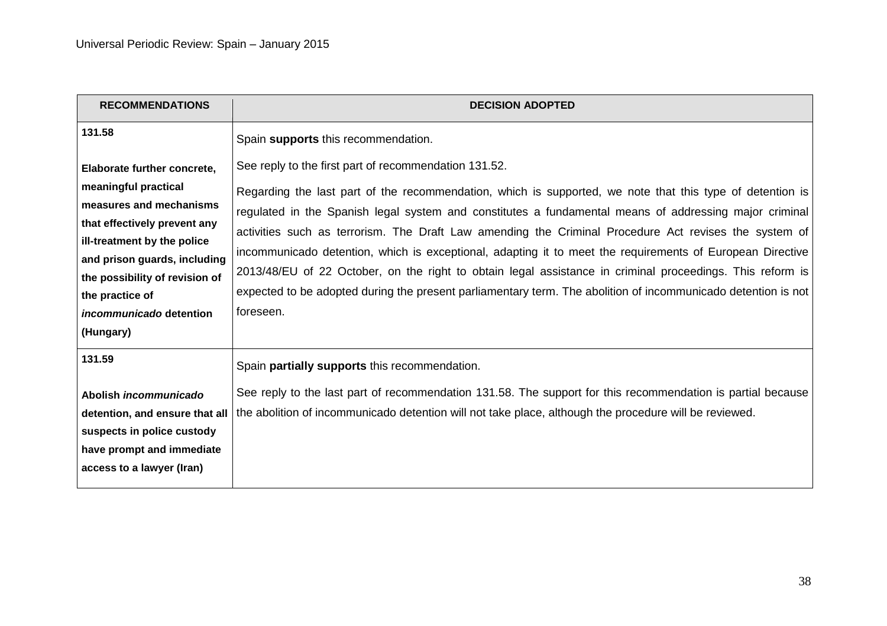| RECOMMENDATIONS | DECISION ADOPTED |
| --- | --- |
| **131.58**<br><br>**Elaborate further concrete, meaningful practical measures and mechanisms that effectively prevent any ill-treatment by the police and prison guards, including the possibility of revision of the practice of *incommunicado* detention (Hungary)** | Spain **supports** this recommendation.<br><br>See reply to the first part of recommendation 131.52.<br><br>Regarding the last part of the recommendation, which is supported, we note that this type of detention is regulated in the Spanish legal system and constitutes a fundamental means of addressing major criminal activities such as terrorism. The Draft Law amending the Criminal Procedure Act revises the system of incommunicado detention, which is exceptional, adapting it to meet the requirements of European Directive 2013/48/EU of 22 October, on the right to obtain legal assistance in criminal proceedings. This reform is expected to be adopted during the present parliamentary term. The abolition of incommunicado detention is not foreseen. |
| **131.59**<br><br>**Abolish *incommunicado* detention, and ensure that all suspects in police custody have prompt and immediate access to a lawyer (Iran)** | Spain **partially supports** this recommendation.<br><br>See reply to the last part of recommendation 131.58. The support for this recommendation is partial because the abolition of incommunicado detention will not take place, although the procedure will be reviewed. |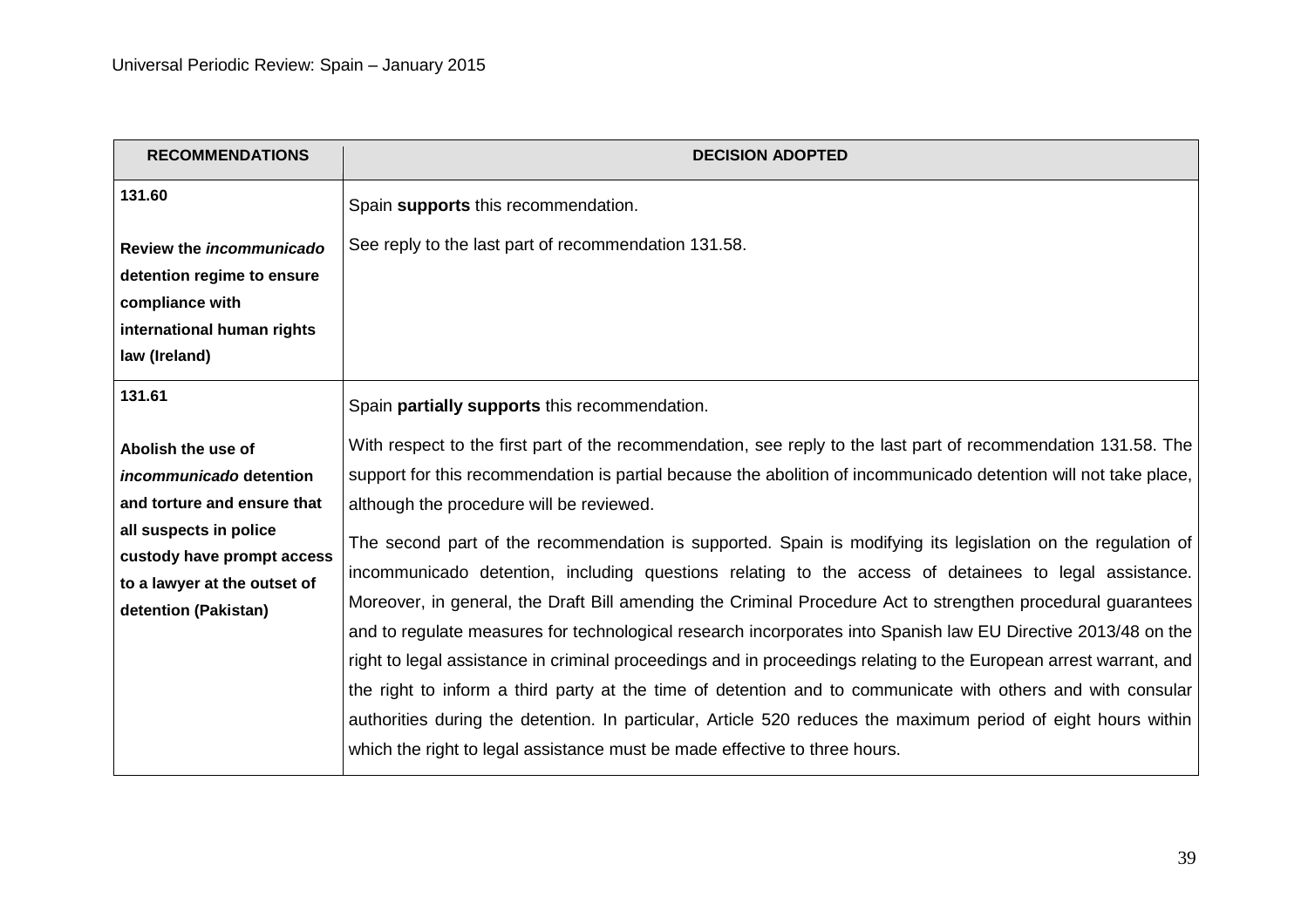| RECOMMENDATIONS | DECISION ADOPTED |
|---|---|
| **131.60**<br><br>**Review the *incommunicado* detention regime to ensure compliance with international human rights law (Ireland)** | Spain **supports** this recommendation.<br><br>See reply to the last part of recommendation 131.58. |
| **131.61**<br><br>**Abolish the use of *incommunicado* detention and torture and ensure that all suspects in police custody have prompt access to a lawyer at the outset of detention (Pakistan)** | Spain **partially supports** this recommendation.<br><br>With respect to the first part of the recommendation, see reply to the last part of recommendation 131.58. The support for this recommendation is partial because the abolition of incommunicado detention will not take place, although the procedure will be reviewed.<br><br>The second part of the recommendation is supported. Spain is modifying its legislation on the regulation of incommunicado detention, including questions relating to the access of detainees to legal assistance. Moreover, in general, the Draft Bill amending the Criminal Procedure Act to strengthen procedural guarantees and to regulate measures for technological research incorporates into Spanish law EU Directive 2013/48 on the right to legal assistance in criminal proceedings and in proceedings relating to the European arrest warrant, and the right to inform a third party at the time of detention and to communicate with others and with consular authorities during the detention. In particular, Article 520 reduces the maximum period of eight hours within which the right to legal assistance must be made effective to three hours. |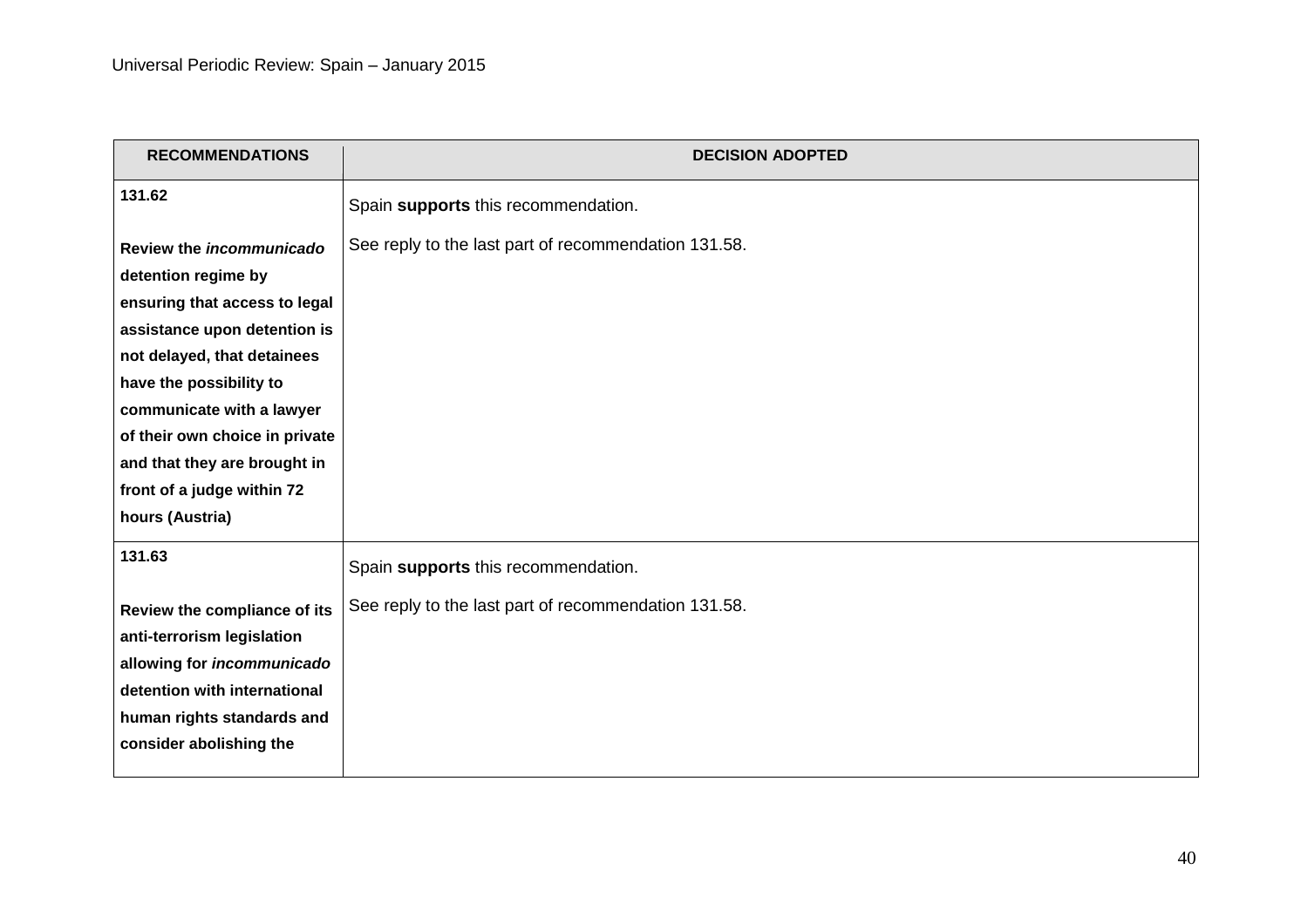| RECOMMENDATIONS | DECISION ADOPTED |
|---|---|
| **131.62** **Review the *incommunicado* detention regime by ensuring that access to legal assistance upon detention is not delayed, that detainees have the possibility to communicate with a lawyer of their own choice in private and that they are brought in front of a judge within 72 hours (Austria)** | Spain **supports** this recommendation. See reply to the last part of recommendation 131.58. |
| **131.63** **Review the compliance of its anti-terrorism legislation allowing for *incommunicado* detention with international human rights standards and consider abolishing the** | Spain **supports** this recommendation. See reply to the last part of recommendation 131.58. |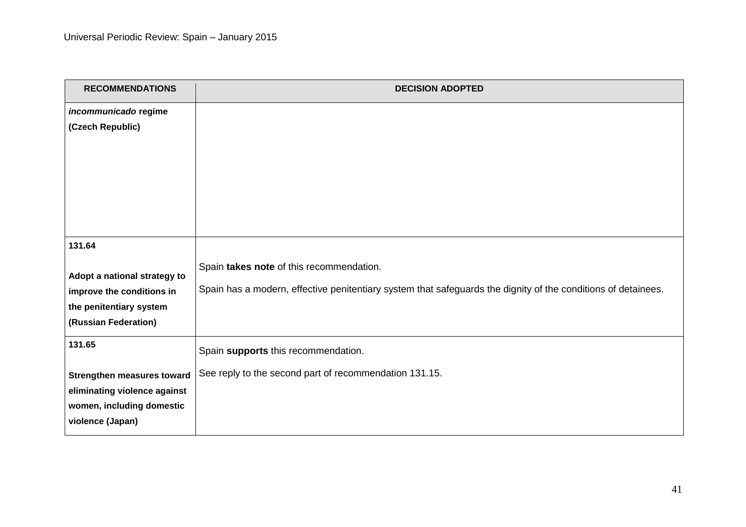| RECOMMENDATIONS | DECISION ADOPTED |
|---|---|
| ***incommunicado* regime (Czech Republic)** | |
| **131.64**<br><br>**Adopt a national strategy to improve the conditions in the penitentiary system (Russian Federation)** | Spain **takes note** of this recommendation.<br><br>Spain has a modern, effective penitentiary system that safeguards the dignity of the conditions of detainees. |
| **131.65**<br><br>**Strengthen measures toward eliminating violence against women, including domestic violence (Japan)** | Spain **supports** this recommendation.<br><br>See reply to the second part of recommendation 131.15. |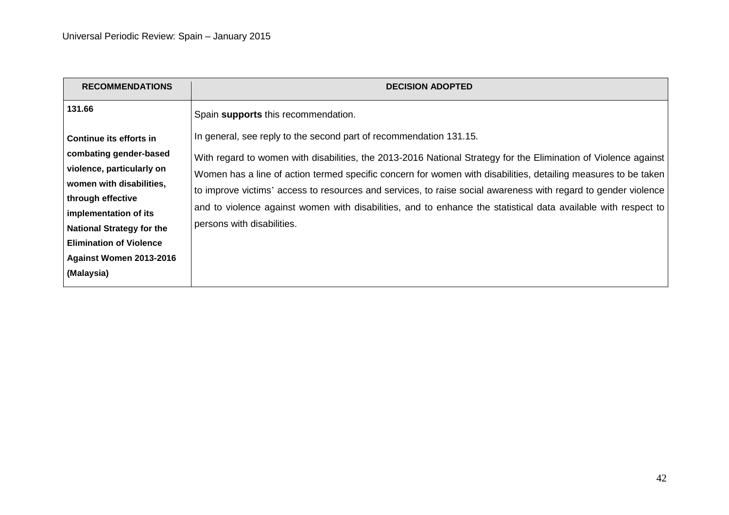| RECOMMENDATIONS | DECISION ADOPTED |
| --- | --- |
| 131.66<br><br>**Continue its efforts in combating gender-based violence, particularly on women with disabilities, through effective implementation of its National Strategy for the Elimination of Violence Against Women 2013-2016 (Malaysia)** | Spain **supports** this recommendation.<br><br>In general, see reply to the second part of recommendation 131.15.<br><br>With regard to women with disabilities, the 2013-2016 National Strategy for the Elimination of Violence against Women has a line of action termed specific concern for women with disabilities, detailing measures to be taken to improve victims' access to resources and services, to raise social awareness with regard to gender violence and to violence against women with disabilities, and to enhance the statistical data available with respect to persons with disabilities. |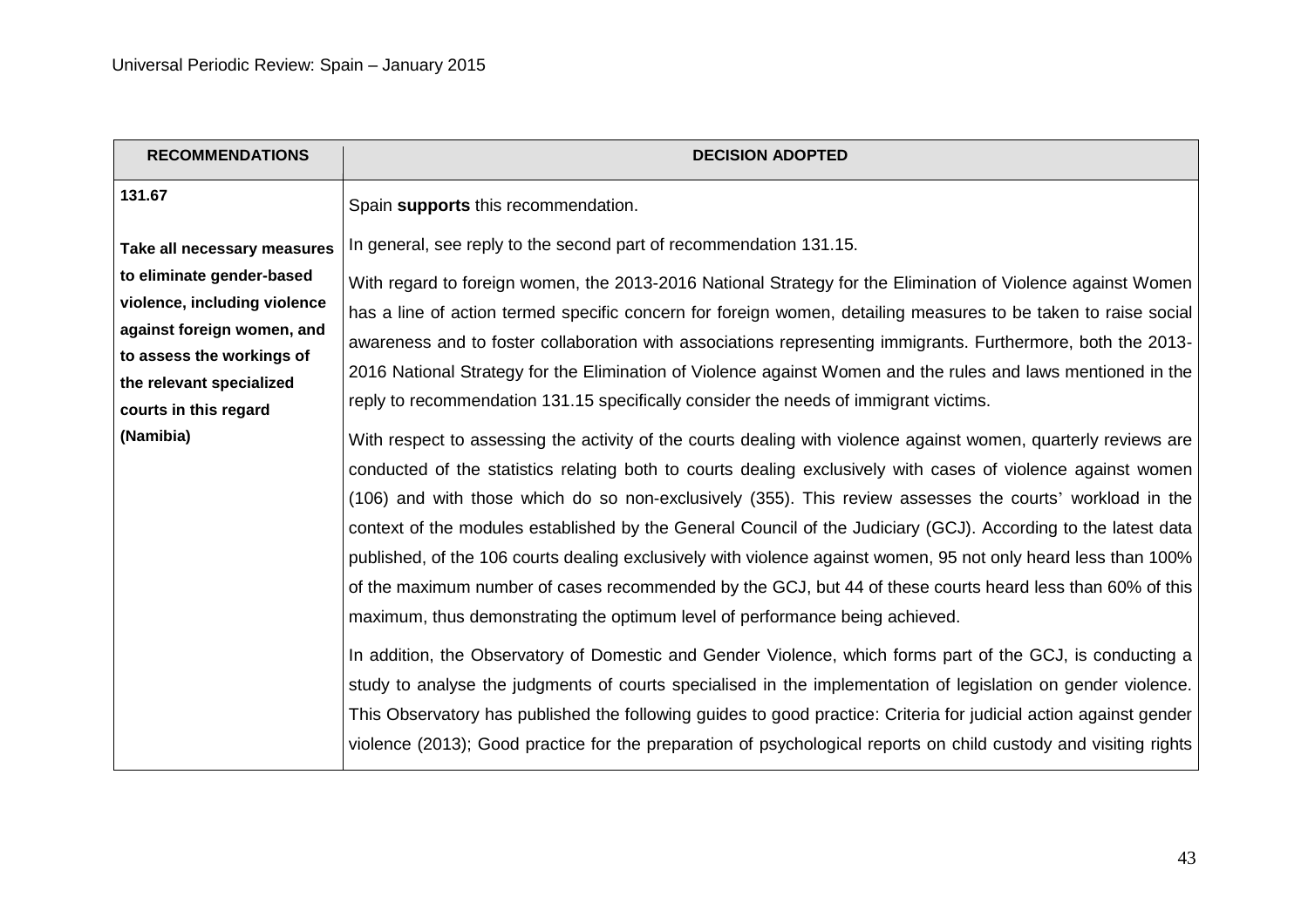| RECOMMENDATIONS | DECISION ADOPTED |
| --- | --- |
| **131.67**<br><br>**Take all necessary measures to eliminate gender-based violence, including violence against foreign women, and to assess the workings of the relevant specialized courts in this regard (Namibia)** | Spain **supports** this recommendation.<br><br>In general, see reply to the second part of recommendation 131.15.<br><br>With regard to foreign women, the 2013-2016 National Strategy for the Elimination of Violence against Women has a line of action termed specific concern for foreign women, detailing measures to be taken to raise social awareness and to foster collaboration with associations representing immigrants. Furthermore, both the 2013-2016 National Strategy for the Elimination of Violence against Women and the rules and laws mentioned in the reply to recommendation 131.15 specifically consider the needs of immigrant victims.<br><br>With respect to assessing the activity of the courts dealing with violence against women, quarterly reviews are conducted of the statistics relating both to courts dealing exclusively with cases of violence against women (106) and with those which do so non-exclusively (355). This review assesses the courts' workload in the context of the modules established by the General Council of the Judiciary (GCJ). According to the latest data published, of the 106 courts dealing exclusively with violence against women, 95 not only heard less than 100% of the maximum number of cases recommended by the GCJ, but 44 of these courts heard less than 60% of this maximum, thus demonstrating the optimum level of performance being achieved.<br><br>In addition, the Observatory of Domestic and Gender Violence, which forms part of the GCJ, is conducting a study to analyse the judgments of courts specialised in the implementation of legislation on gender violence. This Observatory has published the following guides to good practice: Criteria for judicial action against gender violence (2013); Good practice for the preparation of psychological reports on child custody and visiting rights |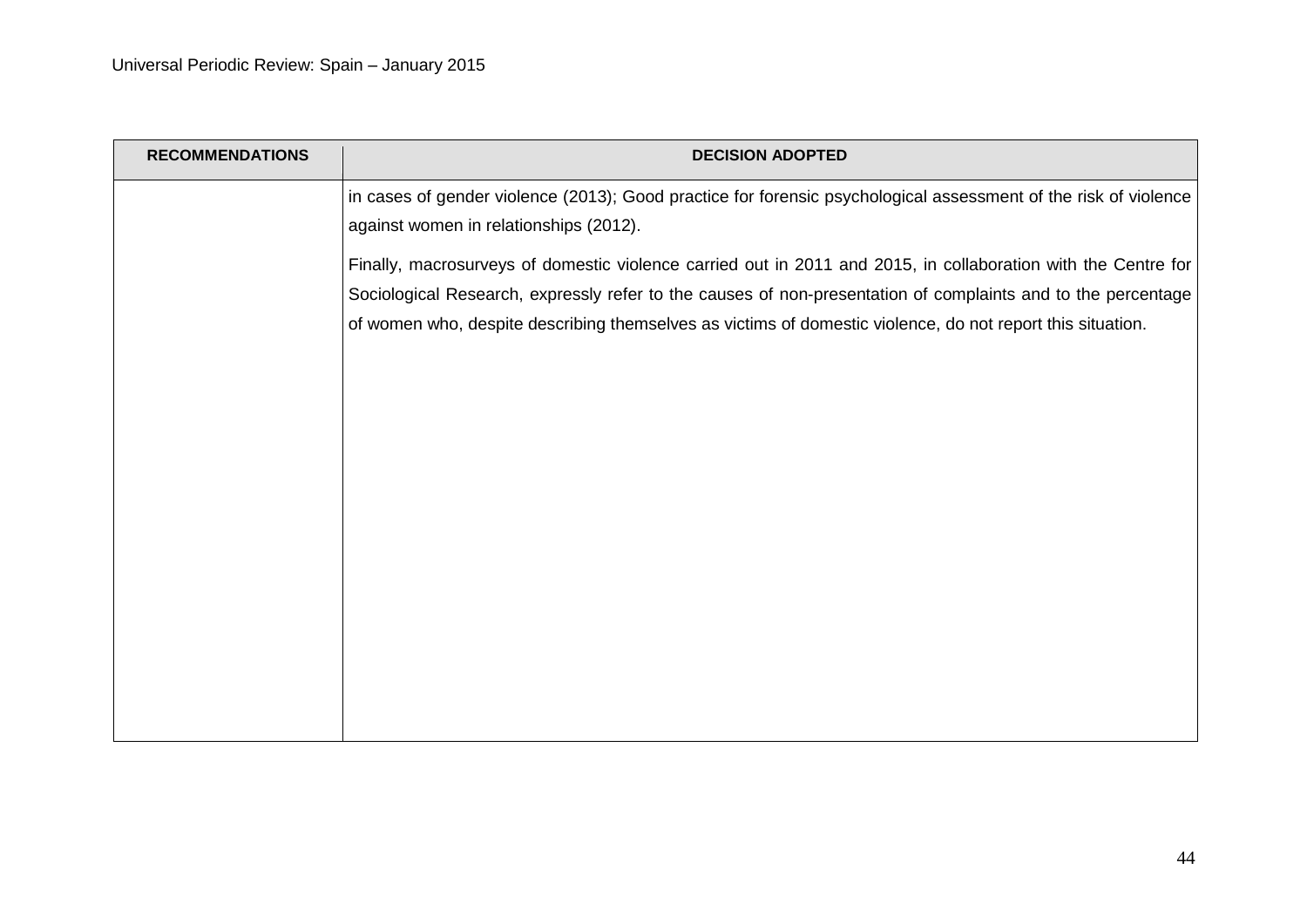| RECOMMENDATIONS | DECISION ADOPTED |
|---|---|
| | in cases of gender violence (2013); Good practice for forensic psychological assessment of the risk of violence against women in relationships (2012).<br><br>Finally, macrosurveys of domestic violence carried out in 2011 and 2015, in collaboration with the Centre for Sociological Research, expressly refer to the causes of non-presentation of complaints and to the percentage of women who, despite describing themselves as victims of domestic violence, do not report this situation. |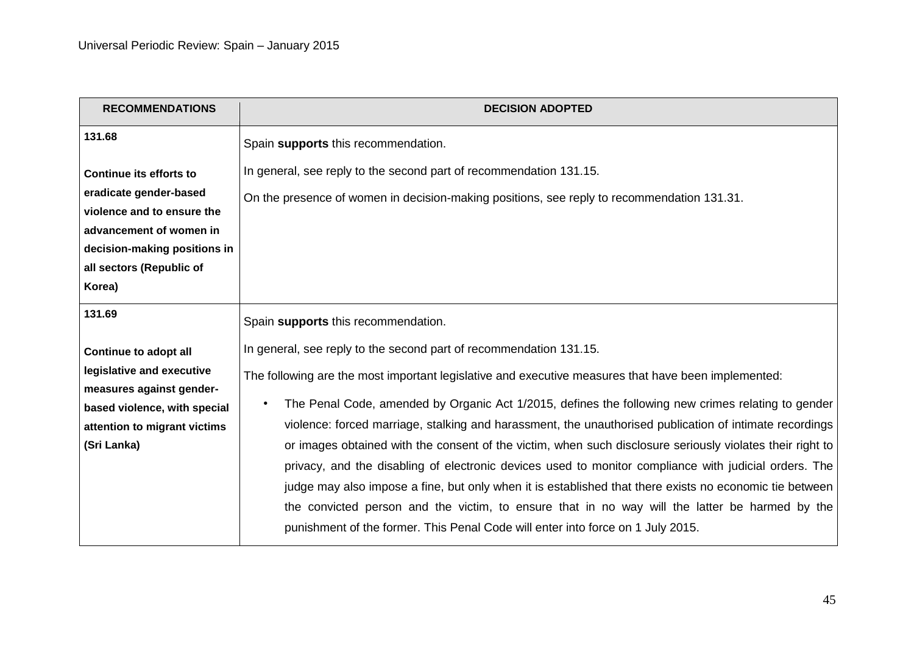| RECOMMENDATIONS | DECISION ADOPTED |
| --- | --- |
| **131.68**<br><br>**Continue its efforts to eradicate gender-based violence and to ensure the advancement of women in decision-making positions in all sectors (Republic of Korea)** | Spain **supports** this recommendation.<br><br>In general, see reply to the second part of recommendation 131.15.<br><br>On the presence of women in decision-making positions, see reply to recommendation 131.31. |
| **131.69**<br><br>**Continue to adopt all legislative and executive measures against gender-based violence, with special attention to migrant victims (Sri Lanka)** | Spain **supports** this recommendation.<br><br>In general, see reply to the second part of recommendation 131.15.<br><br>The following are the most important legislative and executive measures that have been implemented:<br><br>• The Penal Code, amended by Organic Act 1/2015, defines the following new crimes relating to gender violence: forced marriage, stalking and harassment, the unauthorised publication of intimate recordings or images obtained with the consent of the victim, when such disclosure seriously violates their right to privacy, and the disabling of electronic devices used to monitor compliance with judicial orders. The judge may also impose a fine, but only when it is established that there exists no economic tie between the convicted person and the victim, to ensure that in no way will the latter be harmed by the punishment of the former. This Penal Code will enter into force on 1 July 2015. |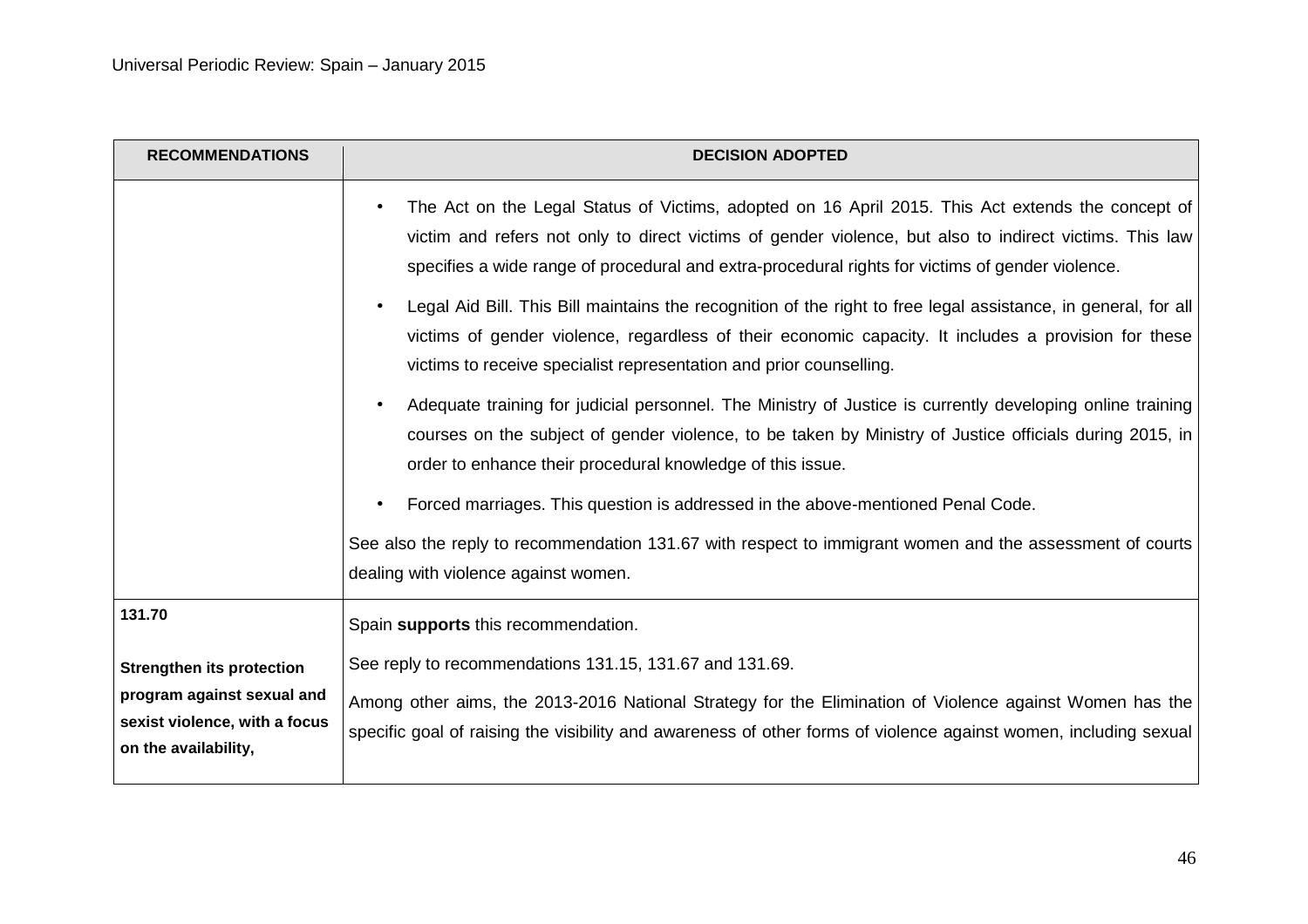| RECOMMENDATIONS | DECISION ADOPTED |
|---|---|
| | • The Act on the Legal Status of Victims, adopted on 16 April 2015. This Act extends the concept of victim and refers not only to direct victims of gender violence, but also to indirect victims. This law specifies a wide range of procedural and extra-procedural rights for victims of gender violence.<br><br>• Legal Aid Bill. This Bill maintains the recognition of the right to free legal assistance, in general, for all victims of gender violence, regardless of their economic capacity. It includes a provision for these victims to receive specialist representation and prior counselling.<br><br>• Adequate training for judicial personnel. The Ministry of Justice is currently developing online training courses on the subject of gender violence, to be taken by Ministry of Justice officials during 2015, in order to enhance their procedural knowledge of this issue.<br><br>• Forced marriages. This question is addressed in the above-mentioned Penal Code.<br><br>See also the reply to recommendation 131.67 with respect to immigrant women and the assessment of courts dealing with violence against women. |
| **131.70**<br><br>**Strengthen its protection program against sexual and sexist violence, with a focus on the availability,** | Spain **supports** this recommendation.<br><br>See reply to recommendations 131.15, 131.67 and 131.69.<br><br>Among other aims, the 2013-2016 National Strategy for the Elimination of Violence against Women has the specific goal of raising the visibility and awareness of other forms of violence against women, including sexual |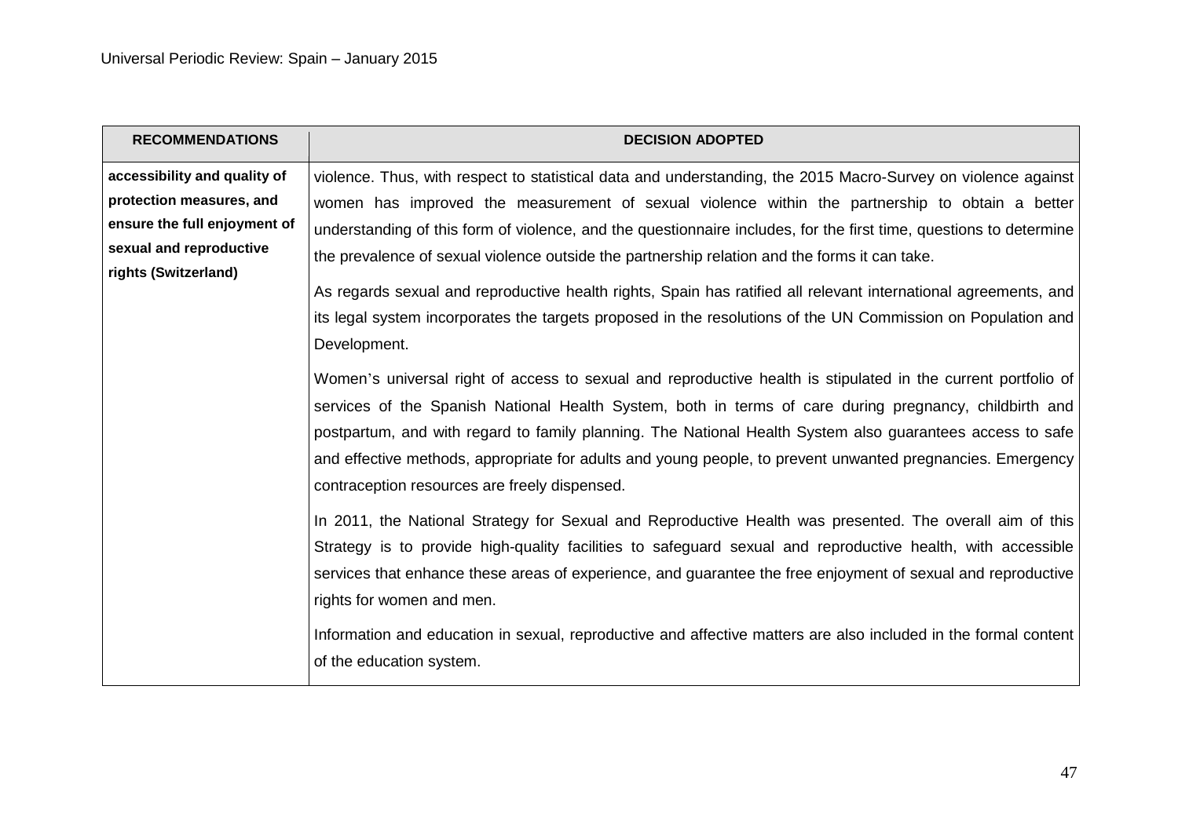| RECOMMENDATIONS | DECISION ADOPTED |
| --- | --- |
| **accessibility and quality of protection measures, and ensure the full enjoyment of sexual and reproductive rights (Switzerland)** | violence. Thus, with respect to statistical data and understanding, the 2015 Macro-Survey on violence against women has improved the measurement of sexual violence within the partnership to obtain a better understanding of this form of violence, and the questionnaire includes, for the first time, questions to determine the prevalence of sexual violence outside the partnership relation and the forms it can take.<br><br>As regards sexual and reproductive health rights, Spain has ratified all relevant international agreements, and its legal system incorporates the targets proposed in the resolutions of the UN Commission on Population and Development.<br><br>Women's universal right of access to sexual and reproductive health is stipulated in the current portfolio of services of the Spanish National Health System, both in terms of care during pregnancy, childbirth and postpartum, and with regard to family planning. The National Health System also guarantees access to safe and effective methods, appropriate for adults and young people, to prevent unwanted pregnancies. Emergency contraception resources are freely dispensed.<br><br>In 2011, the National Strategy for Sexual and Reproductive Health was presented. The overall aim of this Strategy is to provide high-quality facilities to safeguard sexual and reproductive health, with accessible services that enhance these areas of experience, and guarantee the free enjoyment of sexual and reproductive rights for women and men.<br><br>Information and education in sexual, reproductive and affective matters are also included in the formal content of the education system. |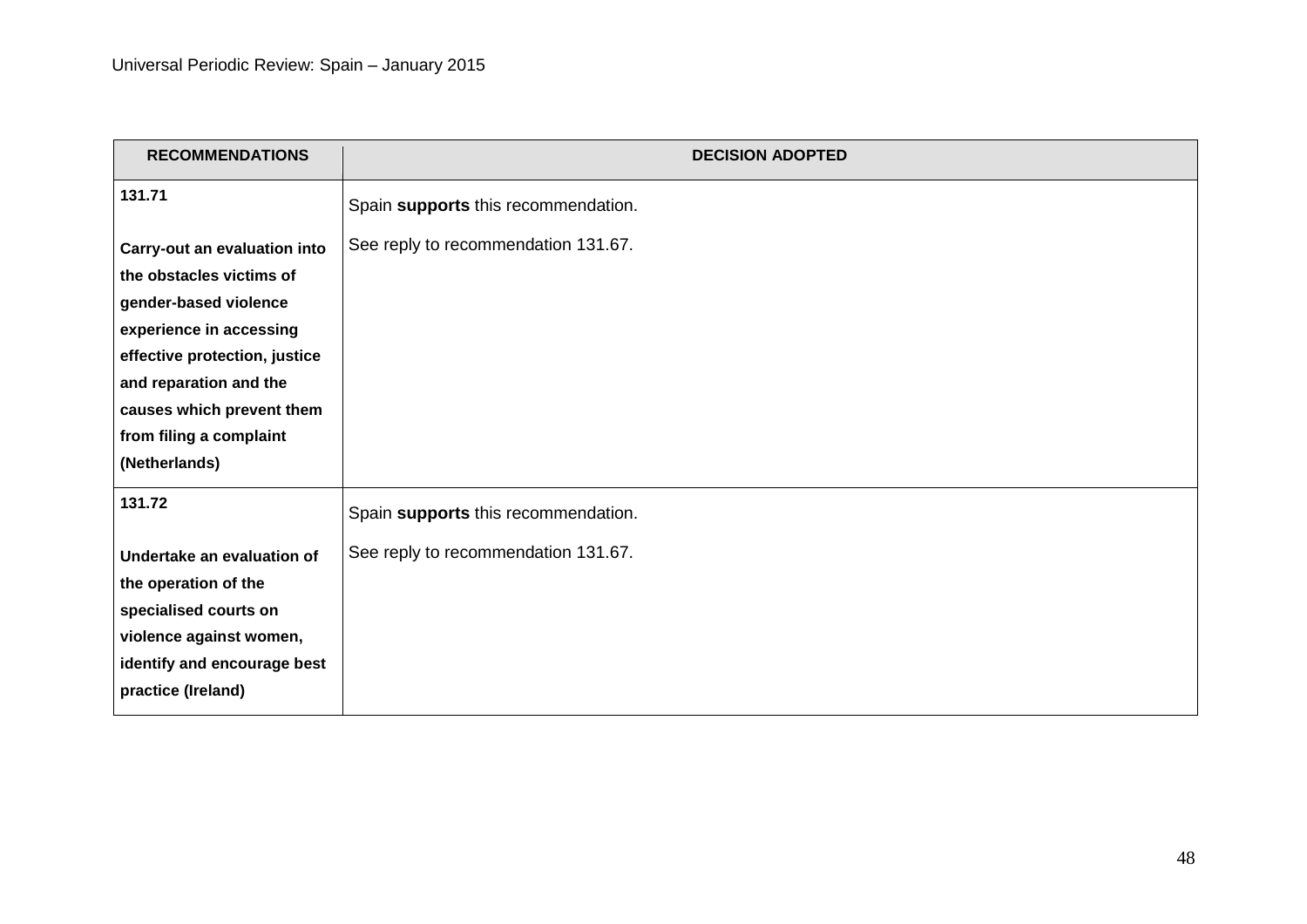| RECOMMENDATIONS | DECISION ADOPTED |
|---|---|
| **131.71**<br><br>**Carry-out an evaluation into the obstacles victims of gender-based violence experience in accessing effective protection, justice and reparation and the causes which prevent them from filing a complaint (Netherlands)** | Spain **supports** this recommendation.<br><br>See reply to recommendation 131.67. |
| **131.72**<br><br>**Undertake an evaluation of the operation of the specialised courts on violence against women, identify and encourage best practice (Ireland)** | Spain **supports** this recommendation.<br><br>See reply to recommendation 131.67. |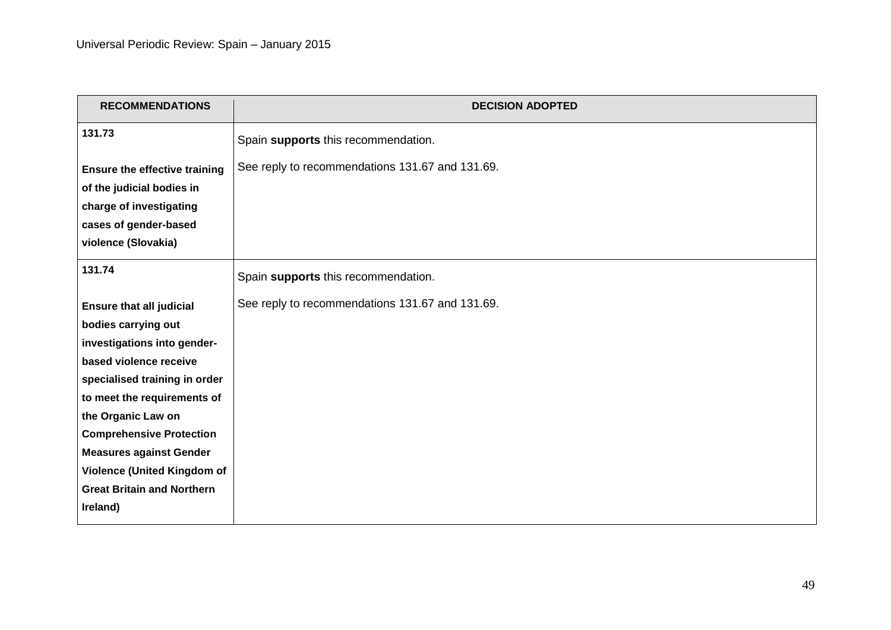| RECOMMENDATIONS | DECISION ADOPTED |
|---|---|
| **131.73** **Ensure the effective training of the judicial bodies in charge of investigating cases of gender-based violence (Slovakia)** | Spain **supports** this recommendation. See reply to recommendations 131.67 and 131.69. |
| **131.74** **Ensure that all judicial bodies carrying out investigations into gender-based violence receive specialised training in order to meet the requirements of the Organic Law on Comprehensive Protection Measures against Gender Violence (United Kingdom of Great Britain and Northern Ireland)** | Spain **supports** this recommendation. See reply to recommendations 131.67 and 131.69. |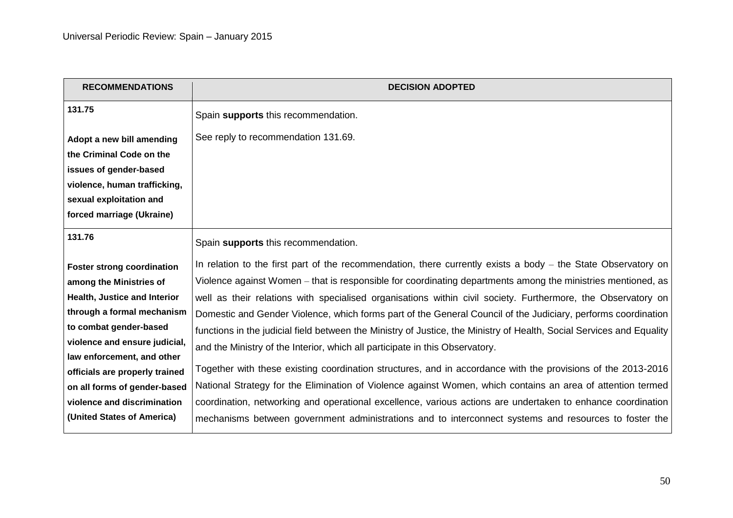| RECOMMENDATIONS | DECISION ADOPTED |
|---|---|
| **131.75**<br><br>**Adopt a new bill amending the Criminal Code on the issues of gender-based violence, human trafficking, sexual exploitation and forced marriage (Ukraine)** | Spain **supports** this recommendation.<br><br>See reply to recommendation 131.69. |
| **131.76**<br><br>**Foster strong coordination among the Ministries of Health, Justice and Interior through a formal mechanism to combat gender-based violence and ensure judicial, law enforcement, and other officials are properly trained on all forms of gender-based violence and discrimination (United States of America)** | Spain **supports** this recommendation.<br><br>In relation to the first part of the recommendation, there currently exists a body – the State Observatory on Violence against Women – that is responsible for coordinating departments among the ministries mentioned, as well as their relations with specialised organisations within civil society. Furthermore, the Observatory on Domestic and Gender Violence, which forms part of the General Council of the Judiciary, performs coordination functions in the judicial field between the Ministry of Justice, the Ministry of Health, Social Services and Equality and the Ministry of the Interior, which all participate in this Observatory.<br><br>Together with these existing coordination structures, and in accordance with the provisions of the 2013-2016 National Strategy for the Elimination of Violence against Women, which contains an area of attention termed coordination, networking and operational excellence, various actions are undertaken to enhance coordination mechanisms between government administrations and to interconnect systems and resources to foster the |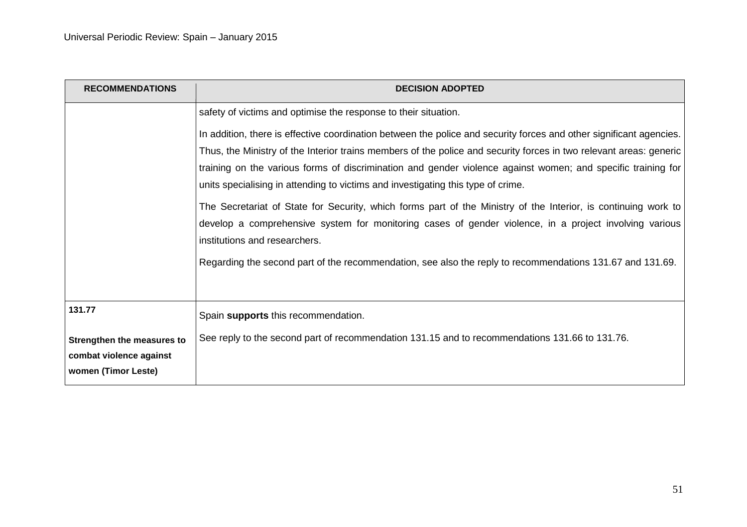| RECOMMENDATIONS | DECISION ADOPTED |
|---|---|
| | safety of victims and optimise the response to their situation.<br><br>In addition, there is effective coordination between the police and security forces and other significant agencies. Thus, the Ministry of the Interior trains members of the police and security forces in two relevant areas: generic training on the various forms of discrimination and gender violence against women; and specific training for units specialising in attending to victims and investigating this type of crime.<br><br>The Secretariat of State for Security, which forms part of the Ministry of the Interior, is continuing work to develop a comprehensive system for monitoring cases of gender violence, in a project involving various institutions and researchers.<br><br>Regarding the second part of the recommendation, see also the reply to recommendations 131.67 and 131.69. |
| **131.77**<br><br>**Strengthen the measures to combat violence against women (Timor Leste)** | Spain **supports** this recommendation.<br><br>See reply to the second part of recommendation 131.15 and to recommendations 131.66 to 131.76. |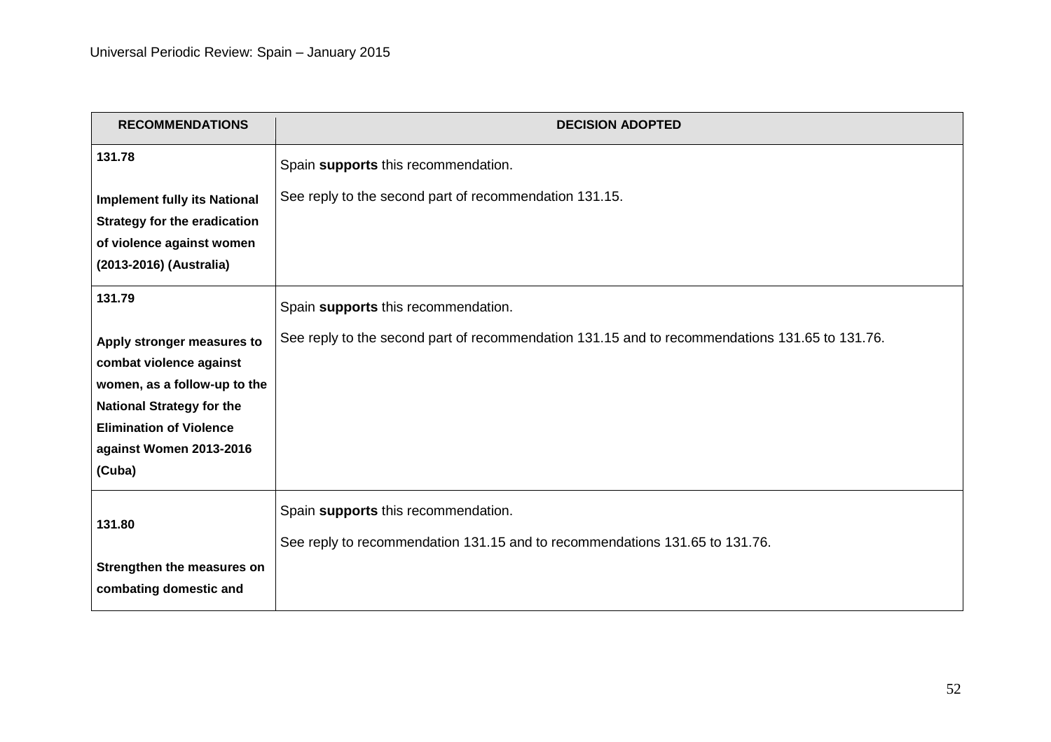| RECOMMENDATIONS | DECISION ADOPTED |
|---|---|
| **131.78**<br><br>**Implement fully its National Strategy for the eradication of violence against women (2013-2016) (Australia)** | Spain **supports** this recommendation.<br><br>See reply to the second part of recommendation 131.15. |
| **131.79**<br><br>**Apply stronger measures to combat violence against women, as a follow-up to the National Strategy for the Elimination of Violence against Women 2013-2016 (Cuba)** | Spain **supports** this recommendation.<br><br>See reply to the second part of recommendation 131.15 and to recommendations 131.65 to 131.76. |
| **131.80**<br><br>**Strengthen the measures on combating domestic and** | Spain **supports** this recommendation.<br><br>See reply to recommendation 131.15 and to recommendations 131.65 to 131.76. |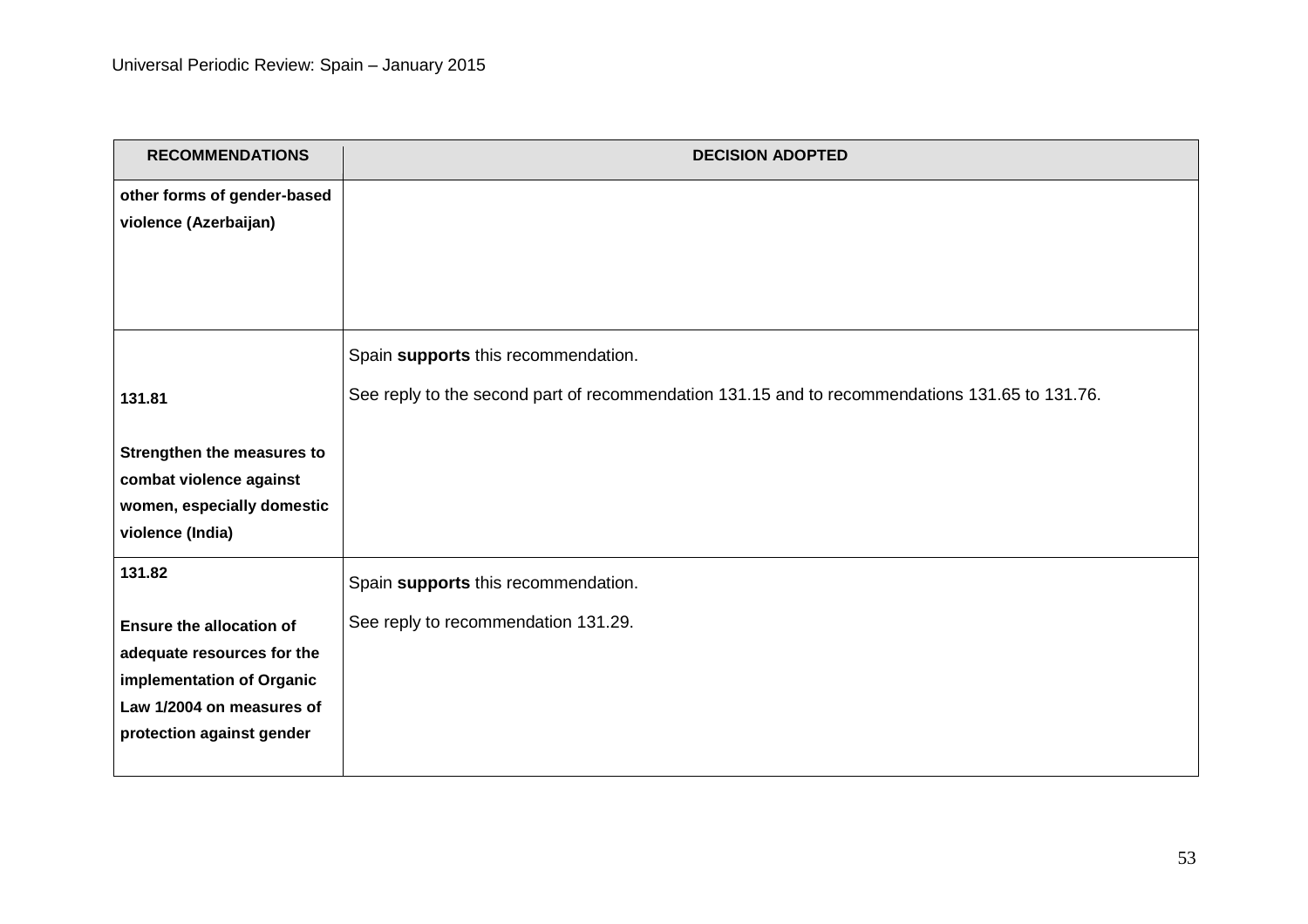| RECOMMENDATIONS | DECISION ADOPTED |
|---|---|
| **other forms of gender-based violence (Azerbaijan)** | |
| **131.81**<br><br>**Strengthen the measures to combat violence against women, especially domestic violence (India)** | Spain **supports** this recommendation.<br><br>See reply to the second part of recommendation 131.15 and to recommendations 131.65 to 131.76. |
| **131.82**<br><br>**Ensure the allocation of adequate resources for the implementation of Organic Law 1/2004 on measures of protection against gender** | Spain **supports** this recommendation.<br><br>See reply to recommendation 131.29. |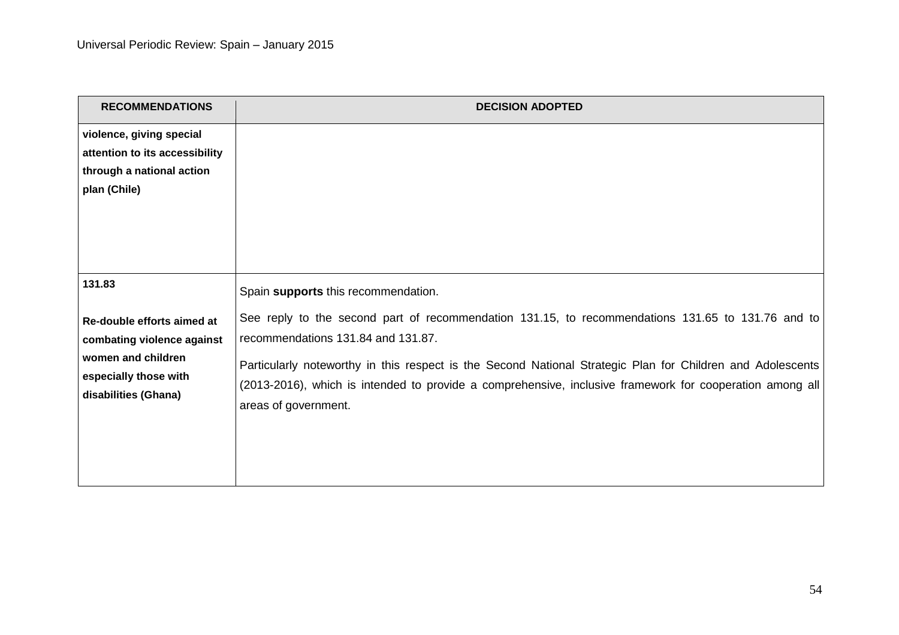| RECOMMENDATIONS | DECISION ADOPTED |
|---|---|
| **violence, giving special attention to its accessibility through a national action plan (Chile)** | |
| **131.83**<br><br>**Re-double efforts aimed at combating violence against women and children especially those with disabilities (Ghana)** | Spain **supports** this recommendation.<br><br>See reply to the second part of recommendation 131.15, to recommendations 131.65 to 131.76 and to recommendations 131.84 and 131.87.<br><br>Particularly noteworthy in this respect is the Second National Strategic Plan for Children and Adolescents (2013-2016), which is intended to provide a comprehensive, inclusive framework for cooperation among all areas of government. |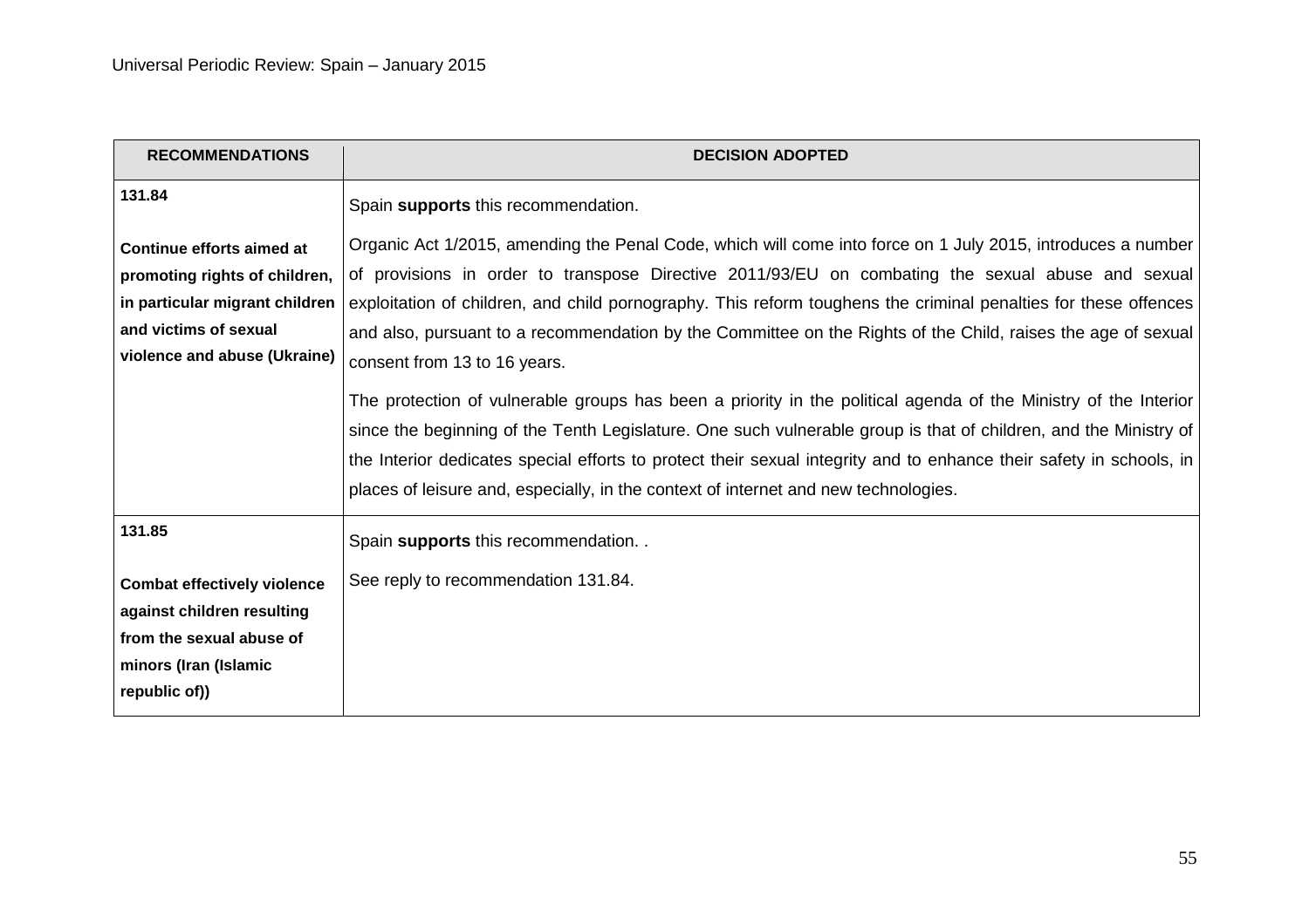| RECOMMENDATIONS | DECISION ADOPTED |
|---|---|
| **131.84**<br><br>**Continue efforts aimed at promoting rights of children, in particular migrant children and victims of sexual violence and abuse (Ukraine)** | Spain **supports** this recommendation.<br><br>Organic Act 1/2015, amending the Penal Code, which will come into force on 1 July 2015, introduces a number of provisions in order to transpose Directive 2011/93/EU on combating the sexual abuse and sexual exploitation of children, and child pornography. This reform toughens the criminal penalties for these offences and also, pursuant to a recommendation by the Committee on the Rights of the Child, raises the age of sexual consent from 13 to 16 years.<br><br>The protection of vulnerable groups has been a priority in the political agenda of the Ministry of the Interior since the beginning of the Tenth Legislature. One such vulnerable group is that of children, and the Ministry of the Interior dedicates special efforts to protect their sexual integrity and to enhance their safety in schools, in places of leisure and, especially, in the context of internet and new technologies. |
| **131.85**<br><br>**Combat effectively violence against children resulting from the sexual abuse of minors (Iran (Islamic republic of))** | Spain **supports** this recommendation. .<br><br>See reply to recommendation 131.84. |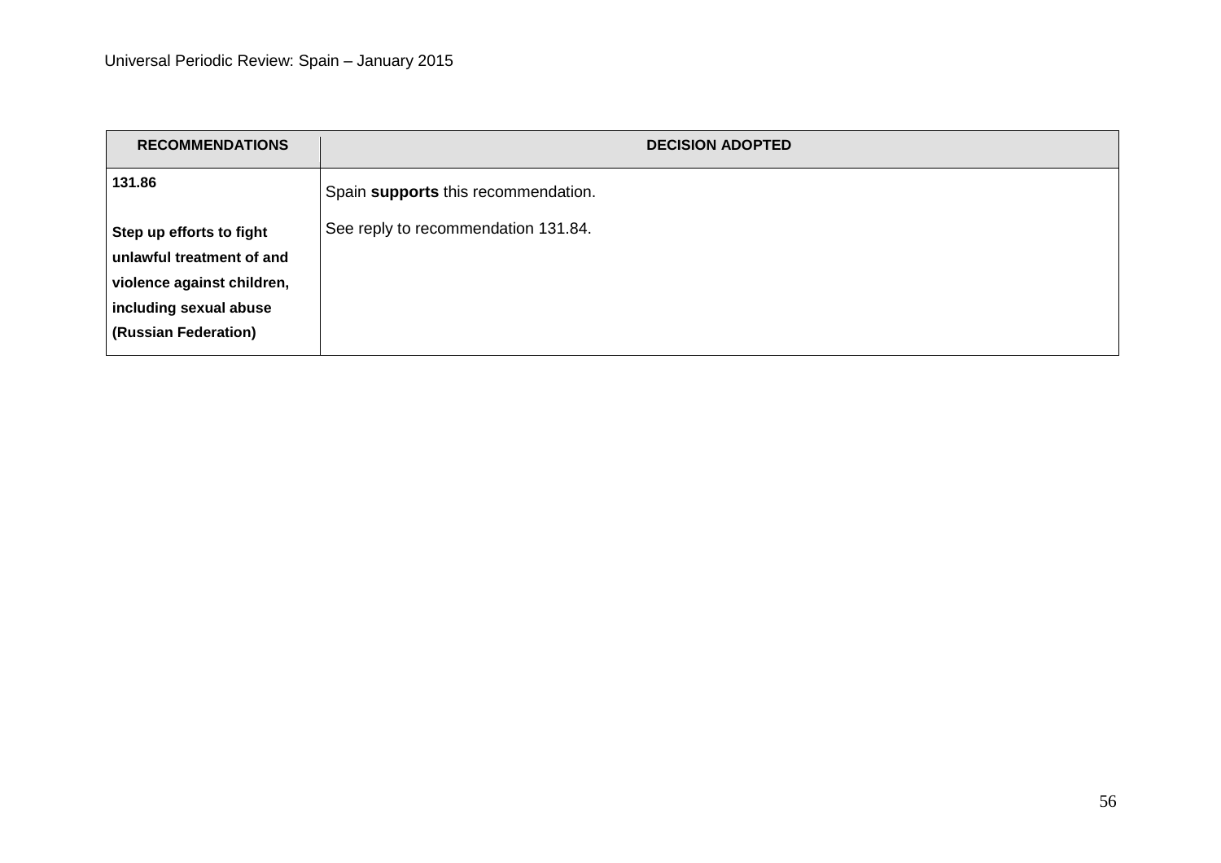| RECOMMENDATIONS | DECISION ADOPTED |
|---|---|
| **131.86**<br><br>**Step up efforts to fight unlawful treatment of and violence against children, including sexual abuse (Russian Federation)** | Spain **supports** this recommendation.<br><br>See reply to recommendation 131.84. |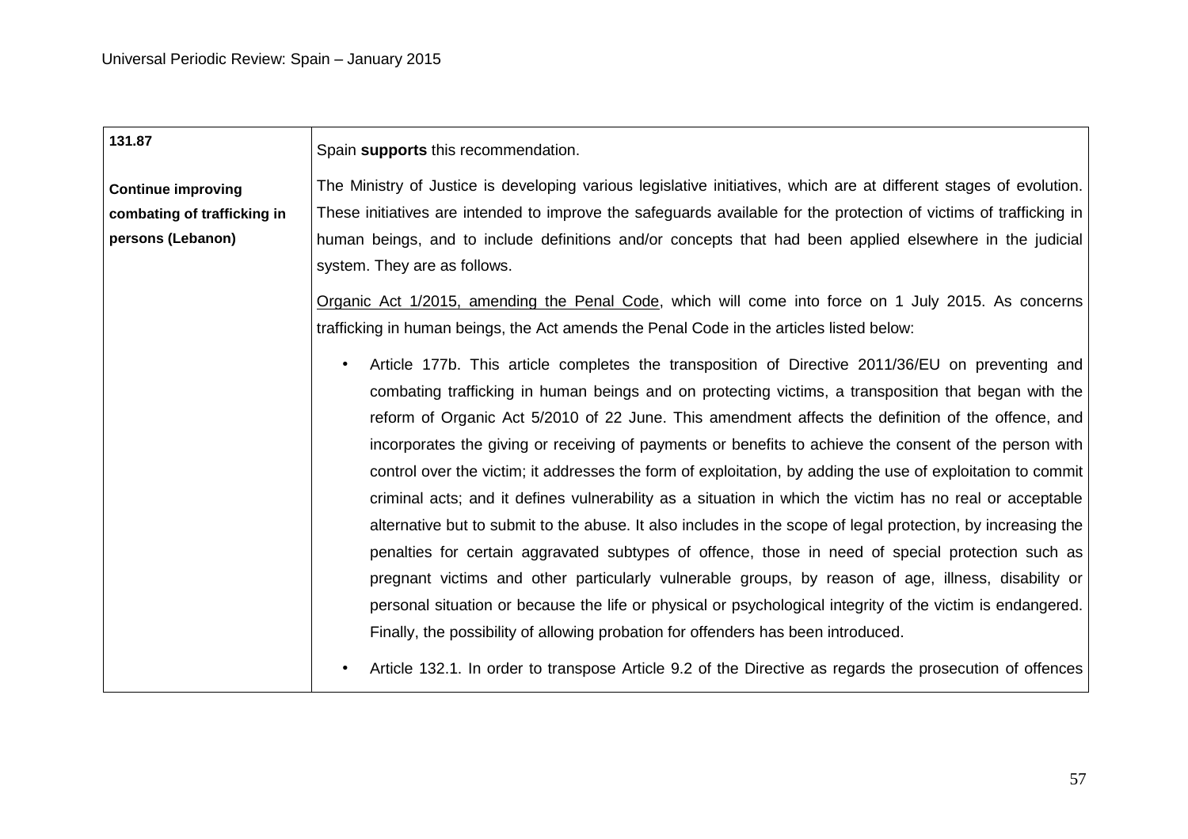| 131.87<br><br>**Continue improving combating of trafficking in persons (Lebanon)** | Spain **supports** this recommendation.<br><br>The Ministry of Justice is developing various legislative initiatives, which are at different stages of evolution. These initiatives are intended to improve the safeguards available for the protection of victims of trafficking in human beings, and to include definitions and/or concepts that had been applied elsewhere in the judicial system. They are as follows.<br><br>Organic Act 1/2015, amending the Penal Code, which will come into force on 1 July 2015. As concerns trafficking in human beings, the Act amends the Penal Code in the articles listed below:<br><br>• Article 177b. This article completes the transposition of Directive 2011/36/EU on preventing and combating trafficking in human beings and on protecting victims, a transposition that began with the reform of Organic Act 5/2010 of 22 June. This amendment affects the definition of the offence, and incorporates the giving or receiving of payments or benefits to achieve the consent of the person with control over the victim; it addresses the form of exploitation, by adding the use of exploitation to commit criminal acts; and it defines vulnerability as a situation in which the victim has no real or acceptable alternative but to submit to the abuse. It also includes in the scope of legal protection, by increasing the penalties for certain aggravated subtypes of offence, those in need of special protection such as pregnant victims and other particularly vulnerable groups, by reason of age, illness, disability or personal situation or because the life or physical or psychological integrity of the victim is endangered. Finally, the possibility of allowing probation for offenders has been introduced.<br><br>• Article 132.1. In order to transpose Article 9.2 of the Directive as regards the prosecution of offences |
|---|---|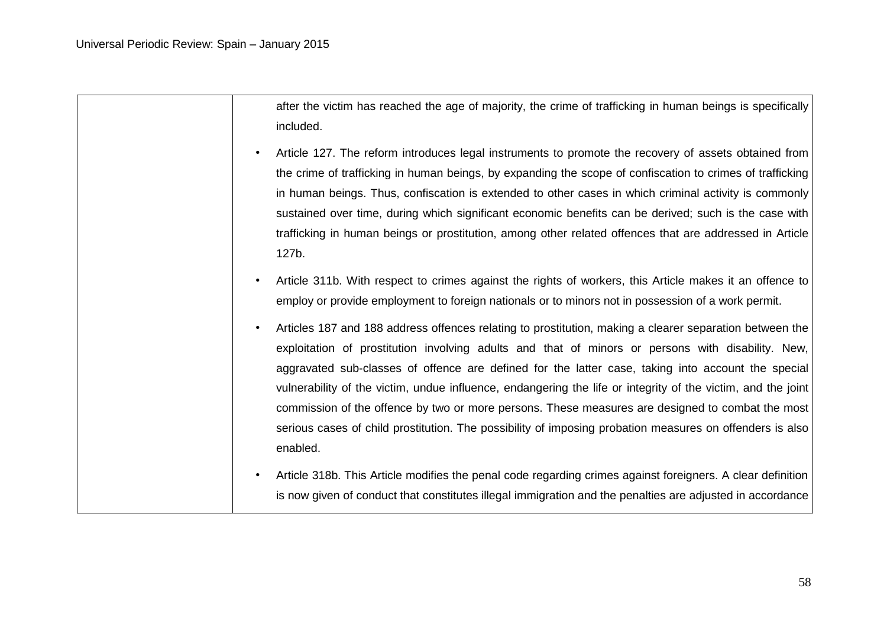| | |
|---|---|
| | after the victim has reached the age of majority, the crime of trafficking in human beings is specifically included.<br><br>• Article 127. The reform introduces legal instruments to promote the recovery of assets obtained from the crime of trafficking in human beings, by expanding the scope of confiscation to crimes of trafficking in human beings. Thus, confiscation is extended to other cases in which criminal activity is commonly sustained over time, during which significant economic benefits can be derived; such is the case with trafficking in human beings or prostitution, among other related offences that are addressed in Article 127b.<br><br>• Article 311b. With respect to crimes against the rights of workers, this Article makes it an offence to employ or provide employment to foreign nationals or to minors not in possession of a work permit.<br><br>• Articles 187 and 188 address offences relating to prostitution, making a clearer separation between the exploitation of prostitution involving adults and that of minors or persons with disability. New, aggravated sub-classes of offence are defined for the latter case, taking into account the special vulnerability of the victim, undue influence, endangering the life or integrity of the victim, and the joint commission of the offence by two or more persons. These measures are designed to combat the most serious cases of child prostitution. The possibility of imposing probation measures on offenders is also enabled.<br><br>• Article 318b. This Article modifies the penal code regarding crimes against foreigners. A clear definition is now given of conduct that constitutes illegal immigration and the penalties are adjusted in accordance |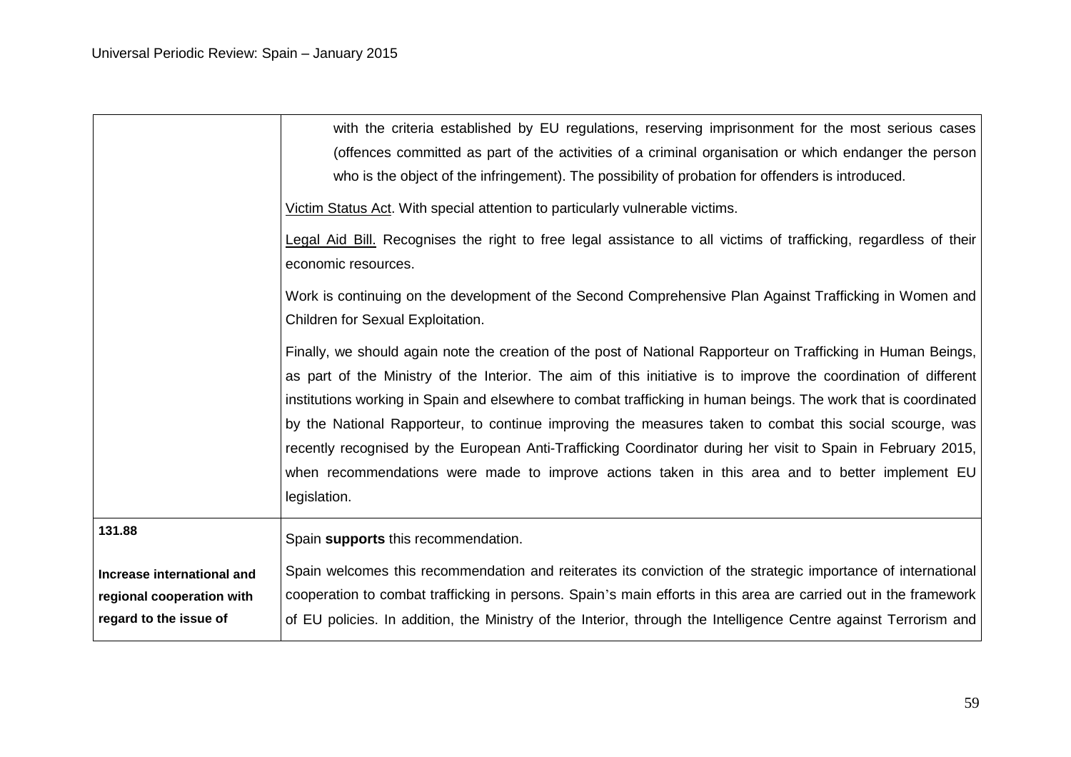| | |
|---|---|
| | with the criteria established by EU regulations, reserving imprisonment for the most serious cases (offences committed as part of the activities of a criminal organisation or which endanger the person who is the object of the infringement). The possibility of probation for offenders is introduced.<br><br>Victim Status Act. With special attention to particularly vulnerable victims.<br><br>Legal Aid Bill. Recognises the right to free legal assistance to all victims of trafficking, regardless of their economic resources.<br><br>Work is continuing on the development of the Second Comprehensive Plan Against Trafficking in Women and Children for Sexual Exploitation.<br><br>Finally, we should again note the creation of the post of National Rapporteur on Trafficking in Human Beings, as part of the Ministry of the Interior. The aim of this initiative is to improve the coordination of different institutions working in Spain and elsewhere to combat trafficking in human beings. The work that is coordinated by the National Rapporteur, to continue improving the measures taken to combat this social scourge, was recently recognised by the European Anti-Trafficking Coordinator during her visit to Spain in February 2015, when recommendations were made to improve actions taken in this area and to better implement EU legislation. |
| **131.88**<br><br>**Increase international and regional cooperation with regard to the issue of** | Spain **supports** this recommendation.<br><br>Spain welcomes this recommendation and reiterates its conviction of the strategic importance of international cooperation to combat trafficking in persons. Spain's main efforts in this area are carried out in the framework of EU policies. In addition, the Ministry of the Interior, through the Intelligence Centre against Terrorism and |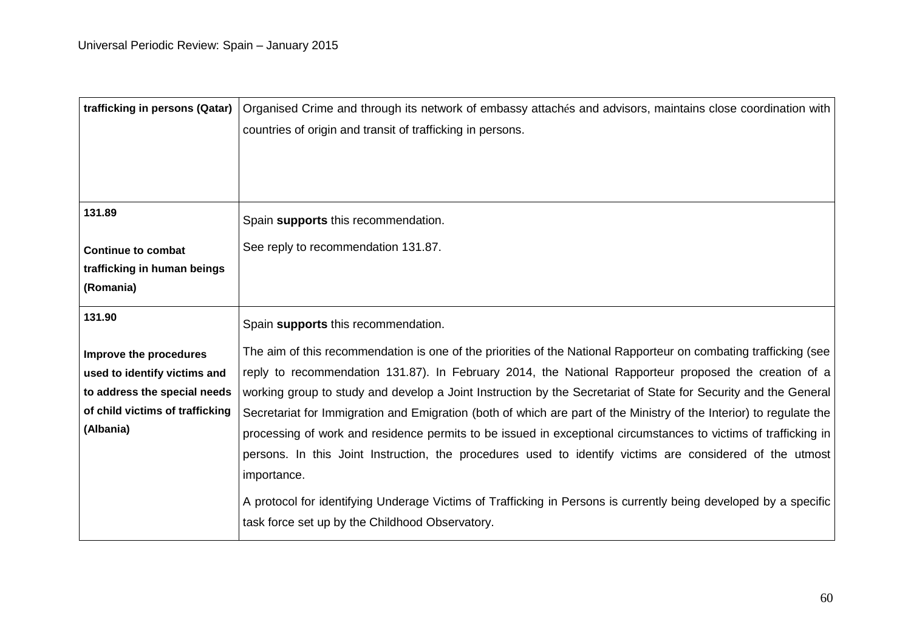| | |
|---|---|
| **trafficking in persons (Qatar)** | Organised Crime and through its network of embassy attachés and advisors, maintains close coordination with countries of origin and transit of trafficking in persons. |
| **131.89**<br><br>**Continue to combat trafficking in human beings (Romania)** | Spain **supports** this recommendation.<br><br>See reply to recommendation 131.87. |
| **131.90**<br><br>**Improve the procedures used to identify victims and to address the special needs of child victims of trafficking (Albania)** | Spain **supports** this recommendation.<br><br>The aim of this recommendation is one of the priorities of the National Rapporteur on combating trafficking (see reply to recommendation 131.87). In February 2014, the National Rapporteur proposed the creation of a working group to study and develop a Joint Instruction by the Secretariat of State for Security and the General Secretariat for Immigration and Emigration (both of which are part of the Ministry of the Interior) to regulate the processing of work and residence permits to be issued in exceptional circumstances to victims of trafficking in persons. In this Joint Instruction, the procedures used to identify victims are considered of the utmost importance.<br><br>A protocol for identifying Underage Victims of Trafficking in Persons is currently being developed by a specific task force set up by the Childhood Observatory. |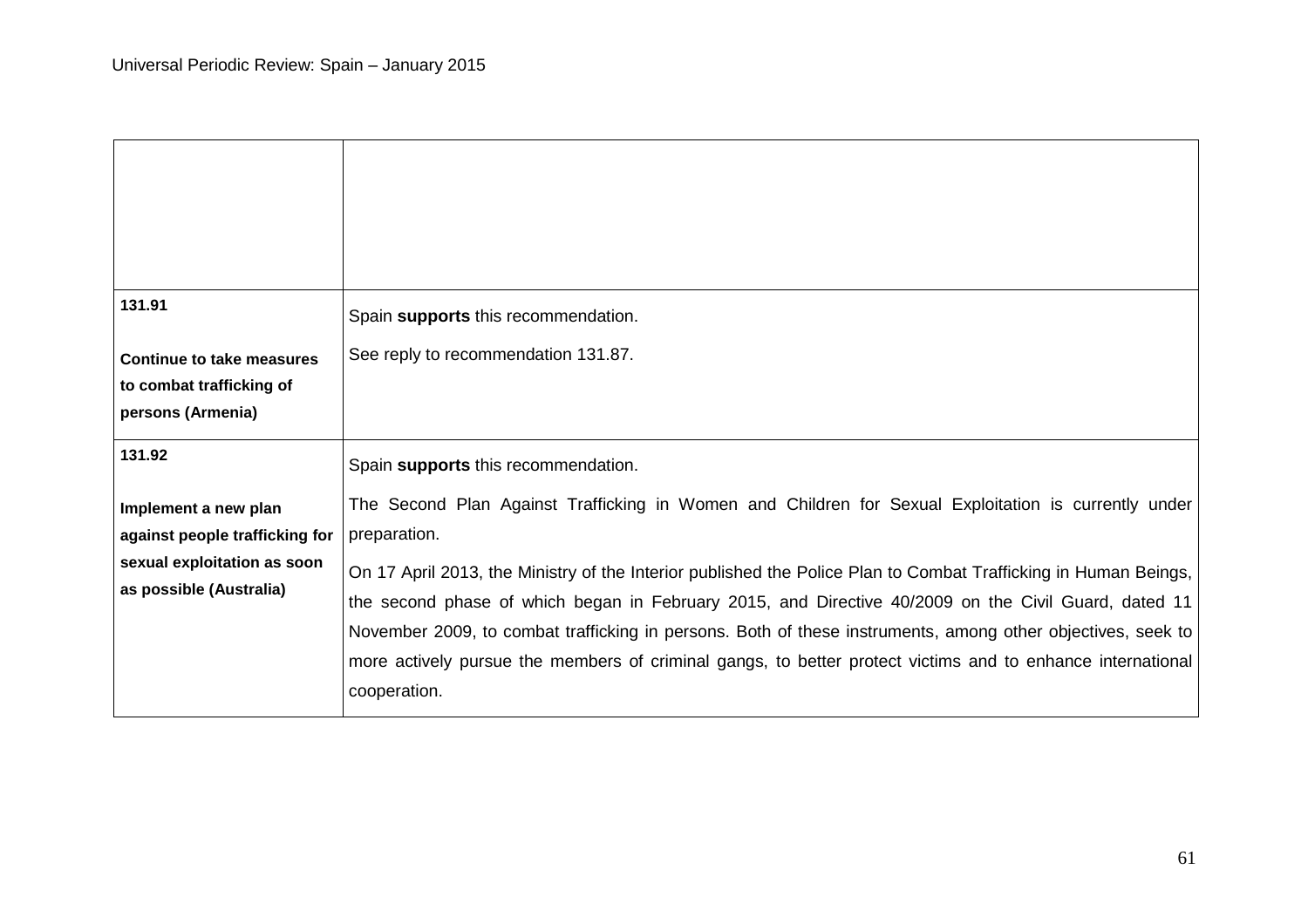| | |
|---|---|
| | |
| **131.91**<br><br>**Continue to take measures to combat trafficking of persons (Armenia)** | Spain **supports** this recommendation.<br><br>See reply to recommendation 131.87. |
| **131.92**<br><br>**Implement a new plan against people trafficking for sexual exploitation as soon as possible (Australia)** | Spain **supports** this recommendation.<br><br>The Second Plan Against Trafficking in Women and Children for Sexual Exploitation is currently under preparation.<br><br>On 17 April 2013, the Ministry of the Interior published the Police Plan to Combat Trafficking in Human Beings, the second phase of which began in February 2015, and Directive 40/2009 on the Civil Guard, dated 11 November 2009, to combat trafficking in persons. Both of these instruments, among other objectives, seek to more actively pursue the members of criminal gangs, to better protect victims and to enhance international cooperation. |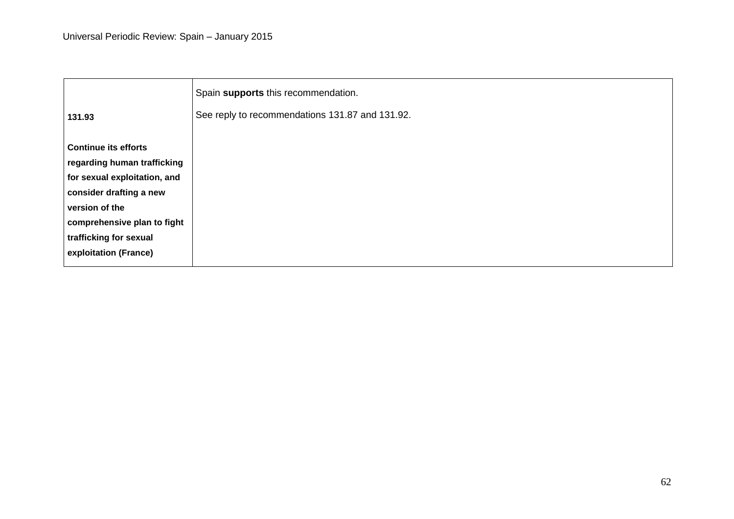| | |
|---|---|
| **131.93**<br><br>**Continue its efforts regarding human trafficking for sexual exploitation, and consider drafting a new version of the comprehensive plan to fight trafficking for sexual exploitation (France)** | Spain **supports** this recommendation.<br><br>See reply to recommendations 131.87 and 131.92. |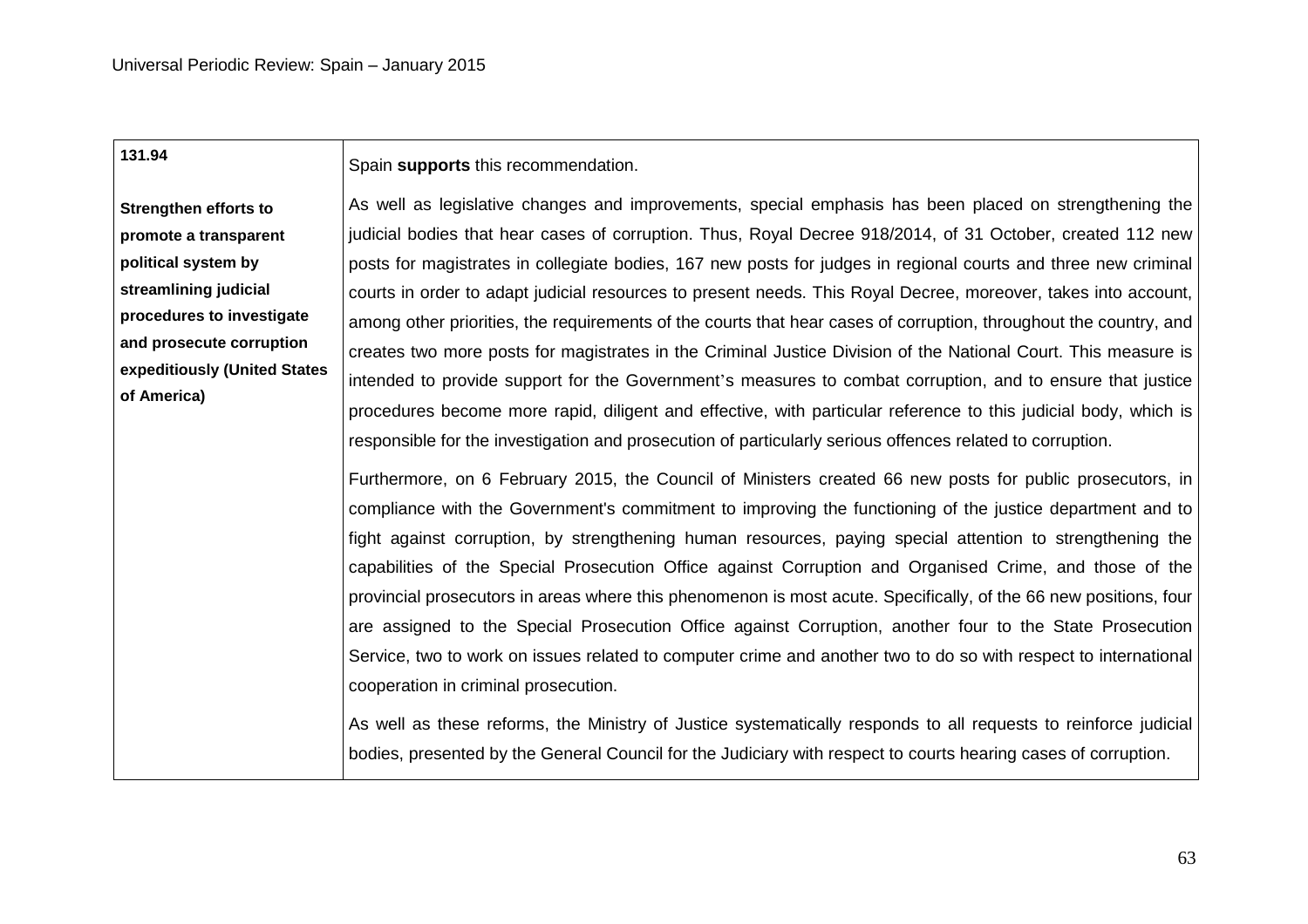| 131.94<br><br>**Strengthen efforts to promote a transparent political system by streamlining judicial procedures to investigate and prosecute corruption expeditiously (United States of America)** | Spain **supports** this recommendation.<br><br>As well as legislative changes and improvements, special emphasis has been placed on strengthening the judicial bodies that hear cases of corruption. Thus, Royal Decree 918/2014, of 31 October, created 112 new posts for magistrates in collegiate bodies, 167 new posts for judges in regional courts and three new criminal courts in order to adapt judicial resources to present needs. This Royal Decree, moreover, takes into account, among other priorities, the requirements of the courts that hear cases of corruption, throughout the country, and creates two more posts for magistrates in the Criminal Justice Division of the National Court. This measure is intended to provide support for the Government's measures to combat corruption, and to ensure that justice procedures become more rapid, diligent and effective, with particular reference to this judicial body, which is responsible for the investigation and prosecution of particularly serious offences related to corruption.<br><br>Furthermore, on 6 February 2015, the Council of Ministers created 66 new posts for public prosecutors, in compliance with the Government's commitment to improving the functioning of the justice department and to fight against corruption, by strengthening human resources, paying special attention to strengthening the capabilities of the Special Prosecution Office against Corruption and Organised Crime, and those of the provincial prosecutors in areas where this phenomenon is most acute. Specifically, of the 66 new positions, four are assigned to the Special Prosecution Office against Corruption, another four to the State Prosecution Service, two to work on issues related to computer crime and another two to do so with respect to international cooperation in criminal prosecution.<br><br>As well as these reforms, the Ministry of Justice systematically responds to all requests to reinforce judicial bodies, presented by the General Council for the Judiciary with respect to courts hearing cases of corruption. |
|---|---|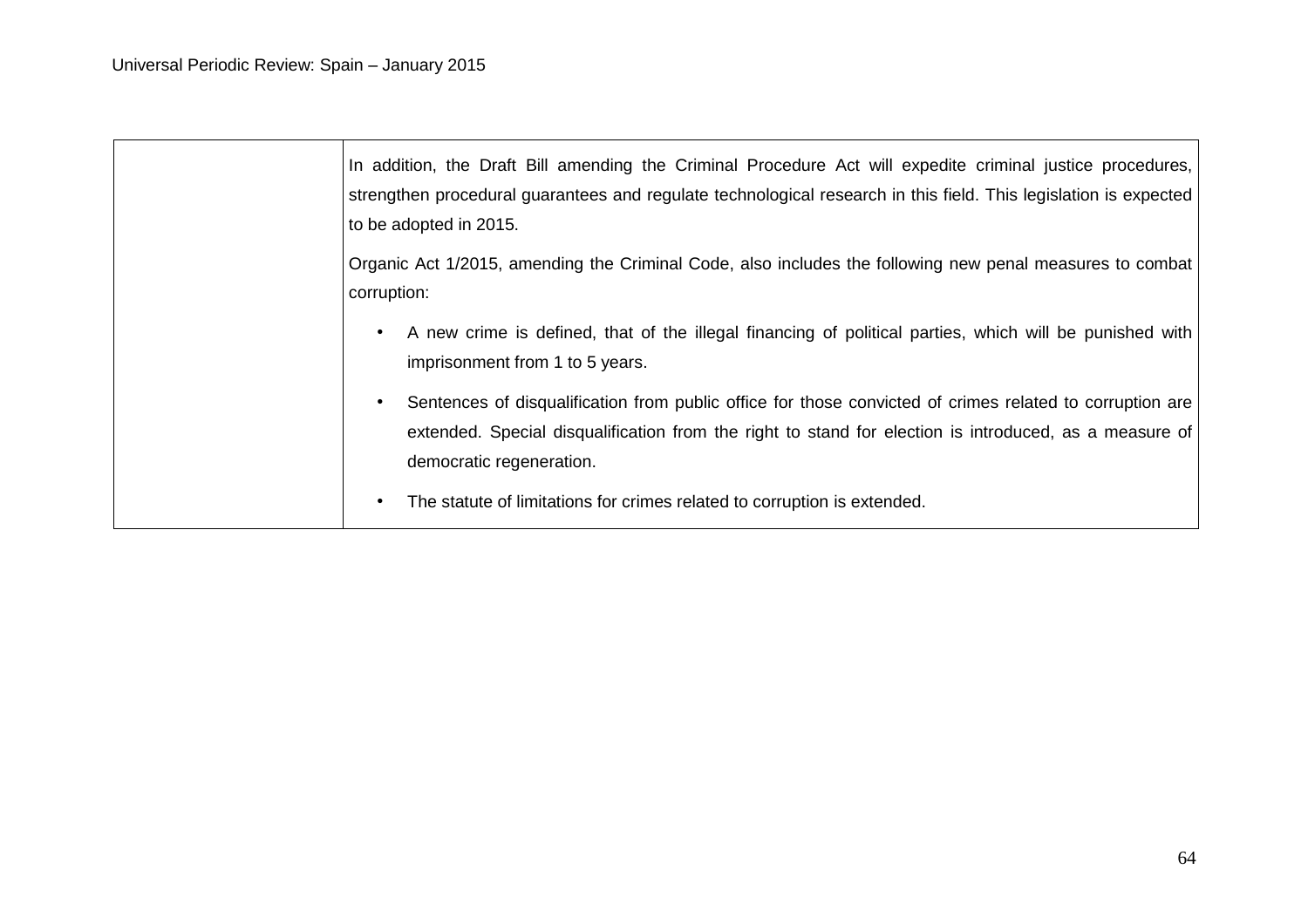| | |
|---|---|
| | In addition, the Draft Bill amending the Criminal Procedure Act will expedite criminal justice procedures, strengthen procedural guarantees and regulate technological research in this field. This legislation is expected to be adopted in 2015.<br><br>Organic Act 1/2015, amending the Criminal Code, also includes the following new penal measures to combat corruption:<br><br>• A new crime is defined, that of the illegal financing of political parties, which will be punished with imprisonment from 1 to 5 years.<br><br>• Sentences of disqualification from public office for those convicted of crimes related to corruption are extended. Special disqualification from the right to stand for election is introduced, as a measure of democratic regeneration.<br><br>• The statute of limitations for crimes related to corruption is extended. |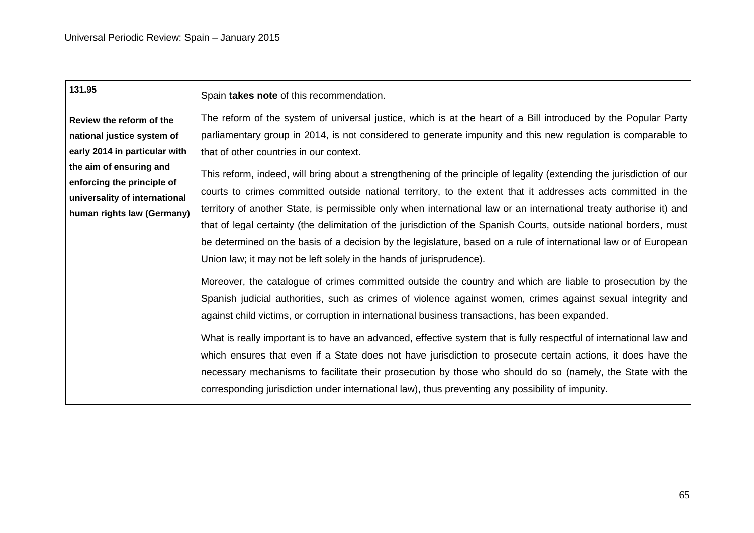| **131.95**<br><br>**Review the reform of the national justice system of early 2014 in particular with the aim of ensuring and enforcing the principle of universality of international human rights law (Germany)** | Spain **takes note** of this recommendation.<br><br>The reform of the system of universal justice, which is at the heart of a Bill introduced by the Popular Party parliamentary group in 2014, is not considered to generate impunity and this new regulation is comparable to that of other countries in our context.<br><br>This reform, indeed, will bring about a strengthening of the principle of legality (extending the jurisdiction of our courts to crimes committed outside national territory, to the extent that it addresses acts committed in the territory of another State, is permissible only when international law or an international treaty authorise it) and that of legal certainty (the delimitation of the jurisdiction of the Spanish Courts, outside national borders, must be determined on the basis of a decision by the legislature, based on a rule of international law or of European Union law; it may not be left solely in the hands of jurisprudence).<br><br>Moreover, the catalogue of crimes committed outside the country and which are liable to prosecution by the Spanish judicial authorities, such as crimes of violence against women, crimes against sexual integrity and against child victims, or corruption in international business transactions, has been expanded.<br><br>What is really important is to have an advanced, effective system that is fully respectful of international law and which ensures that even if a State does not have jurisdiction to prosecute certain actions, it does have the necessary mechanisms to facilitate their prosecution by those who should do so (namely, the State with the corresponding jurisdiction under international law), thus preventing any possibility of impunity. |
|---|---|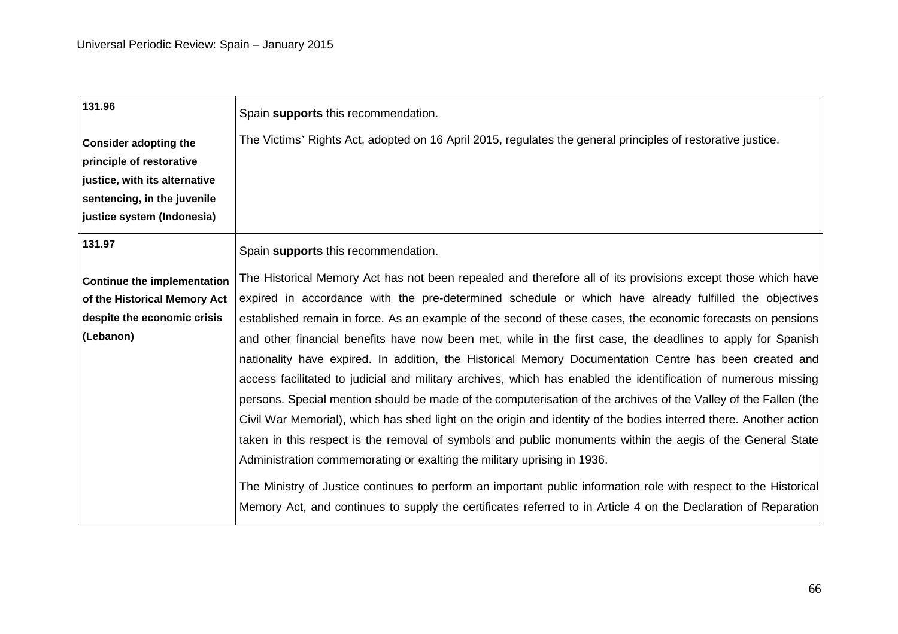| | |
|---|---|
| **131.96**<br><br>**Consider adopting the principle of restorative justice, with its alternative sentencing, in the juvenile justice system (Indonesia)** | Spain **supports** this recommendation.<br><br>The Victims' Rights Act, adopted on 16 April 2015, regulates the general principles of restorative justice. |
| **131.97**<br><br>**Continue the implementation of the Historical Memory Act despite the economic crisis (Lebanon)** | Spain **supports** this recommendation.<br><br>The Historical Memory Act has not been repealed and therefore all of its provisions except those which have expired in accordance with the pre-determined schedule or which have already fulfilled the objectives established remain in force. As an example of the second of these cases, the economic forecasts on pensions and other financial benefits have now been met, while in the first case, the deadlines to apply for Spanish nationality have expired. In addition, the Historical Memory Documentation Centre has been created and access facilitated to judicial and military archives, which has enabled the identification of numerous missing persons. Special mention should be made of the computerisation of the archives of the Valley of the Fallen (the Civil War Memorial), which has shed light on the origin and identity of the bodies interred there. Another action taken in this respect is the removal of symbols and public monuments within the aegis of the General State Administration commemorating or exalting the military uprising in 1936.<br><br>The Ministry of Justice continues to perform an important public information role with respect to the Historical Memory Act, and continues to supply the certificates referred to in Article 4 on the Declaration of Reparation |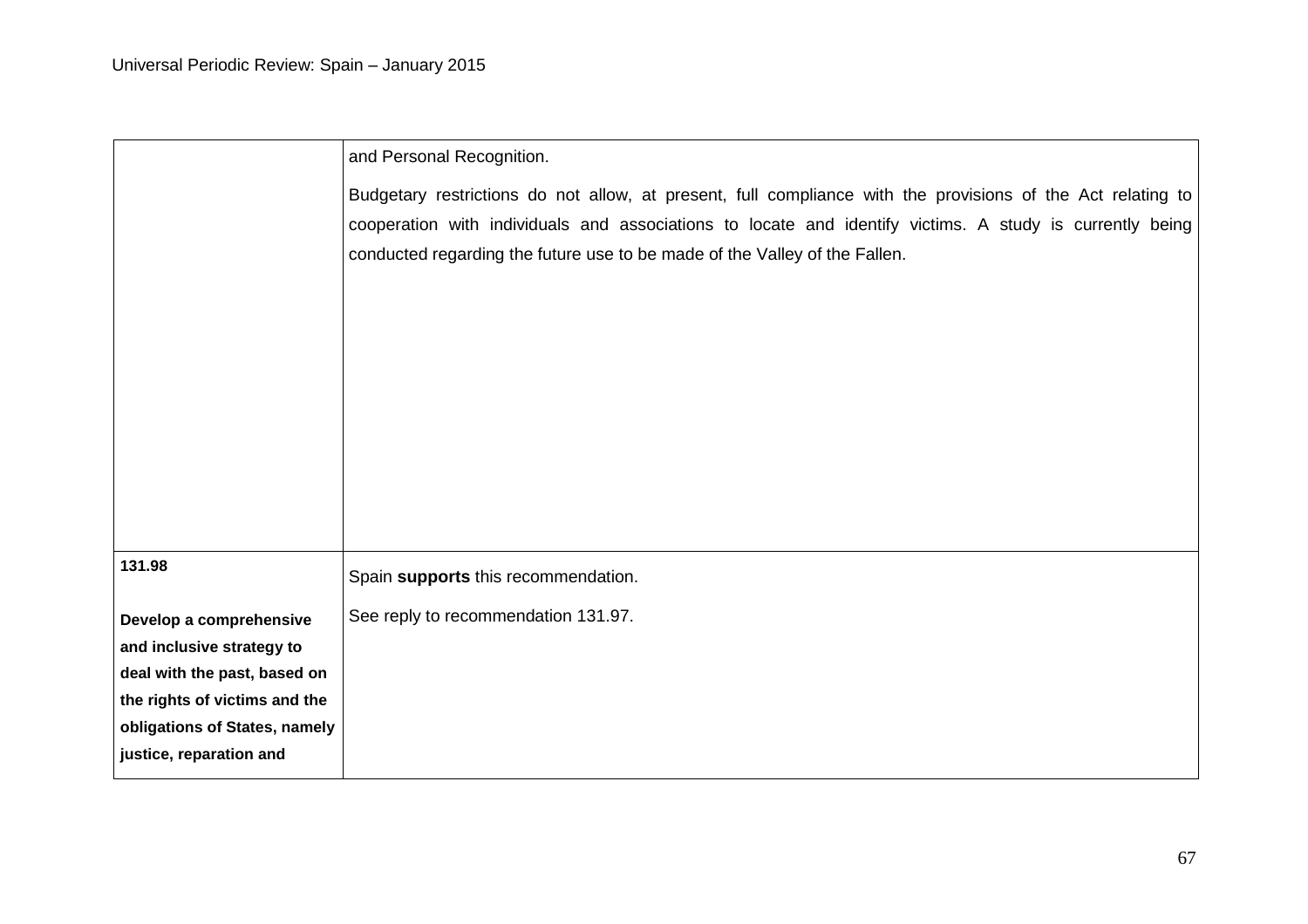| | |
|---|---|
| | and Personal Recognition.<br><br>Budgetary restrictions do not allow, at present, full compliance with the provisions of the Act relating to cooperation with individuals and associations to locate and identify victims. A study is currently being conducted regarding the future use to be made of the Valley of the Fallen. |
| **131.98**<br><br>**Develop a comprehensive and inclusive strategy to deal with the past, based on the rights of victims and the obligations of States, namely justice, reparation and** | Spain **supports** this recommendation.<br><br>See reply to recommendation 131.97. |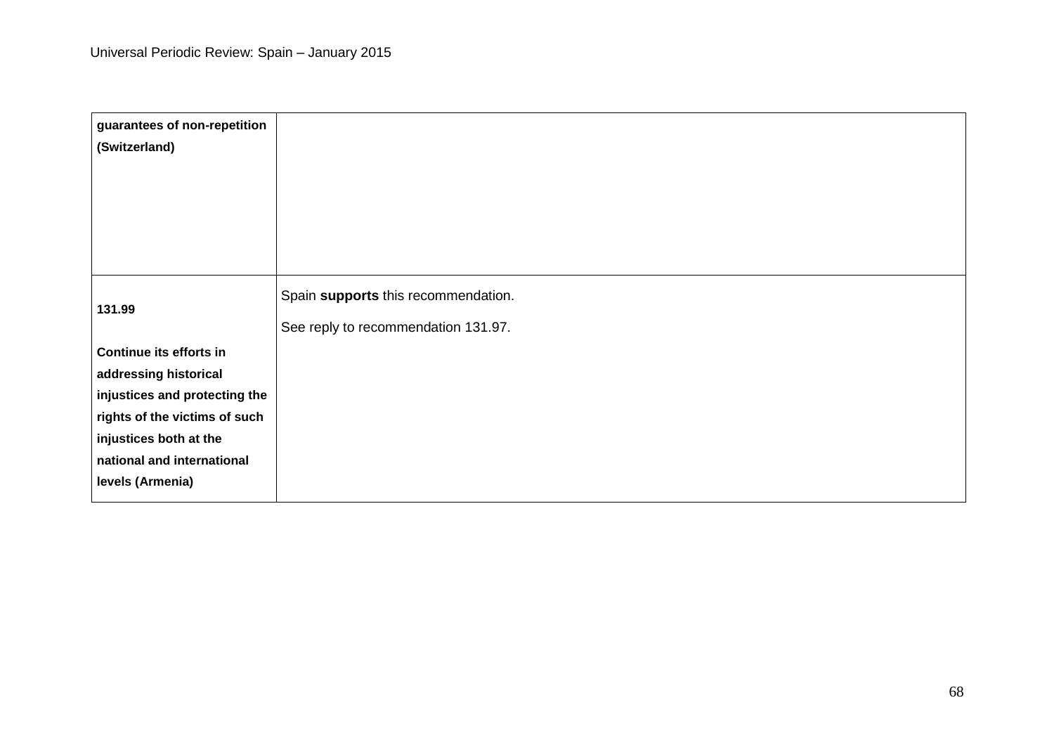| | |
|---|---|
| **guarantees of non-repetition (Switzerland)** | |
| **131.99**<br><br>**Continue its efforts in addressing historical injustices and protecting the rights of the victims of such injustices both at the national and international levels (Armenia)** | Spain **supports** this recommendation.<br><br>See reply to recommendation 131.97. |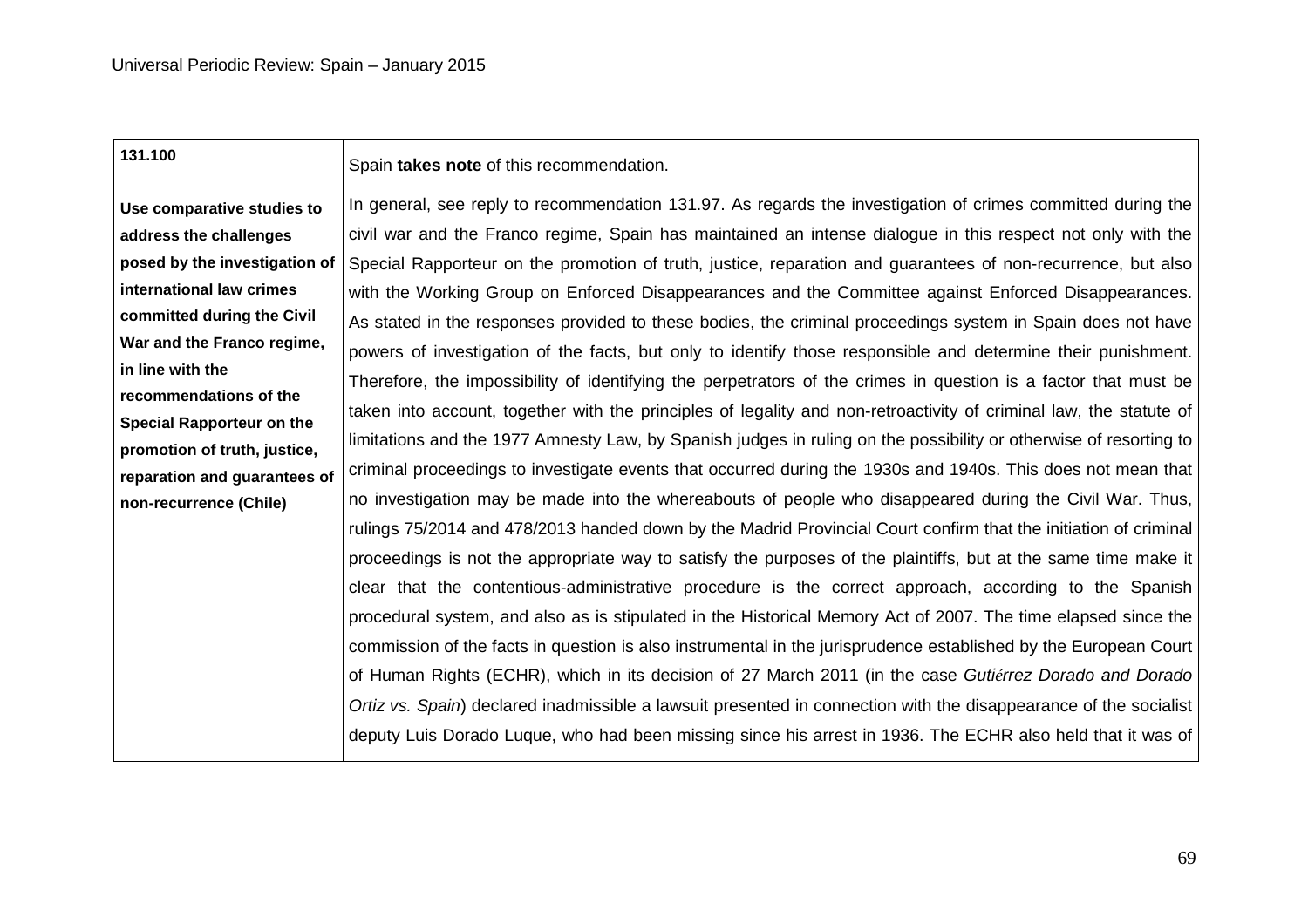| | |
|---|---|
| **131.100**<br><br>**Use comparative studies to address the challenges posed by the investigation of international law crimes committed during the Civil War and the Franco regime, in line with the recommendations of the Special Rapporteur on the promotion of truth, justice, reparation and guarantees of non-recurrence (Chile)** | Spain **takes note** of this recommendation.<br><br>In general, see reply to recommendation 131.97. As regards the investigation of crimes committed during the civil war and the Franco regime, Spain has maintained an intense dialogue in this respect not only with the Special Rapporteur on the promotion of truth, justice, reparation and guarantees of non-recurrence, but also with the Working Group on Enforced Disappearances and the Committee against Enforced Disappearances. As stated in the responses provided to these bodies, the criminal proceedings system in Spain does not have powers of investigation of the facts, but only to identify those responsible and determine their punishment. Therefore, the impossibility of identifying the perpetrators of the crimes in question is a factor that must be taken into account, together with the principles of legality and non-retroactivity of criminal law, the statute of limitations and the 1977 Amnesty Law, by Spanish judges in ruling on the possibility or otherwise of resorting to criminal proceedings to investigate events that occurred during the 1930s and 1940s. This does not mean that no investigation may be made into the whereabouts of people who disappeared during the Civil War. Thus, rulings 75/2014 and 478/2013 handed down by the Madrid Provincial Court confirm that the initiation of criminal proceedings is not the appropriate way to satisfy the purposes of the plaintiffs, but at the same time make it clear that the contentious-administrative procedure is the correct approach, according to the Spanish procedural system, and also as is stipulated in the Historical Memory Act of 2007. The time elapsed since the commission of the facts in question is also instrumental in the jurisprudence established by the European Court of Human Rights (ECHR), which in its decision of 27 March 2011 (in the case *Gutiérrez Dorado and Dorado Ortiz vs. Spain*) declared inadmissible a lawsuit presented in connection with the disappearance of the socialist deputy Luis Dorado Luque, who had been missing since his arrest in 1936. The ECHR also held that it was of |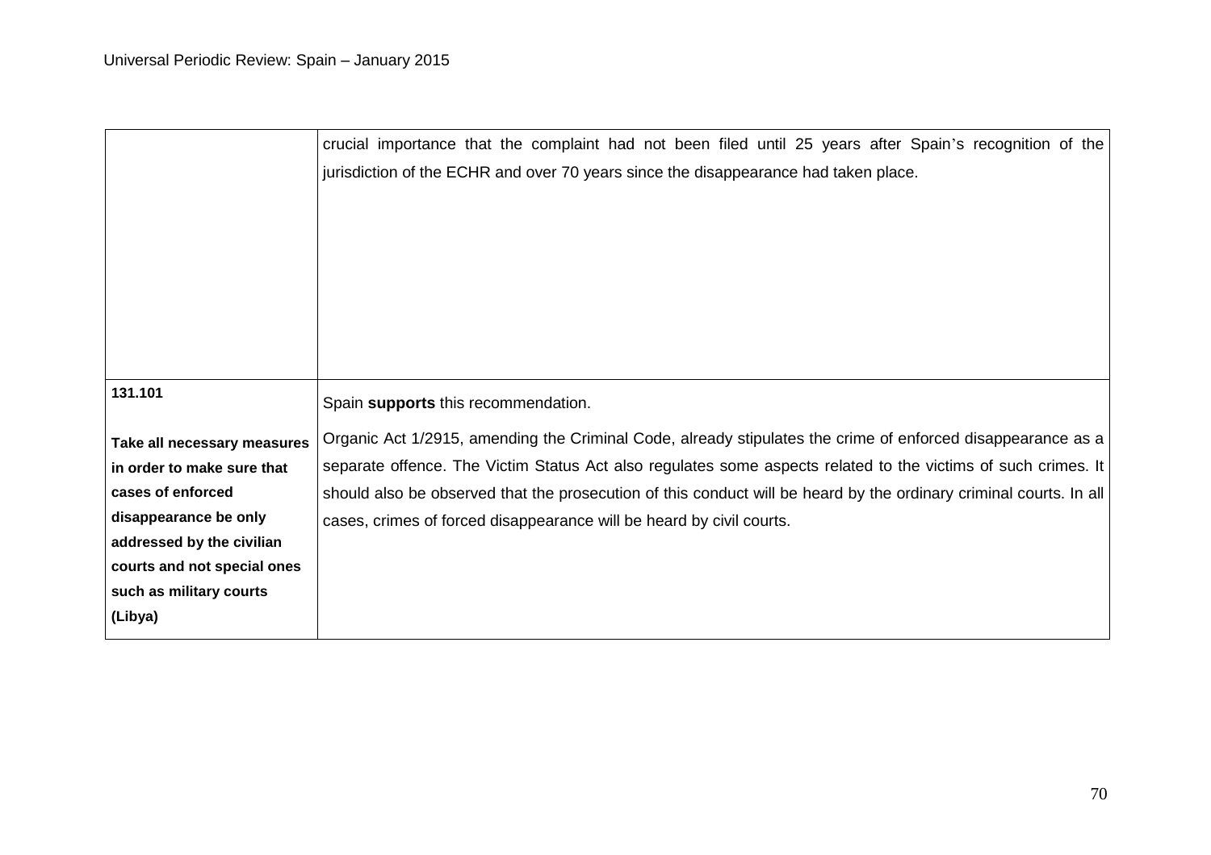| | |
|---|---|
| | crucial importance that the complaint had not been filed until 25 years after Spain's recognition of the jurisdiction of the ECHR and over 70 years since the disappearance had taken place. |
| **131.101** <br><br> **Take all necessary measures in order to make sure that cases of enforced disappearance be only addressed by the civilian courts and not special ones such as military courts (Libya)** | Spain **supports** this recommendation. <br><br> Organic Act 1/2915, amending the Criminal Code, already stipulates the crime of enforced disappearance as a separate offence. The Victim Status Act also regulates some aspects related to the victims of such crimes. It should also be observed that the prosecution of this conduct will be heard by the ordinary criminal courts. In all cases, crimes of forced disappearance will be heard by civil courts. |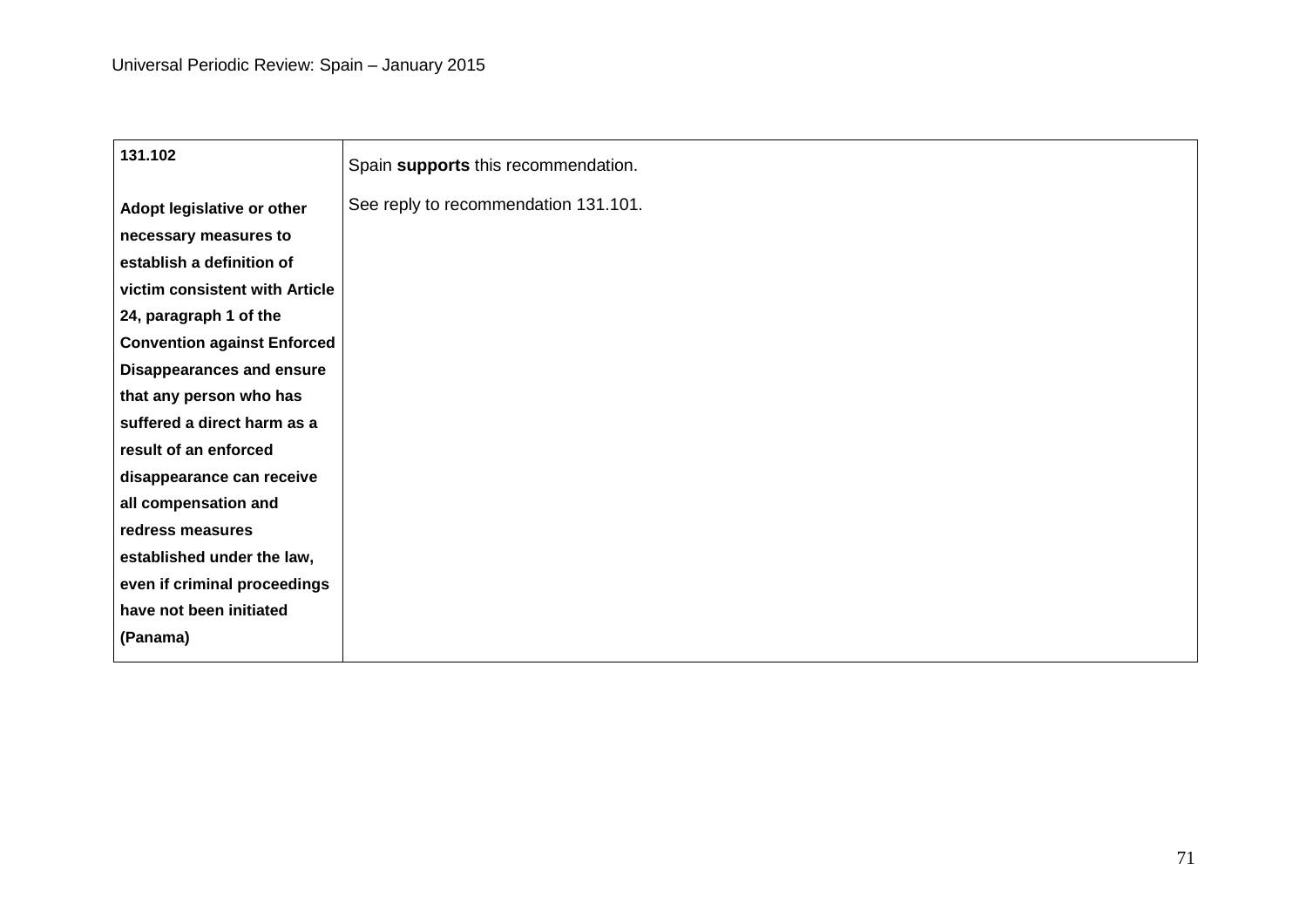| **131.102**<br><br>**Adopt legislative or other necessary measures to establish a definition of victim consistent with Article 24, paragraph 1 of the Convention against Enforced Disappearances and ensure that any person who has suffered a direct harm as a result of an enforced disappearance can receive all compensation and redress measures established under the law, even if criminal proceedings have not been initiated (Panama)** | Spain **supports** this recommendation.<br><br>See reply to recommendation 131.101. |
|---|---|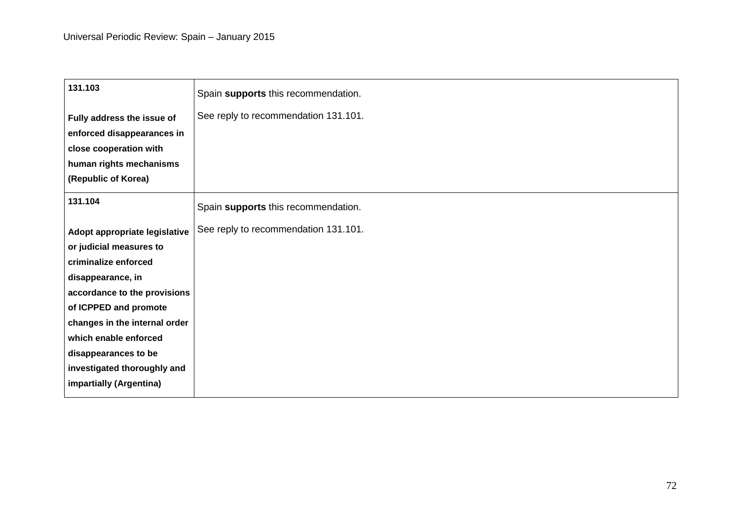| | |
|---|---|
| **131.103**<br><br>**Fully address the issue of enforced disappearances in close cooperation with human rights mechanisms (Republic of Korea)** | Spain **supports** this recommendation.<br><br>See reply to recommendation 131.101. |
| **131.104**<br><br>**Adopt appropriate legislative or judicial measures to criminalize enforced disappearance, in accordance to the provisions of ICPPED and promote changes in the internal order which enable enforced disappearances to be investigated thoroughly and impartially (Argentina)** | Spain **supports** this recommendation.<br><br>See reply to recommendation 131.101. |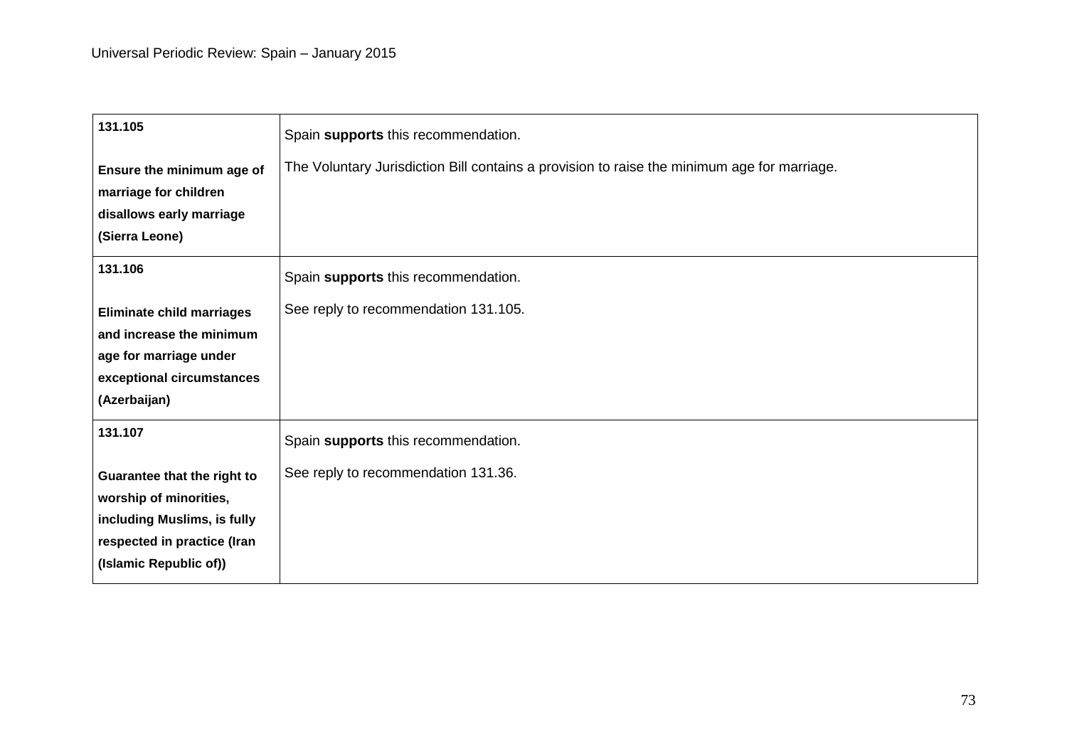| | |
|---|---|
| **131.105**<br><br>**Ensure the minimum age of marriage for children disallows early marriage (Sierra Leone)** | Spain **supports** this recommendation.<br><br>The Voluntary Jurisdiction Bill contains a provision to raise the minimum age for marriage. |
| **131.106**<br><br>**Eliminate child marriages and increase the minimum age for marriage under exceptional circumstances (Azerbaijan)** | Spain **supports** this recommendation.<br><br>See reply to recommendation 131.105. |
| **131.107**<br><br>**Guarantee that the right to worship of minorities, including Muslims, is fully respected in practice (Iran (Islamic Republic of))** | Spain **supports** this recommendation.<br><br>See reply to recommendation 131.36. |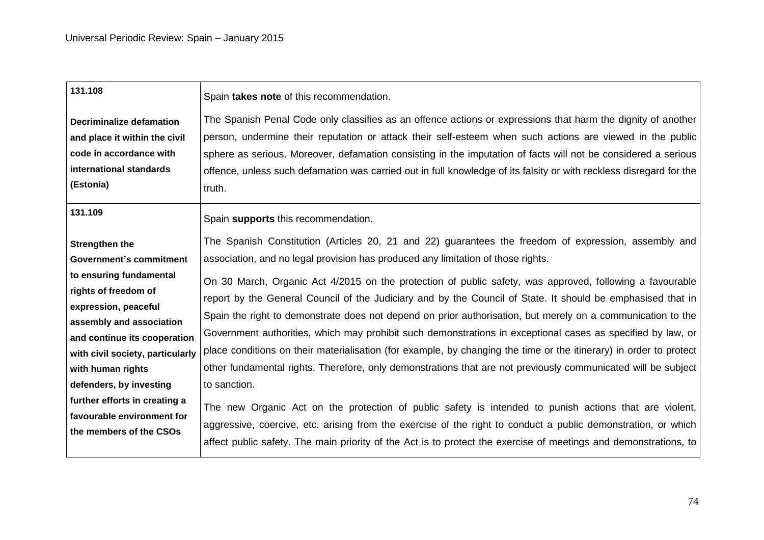| | |
|---|---|
| **131.108**<br><br>**Decriminalize defamation and place it within the civil code in accordance with international standards (Estonia)** | Spain **takes note** of this recommendation.<br><br>The Spanish Penal Code only classifies as an offence actions or expressions that harm the dignity of another person, undermine their reputation or attack their self-esteem when such actions are viewed in the public sphere as serious. Moreover, defamation consisting in the imputation of facts will not be considered a serious offence, unless such defamation was carried out in full knowledge of its falsity or with reckless disregard for the truth. |
| **131.109**<br><br>**Strengthen the Government's commitment to ensuring fundamental rights of freedom of expression, peaceful assembly and association and continue its cooperation with civil society, particularly with human rights defenders, by investing further efforts in creating a favourable environment for the members of the CSOs** | Spain **supports** this recommendation.<br><br>The Spanish Constitution (Articles 20, 21 and 22) guarantees the freedom of expression, assembly and association, and no legal provision has produced any limitation of those rights.<br><br>On 30 March, Organic Act 4/2015 on the protection of public safety, was approved, following a favourable report by the General Council of the Judiciary and by the Council of State. It should be emphasised that in Spain the right to demonstrate does not depend on prior authorisation, but merely on a communication to the Government authorities, which may prohibit such demonstrations in exceptional cases as specified by law, or place conditions on their materialisation (for example, by changing the time or the itinerary) in order to protect other fundamental rights. Therefore, only demonstrations that are not previously communicated will be subject to sanction.<br><br>The new Organic Act on the protection of public safety is intended to punish actions that are violent, aggressive, coercive, etc. arising from the exercise of the right to conduct a public demonstration, or which affect public safety. The main priority of the Act is to protect the exercise of meetings and demonstrations, to |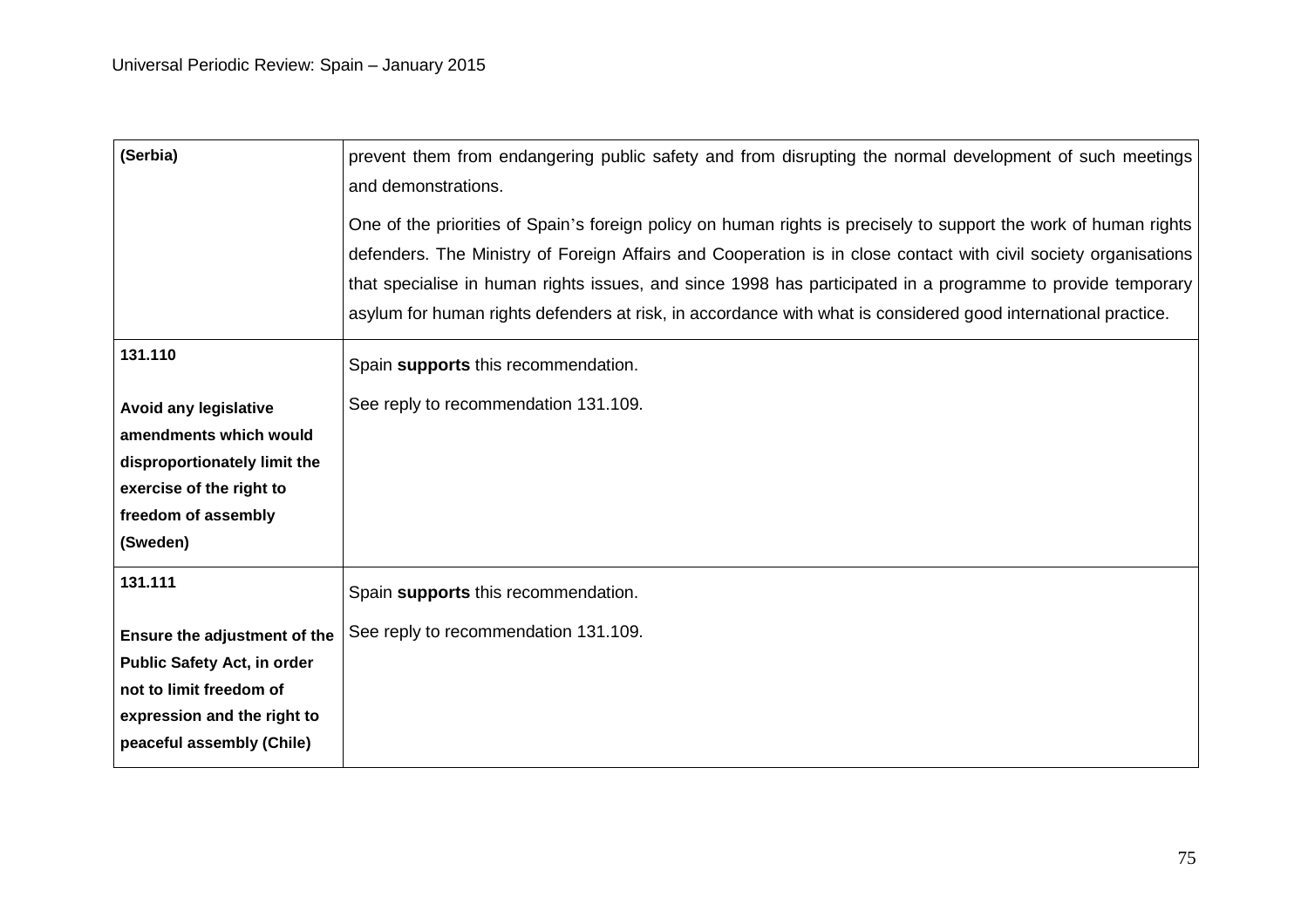| | |
|---|---|
| **(Serbia)** | prevent them from endangering public safety and from disrupting the normal development of such meetings and demonstrations.<br><br>One of the priorities of Spain's foreign policy on human rights is precisely to support the work of human rights defenders. The Ministry of Foreign Affairs and Cooperation is in close contact with civil society organisations that specialise in human rights issues, and since 1998 has participated in a programme to provide temporary asylum for human rights defenders at risk, in accordance with what is considered good international practice. |
| **131.110**<br><br>**Avoid any legislative amendments which would disproportionately limit the exercise of the right to freedom of assembly (Sweden)** | Spain **supports** this recommendation.<br><br>See reply to recommendation 131.109. |
| **131.111**<br><br>**Ensure the adjustment of the Public Safety Act, in order not to limit freedom of expression and the right to peaceful assembly (Chile)** | Spain **supports** this recommendation.<br><br>See reply to recommendation 131.109. |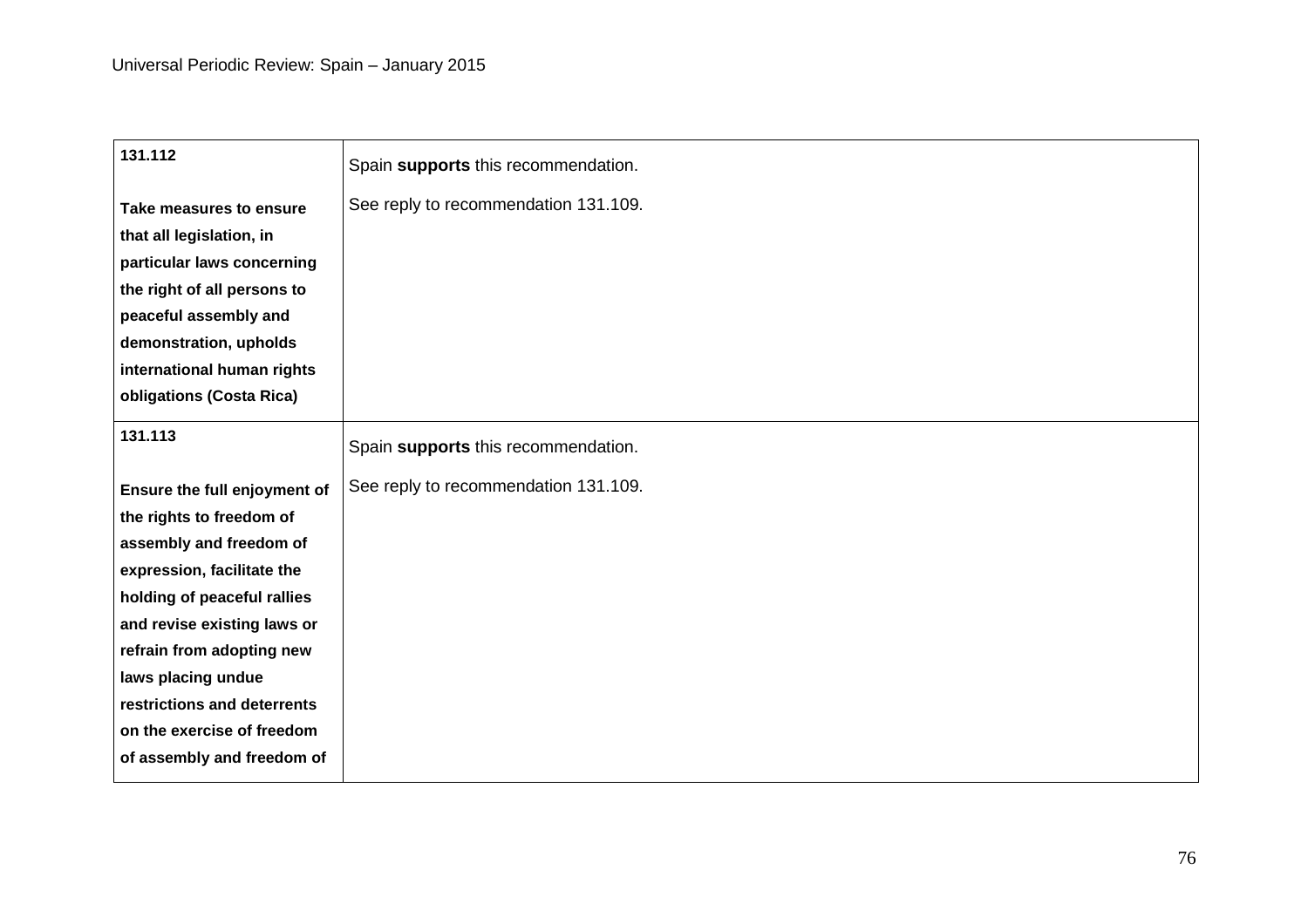| | |
|---|---|
| **131.112**<br><br>**Take measures to ensure that all legislation, in particular laws concerning the right of all persons to peaceful assembly and demonstration, upholds international human rights obligations (Costa Rica)** | Spain **supports** this recommendation.<br><br>See reply to recommendation 131.109. |
| **131.113**<br><br>**Ensure the full enjoyment of the rights to freedom of assembly and freedom of expression, facilitate the holding of peaceful rallies and revise existing laws or refrain from adopting new laws placing undue restrictions and deterrents on the exercise of freedom of assembly and freedom of** | Spain **supports** this recommendation.<br><br>See reply to recommendation 131.109. |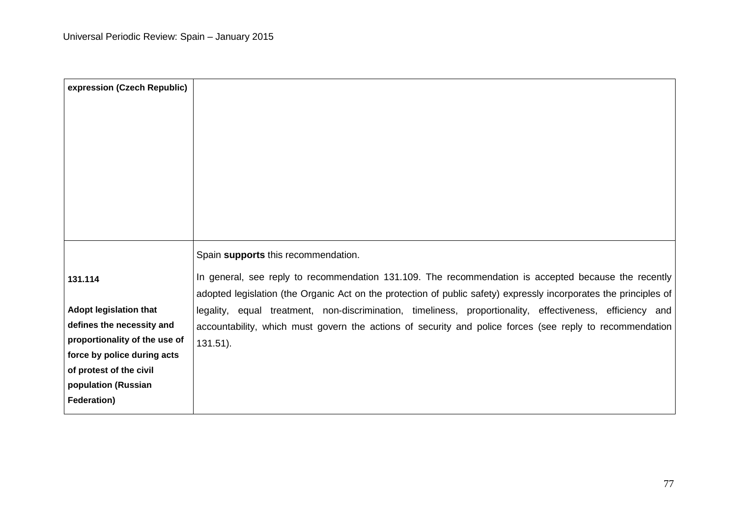| | |
|---|---|
| **expression (Czech Republic)** | |
| **131.114**<br><br>**Adopt legislation that defines the necessity and proportionality of the use of force by police during acts of protest of the civil population (Russian Federation)** | Spain **supports** this recommendation.<br><br>In general, see reply to recommendation 131.109. The recommendation is accepted because the recently adopted legislation (the Organic Act on the protection of public safety) expressly incorporates the principles of legality, equal treatment, non-discrimination, timeliness, proportionality, effectiveness, efficiency and accountability, which must govern the actions of security and police forces (see reply to recommendation 131.51). |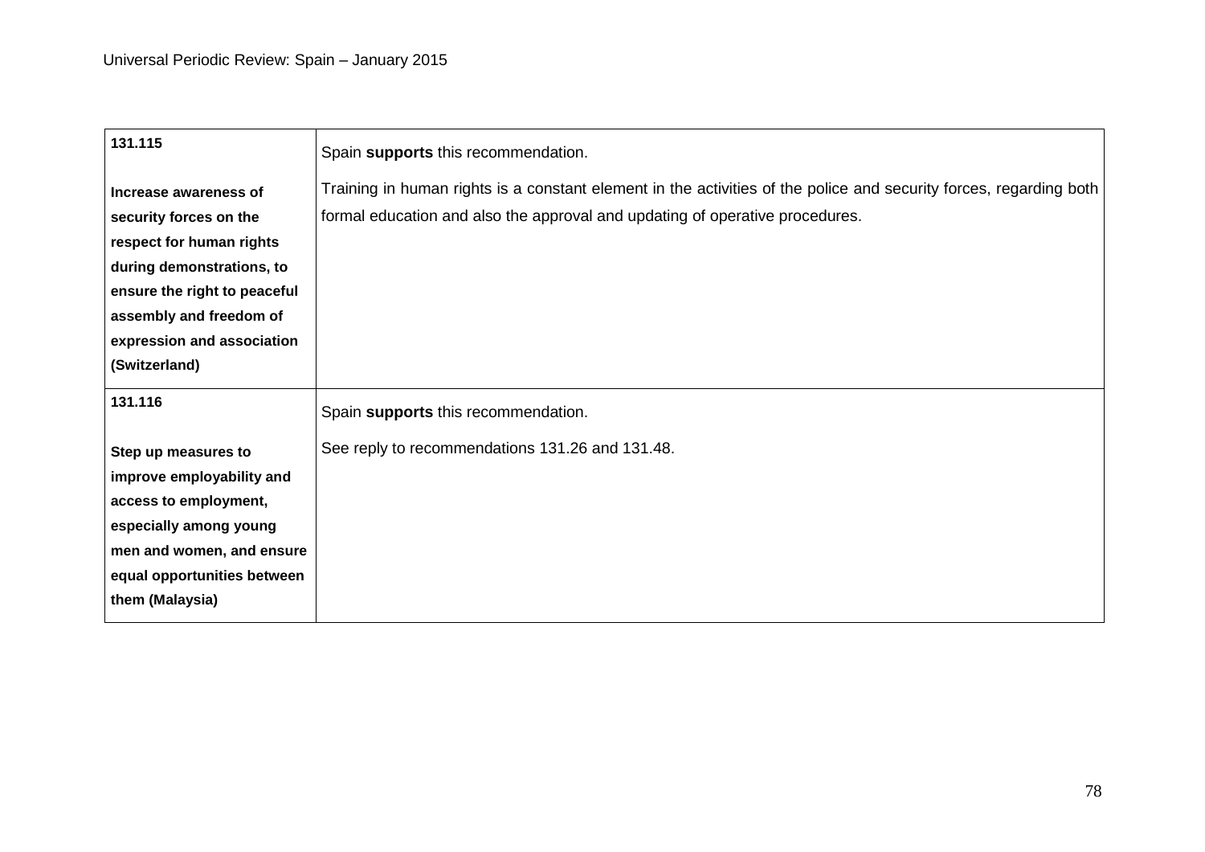| | |
|---|---|
| **131.115**<br><br>**Increase awareness of security forces on the respect for human rights during demonstrations, to ensure the right to peaceful assembly and freedom of expression and association (Switzerland)** | Spain **supports** this recommendation.<br><br>Training in human rights is a constant element in the activities of the police and security forces, regarding both formal education and also the approval and updating of operative procedures. |
| **131.116**<br><br>**Step up measures to improve employability and access to employment, especially among young men and women, and ensure equal opportunities between them (Malaysia)** | Spain **supports** this recommendation.<br><br>See reply to recommendations 131.26 and 131.48. |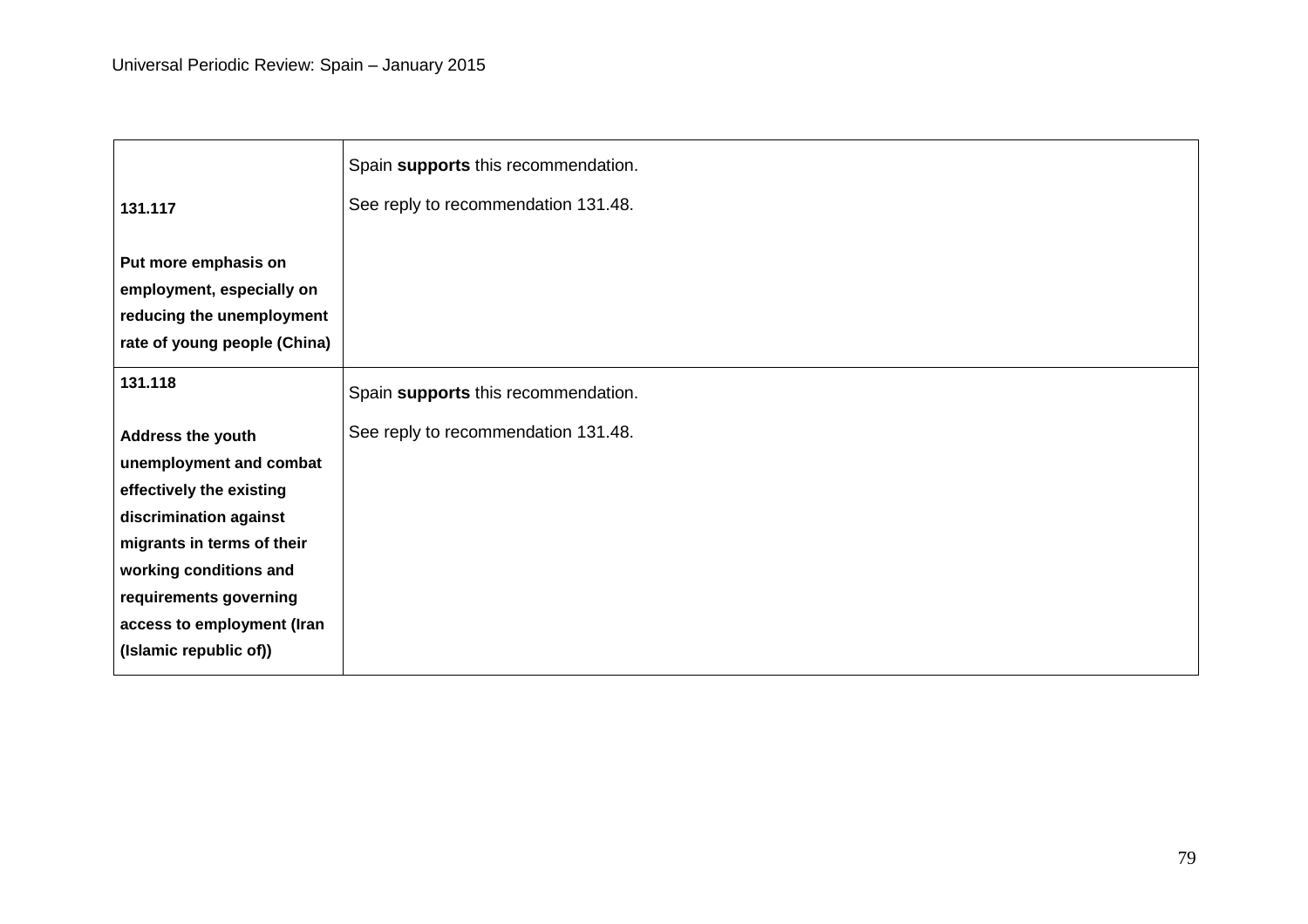| | |
|---|---|
| **131.117**<br><br>**Put more emphasis on employment, especially on reducing the unemployment rate of young people (China)** | Spain **supports** this recommendation.<br><br>See reply to recommendation 131.48. |
| **131.118**<br><br>**Address the youth unemployment and combat effectively the existing discrimination against migrants in terms of their working conditions and requirements governing access to employment (Iran (Islamic republic of))** | Spain **supports** this recommendation.<br><br>See reply to recommendation 131.48. |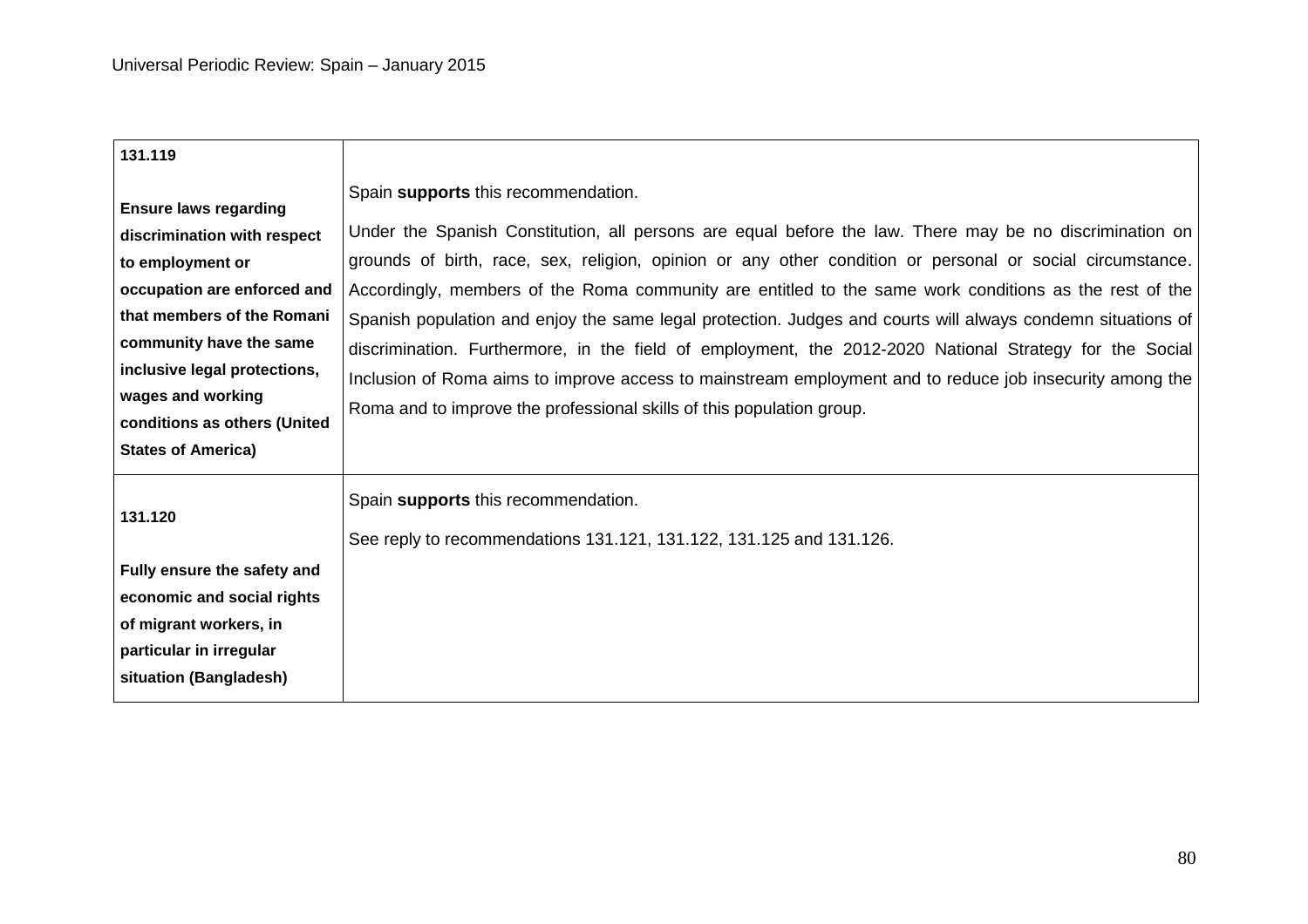| | |
|---|---|
| **131.119**<br><br>**Ensure laws regarding discrimination with respect to employment or occupation are enforced and that members of the Romani community have the same inclusive legal protections, wages and working conditions as others (United States of America)** | Spain **supports** this recommendation.<br><br>Under the Spanish Constitution, all persons are equal before the law. There may be no discrimination on grounds of birth, race, sex, religion, opinion or any other condition or personal or social circumstance. Accordingly, members of the Roma community are entitled to the same work conditions as the rest of the Spanish population and enjoy the same legal protection. Judges and courts will always condemn situations of discrimination. Furthermore, in the field of employment, the 2012-2020 National Strategy for the Social Inclusion of Roma aims to improve access to mainstream employment and to reduce job insecurity among the Roma and to improve the professional skills of this population group. |
| **131.120**<br><br>**Fully ensure the safety and economic and social rights of migrant workers, in particular in irregular situation (Bangladesh)** | Spain **supports** this recommendation.<br><br>See reply to recommendations 131.121, 131.122, 131.125 and 131.126. |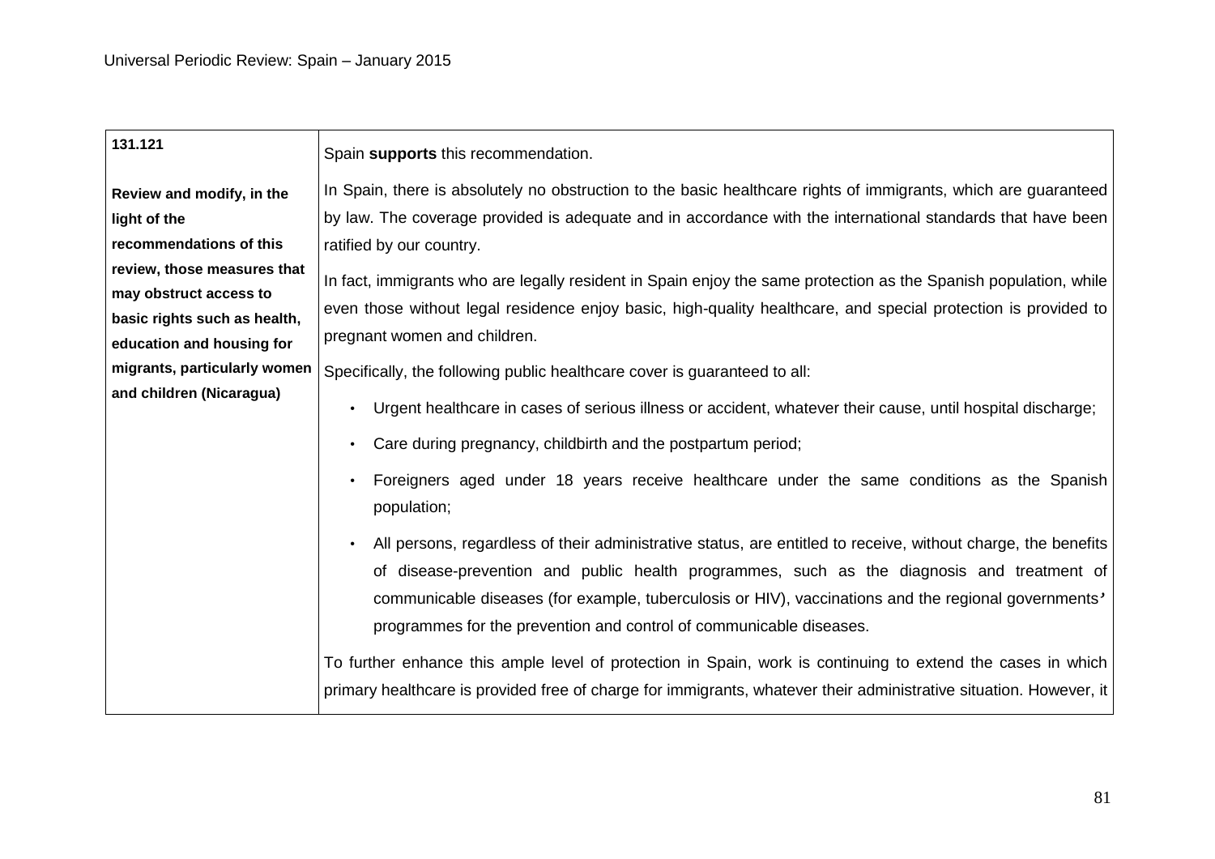| 131.121<br><br>**Review and modify, in the light of the recommendations of this review, those measures that may obstruct access to basic rights such as health, education and housing for migrants, particularly women and children (Nicaragua)** | Spain **supports** this recommendation.<br><br>In Spain, there is absolutely no obstruction to the basic healthcare rights of immigrants, which are guaranteed by law. The coverage provided is adequate and in accordance with the international standards that have been ratified by our country.<br><br>In fact, immigrants who are legally resident in Spain enjoy the same protection as the Spanish population, while even those without legal residence enjoy basic, high-quality healthcare, and special protection is provided to pregnant women and children.<br><br>Specifically, the following public healthcare cover is guaranteed to all:<br><br>• Urgent healthcare in cases of serious illness or accident, whatever their cause, until hospital discharge;<br><br>• Care during pregnancy, childbirth and the postpartum period;<br><br>• Foreigners aged under 18 years receive healthcare under the same conditions as the Spanish population;<br><br>• All persons, regardless of their administrative status, are entitled to receive, without charge, the benefits of disease-prevention and public health programmes, such as the diagnosis and treatment of communicable diseases (for example, tuberculosis or HIV), vaccinations and the regional governments' programmes for the prevention and control of communicable diseases.<br><br>To further enhance this ample level of protection in Spain, work is continuing to extend the cases in which primary healthcare is provided free of charge for immigrants, whatever their administrative situation. However, it |
|---|---|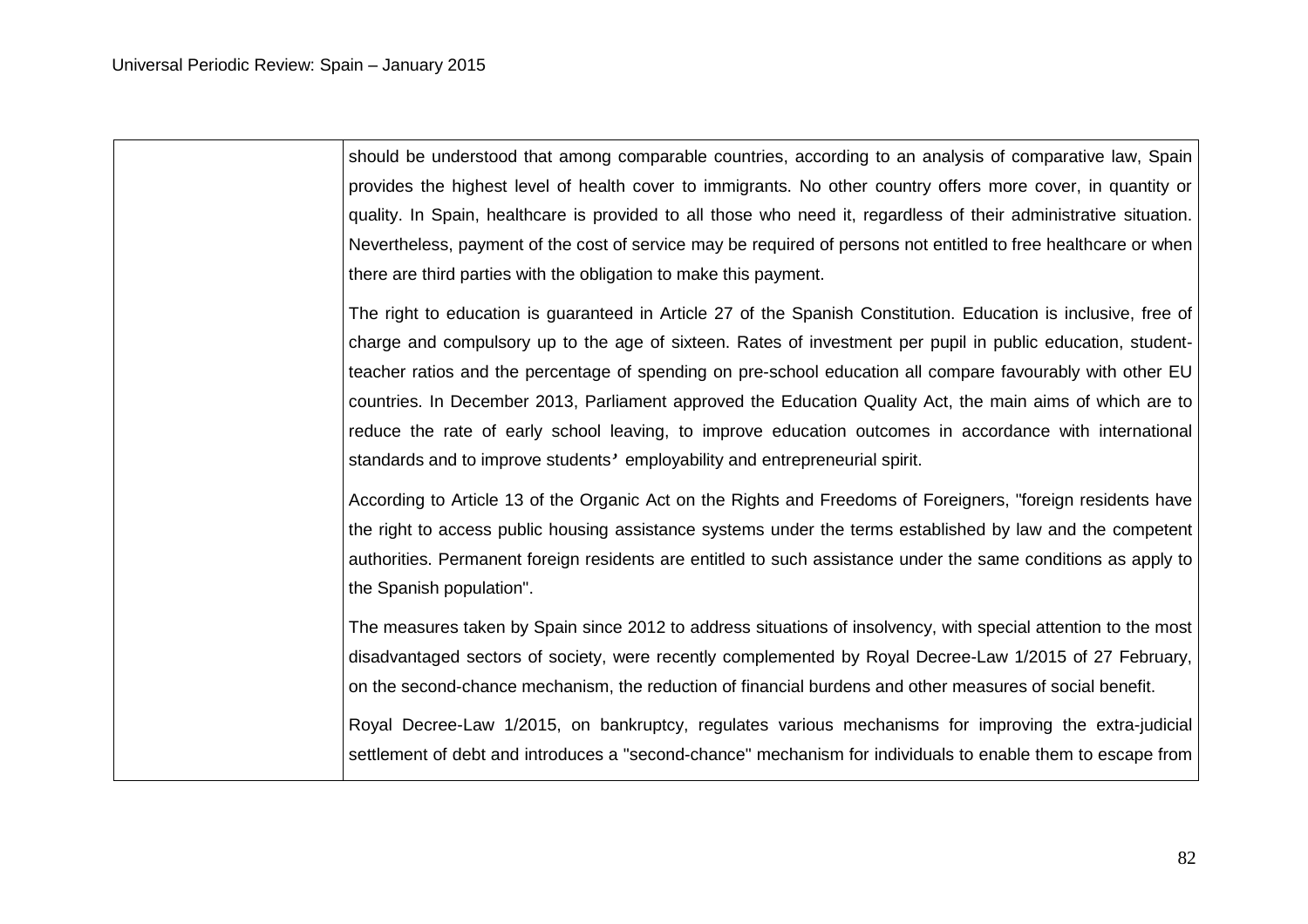| | |
|---|---|
| | should be understood that among comparable countries, according to an analysis of comparative law, Spain provides the highest level of health cover to immigrants. No other country offers more cover, in quantity or quality. In Spain, healthcare is provided to all those who need it, regardless of their administrative situation. Nevertheless, payment of the cost of service may be required of persons not entitled to free healthcare or when there are third parties with the obligation to make this payment.<br><br>The right to education is guaranteed in Article 27 of the Spanish Constitution. Education is inclusive, free of charge and compulsory up to the age of sixteen. Rates of investment per pupil in public education, student-teacher ratios and the percentage of spending on pre-school education all compare favourably with other EU countries. In December 2013, Parliament approved the Education Quality Act, the main aims of which are to reduce the rate of early school leaving, to improve education outcomes in accordance with international standards and to improve students' employability and entrepreneurial spirit.<br><br>According to Article 13 of the Organic Act on the Rights and Freedoms of Foreigners, "foreign residents have the right to access public housing assistance systems under the terms established by law and the competent authorities. Permanent foreign residents are entitled to such assistance under the same conditions as apply to the Spanish population".<br><br>The measures taken by Spain since 2012 to address situations of insolvency, with special attention to the most disadvantaged sectors of society, were recently complemented by Royal Decree-Law 1/2015 of 27 February, on the second-chance mechanism, the reduction of financial burdens and other measures of social benefit.<br><br>Royal Decree-Law 1/2015, on bankruptcy, regulates various mechanisms for improving the extra-judicial settlement of debt and introduces a "second-chance" mechanism for individuals to enable them to escape from |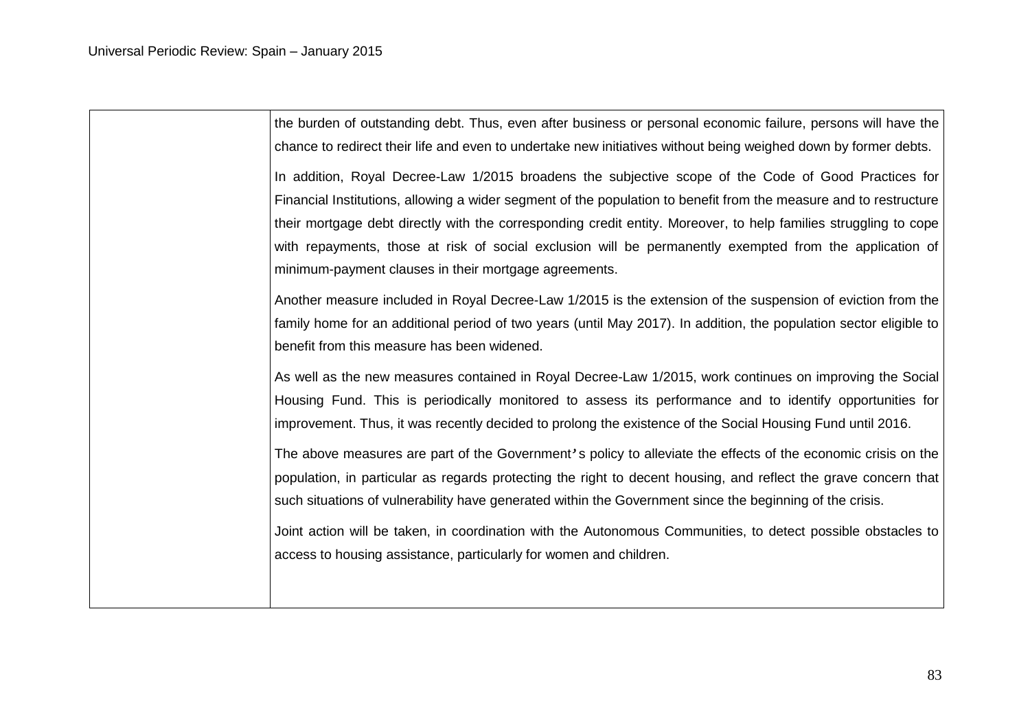| | |
|---|---|
| | the burden of outstanding debt. Thus, even after business or personal economic failure, persons will have the chance to redirect their life and even to undertake new initiatives without being weighed down by former debts.<br><br>In addition, Royal Decree-Law 1/2015 broadens the subjective scope of the Code of Good Practices for Financial Institutions, allowing a wider segment of the population to benefit from the measure and to restructure their mortgage debt directly with the corresponding credit entity. Moreover, to help families struggling to cope with repayments, those at risk of social exclusion will be permanently exempted from the application of minimum-payment clauses in their mortgage agreements.<br><br>Another measure included in Royal Decree-Law 1/2015 is the extension of the suspension of eviction from the family home for an additional period of two years (until May 2017). In addition, the population sector eligible to benefit from this measure has been widened.<br><br>As well as the new measures contained in Royal Decree-Law 1/2015, work continues on improving the Social Housing Fund. This is periodically monitored to assess its performance and to identify opportunities for improvement. Thus, it was recently decided to prolong the existence of the Social Housing Fund until 2016.<br><br>The above measures are part of the Government's policy to alleviate the effects of the economic crisis on the population, in particular as regards protecting the right to decent housing, and reflect the grave concern that such situations of vulnerability have generated within the Government since the beginning of the crisis.<br><br>Joint action will be taken, in coordination with the Autonomous Communities, to detect possible obstacles to access to housing assistance, particularly for women and children. |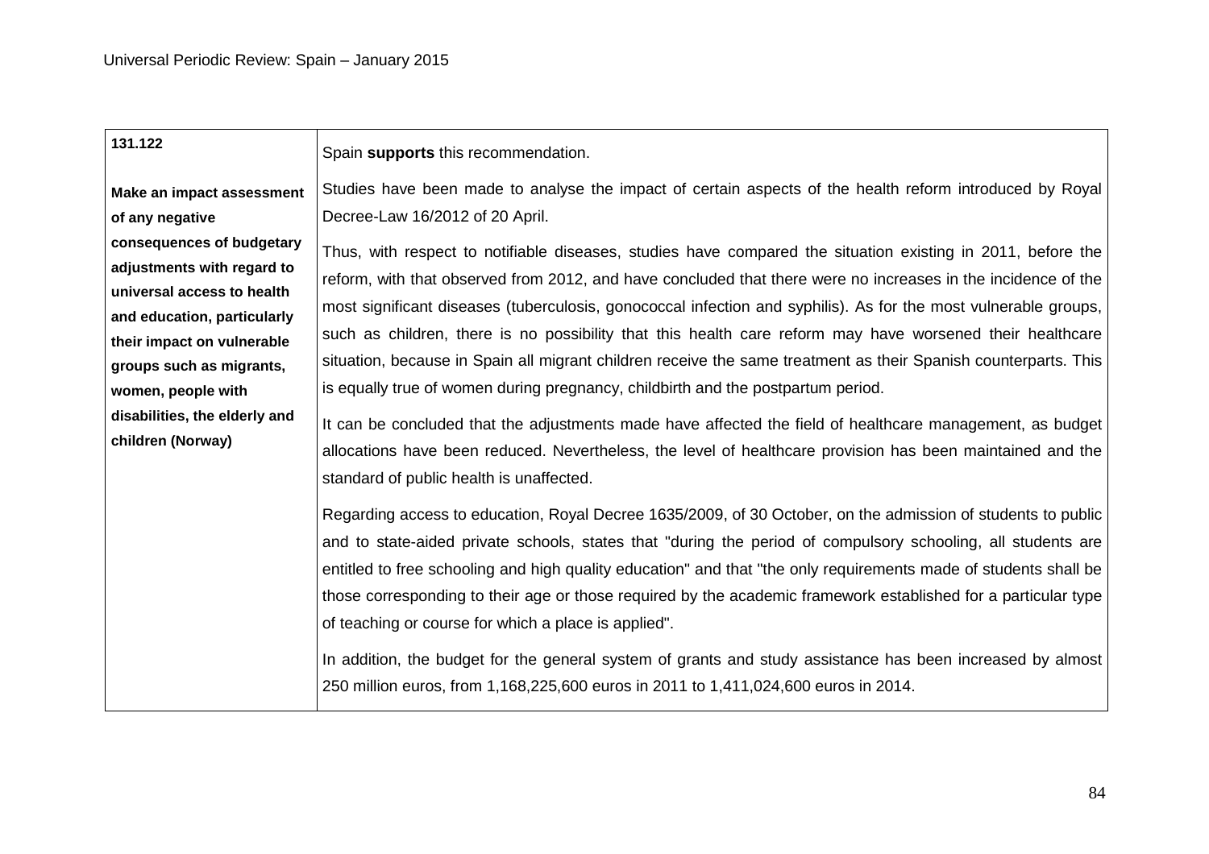| **131.122**<br><br>**Make an impact assessment of any negative consequences of budgetary adjustments with regard to universal access to health and education, particularly their impact on vulnerable groups such as migrants, women, people with disabilities, the elderly and children (Norway)** | Spain **supports** this recommendation.<br><br>Studies have been made to analyse the impact of certain aspects of the health reform introduced by Royal Decree-Law 16/2012 of 20 April.<br><br>Thus, with respect to notifiable diseases, studies have compared the situation existing in 2011, before the reform, with that observed from 2012, and have concluded that there were no increases in the incidence of the most significant diseases (tuberculosis, gonococcal infection and syphilis). As for the most vulnerable groups, such as children, there is no possibility that this health care reform may have worsened their healthcare situation, because in Spain all migrant children receive the same treatment as their Spanish counterparts. This is equally true of women during pregnancy, childbirth and the postpartum period.<br><br>It can be concluded that the adjustments made have affected the field of healthcare management, as budget allocations have been reduced. Nevertheless, the level of healthcare provision has been maintained and the standard of public health is unaffected.<br><br>Regarding access to education, Royal Decree 1635/2009, of 30 October, on the admission of students to public and to state-aided private schools, states that "during the period of compulsory schooling, all students are entitled to free schooling and high quality education" and that "the only requirements made of students shall be those corresponding to their age or those required by the academic framework established for a particular type of teaching or course for which a place is applied".<br><br>In addition, the budget for the general system of grants and study assistance has been increased by almost 250 million euros, from 1,168,225,600 euros in 2011 to 1,411,024,600 euros in 2014. |
|---|---|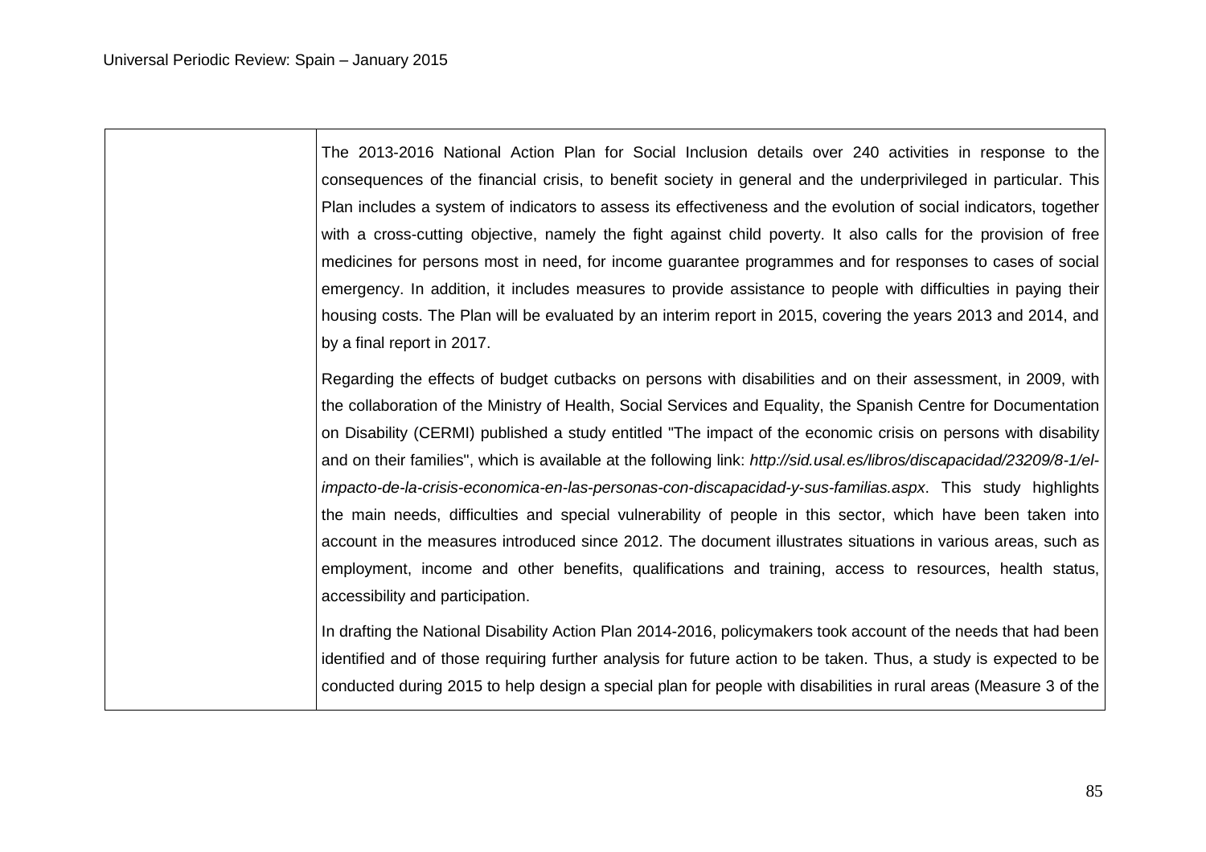| | |
|---|---|
| | The 2013-2016 National Action Plan for Social Inclusion details over 240 activities in response to the consequences of the financial crisis, to benefit society in general and the underprivileged in particular. This Plan includes a system of indicators to assess its effectiveness and the evolution of social indicators, together with a cross-cutting objective, namely the fight against child poverty. It also calls for the provision of free medicines for persons most in need, for income guarantee programmes and for responses to cases of social emergency. In addition, it includes measures to provide assistance to people with difficulties in paying their housing costs. The Plan will be evaluated by an interim report in 2015, covering the years 2013 and 2014, and by a final report in 2017.<br><br>Regarding the effects of budget cutbacks on persons with disabilities and on their assessment, in 2009, with the collaboration of the Ministry of Health, Social Services and Equality, the Spanish Centre for Documentation on Disability (CERMI) published a study entitled "The impact of the economic crisis on persons with disability and on their families", which is available at the following link: *http://sid.usal.es/libros/discapacidad/23209/8-1/el-impacto-de-la-crisis-economica-en-las-personas-con-discapacidad-y-sus-familias.aspx*. This study highlights the main needs, difficulties and special vulnerability of people in this sector, which have been taken into account in the measures introduced since 2012. The document illustrates situations in various areas, such as employment, income and other benefits, qualifications and training, access to resources, health status, accessibility and participation.<br><br>In drafting the National Disability Action Plan 2014-2016, policymakers took account of the needs that had been identified and of those requiring further analysis for future action to be taken. Thus, a study is expected to be conducted during 2015 to help design a special plan for people with disabilities in rural areas (Measure 3 of the |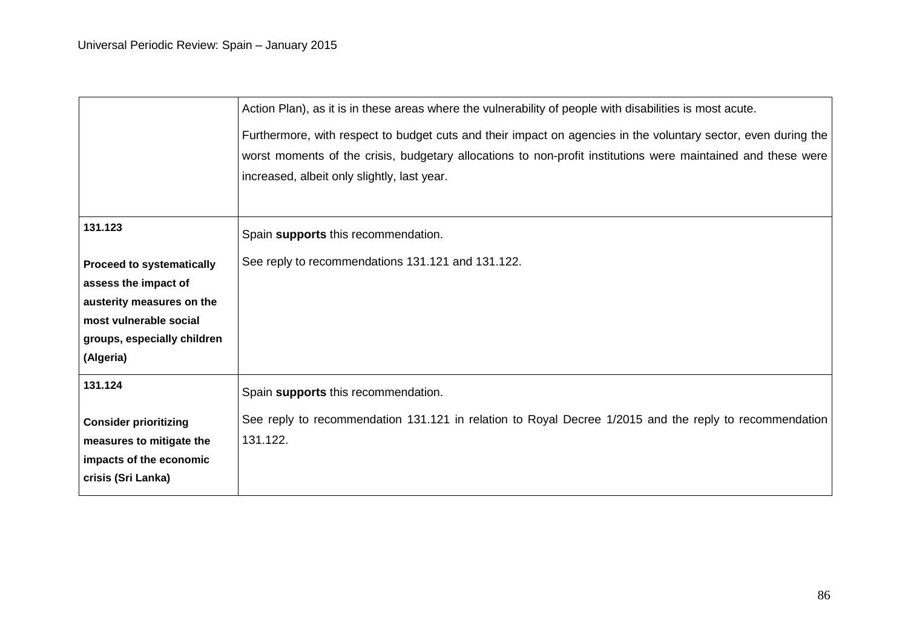| | |
|---|---|
| | Action Plan), as it is in these areas where the vulnerability of people with disabilities is most acute.<br><br>Furthermore, with respect to budget cuts and their impact on agencies in the voluntary sector, even during the worst moments of the crisis, budgetary allocations to non-profit institutions were maintained and these were increased, albeit only slightly, last year. |
| **131.123**<br><br>**Proceed to systematically assess the impact of austerity measures on the most vulnerable social groups, especially children (Algeria)** | Spain **supports** this recommendation.<br><br>See reply to recommendations 131.121 and 131.122. |
| **131.124**<br><br>**Consider prioritizing measures to mitigate the impacts of the economic crisis (Sri Lanka)** | Spain **supports** this recommendation.<br><br>See reply to recommendation 131.121 in relation to Royal Decree 1/2015 and the reply to recommendation 131.122. |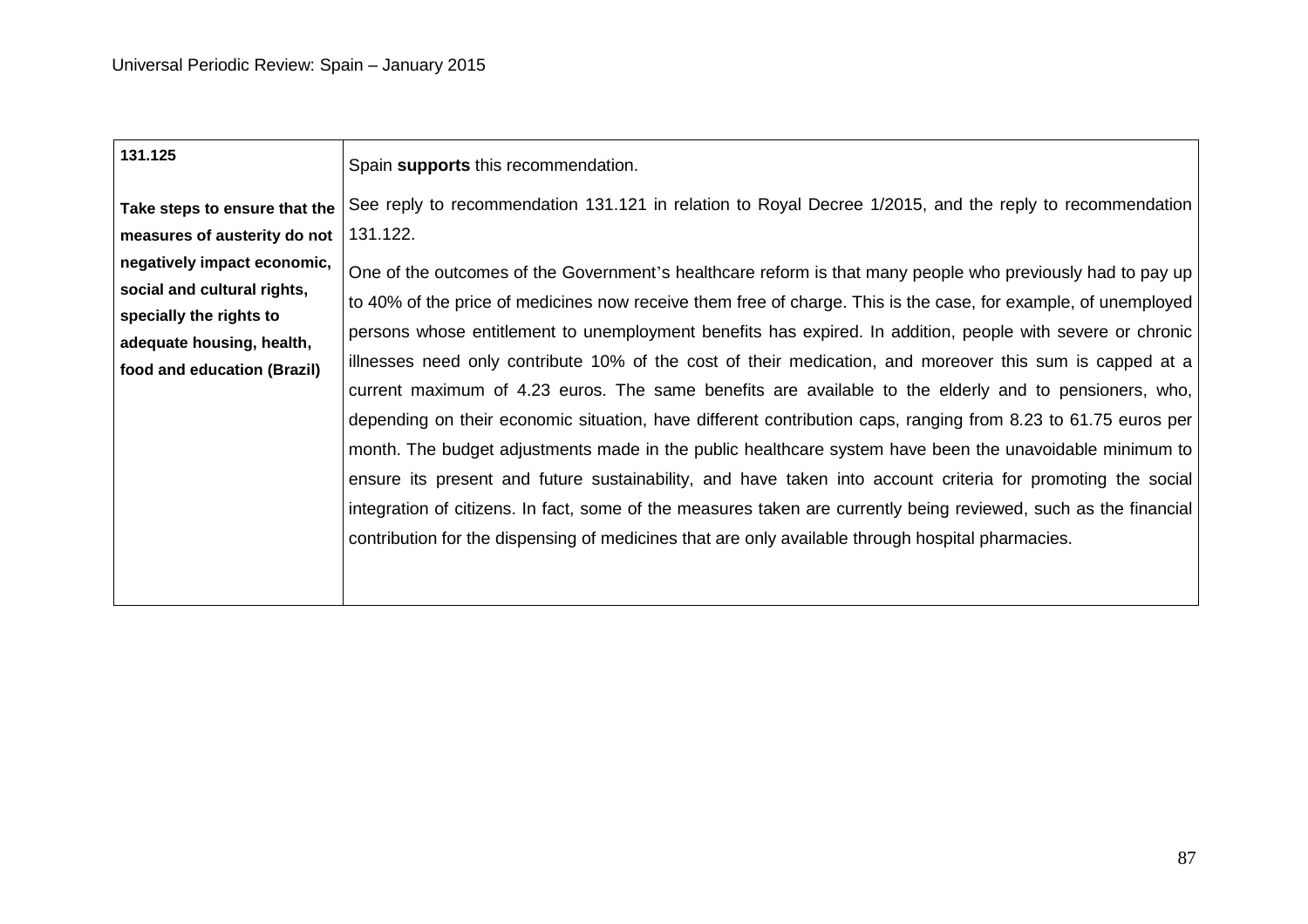| **131.125**<br><br>**Take steps to ensure that the measures of austerity do not negatively impact economic, social and cultural rights, specially the rights to adequate housing, health, food and education (Brazil)** | Spain **supports** this recommendation.<br><br>See reply to recommendation 131.121 in relation to Royal Decree 1/2015, and the reply to recommendation 131.122.<br><br>One of the outcomes of the Government's healthcare reform is that many people who previously had to pay up to 40% of the price of medicines now receive them free of charge. This is the case, for example, of unemployed persons whose entitlement to unemployment benefits has expired. In addition, people with severe or chronic illnesses need only contribute 10% of the cost of their medication, and moreover this sum is capped at a current maximum of 4.23 euros. The same benefits are available to the elderly and to pensioners, who, depending on their economic situation, have different contribution caps, ranging from 8.23 to 61.75 euros per month. The budget adjustments made in the public healthcare system have been the unavoidable minimum to ensure its present and future sustainability, and have taken into account criteria for promoting the social integration of citizens. In fact, some of the measures taken are currently being reviewed, such as the financial contribution for the dispensing of medicines that are only available through hospital pharmacies. |
|---|---|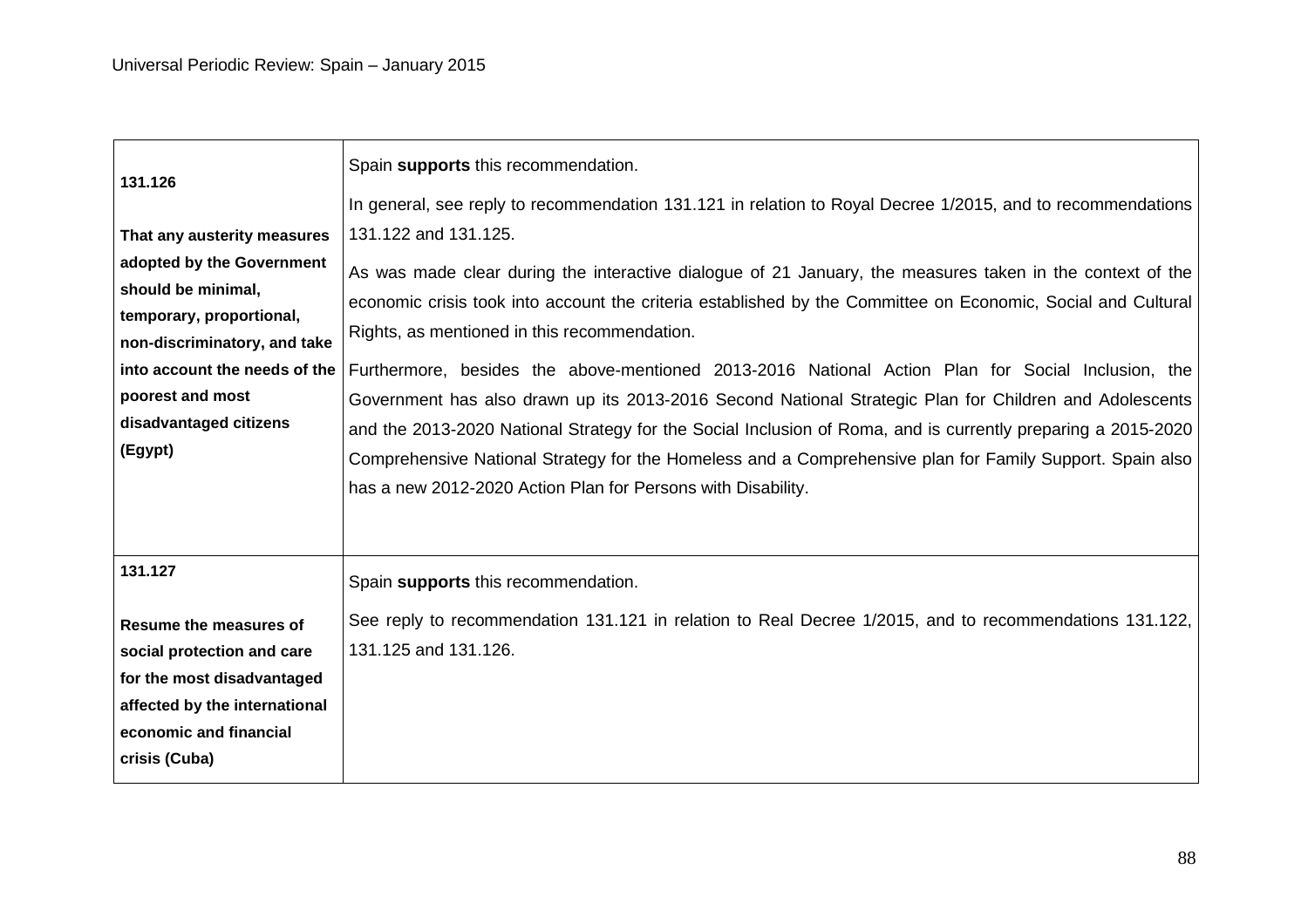| | |
|---|---|
| **131.126**<br><br>**That any austerity measures adopted by the Government should be minimal, temporary, proportional, non-discriminatory, and take into account the needs of the poorest and most disadvantaged citizens (Egypt)** | Spain **supports** this recommendation.<br><br>In general, see reply to recommendation 131.121 in relation to Royal Decree 1/2015, and to recommendations 131.122 and 131.125.<br><br>As was made clear during the interactive dialogue of 21 January, the measures taken in the context of the economic crisis took into account the criteria established by the Committee on Economic, Social and Cultural Rights, as mentioned in this recommendation.<br><br>Furthermore, besides the above-mentioned 2013-2016 National Action Plan for Social Inclusion, the Government has also drawn up its 2013-2016 Second National Strategic Plan for Children and Adolescents and the 2013-2020 National Strategy for the Social Inclusion of Roma, and is currently preparing a 2015-2020 Comprehensive National Strategy for the Homeless and a Comprehensive plan for Family Support. Spain also has a new 2012-2020 Action Plan for Persons with Disability. |
| **131.127**<br><br>**Resume the measures of social protection and care for the most disadvantaged affected by the international economic and financial crisis (Cuba)** | Spain **supports** this recommendation.<br><br>See reply to recommendation 131.121 in relation to Real Decree 1/2015, and to recommendations 131.122, 131.125 and 131.126. |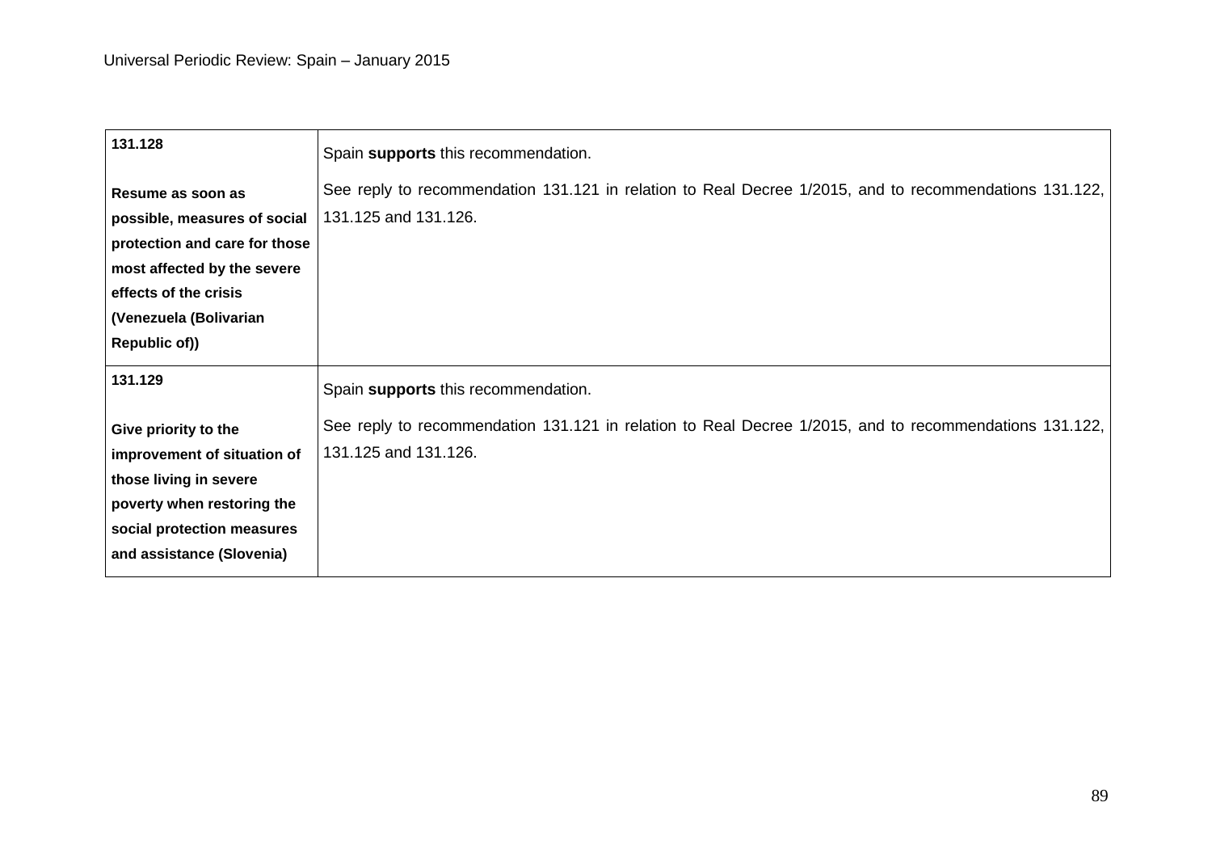| | |
|---|---|
| **131.128**<br><br>**Resume as soon as possible, measures of social protection and care for those most affected by the severe effects of the crisis (Venezuela (Bolivarian Republic of))** | Spain **supports** this recommendation.<br><br>See reply to recommendation 131.121 in relation to Real Decree 1/2015, and to recommendations 131.122, 131.125 and 131.126. |
| **131.129**<br><br>**Give priority to the improvement of situation of those living in severe poverty when restoring the social protection measures and assistance (Slovenia)** | Spain **supports** this recommendation.<br><br>See reply to recommendation 131.121 in relation to Real Decree 1/2015, and to recommendations 131.122, 131.125 and 131.126. |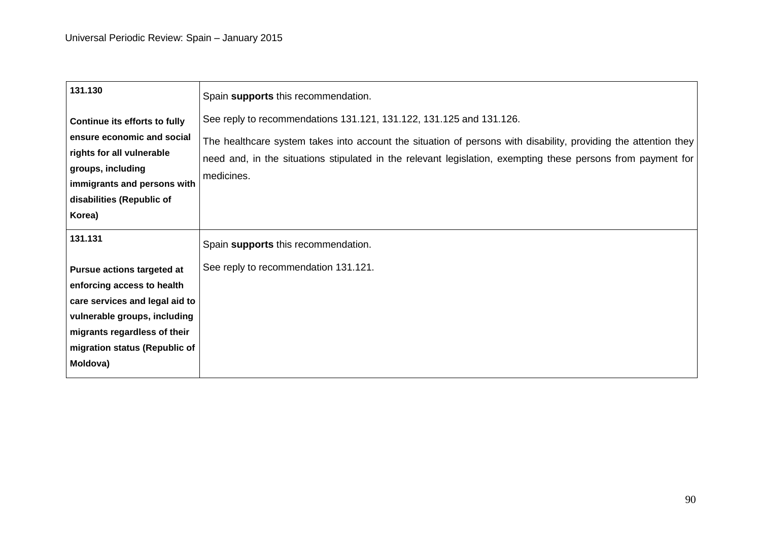| | |
|---|---|
| **131.130**<br><br>**Continue its efforts to fully ensure economic and social rights for all vulnerable groups, including immigrants and persons with disabilities (Republic of Korea)** | Spain **supports** this recommendation.<br><br>See reply to recommendations 131.121, 131.122, 131.125 and 131.126.<br><br>The healthcare system takes into account the situation of persons with disability, providing the attention they need and, in the situations stipulated in the relevant legislation, exempting these persons from payment for medicines. |
| **131.131**<br><br>**Pursue actions targeted at enforcing access to health care services and legal aid to vulnerable groups, including migrants regardless of their migration status (Republic of Moldova)** | Spain **supports** this recommendation.<br><br>See reply to recommendation 131.121. |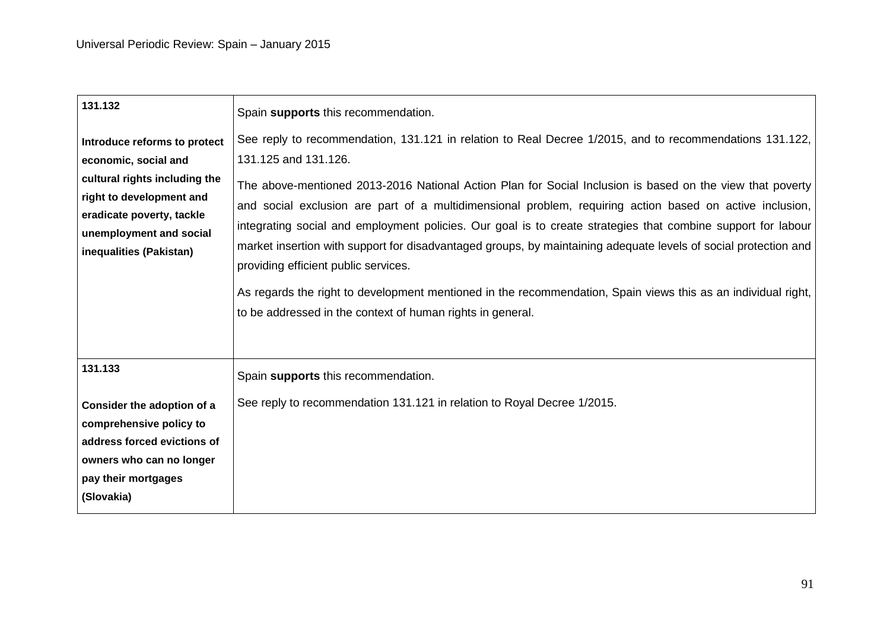| **131.132**<br><br>**Introduce reforms to protect economic, social and cultural rights including the right to development and eradicate poverty, tackle unemployment and social inequalities (Pakistan)** | Spain **supports** this recommendation.<br><br>See reply to recommendation, 131.121 in relation to Real Decree 1/2015, and to recommendations 131.122, 131.125 and 131.126.<br><br>The above-mentioned 2013-2016 National Action Plan for Social Inclusion is based on the view that poverty and social exclusion are part of a multidimensional problem, requiring action based on active inclusion, integrating social and employment policies. Our goal is to create strategies that combine support for labour market insertion with support for disadvantaged groups, by maintaining adequate levels of social protection and providing efficient public services.<br><br>As regards the right to development mentioned in the recommendation, Spain views this as an individual right, to be addressed in the context of human rights in general. |
|---|---|
| **131.133**<br><br>**Consider the adoption of a comprehensive policy to address forced evictions of owners who can no longer pay their mortgages (Slovakia)** | Spain **supports** this recommendation.<br><br>See reply to recommendation 131.121 in relation to Royal Decree 1/2015. |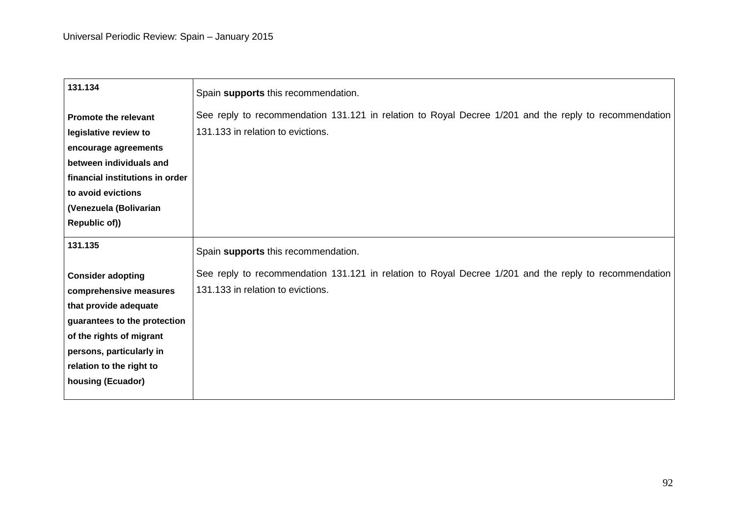| | |
|---|---|
| **131.134**<br><br>**Promote the relevant legislative review to encourage agreements between individuals and financial institutions in order to avoid evictions (Venezuela (Bolivarian Republic of))** | Spain **supports** this recommendation.<br><br>See reply to recommendation 131.121 in relation to Royal Decree 1/201 and the reply to recommendation 131.133 in relation to evictions. |
| **131.135**<br><br>**Consider adopting comprehensive measures that provide adequate guarantees to the protection of the rights of migrant persons, particularly in relation to the right to housing (Ecuador)** | Spain **supports** this recommendation.<br><br>See reply to recommendation 131.121 in relation to Royal Decree 1/201 and the reply to recommendation 131.133 in relation to evictions. |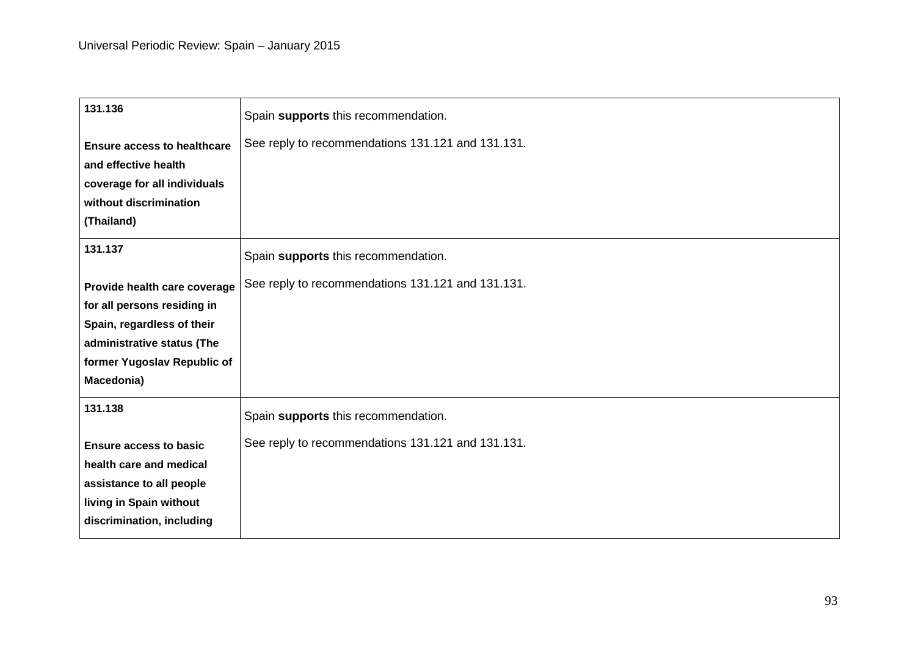| | |
|---|---|
| **131.136**<br><br>**Ensure access to healthcare and effective health coverage for all individuals without discrimination (Thailand)** | Spain **supports** this recommendation.<br><br>See reply to recommendations 131.121 and 131.131. |
| **131.137**<br><br>**Provide health care coverage for all persons residing in Spain, regardless of their administrative status (The former Yugoslav Republic of Macedonia)** | Spain **supports** this recommendation.<br><br>See reply to recommendations 131.121 and 131.131. |
| **131.138**<br><br>**Ensure access to basic health care and medical assistance to all people living in Spain without discrimination, including** | Spain **supports** this recommendation.<br><br>See reply to recommendations 131.121 and 131.131. |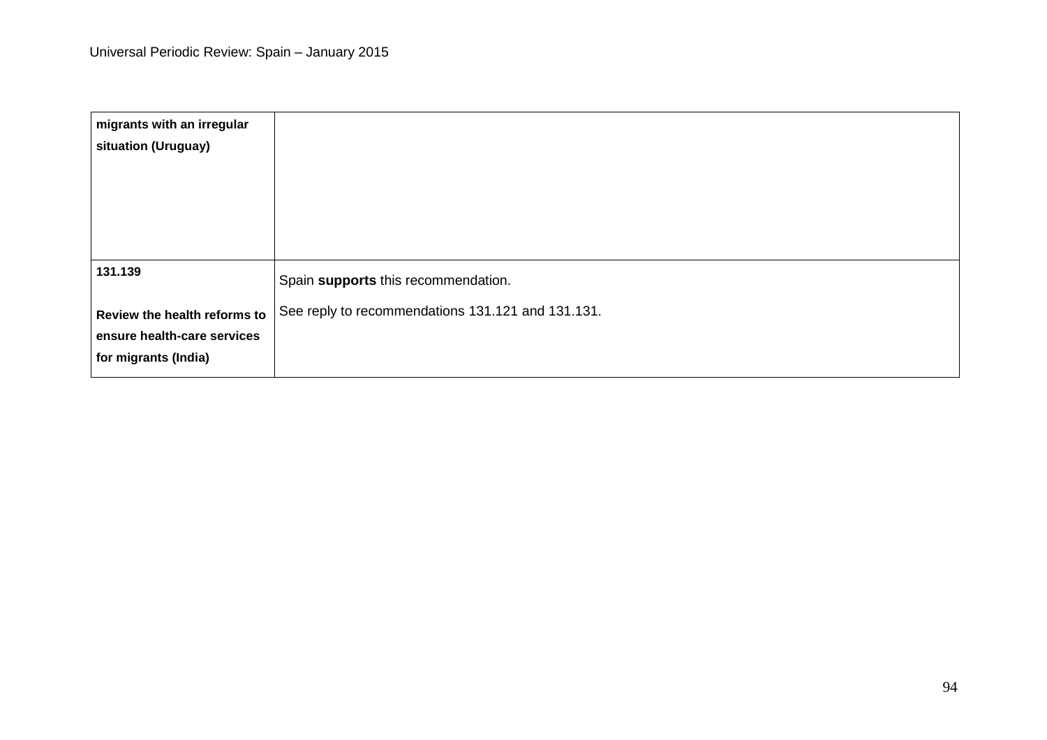| | |
|---|---|
| **migrants with an irregular situation (Uruguay)** | |
| **131.139**<br><br>**Review the health reforms to ensure health-care services for migrants (India)** | Spain **supports** this recommendation.<br><br>See reply to recommendations 131.121 and 131.131. |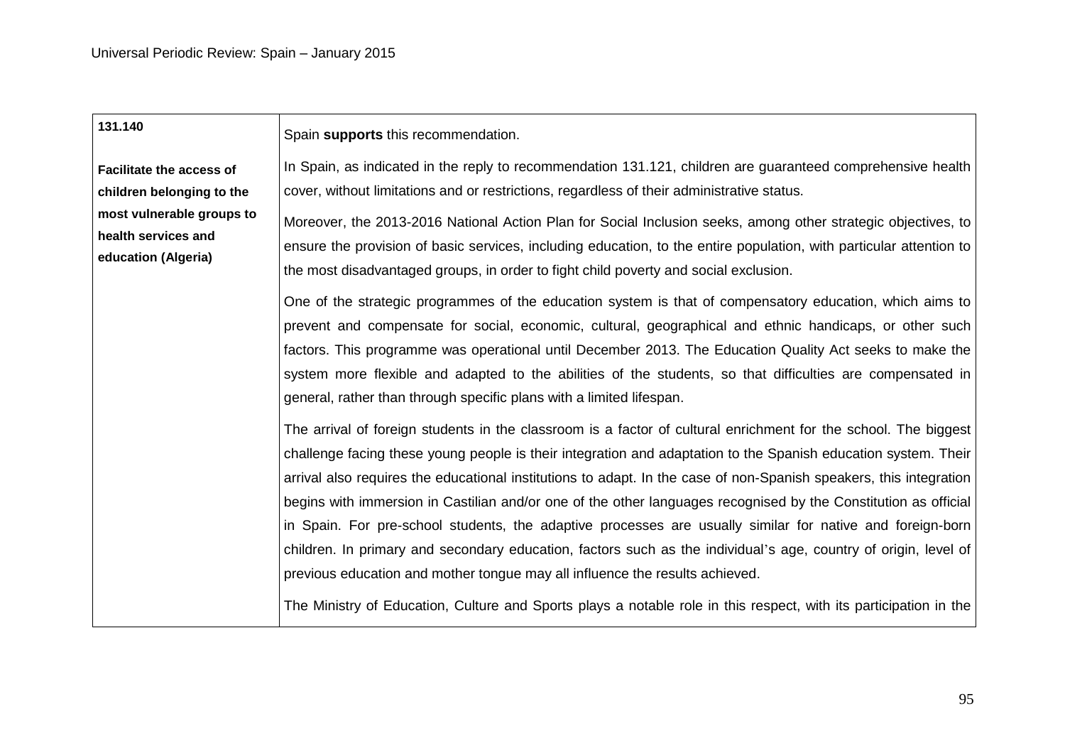| 131.140<br><br>**Facilitate the access of children belonging to the most vulnerable groups to health services and education (Algeria)** | Spain **supports** this recommendation.<br><br>In Spain, as indicated in the reply to recommendation 131.121, children are guaranteed comprehensive health cover, without limitations and or restrictions, regardless of their administrative status.<br><br>Moreover, the 2013-2016 National Action Plan for Social Inclusion seeks, among other strategic objectives, to ensure the provision of basic services, including education, to the entire population, with particular attention to the most disadvantaged groups, in order to fight child poverty and social exclusion.<br><br>One of the strategic programmes of the education system is that of compensatory education, which aims to prevent and compensate for social, economic, cultural, geographical and ethnic handicaps, or other such factors. This programme was operational until December 2013. The Education Quality Act seeks to make the system more flexible and adapted to the abilities of the students, so that difficulties are compensated in general, rather than through specific plans with a limited lifespan.<br><br>The arrival of foreign students in the classroom is a factor of cultural enrichment for the school. The biggest challenge facing these young people is their integration and adaptation to the Spanish education system. Their arrival also requires the educational institutions to adapt. In the case of non-Spanish speakers, this integration begins with immersion in Castilian and/or one of the other languages recognised by the Constitution as official in Spain. For pre-school students, the adaptive processes are usually similar for native and foreign-born children. In primary and secondary education, factors such as the individual's age, country of origin, level of previous education and mother tongue may all influence the results achieved.<br><br>The Ministry of Education, Culture and Sports plays a notable role in this respect, with its participation in the |
|---|---|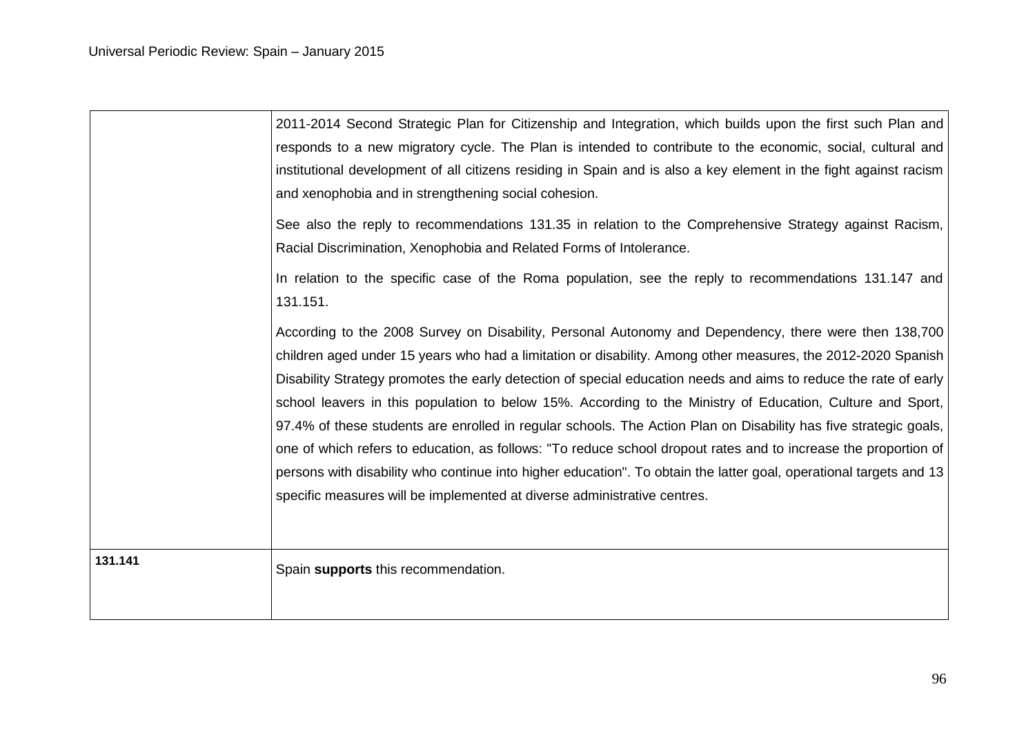| | |
|---|---|
| | 2011-2014 Second Strategic Plan for Citizenship and Integration, which builds upon the first such Plan and responds to a new migratory cycle. The Plan is intended to contribute to the economic, social, cultural and institutional development of all citizens residing in Spain and is also a key element in the fight against racism and xenophobia and in strengthening social cohesion.<br><br>See also the reply to recommendations 131.35 in relation to the Comprehensive Strategy against Racism, Racial Discrimination, Xenophobia and Related Forms of Intolerance.<br><br>In relation to the specific case of the Roma population, see the reply to recommendations 131.147 and 131.151.<br><br>According to the 2008 Survey on Disability, Personal Autonomy and Dependency, there were then 138,700 children aged under 15 years who had a limitation or disability. Among other measures, the 2012-2020 Spanish Disability Strategy promotes the early detection of special education needs and aims to reduce the rate of early school leavers in this population to below 15%. According to the Ministry of Education, Culture and Sport, 97.4% of these students are enrolled in regular schools. The Action Plan on Disability has five strategic goals, one of which refers to education, as follows: "To reduce school dropout rates and to increase the proportion of persons with disability who continue into higher education". To obtain the latter goal, operational targets and 13 specific measures will be implemented at diverse administrative centres. |
| **131.141** | Spain **supports** this recommendation. |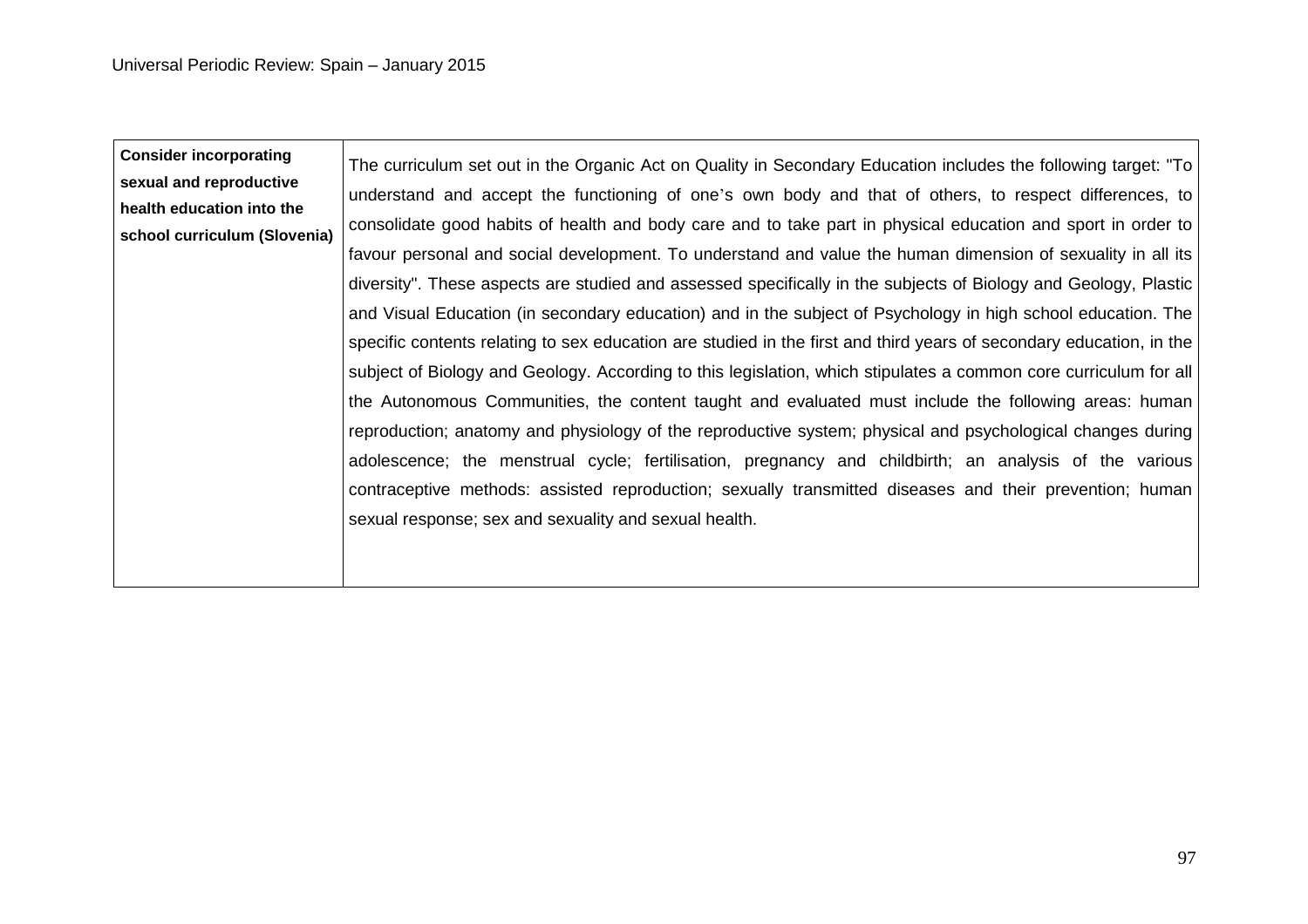| | |
|---|---|
| **Consider incorporating sexual and reproductive health education into the school curriculum (Slovenia)** | The curriculum set out in the Organic Act on Quality in Secondary Education includes the following target: "To understand and accept the functioning of one's own body and that of others, to respect differences, to consolidate good habits of health and body care and to take part in physical education and sport in order to favour personal and social development. To understand and value the human dimension of sexuality in all its diversity". These aspects are studied and assessed specifically in the subjects of Biology and Geology, Plastic and Visual Education (in secondary education) and in the subject of Psychology in high school education. The specific contents relating to sex education are studied in the first and third years of secondary education, in the subject of Biology and Geology. According to this legislation, which stipulates a common core curriculum for all the Autonomous Communities, the content taught and evaluated must include the following areas: human reproduction; anatomy and physiology of the reproductive system; physical and psychological changes during adolescence; the menstrual cycle; fertilisation, pregnancy and childbirth; an analysis of the various contraceptive methods: assisted reproduction; sexually transmitted diseases and their prevention; human sexual response; sex and sexuality and sexual health. |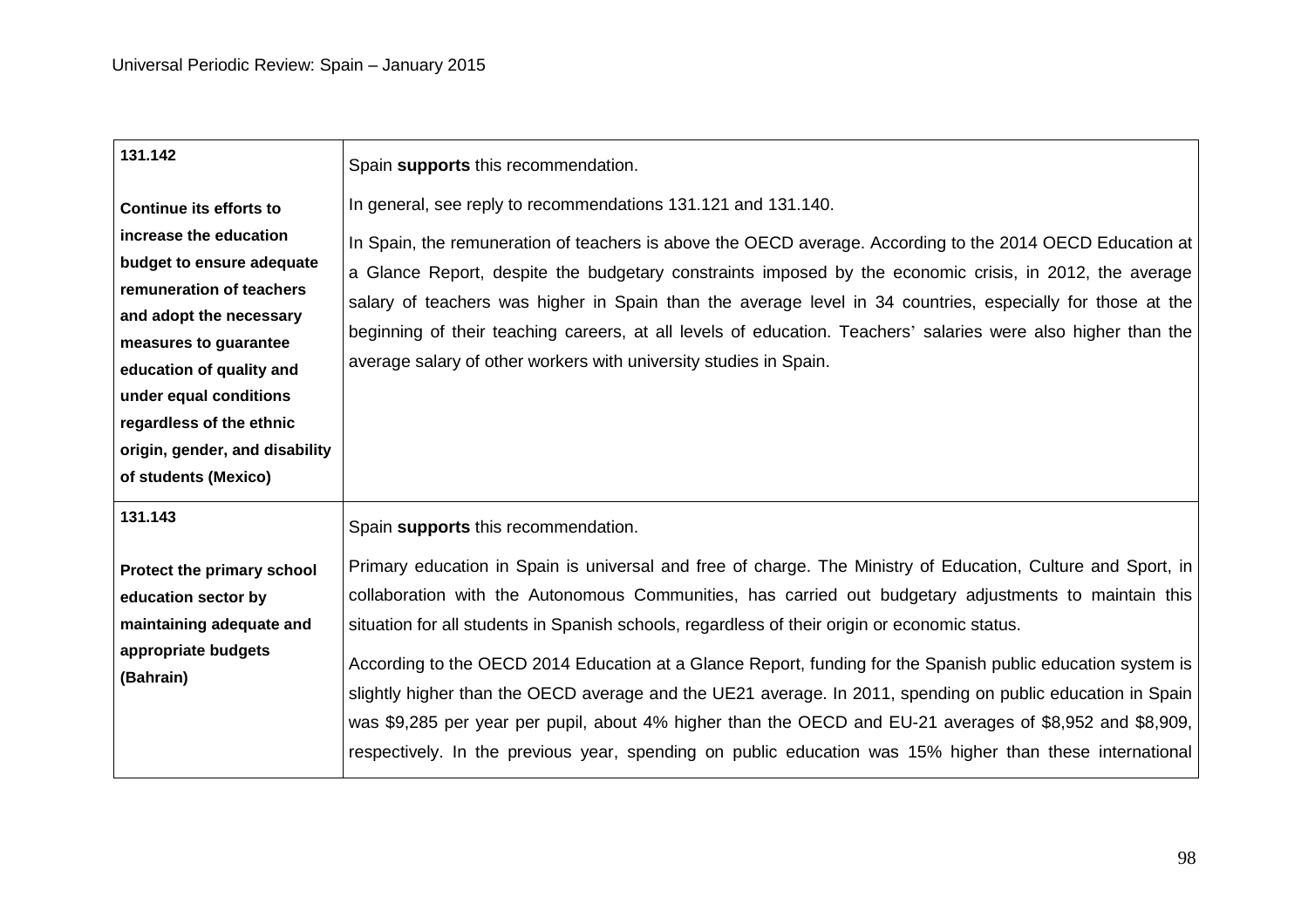| | |
|---|---|
| **131.142**<br><br>**Continue its efforts to increase the education budget to ensure adequate remuneration of teachers and adopt the necessary measures to guarantee education of quality and under equal conditions regardless of the ethnic origin, gender, and disability of students (Mexico)** | Spain **supports** this recommendation.<br><br>In general, see reply to recommendations 131.121 and 131.140.<br><br>In Spain, the remuneration of teachers is above the OECD average. According to the 2014 OECD Education at a Glance Report, despite the budgetary constraints imposed by the economic crisis, in 2012, the average salary of teachers was higher in Spain than the average level in 34 countries, especially for those at the beginning of their teaching careers, at all levels of education. Teachers' salaries were also higher than the average salary of other workers with university studies in Spain. |
| **131.143**<br><br>**Protect the primary school education sector by maintaining adequate and appropriate budgets (Bahrain)** | Spain **supports** this recommendation.<br><br>Primary education in Spain is universal and free of charge. The Ministry of Education, Culture and Sport, in collaboration with the Autonomous Communities, has carried out budgetary adjustments to maintain this situation for all students in Spanish schools, regardless of their origin or economic status.<br><br>According to the OECD 2014 Education at a Glance Report, funding for the Spanish public education system is slightly higher than the OECD average and the UE21 average. In 2011, spending on public education in Spain was $9,285 per year per pupil, about 4% higher than the OECD and EU-21 averages of $8,952 and $8,909, respectively. In the previous year, spending on public education was 15% higher than these international |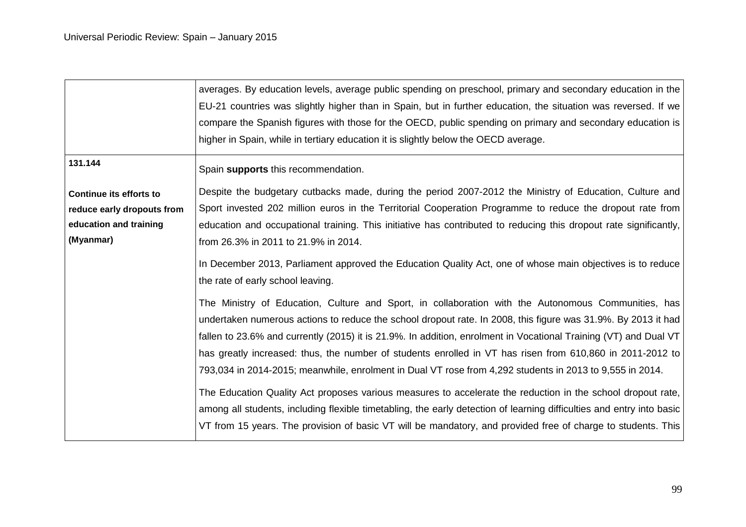| | |
|---|---|
| | averages. By education levels, average public spending on preschool, primary and secondary education in the EU-21 countries was slightly higher than in Spain, but in further education, the situation was reversed. If we compare the Spanish figures with those for the OECD, public spending on primary and secondary education is higher in Spain, while in tertiary education it is slightly below the OECD average. |
| **131.144**<br><br>**Continue its efforts to reduce early dropouts from education and training (Myanmar)** | Spain **supports** this recommendation.<br><br>Despite the budgetary cutbacks made, during the period 2007-2012 the Ministry of Education, Culture and Sport invested 202 million euros in the Territorial Cooperation Programme to reduce the dropout rate from education and occupational training. This initiative has contributed to reducing this dropout rate significantly, from 26.3% in 2011 to 21.9% in 2014.<br><br>In December 2013, Parliament approved the Education Quality Act, one of whose main objectives is to reduce the rate of early school leaving.<br><br>The Ministry of Education, Culture and Sport, in collaboration with the Autonomous Communities, has undertaken numerous actions to reduce the school dropout rate. In 2008, this figure was 31.9%. By 2013 it had fallen to 23.6% and currently (2015) it is 21.9%. In addition, enrolment in Vocational Training (VT) and Dual VT has greatly increased: thus, the number of students enrolled in VT has risen from 610,860 in 2011-2012 to 793,034 in 2014-2015; meanwhile, enrolment in Dual VT rose from 4,292 students in 2013 to 9,555 in 2014.<br><br>The Education Quality Act proposes various measures to accelerate the reduction in the school dropout rate, among all students, including flexible timetabling, the early detection of learning difficulties and entry into basic VT from 15 years. The provision of basic VT will be mandatory, and provided free of charge to students. This |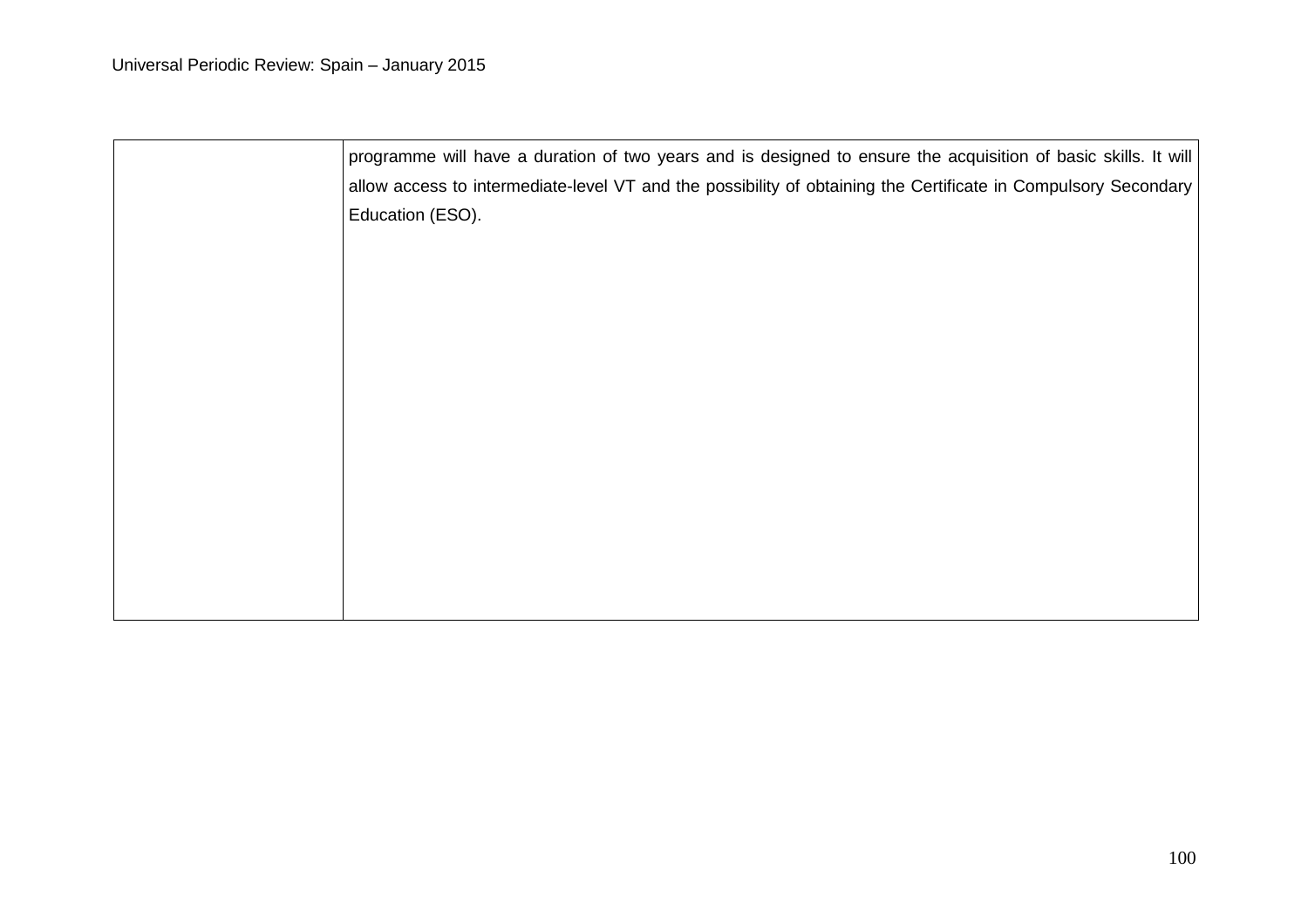| | |
|---|---|
| | programme will have a duration of two years and is designed to ensure the acquisition of basic skills. It will allow access to intermediate-level VT and the possibility of obtaining the Certificate in Compulsory Secondary Education (ESO). |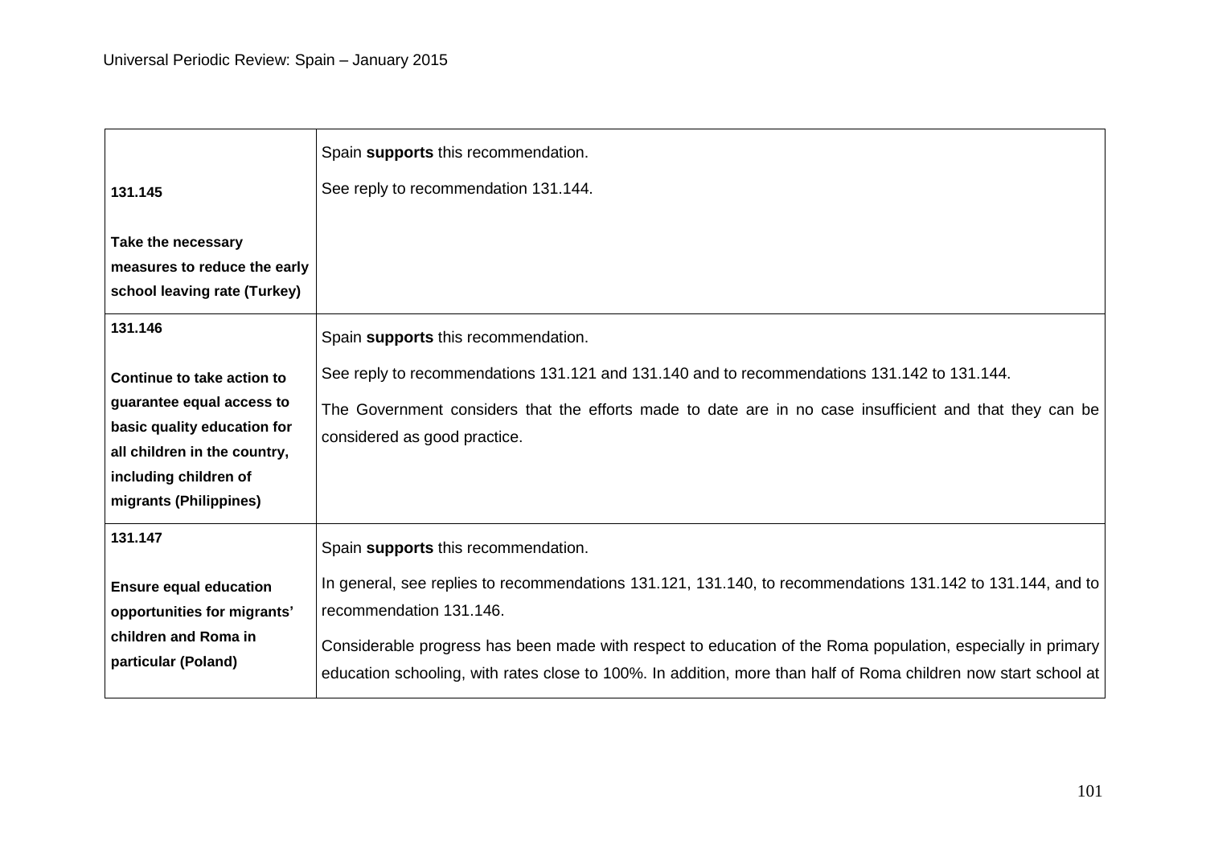| | |
|---|---|
| **131.145**<br><br>**Take the necessary measures to reduce the early school leaving rate (Turkey)** | Spain **supports** this recommendation.<br><br>See reply to recommendation 131.144. |
| **131.146**<br><br>**Continue to take action to guarantee equal access to basic quality education for all children in the country, including children of migrants (Philippines)** | Spain **supports** this recommendation.<br><br>See reply to recommendations 131.121 and 131.140 and to recommendations 131.142 to 131.144.<br><br>The Government considers that the efforts made to date are in no case insufficient and that they can be considered as good practice. |
| **131.147**<br><br>**Ensure equal education opportunities for migrants' children and Roma in particular (Poland)** | Spain **supports** this recommendation.<br><br>In general, see replies to recommendations 131.121, 131.140, to recommendations 131.142 to 131.144, and to recommendation 131.146.<br><br>Considerable progress has been made with respect to education of the Roma population, especially in primary education schooling, with rates close to 100%. In addition, more than half of Roma children now start school at |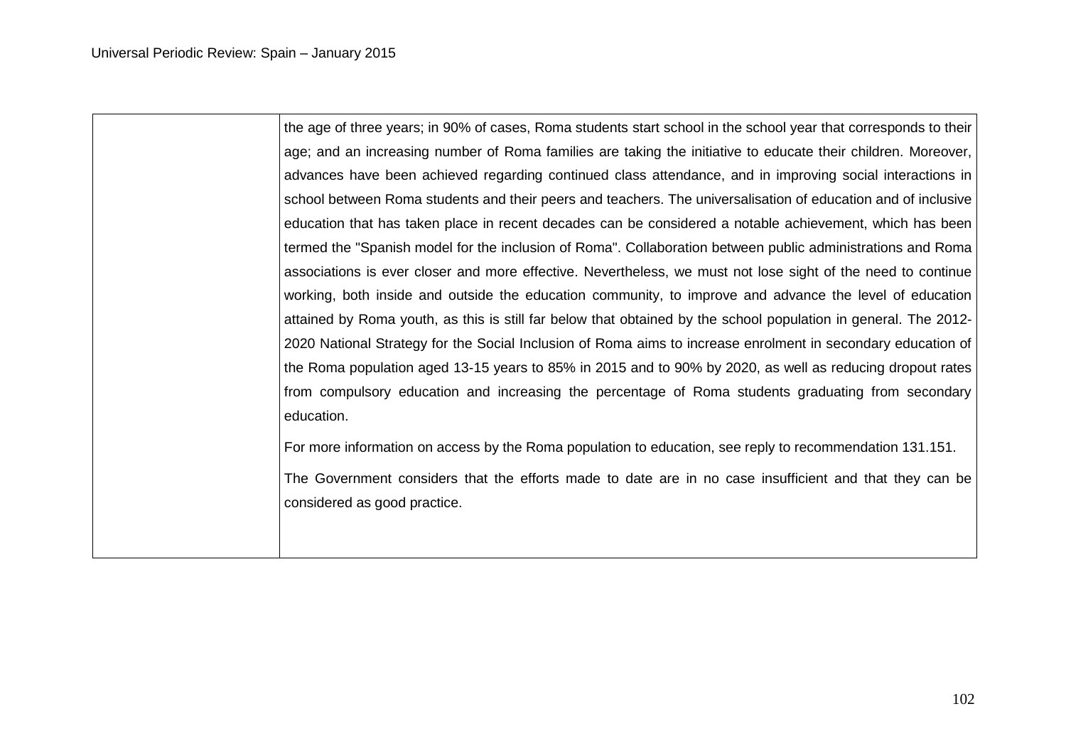| | |
|---|---|
| | the age of three years; in 90% of cases, Roma students start school in the school year that corresponds to their age; and an increasing number of Roma families are taking the initiative to educate their children. Moreover, advances have been achieved regarding continued class attendance, and in improving social interactions in school between Roma students and their peers and teachers. The universalisation of education and of inclusive education that has taken place in recent decades can be considered a notable achievement, which has been termed the "Spanish model for the inclusion of Roma". Collaboration between public administrations and Roma associations is ever closer and more effective. Nevertheless, we must not lose sight of the need to continue working, both inside and outside the education community, to improve and advance the level of education attained by Roma youth, as this is still far below that obtained by the school population in general. The 2012-2020 National Strategy for the Social Inclusion of Roma aims to increase enrolment in secondary education of the Roma population aged 13-15 years to 85% in 2015 and to 90% by 2020, as well as reducing dropout rates from compulsory education and increasing the percentage of Roma students graduating from secondary education.<br><br>For more information on access by the Roma population to education, see reply to recommendation 131.151.<br><br>The Government considers that the efforts made to date are in no case insufficient and that they can be considered as good practice. |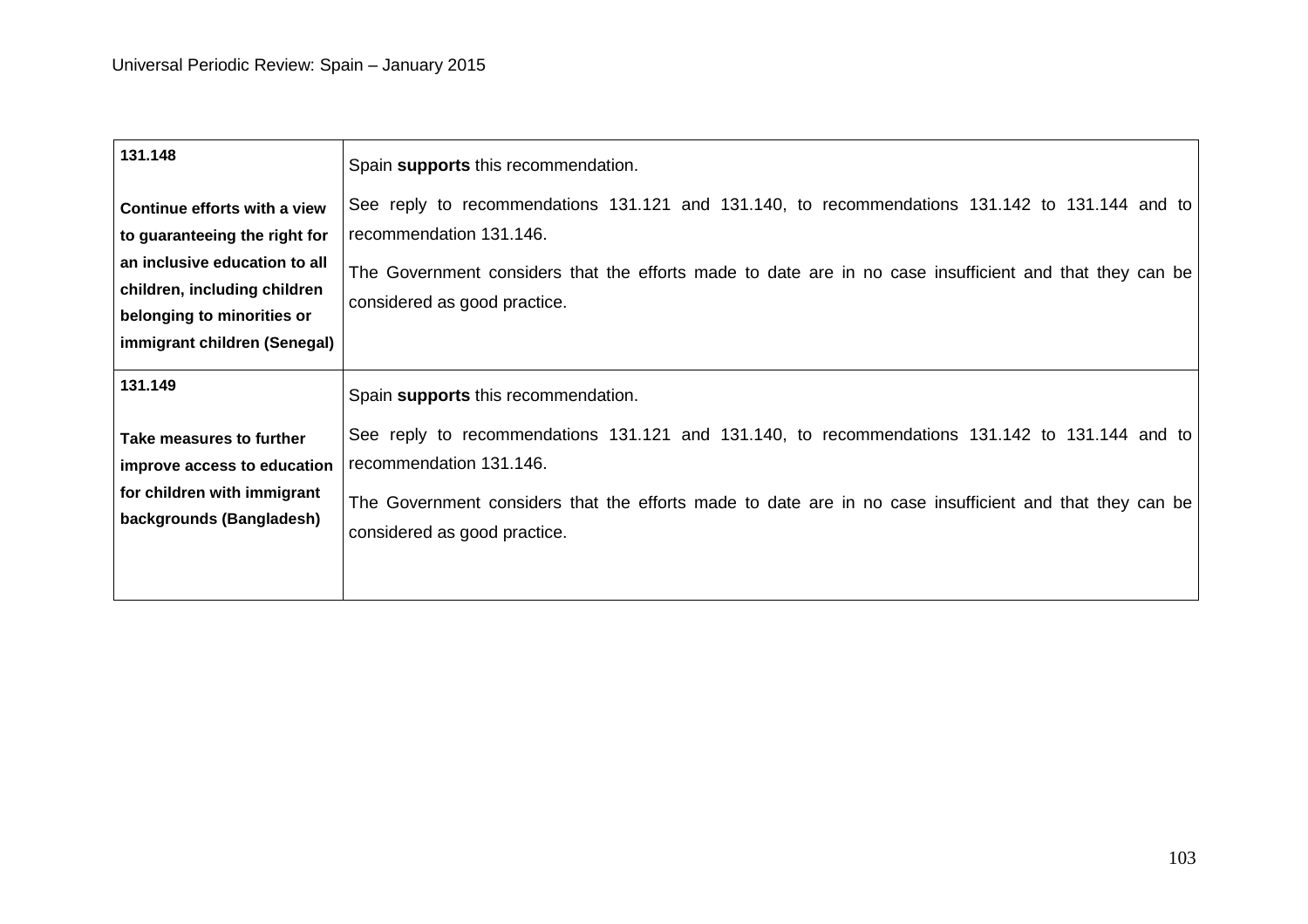| | |
|---|---|
| **131.148**<br><br>**Continue efforts with a view to guaranteeing the right for an inclusive education to all children, including children belonging to minorities or immigrant children (Senegal)** | Spain **supports** this recommendation.<br><br>See reply to recommendations 131.121 and 131.140, to recommendations 131.142 to 131.144 and to recommendation 131.146.<br><br>The Government considers that the efforts made to date are in no case insufficient and that they can be considered as good practice. |
| **131.149**<br><br>**Take measures to further improve access to education for children with immigrant backgrounds (Bangladesh)** | Spain **supports** this recommendation.<br><br>See reply to recommendations 131.121 and 131.140, to recommendations 131.142 to 131.144 and to recommendation 131.146.<br><br>The Government considers that the efforts made to date are in no case insufficient and that they can be considered as good practice. |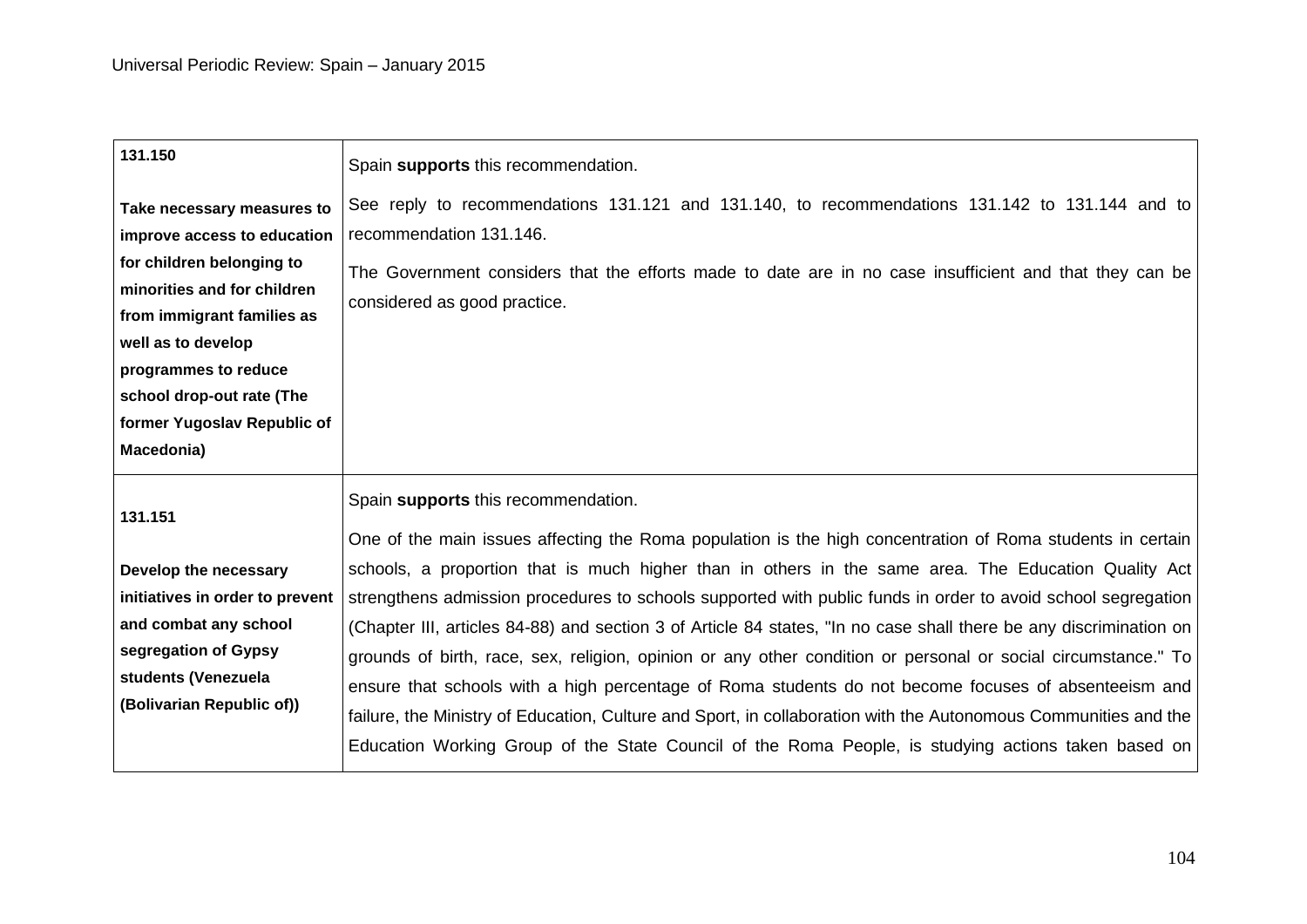| | |
|---|---|
| **131.150**<br><br>**Take necessary measures to improve access to education for children belonging to minorities and for children from immigrant families as well as to develop programmes to reduce school drop-out rate (The former Yugoslav Republic of Macedonia)** | Spain **supports** this recommendation.<br><br>See reply to recommendations 131.121 and 131.140, to recommendations 131.142 to 131.144 and to recommendation 131.146.<br><br>The Government considers that the efforts made to date are in no case insufficient and that they can be considered as good practice. |
| **131.151**<br><br>**Develop the necessary initiatives in order to prevent and combat any school segregation of Gypsy students (Venezuela (Bolivarian Republic of))** | Spain **supports** this recommendation.<br><br>One of the main issues affecting the Roma population is the high concentration of Roma students in certain schools, a proportion that is much higher than in others in the same area. The Education Quality Act strengthens admission procedures to schools supported with public funds in order to avoid school segregation (Chapter III, articles 84-88) and section 3 of Article 84 states, "In no case shall there be any discrimination on grounds of birth, race, sex, religion, opinion or any other condition or personal or social circumstance." To ensure that schools with a high percentage of Roma students do not become focuses of absenteeism and failure, the Ministry of Education, Culture and Sport, in collaboration with the Autonomous Communities and the Education Working Group of the State Council of the Roma People, is studying actions taken based on |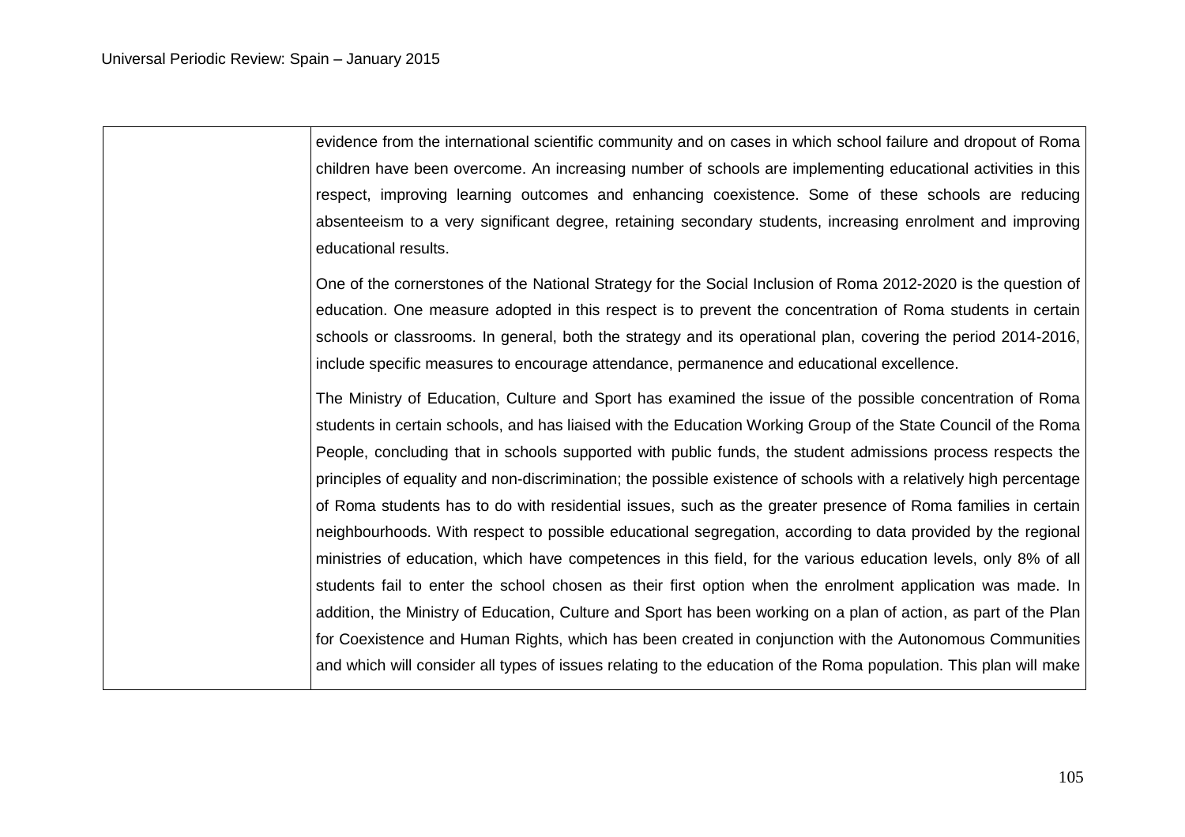| | |
|---|---|
| | evidence from the international scientific community and on cases in which school failure and dropout of Roma children have been overcome. An increasing number of schools are implementing educational activities in this respect, improving learning outcomes and enhancing coexistence. Some of these schools are reducing absenteeism to a very significant degree, retaining secondary students, increasing enrolment and improving educational results.<br><br>One of the cornerstones of the National Strategy for the Social Inclusion of Roma 2012-2020 is the question of education. One measure adopted in this respect is to prevent the concentration of Roma students in certain schools or classrooms. In general, both the strategy and its operational plan, covering the period 2014-2016, include specific measures to encourage attendance, permanence and educational excellence.<br><br>The Ministry of Education, Culture and Sport has examined the issue of the possible concentration of Roma students in certain schools, and has liaised with the Education Working Group of the State Council of the Roma People, concluding that in schools supported with public funds, the student admissions process respects the principles of equality and non-discrimination; the possible existence of schools with a relatively high percentage of Roma students has to do with residential issues, such as the greater presence of Roma families in certain neighbourhoods. With respect to possible educational segregation, according to data provided by the regional ministries of education, which have competences in this field, for the various education levels, only 8% of all students fail to enter the school chosen as their first option when the enrolment application was made. In addition, the Ministry of Education, Culture and Sport has been working on a plan of action, as part of the Plan for Coexistence and Human Rights, which has been created in conjunction with the Autonomous Communities and which will consider all types of issues relating to the education of the Roma population. This plan will make |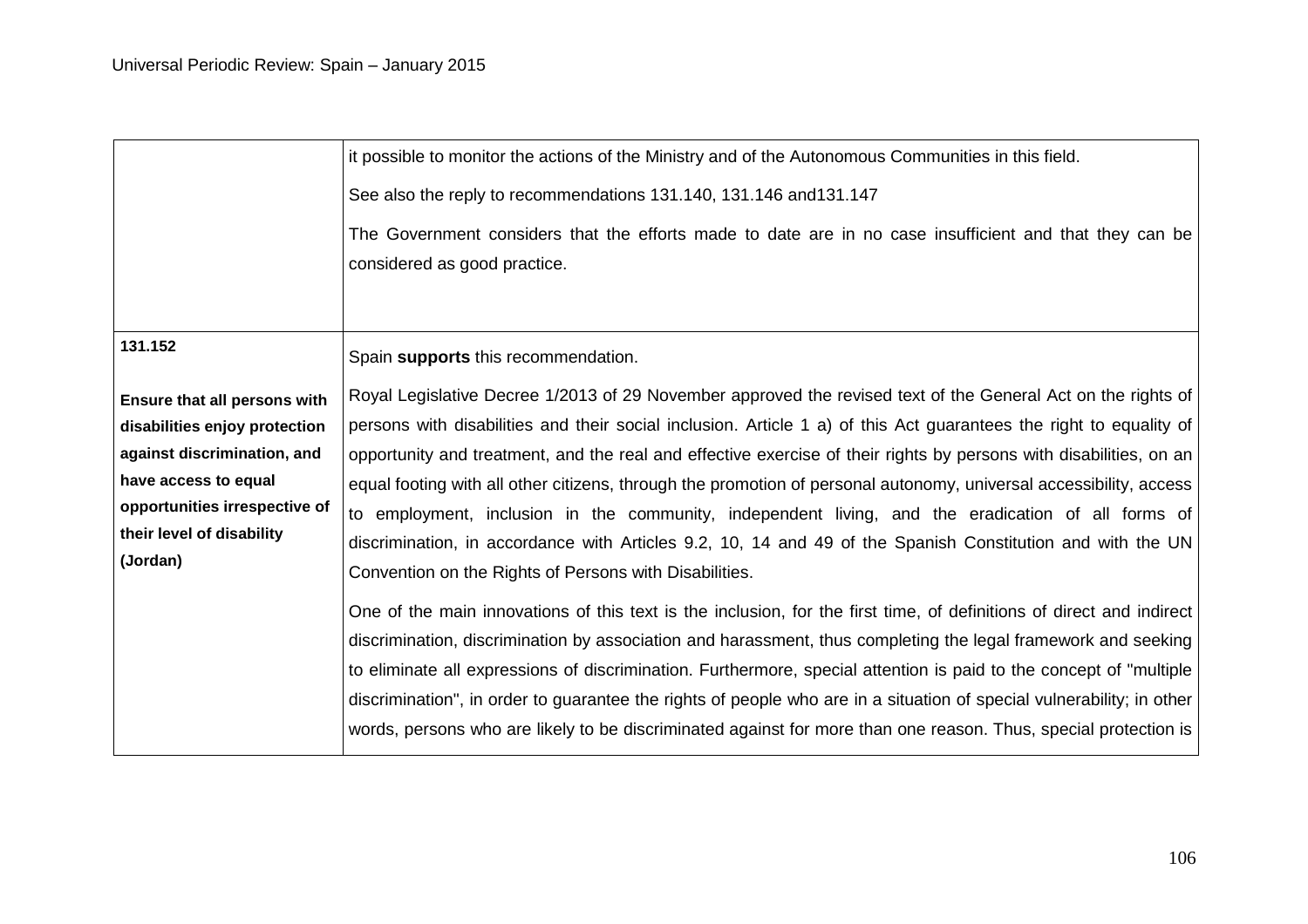| | |
|---|---|
| | it possible to monitor the actions of the Ministry and of the Autonomous Communities in this field.<br><br>See also the reply to recommendations 131.140, 131.146 and131.147<br><br>The Government considers that the efforts made to date are in no case insufficient and that they can be considered as good practice. |
| **131.152**<br><br>**Ensure that all persons with disabilities enjoy protection against discrimination, and have access to equal opportunities irrespective of their level of disability (Jordan)** | Spain **supports** this recommendation.<br><br>Royal Legislative Decree 1/2013 of 29 November approved the revised text of the General Act on the rights of persons with disabilities and their social inclusion. Article 1 a) of this Act guarantees the right to equality of opportunity and treatment, and the real and effective exercise of their rights by persons with disabilities, on an equal footing with all other citizens, through the promotion of personal autonomy, universal accessibility, access to employment, inclusion in the community, independent living, and the eradication of all forms of discrimination, in accordance with Articles 9.2, 10, 14 and 49 of the Spanish Constitution and with the UN Convention on the Rights of Persons with Disabilities.<br><br>One of the main innovations of this text is the inclusion, for the first time, of definitions of direct and indirect discrimination, discrimination by association and harassment, thus completing the legal framework and seeking to eliminate all expressions of discrimination. Furthermore, special attention is paid to the concept of "multiple discrimination", in order to guarantee the rights of people who are in a situation of special vulnerability; in other words, persons who are likely to be discriminated against for more than one reason. Thus, special protection is |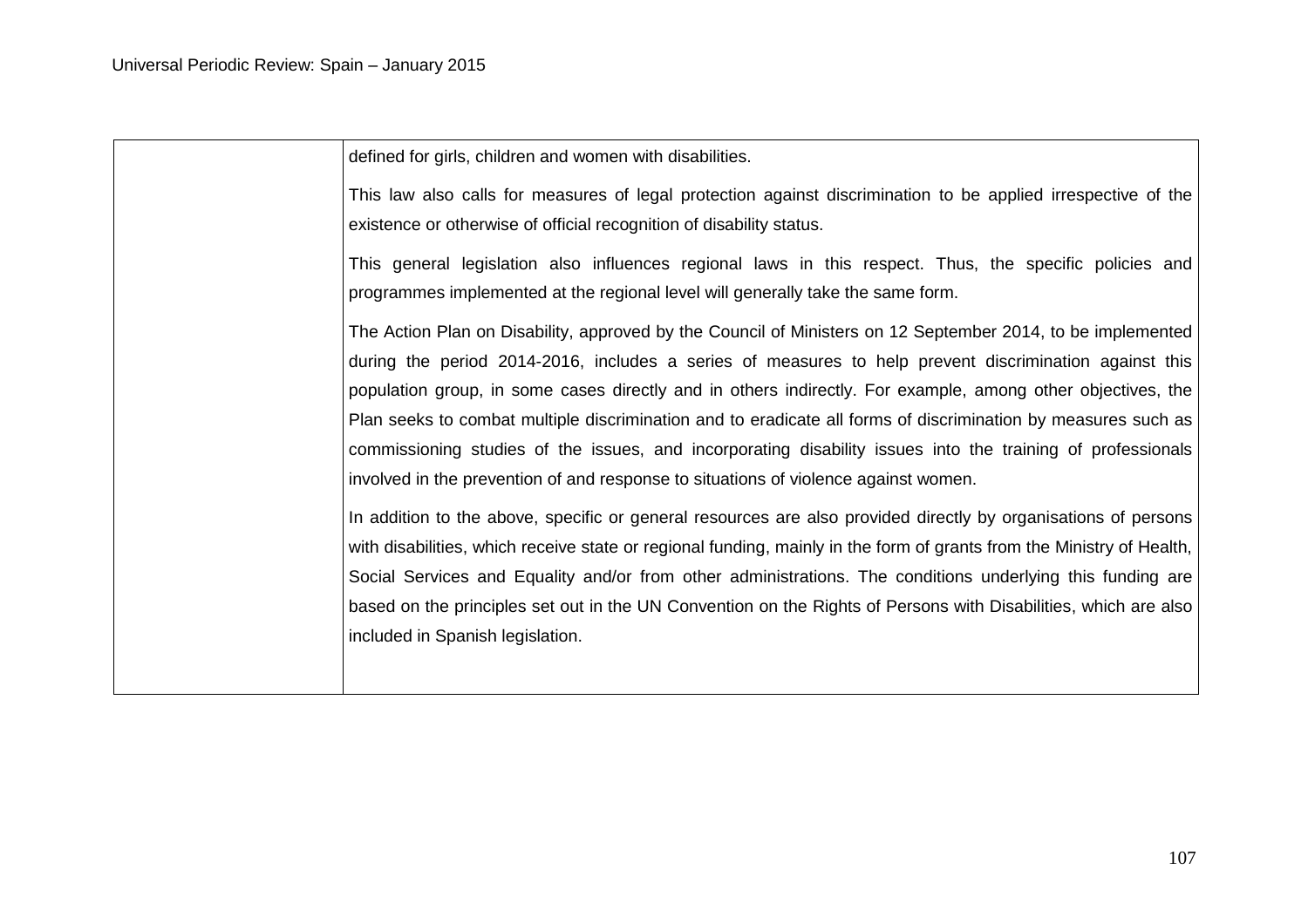|  |  |
|---|---|
|  | defined for girls, children and women with disabilities.<br><br>This law also calls for measures of legal protection against discrimination to be applied irrespective of the existence or otherwise of official recognition of disability status.<br><br>This general legislation also influences regional laws in this respect. Thus, the specific policies and programmes implemented at the regional level will generally take the same form.<br><br>The Action Plan on Disability, approved by the Council of Ministers on 12 September 2014, to be implemented during the period 2014-2016, includes a series of measures to help prevent discrimination against this population group, in some cases directly and in others indirectly. For example, among other objectives, the Plan seeks to combat multiple discrimination and to eradicate all forms of discrimination by measures such as commissioning studies of the issues, and incorporating disability issues into the training of professionals involved in the prevention of and response to situations of violence against women.<br><br>In addition to the above, specific or general resources are also provided directly by organisations of persons with disabilities, which receive state or regional funding, mainly in the form of grants from the Ministry of Health, Social Services and Equality and/or from other administrations. The conditions underlying this funding are based on the principles set out in the UN Convention on the Rights of Persons with Disabilities, which are also included in Spanish legislation. |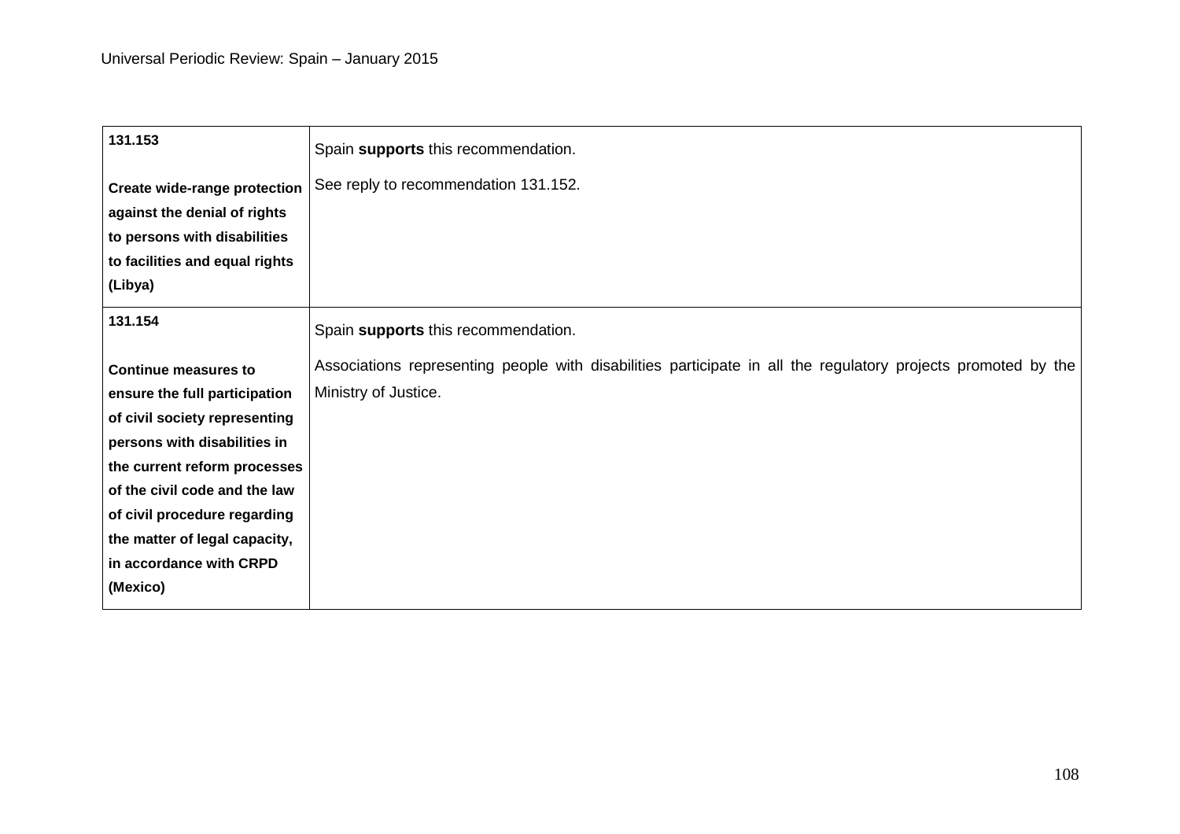| | |
|---|---|
| **131.153**<br><br>**Create wide-range protection against the denial of rights to persons with disabilities to facilities and equal rights (Libya)** | Spain **supports** this recommendation.<br><br>See reply to recommendation 131.152. |
| **131.154**<br><br>**Continue measures to ensure the full participation of civil society representing persons with disabilities in the current reform processes of the civil code and the law of civil procedure regarding the matter of legal capacity, in accordance with CRPD (Mexico)** | Spain **supports** this recommendation.<br><br>Associations representing people with disabilities participate in all the regulatory projects promoted by the Ministry of Justice. |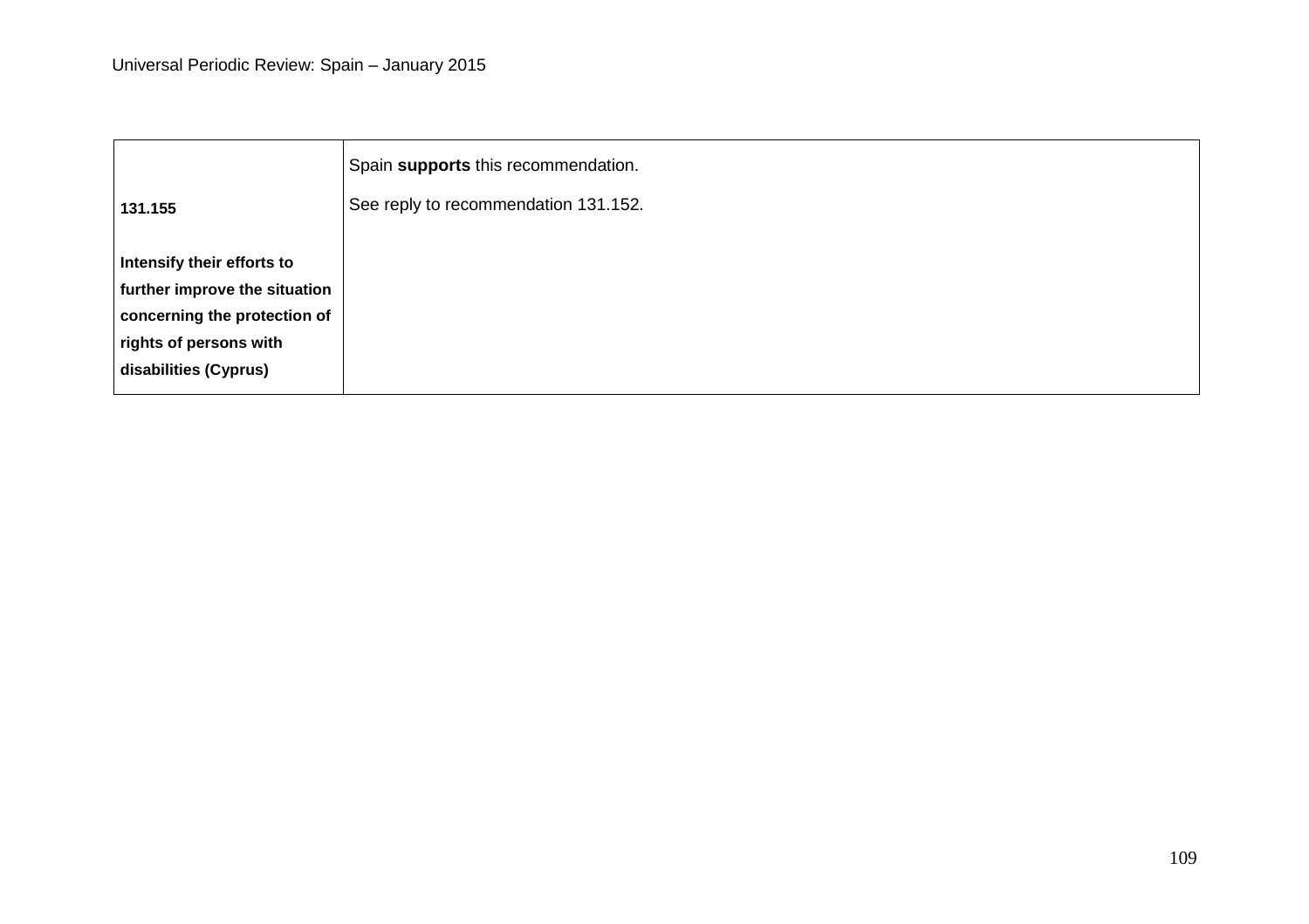| **131.155** **Intensify their efforts to further improve the situation concerning the protection of rights of persons with disabilities (Cyprus)** | Spain **supports** this recommendation. See reply to recommendation 131.152. |
|---|---|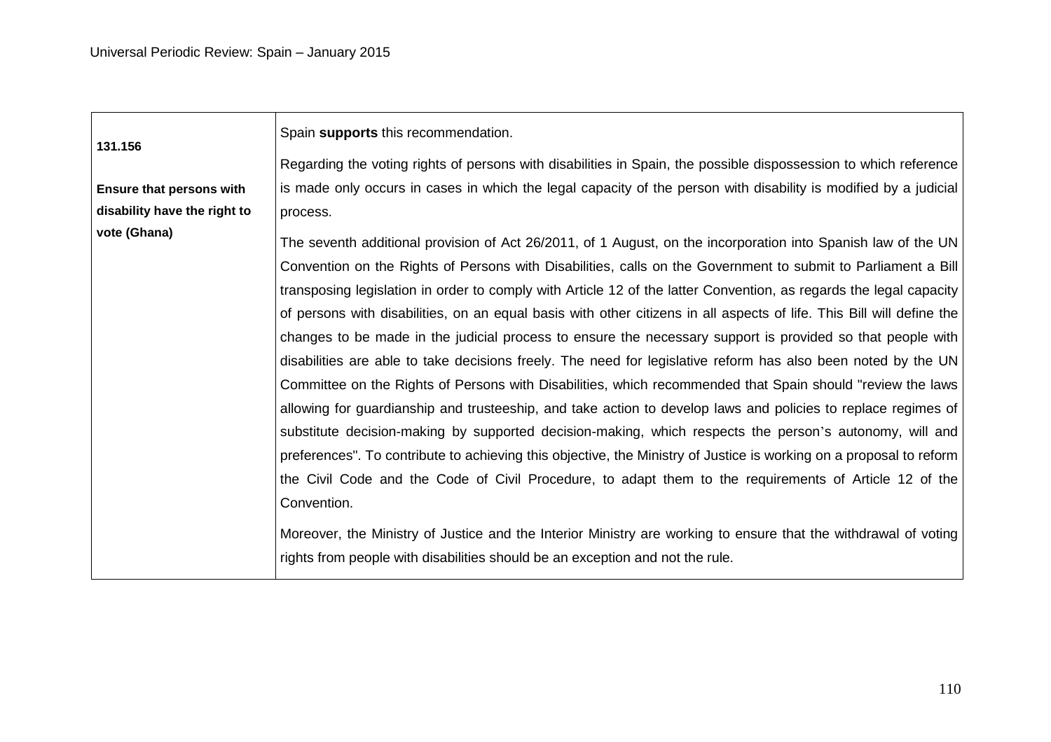| | |
|---|---|
| **131.156**<br><br>**Ensure that persons with disability have the right to vote (Ghana)** | Spain **supports** this recommendation.<br><br>Regarding the voting rights of persons with disabilities in Spain, the possible dispossession to which reference is made only occurs in cases in which the legal capacity of the person with disability is modified by a judicial process.<br><br>The seventh additional provision of Act 26/2011, of 1 August, on the incorporation into Spanish law of the UN Convention on the Rights of Persons with Disabilities, calls on the Government to submit to Parliament a Bill transposing legislation in order to comply with Article 12 of the latter Convention, as regards the legal capacity of persons with disabilities, on an equal basis with other citizens in all aspects of life. This Bill will define the changes to be made in the judicial process to ensure the necessary support is provided so that people with disabilities are able to take decisions freely. The need for legislative reform has also been noted by the UN Committee on the Rights of Persons with Disabilities, which recommended that Spain should "review the laws allowing for guardianship and trusteeship, and take action to develop laws and policies to replace regimes of substitute decision-making by supported decision-making, which respects the person's autonomy, will and preferences". To contribute to achieving this objective, the Ministry of Justice is working on a proposal to reform the Civil Code and the Code of Civil Procedure, to adapt them to the requirements of Article 12 of the Convention.<br><br>Moreover, the Ministry of Justice and the Interior Ministry are working to ensure that the withdrawal of voting rights from people with disabilities should be an exception and not the rule. |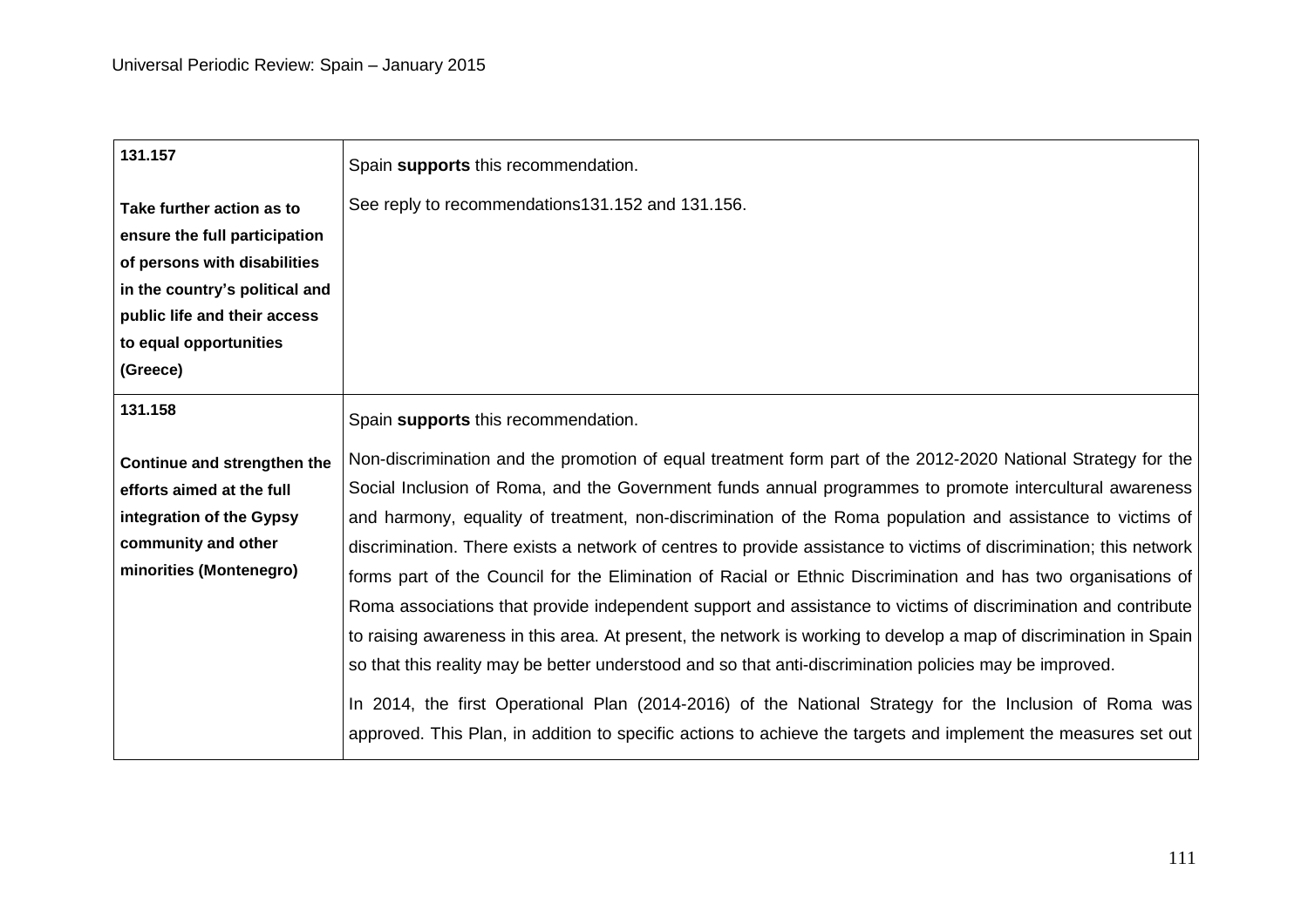| | |
|---|---|
| **131.157**<br><br>**Take further action as to ensure the full participation of persons with disabilities in the country's political and public life and their access to equal opportunities (Greece)** | Spain **supports** this recommendation.<br><br>See reply to recommendations131.152 and 131.156. |
| **131.158**<br><br>**Continue and strengthen the efforts aimed at the full integration of the Gypsy community and other minorities (Montenegro)** | Spain **supports** this recommendation.<br><br>Non-discrimination and the promotion of equal treatment form part of the 2012-2020 National Strategy for the Social Inclusion of Roma, and the Government funds annual programmes to promote intercultural awareness and harmony, equality of treatment, non-discrimination of the Roma population and assistance to victims of discrimination. There exists a network of centres to provide assistance to victims of discrimination; this network forms part of the Council for the Elimination of Racial or Ethnic Discrimination and has two organisations of Roma associations that provide independent support and assistance to victims of discrimination and contribute to raising awareness in this area. At present, the network is working to develop a map of discrimination in Spain so that this reality may be better understood and so that anti-discrimination policies may be improved.<br><br>In 2014, the first Operational Plan (2014-2016) of the National Strategy for the Inclusion of Roma was approved. This Plan, in addition to specific actions to achieve the targets and implement the measures set out |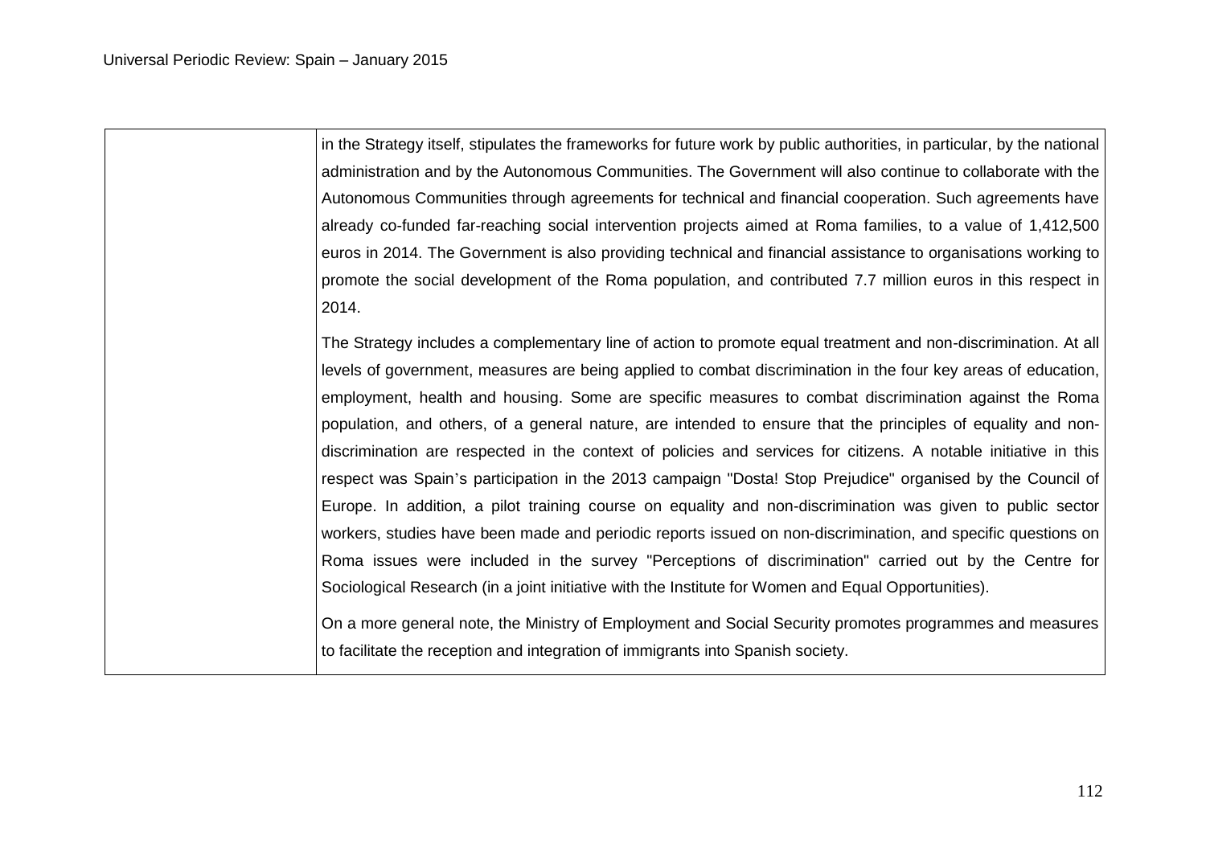| | |
|---|---|
| | in the Strategy itself, stipulates the frameworks for future work by public authorities, in particular, by the national administration and by the Autonomous Communities. The Government will also continue to collaborate with the Autonomous Communities through agreements for technical and financial cooperation. Such agreements have already co-funded far-reaching social intervention projects aimed at Roma families, to a value of 1,412,500 euros in 2014. The Government is also providing technical and financial assistance to organisations working to promote the social development of the Roma population, and contributed 7.7 million euros in this respect in 2014.<br><br>The Strategy includes a complementary line of action to promote equal treatment and non-discrimination. At all levels of government, measures are being applied to combat discrimination in the four key areas of education, employment, health and housing. Some are specific measures to combat discrimination against the Roma population, and others, of a general nature, are intended to ensure that the principles of equality and non-discrimination are respected in the context of policies and services for citizens. A notable initiative in this respect was Spain's participation in the 2013 campaign "Dosta! Stop Prejudice" organised by the Council of Europe. In addition, a pilot training course on equality and non-discrimination was given to public sector workers, studies have been made and periodic reports issued on non-discrimination, and specific questions on Roma issues were included in the survey "Perceptions of discrimination" carried out by the Centre for Sociological Research (in a joint initiative with the Institute for Women and Equal Opportunities).<br><br>On a more general note, the Ministry of Employment and Social Security promotes programmes and measures to facilitate the reception and integration of immigrants into Spanish society. |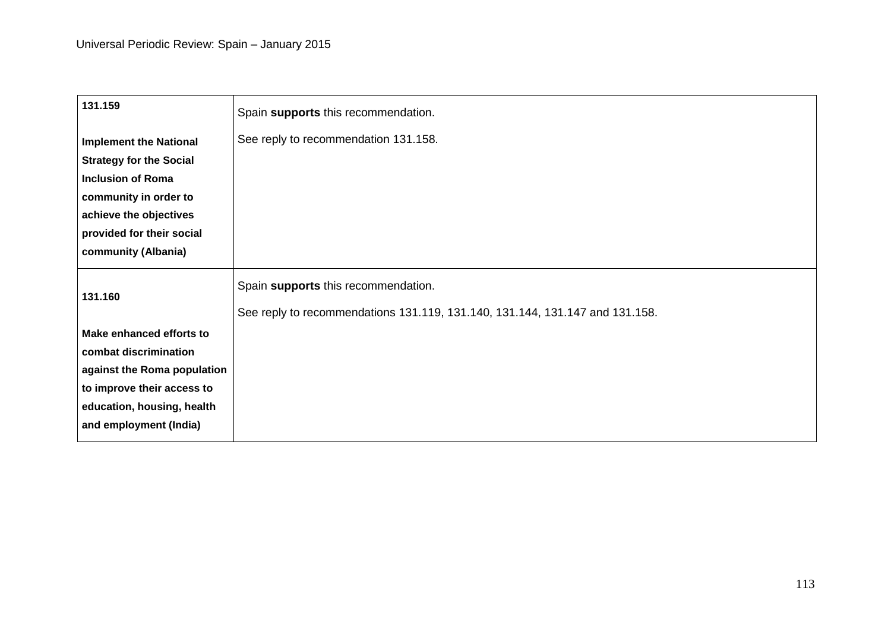| **131.159**<br><br>**Implement the National Strategy for the Social Inclusion of Roma community in order to achieve the objectives provided for their social community (Albania)** | Spain **supports** this recommendation.<br><br>See reply to recommendation 131.158. |
|---|---|
| **131.160**<br><br>**Make enhanced efforts to combat discrimination against the Roma population to improve their access to education, housing, health and employment (India)** | Spain **supports** this recommendation.<br><br>See reply to recommendations 131.119, 131.140, 131.144, 131.147 and 131.158. |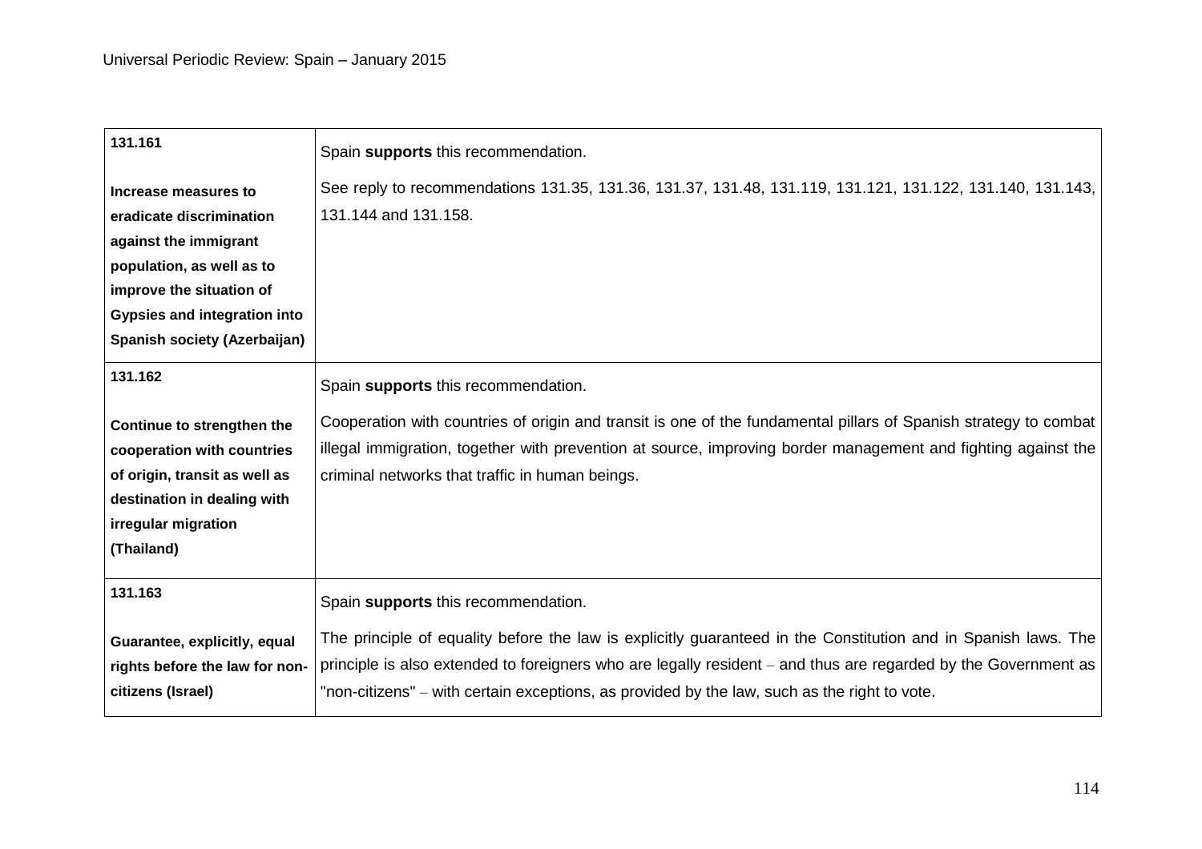| | |
|---|---|
| **131.161**<br><br>**Increase measures to eradicate discrimination against the immigrant population, as well as to improve the situation of Gypsies and integration into Spanish society (Azerbaijan)** | Spain **supports** this recommendation.<br><br>See reply to recommendations 131.35, 131.36, 131.37, 131.48, 131.119, 131.121, 131.122, 131.140, 131.143, 131.144 and 131.158. |
| **131.162**<br><br>**Continue to strengthen the cooperation with countries of origin, transit as well as destination in dealing with irregular migration (Thailand)** | Spain **supports** this recommendation.<br><br>Cooperation with countries of origin and transit is one of the fundamental pillars of Spanish strategy to combat illegal immigration, together with prevention at source, improving border management and fighting against the criminal networks that traffic in human beings. |
| **131.163**<br><br>**Guarantee, explicitly, equal rights before the law for non-citizens (Israel)** | Spain **supports** this recommendation.<br><br>The principle of equality before the law is explicitly guaranteed in the Constitution and in Spanish laws. The principle is also extended to foreigners who are legally resident – and thus are regarded by the Government as "non-citizens" – with certain exceptions, as provided by the law, such as the right to vote. |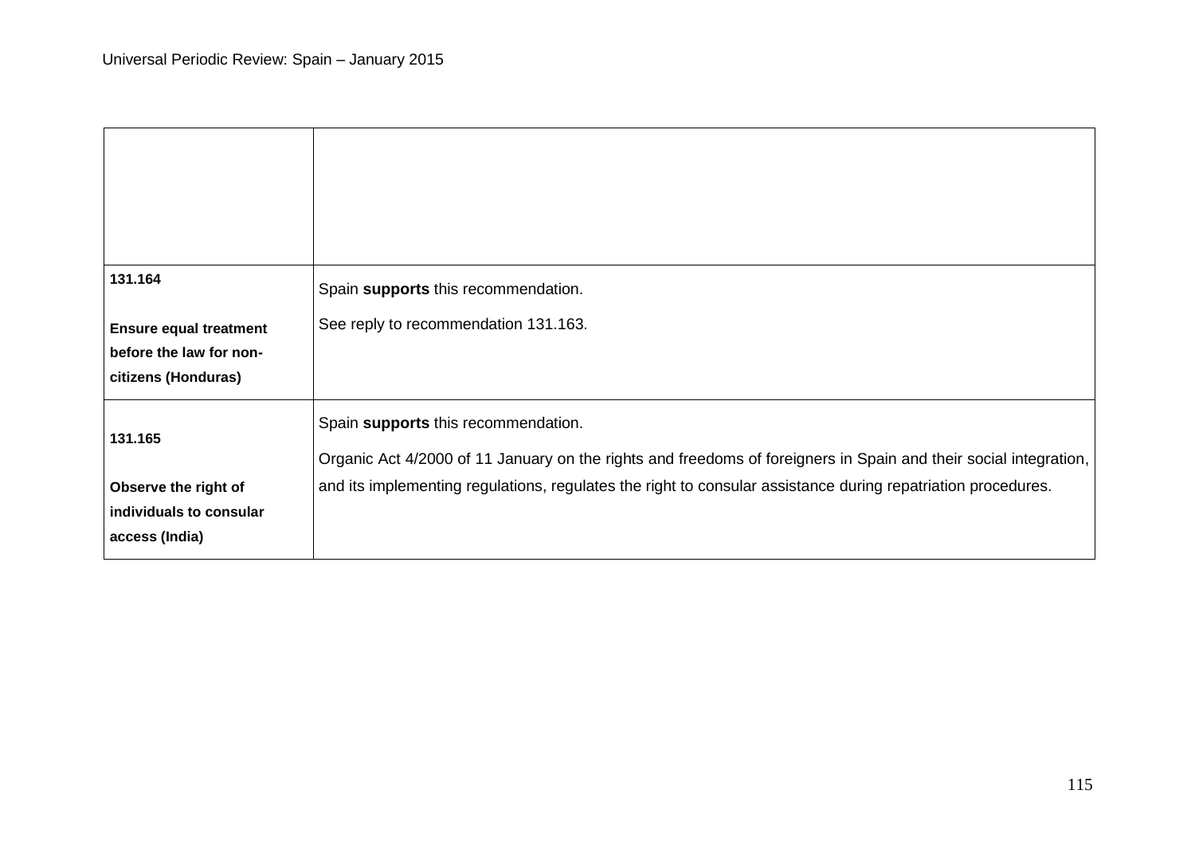| | |
|---|---|
| | |
| **131.164**<br><br>**Ensure equal treatment before the law for non-citizens (Honduras)** | Spain **supports** this recommendation.<br><br>See reply to recommendation 131.163. |
| **131.165**<br><br>**Observe the right of individuals to consular access (India)** | Spain **supports** this recommendation.<br><br>Organic Act 4/2000 of 11 January on the rights and freedoms of foreigners in Spain and their social integration, and its implementing regulations, regulates the right to consular assistance during repatriation procedures. |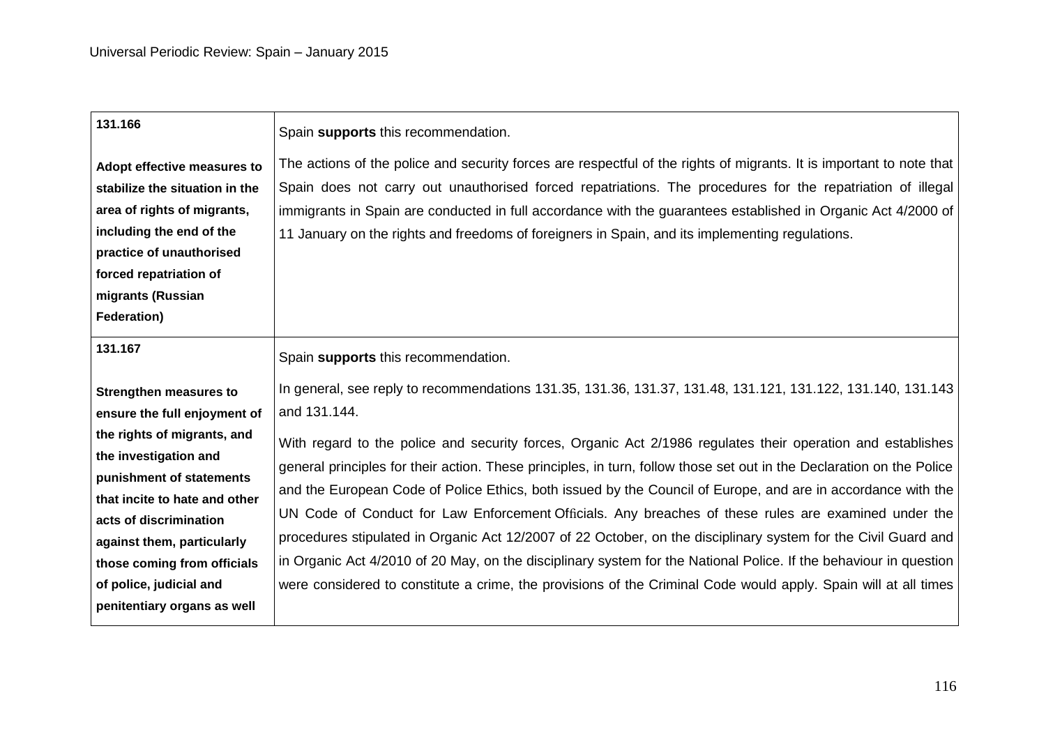| | |
|---|---|
| **131.166**<br><br>**Adopt effective measures to stabilize the situation in the area of rights of migrants, including the end of the practice of unauthorised forced repatriation of migrants (Russian Federation)** | Spain **supports** this recommendation.<br><br>The actions of the police and security forces are respectful of the rights of migrants. It is important to note that Spain does not carry out unauthorised forced repatriations. The procedures for the repatriation of illegal immigrants in Spain are conducted in full accordance with the guarantees established in Organic Act 4/2000 of 11 January on the rights and freedoms of foreigners in Spain, and its implementing regulations. |
| **131.167**<br><br>**Strengthen measures to ensure the full enjoyment of the rights of migrants, and the investigation and punishment of statements that incite to hate and other acts of discrimination against them, particularly those coming from officials of police, judicial and penitentiary organs as well** | Spain **supports** this recommendation.<br><br>In general, see reply to recommendations 131.35, 131.36, 131.37, 131.48, 131.121, 131.122, 131.140, 131.143 and 131.144.<br><br>With regard to the police and security forces, Organic Act 2/1986 regulates their operation and establishes general principles for their action. These principles, in turn, follow those set out in the Declaration on the Police and the European Code of Police Ethics, both issued by the Council of Europe, and are in accordance with the UN Code of Conduct for Law Enforcement Officials. Any breaches of these rules are examined under the procedures stipulated in Organic Act 12/2007 of 22 October, on the disciplinary system for the Civil Guard and in Organic Act 4/2010 of 20 May, on the disciplinary system for the National Police. If the behaviour in question were considered to constitute a crime, the provisions of the Criminal Code would apply. Spain will at all times |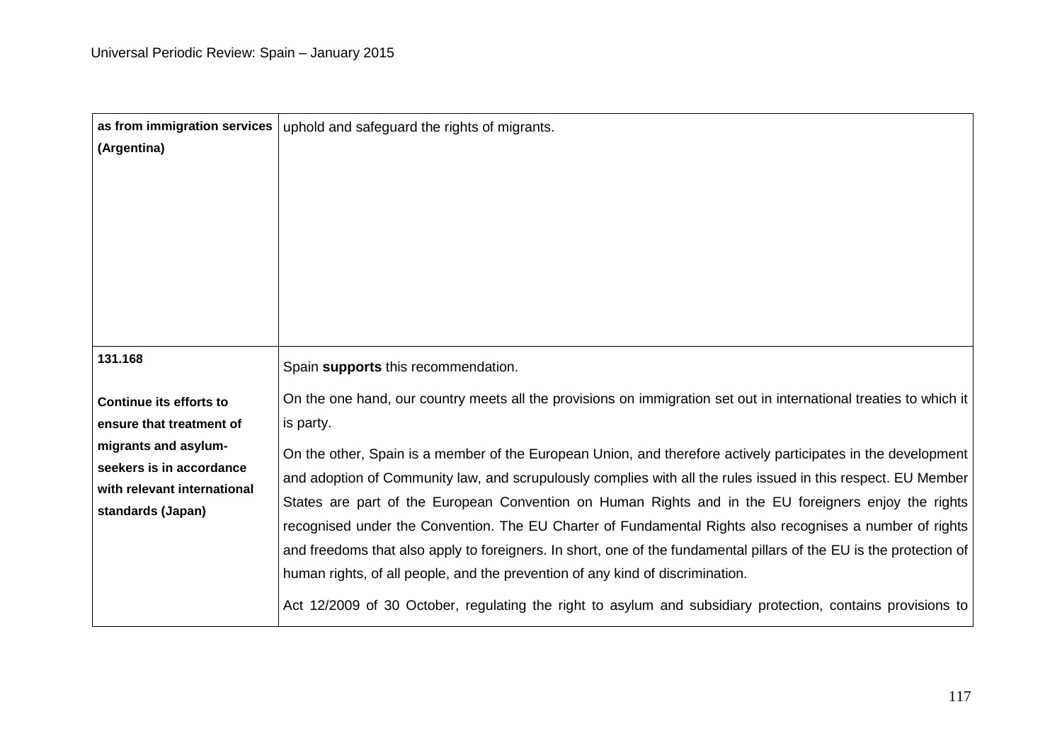| | |
|---|---|
| **as from immigration services (Argentina)** | uphold and safeguard the rights of migrants. |
| **131.168**<br><br>**Continue its efforts to ensure that treatment of migrants and asylum-seekers is in accordance with relevant international standards (Japan)** | Spain **supports** this recommendation.<br><br>On the one hand, our country meets all the provisions on immigration set out in international treaties to which it is party.<br><br>On the other, Spain is a member of the European Union, and therefore actively participates in the development and adoption of Community law, and scrupulously complies with all the rules issued in this respect. EU Member States are part of the European Convention on Human Rights and in the EU foreigners enjoy the rights recognised under the Convention. The EU Charter of Fundamental Rights also recognises a number of rights and freedoms that also apply to foreigners. In short, one of the fundamental pillars of the EU is the protection of human rights, of all people, and the prevention of any kind of discrimination.<br><br>Act 12/2009 of 30 October, regulating the right to asylum and subsidiary protection, contains provisions to |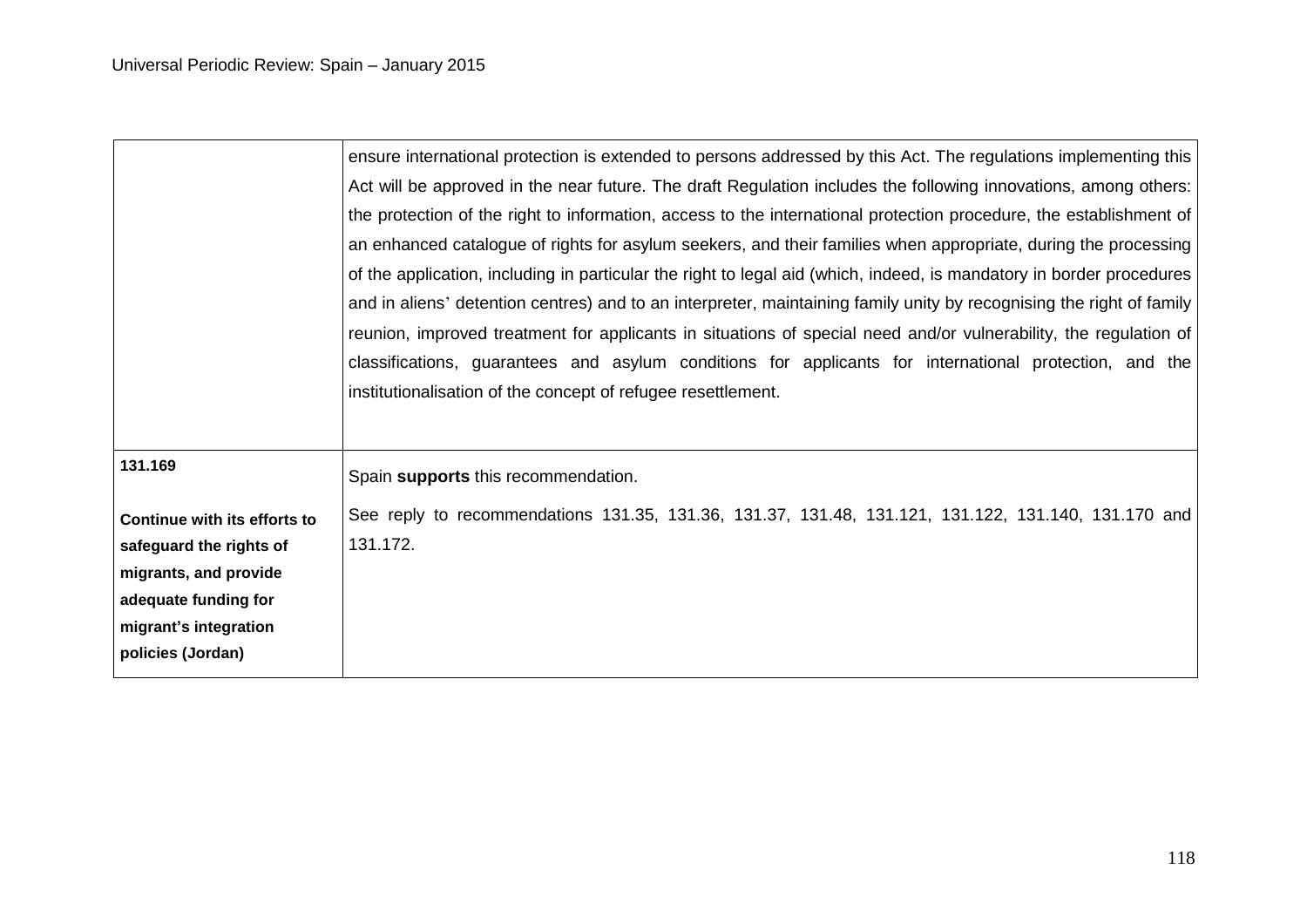| | |
|---|---|
| | ensure international protection is extended to persons addressed by this Act. The regulations implementing this Act will be approved in the near future. The draft Regulation includes the following innovations, among others: the protection of the right to information, access to the international protection procedure, the establishment of an enhanced catalogue of rights for asylum seekers, and their families when appropriate, during the processing of the application, including in particular the right to legal aid (which, indeed, is mandatory in border procedures and in aliens' detention centres) and to an interpreter, maintaining family unity by recognising the right of family reunion, improved treatment for applicants in situations of special need and/or vulnerability, the regulation of classifications, guarantees and asylum conditions for applicants for international protection, and the institutionalisation of the concept of refugee resettlement. |
| **131.169**<br><br>**Continue with its efforts to safeguard the rights of migrants, and provide adequate funding for migrant's integration policies (Jordan)** | Spain **supports** this recommendation.<br><br>See reply to recommendations 131.35, 131.36, 131.37, 131.48, 131.121, 131.122, 131.140, 131.170 and 131.172. |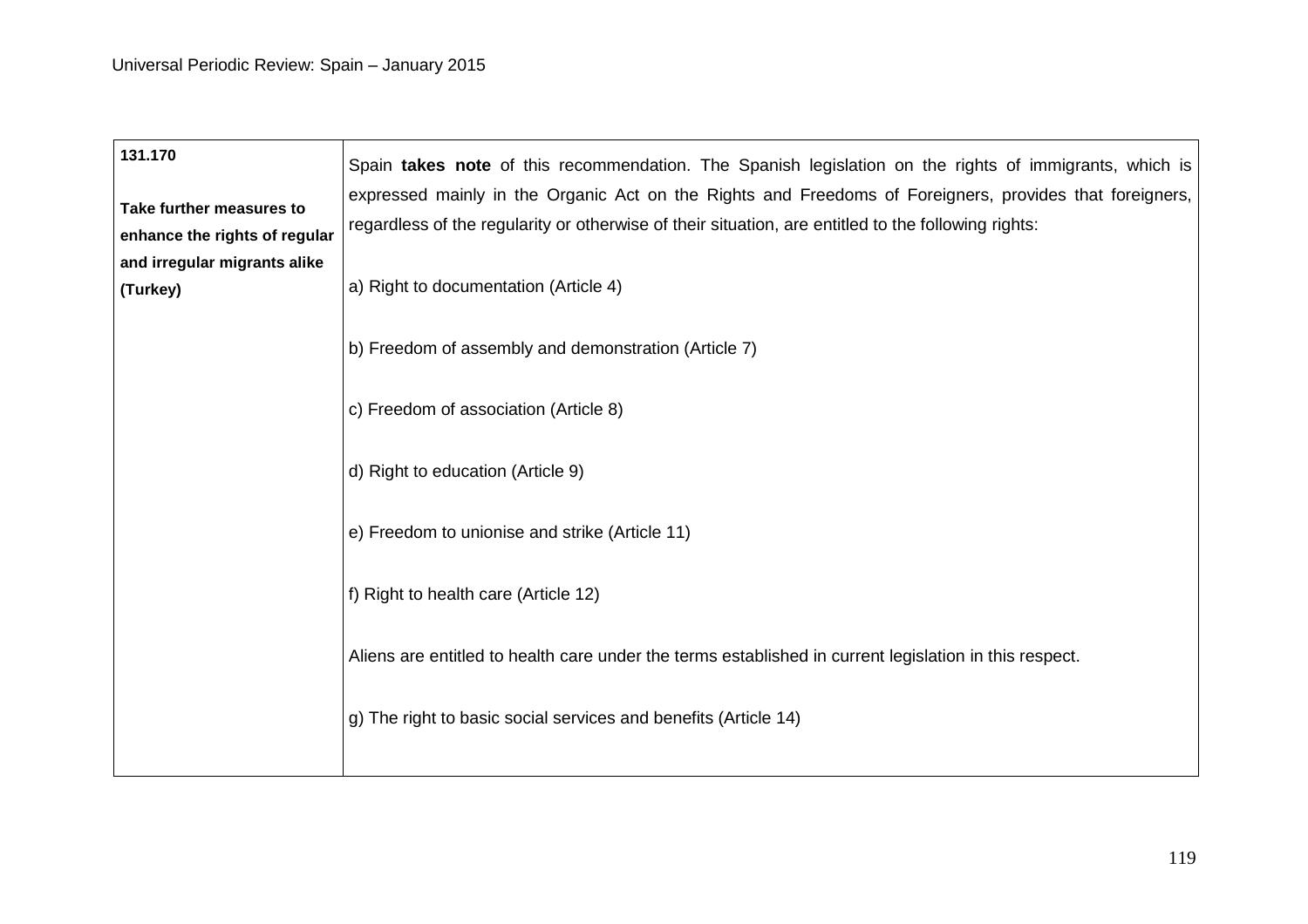| | |
|---|---|
| **131.170**<br><br>**Take further measures to enhance the rights of regular and irregular migrants alike (Turkey)** | Spain **takes note** of this recommendation. The Spanish legislation on the rights of immigrants, which is expressed mainly in the Organic Act on the Rights and Freedoms of Foreigners, provides that foreigners, regardless of the regularity or otherwise of their situation, are entitled to the following rights:<br><br>a) Right to documentation (Article 4)<br><br>b) Freedom of assembly and demonstration (Article 7)<br><br>c) Freedom of association (Article 8)<br><br>d) Right to education (Article 9)<br><br>e) Freedom to unionise and strike (Article 11)<br><br>f) Right to health care (Article 12)<br><br>Aliens are entitled to health care under the terms established in current legislation in this respect.<br><br>g) The right to basic social services and benefits (Article 14) |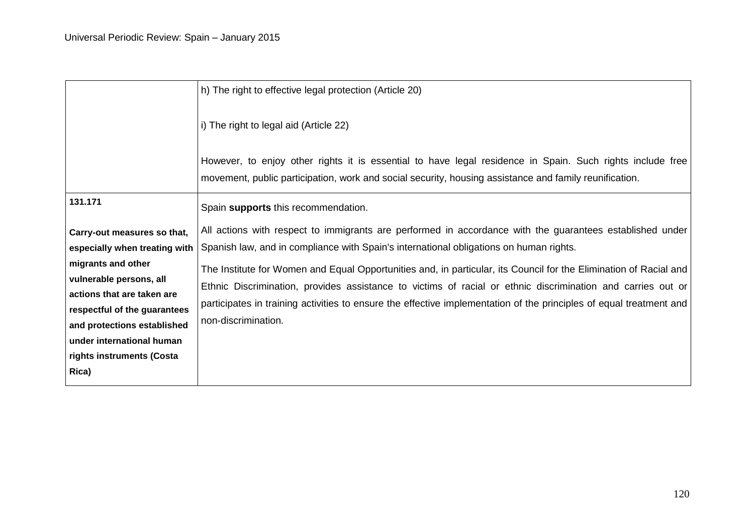| | |
|---|---|
| | h) The right to effective legal protection (Article 20)<br><br>i) The right to legal aid (Article 22)<br><br>However, to enjoy other rights it is essential to have legal residence in Spain. Such rights include free movement, public participation, work and social security, housing assistance and family reunification. |
| **131.171**<br><br>**Carry-out measures so that, especially when treating with migrants and other vulnerable persons, all actions that are taken are respectful of the guarantees and protections established under international human rights instruments (Costa Rica)** | Spain **supports** this recommendation.<br><br>All actions with respect to immigrants are performed in accordance with the guarantees established under Spanish law, and in compliance with Spain's international obligations on human rights.<br><br>The Institute for Women and Equal Opportunities and, in particular, its Council for the Elimination of Racial and Ethnic Discrimination, provides assistance to victims of racial or ethnic discrimination and carries out or participates in training activities to ensure the effective implementation of the principles of equal treatment and non-discrimination. |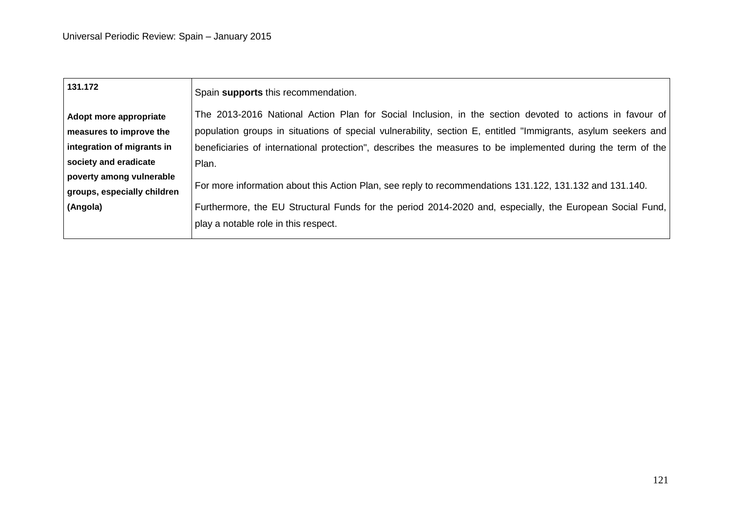| **131.172** **Adopt more appropriate measures to improve the integration of migrants in society and eradicate poverty among vulnerable groups, especially children (Angola)** | Spain **supports** this recommendation. The 2013-2016 National Action Plan for Social Inclusion, in the section devoted to actions in favour of population groups in situations of special vulnerability, section E, entitled "Immigrants, asylum seekers and beneficiaries of international protection", describes the measures to be implemented during the term of the Plan. For more information about this Action Plan, see reply to recommendations 131.122, 131.132 and 131.140. Furthermore, the EU Structural Funds for the period 2014-2020 and, especially, the European Social Fund, play a notable role in this respect. |
|---|---|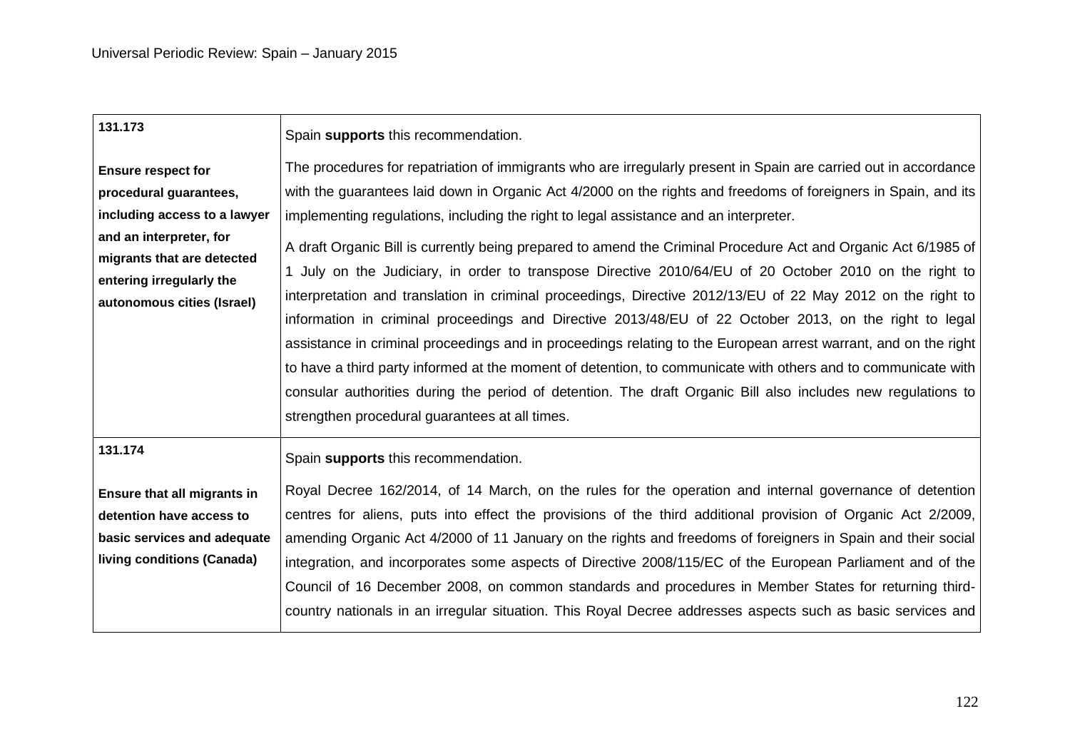| | |
|---|---|
| **131.173**<br><br>**Ensure respect for procedural guarantees, including access to a lawyer and an interpreter, for migrants that are detected entering irregularly the autonomous cities (Israel)** | Spain **supports** this recommendation.<br><br>The procedures for repatriation of immigrants who are irregularly present in Spain are carried out in accordance with the guarantees laid down in Organic Act 4/2000 on the rights and freedoms of foreigners in Spain, and its implementing regulations, including the right to legal assistance and an interpreter.<br><br>A draft Organic Bill is currently being prepared to amend the Criminal Procedure Act and Organic Act 6/1985 of 1 July on the Judiciary, in order to transpose Directive 2010/64/EU of 20 October 2010 on the right to interpretation and translation in criminal proceedings, Directive 2012/13/EU of 22 May 2012 on the right to information in criminal proceedings and Directive 2013/48/EU of 22 October 2013, on the right to legal assistance in criminal proceedings and in proceedings relating to the European arrest warrant, and on the right to have a third party informed at the moment of detention, to communicate with others and to communicate with consular authorities during the period of detention. The draft Organic Bill also includes new regulations to strengthen procedural guarantees at all times. |
| **131.174**<br><br>**Ensure that all migrants in detention have access to basic services and adequate living conditions (Canada)** | Spain **supports** this recommendation.<br><br>Royal Decree 162/2014, of 14 March, on the rules for the operation and internal governance of detention centres for aliens, puts into effect the provisions of the third additional provision of Organic Act 2/2009, amending Organic Act 4/2000 of 11 January on the rights and freedoms of foreigners in Spain and their social integration, and incorporates some aspects of Directive 2008/115/EC of the European Parliament and of the Council of 16 December 2008, on common standards and procedures in Member States for returning third-country nationals in an irregular situation. This Royal Decree addresses aspects such as basic services and |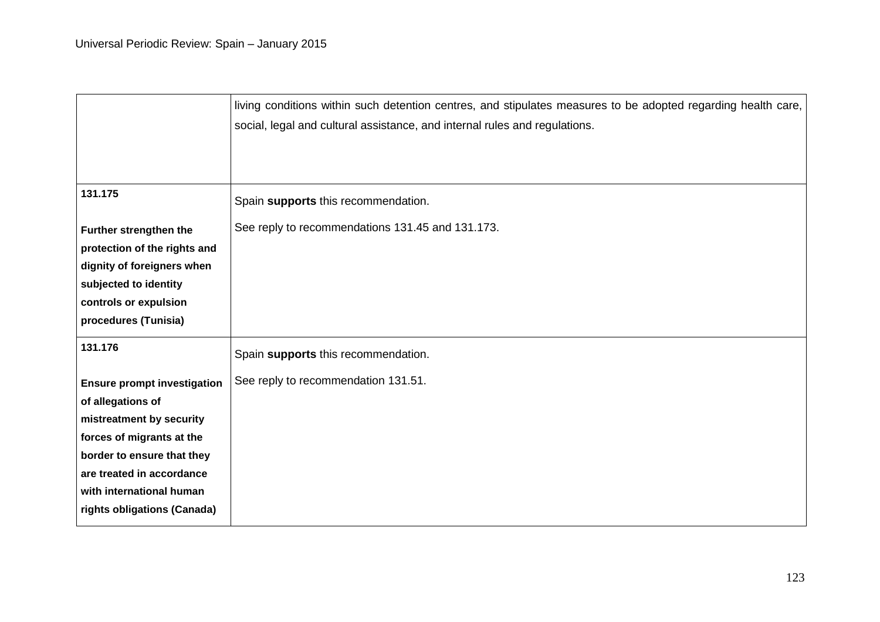| | |
|---|---|
| | living conditions within such detention centres, and stipulates measures to be adopted regarding health care, social, legal and cultural assistance, and internal rules and regulations. |
| **131.175**<br><br>**Further strengthen the protection of the rights and dignity of foreigners when subjected to identity controls or expulsion procedures (Tunisia)** | Spain **supports** this recommendation.<br><br>See reply to recommendations 131.45 and 131.173. |
| **131.176**<br><br>**Ensure prompt investigation of allegations of mistreatment by security forces of migrants at the border to ensure that they are treated in accordance with international human rights obligations (Canada)** | Spain **supports** this recommendation.<br><br>See reply to recommendation 131.51. |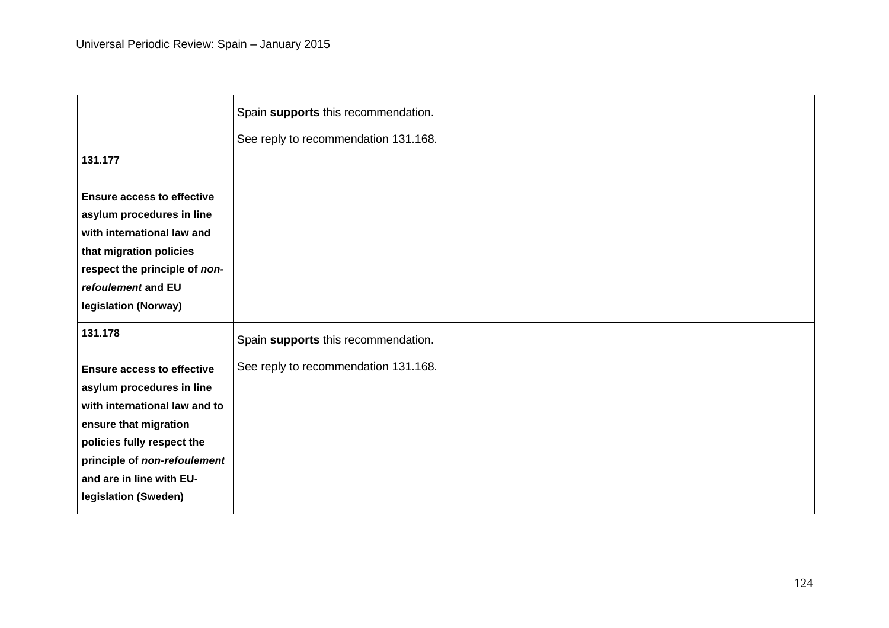| | |
|---|---|
| **131.177**<br><br>**Ensure access to effective asylum procedures in line with international law and that migration policies respect the principle of *non-refoulement* and EU legislation (Norway)** | Spain **supports** this recommendation.<br><br>See reply to recommendation 131.168. |
| **131.178**<br><br>**Ensure access to effective asylum procedures in line with international law and to ensure that migration policies fully respect the principle of *non-refoulement* and are in line with EU-legislation (Sweden)** | Spain **supports** this recommendation.<br><br>See reply to recommendation 131.168. |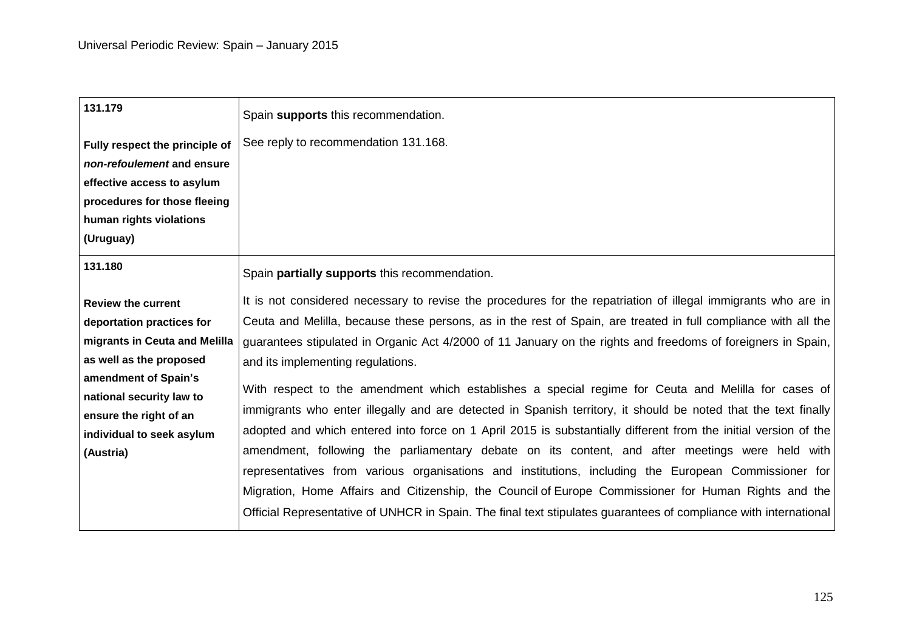| | |
|---|---|
| **131.179**<br><br>**Fully respect the principle of *non-refoulement* and ensure effective access to asylum procedures for those fleeing human rights violations (Uruguay)** | Spain **supports** this recommendation.<br><br>See reply to recommendation 131.168. |
| **131.180**<br><br>**Review the current deportation practices for migrants in Ceuta and Melilla as well as the proposed amendment of Spain's national security law to ensure the right of an individual to seek asylum (Austria)** | Spain **partially supports** this recommendation.<br><br>It is not considered necessary to revise the procedures for the repatriation of illegal immigrants who are in Ceuta and Melilla, because these persons, as in the rest of Spain, are treated in full compliance with all the guarantees stipulated in Organic Act 4/2000 of 11 January on the rights and freedoms of foreigners in Spain, and its implementing regulations.<br><br>With respect to the amendment which establishes a special regime for Ceuta and Melilla for cases of immigrants who enter illegally and are detected in Spanish territory, it should be noted that the text finally adopted and which entered into force on 1 April 2015 is substantially different from the initial version of the amendment, following the parliamentary debate on its content, and after meetings were held with representatives from various organisations and institutions, including the European Commissioner for Migration, Home Affairs and Citizenship, the Council of Europe Commissioner for Human Rights and the Official Representative of UNHCR in Spain. The final text stipulates guarantees of compliance with international |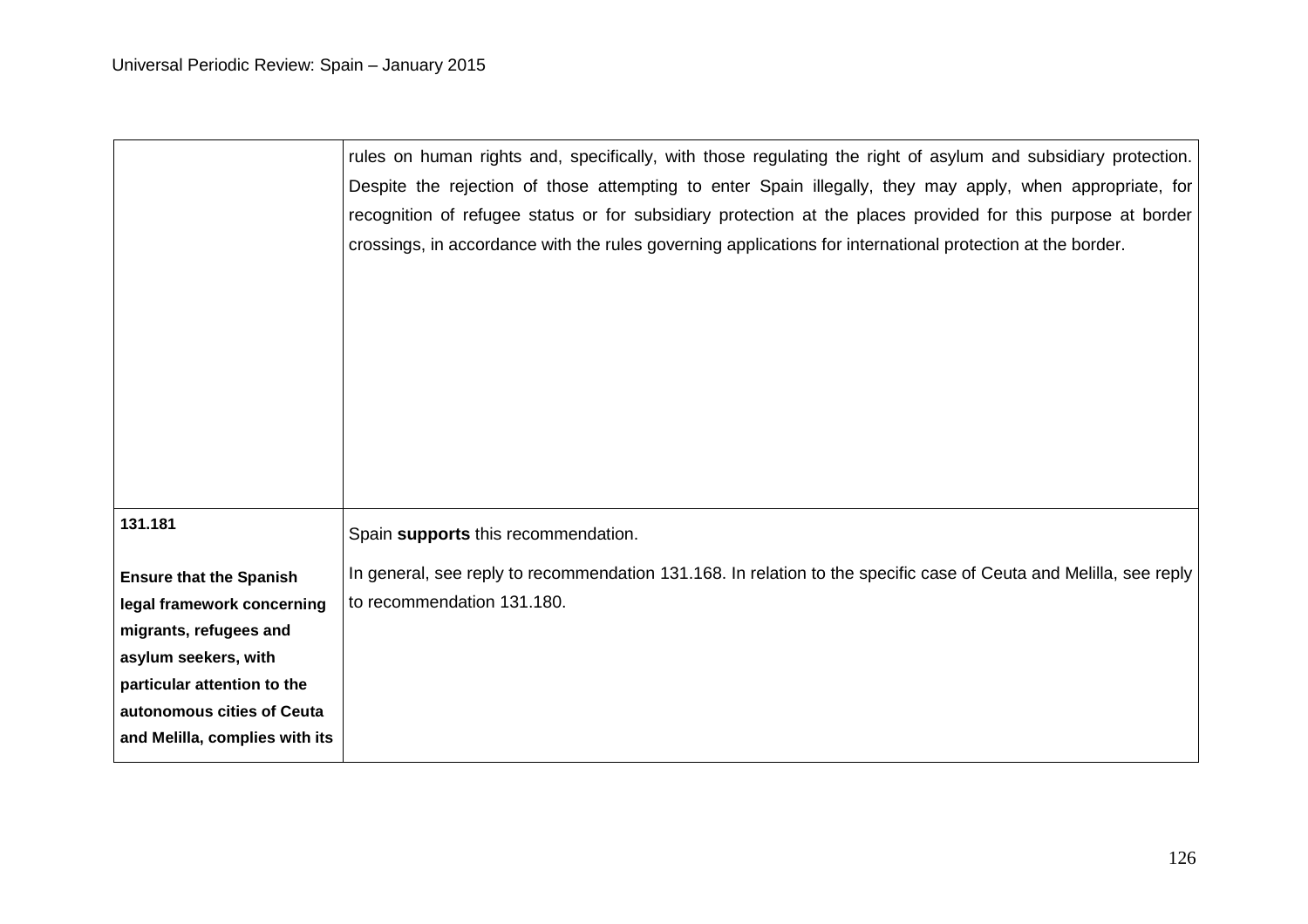| | |
|---|---|
| | rules on human rights and, specifically, with those regulating the right of asylum and subsidiary protection. Despite the rejection of those attempting to enter Spain illegally, they may apply, when appropriate, for recognition of refugee status or for subsidiary protection at the places provided for this purpose at border crossings, in accordance with the rules governing applications for international protection at the border. |
| **131.181**<br><br>**Ensure that the Spanish legal framework concerning migrants, refugees and asylum seekers, with particular attention to the autonomous cities of Ceuta and Melilla, complies with its** | Spain **supports** this recommendation.<br><br>In general, see reply to recommendation 131.168. In relation to the specific case of Ceuta and Melilla, see reply to recommendation 131.180. |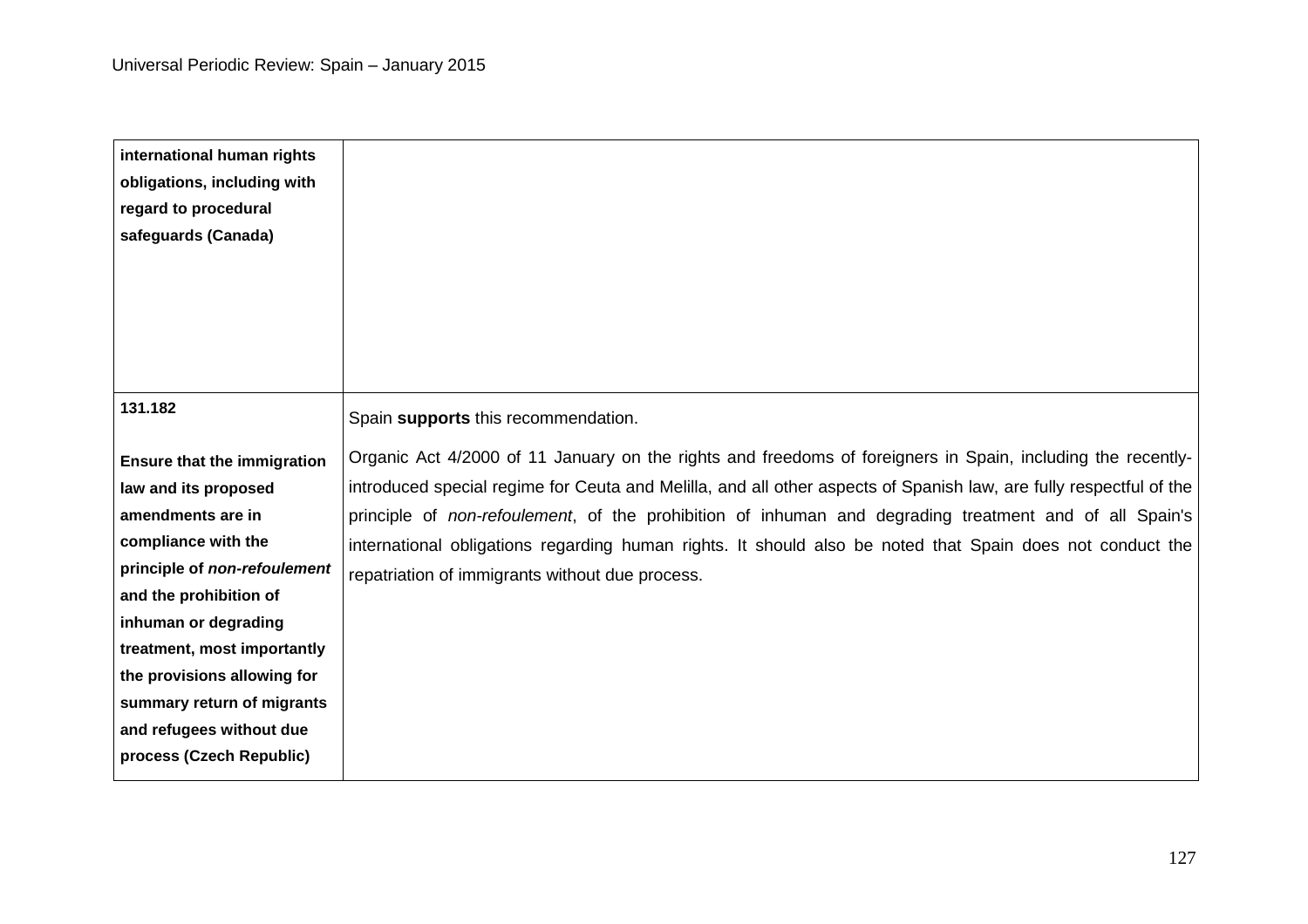| | |
|---|---|
| **international human rights obligations, including with regard to procedural safeguards (Canada)** | |
| **131.182**<br><br>**Ensure that the immigration law and its proposed amendments are in compliance with the principle of *non-refoulement* and the prohibition of inhuman or degrading treatment, most importantly the provisions allowing for summary return of migrants and refugees without due process (Czech Republic)** | Spain **supports** this recommendation.<br><br>Organic Act 4/2000 of 11 January on the rights and freedoms of foreigners in Spain, including the recently-introduced special regime for Ceuta and Melilla, and all other aspects of Spanish law, are fully respectful of the principle of *non-refoulement*, of the prohibition of inhuman and degrading treatment and of all Spain's international obligations regarding human rights. It should also be noted that Spain does not conduct the repatriation of immigrants without due process. |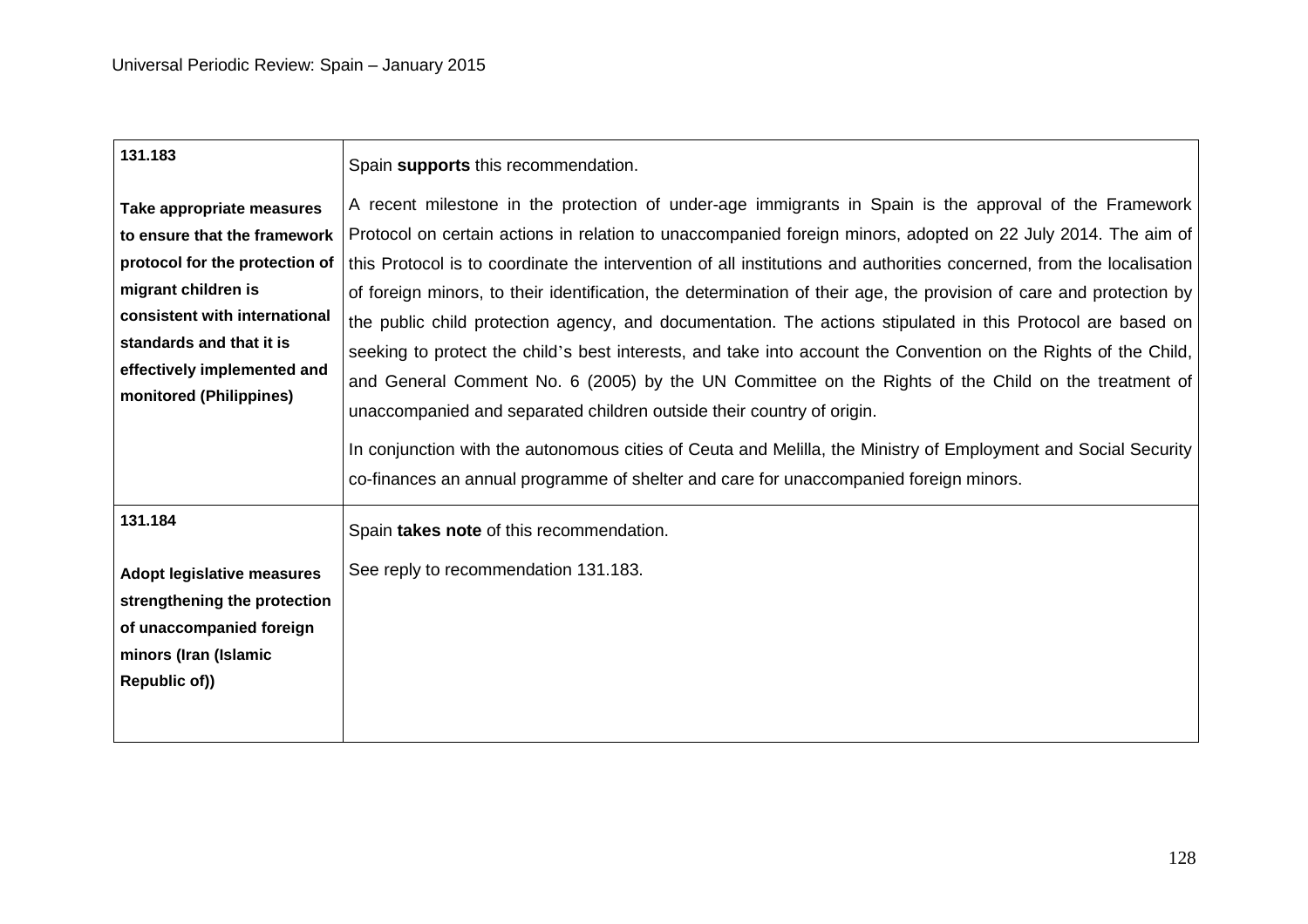| | |
|---|---|
| **131.183**<br><br>**Take appropriate measures to ensure that the framework protocol for the protection of migrant children is consistent with international standards and that it is effectively implemented and monitored (Philippines)** | Spain **supports** this recommendation.<br><br>A recent milestone in the protection of under-age immigrants in Spain is the approval of the Framework Protocol on certain actions in relation to unaccompanied foreign minors, adopted on 22 July 2014. The aim of this Protocol is to coordinate the intervention of all institutions and authorities concerned, from the localisation of foreign minors, to their identification, the determination of their age, the provision of care and protection by the public child protection agency, and documentation. The actions stipulated in this Protocol are based on seeking to protect the child's best interests, and take into account the Convention on the Rights of the Child, and General Comment No. 6 (2005) by the UN Committee on the Rights of the Child on the treatment of unaccompanied and separated children outside their country of origin.<br><br>In conjunction with the autonomous cities of Ceuta and Melilla, the Ministry of Employment and Social Security co-finances an annual programme of shelter and care for unaccompanied foreign minors. |
| **131.184**<br><br>**Adopt legislative measures strengthening the protection of unaccompanied foreign minors (Iran (Islamic Republic of))** | Spain **takes note** of this recommendation.<br><br>See reply to recommendation 131.183. |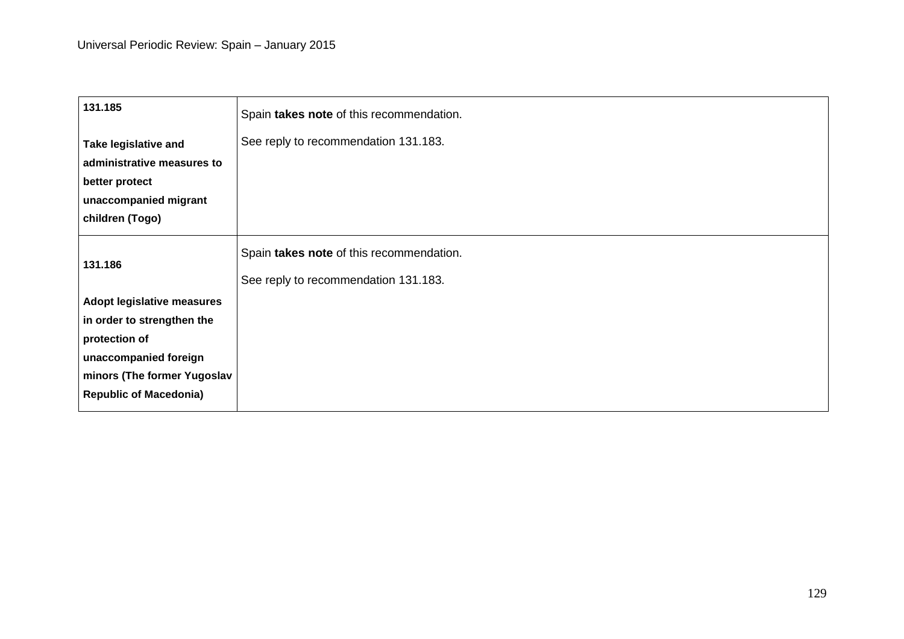| | |
|---|---|
| **131.185**<br><br>**Take legislative and administrative measures to better protect unaccompanied migrant children (Togo)** | Spain **takes note** of this recommendation.<br><br>See reply to recommendation 131.183. |
| **131.186**<br><br>**Adopt legislative measures in order to strengthen the protection of unaccompanied foreign minors (The former Yugoslav Republic of Macedonia)** | Spain **takes note** of this recommendation.<br><br>See reply to recommendation 131.183. |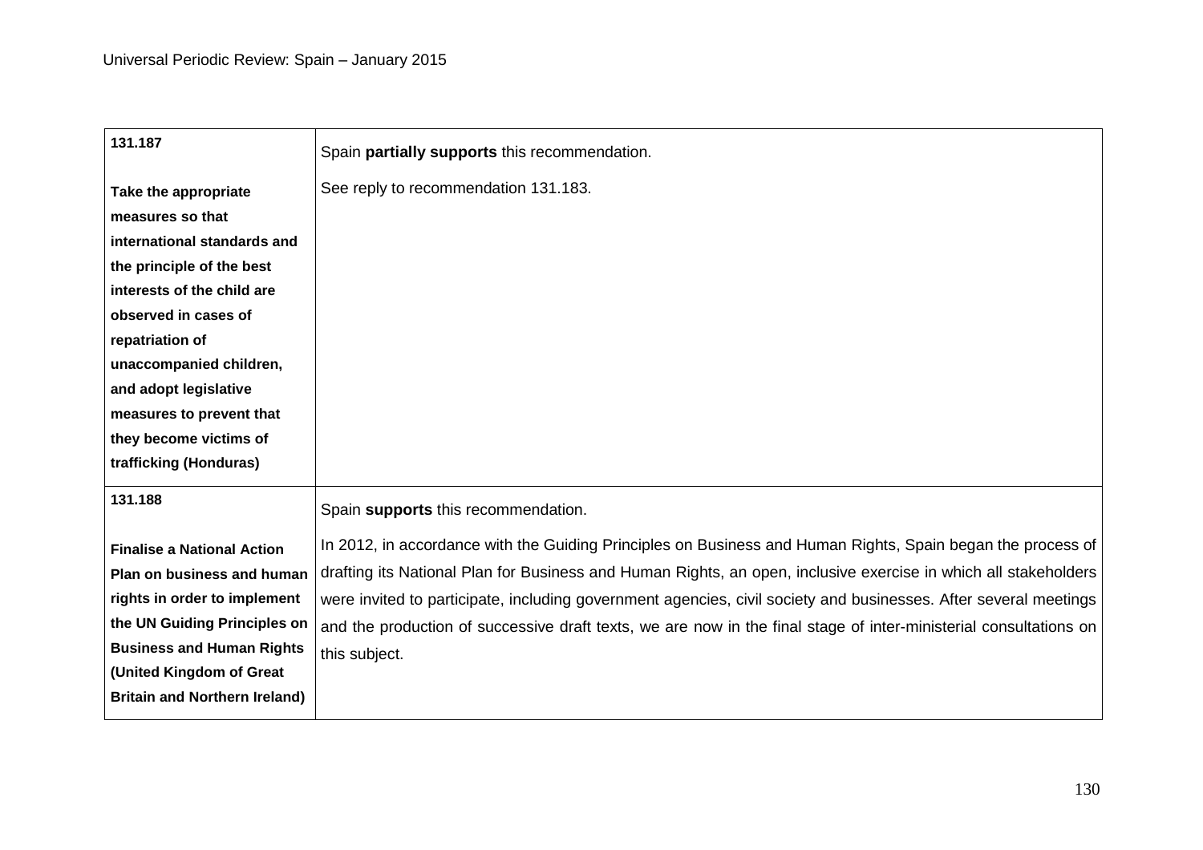| | |
|---|---|
| **131.187**<br><br>**Take the appropriate measures so that international standards and the principle of the best interests of the child are observed in cases of repatriation of unaccompanied children, and adopt legislative measures to prevent that they become victims of trafficking (Honduras)** | Spain **partially supports** this recommendation.<br><br>See reply to recommendation 131.183. |
| **131.188**<br><br>**Finalise a National Action Plan on business and human rights in order to implement the UN Guiding Principles on Business and Human Rights (United Kingdom of Great Britain and Northern Ireland)** | Spain **supports** this recommendation.<br><br>In 2012, in accordance with the Guiding Principles on Business and Human Rights, Spain began the process of drafting its National Plan for Business and Human Rights, an open, inclusive exercise in which all stakeholders were invited to participate, including government agencies, civil society and businesses. After several meetings and the production of successive draft texts, we are now in the final stage of inter-ministerial consultations on this subject. |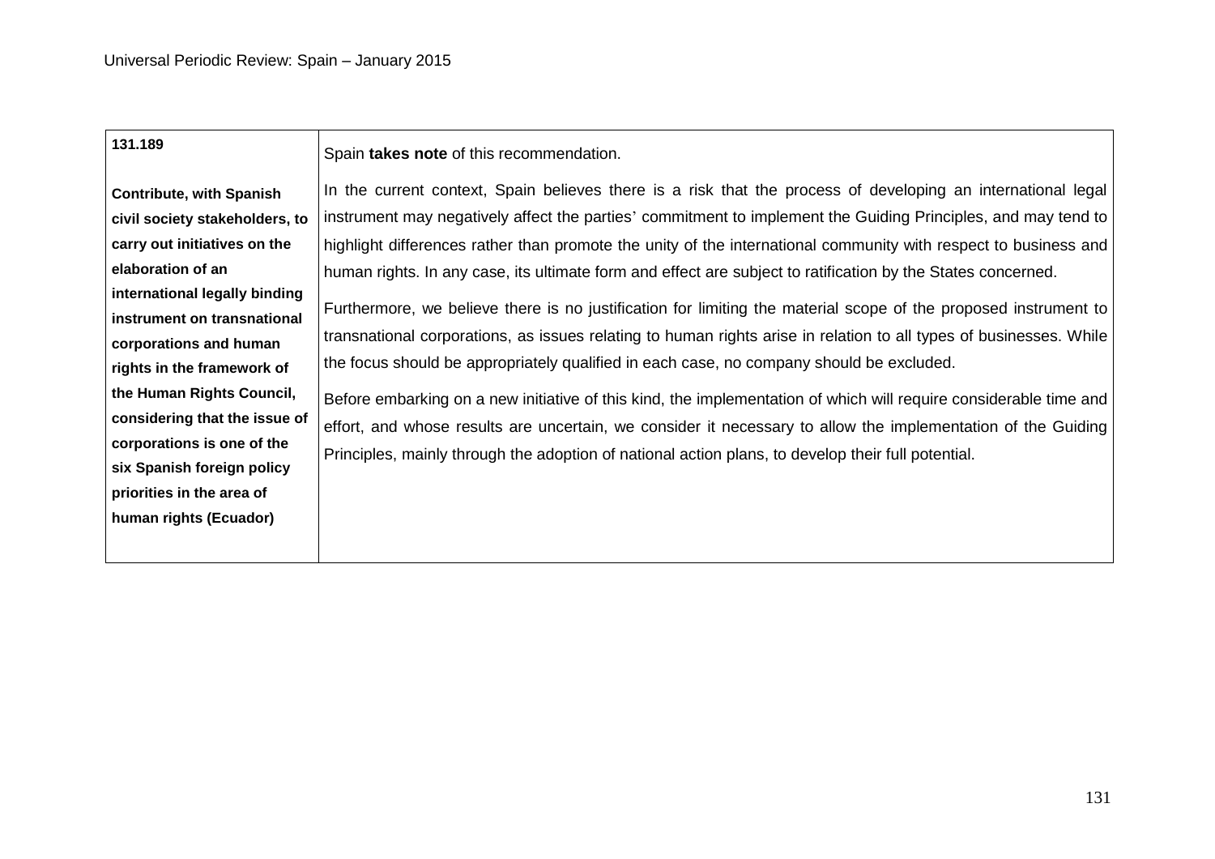| | |
|---|---|
| **131.189**<br><br>**Contribute, with Spanish civil society stakeholders, to carry out initiatives on the elaboration of an international legally binding instrument on transnational corporations and human rights in the framework of the Human Rights Council, considering that the issue of corporations is one of the six Spanish foreign policy priorities in the area of human rights (Ecuador)** | Spain **takes note** of this recommendation.<br><br>In the current context, Spain believes there is a risk that the process of developing an international legal instrument may negatively affect the parties' commitment to implement the Guiding Principles, and may tend to highlight differences rather than promote the unity of the international community with respect to business and human rights. In any case, its ultimate form and effect are subject to ratification by the States concerned.<br><br>Furthermore, we believe there is no justification for limiting the material scope of the proposed instrument to transnational corporations, as issues relating to human rights arise in relation to all types of businesses. While the focus should be appropriately qualified in each case, no company should be excluded.<br><br>Before embarking on a new initiative of this kind, the implementation of which will require considerable time and effort, and whose results are uncertain, we consider it necessary to allow the implementation of the Guiding Principles, mainly through the adoption of national action plans, to develop their full potential. |